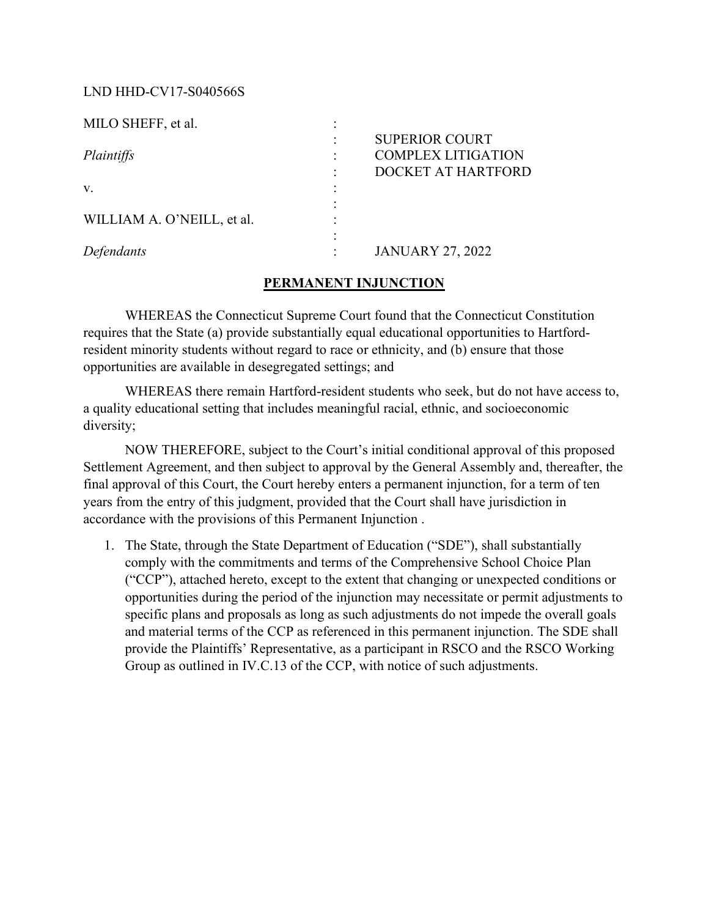LND HHD-CV17-S040566S

| | | |
|---|---|---|
| MILO SHEFF, et al. | : | |
| | : | SUPERIOR COURT |
| *Plaintiffs* | : | COMPLEX LITIGATION |
| | : | DOCKET AT HARTFORD |
| v. | : | |
| | : | |
| WILLIAM A. O'NEILL, et al. | : | |
| | : | |
| *Defendants* | : | JANUARY 27, 2022 |

## PERMANENT INJUNCTION

WHEREAS the Connecticut Supreme Court found that the Connecticut Constitution requires that the State (a) provide substantially equal educational opportunities to Hartford-resident minority students without regard to race or ethnicity, and (b) ensure that those opportunities are available in desegregated settings; and

WHEREAS there remain Hartford-resident students who seek, but do not have access to, a quality educational setting that includes meaningful racial, ethnic, and socioeconomic diversity;

NOW THEREFORE, subject to the Court's initial conditional approval of this proposed Settlement Agreement, and then subject to approval by the General Assembly and, thereafter, the final approval of this Court, the Court hereby enters a permanent injunction, for a term of ten years from the entry of this judgment, provided that the Court shall have jurisdiction in accordance with the provisions of this Permanent Injunction .

1. The State, through the State Department of Education ("SDE"), shall substantially comply with the commitments and terms of the Comprehensive School Choice Plan ("CCP"), attached hereto, except to the extent that changing or unexpected conditions or opportunities during the period of the injunction may necessitate or permit adjustments to specific plans and proposals as long as such adjustments do not impede the overall goals and material terms of the CCP as referenced in this permanent injunction. The SDE shall provide the Plaintiffs' Representative, as a participant in RSCO and the RSCO Working Group as outlined in IV.C.13 of the CCP, with notice of such adjustments.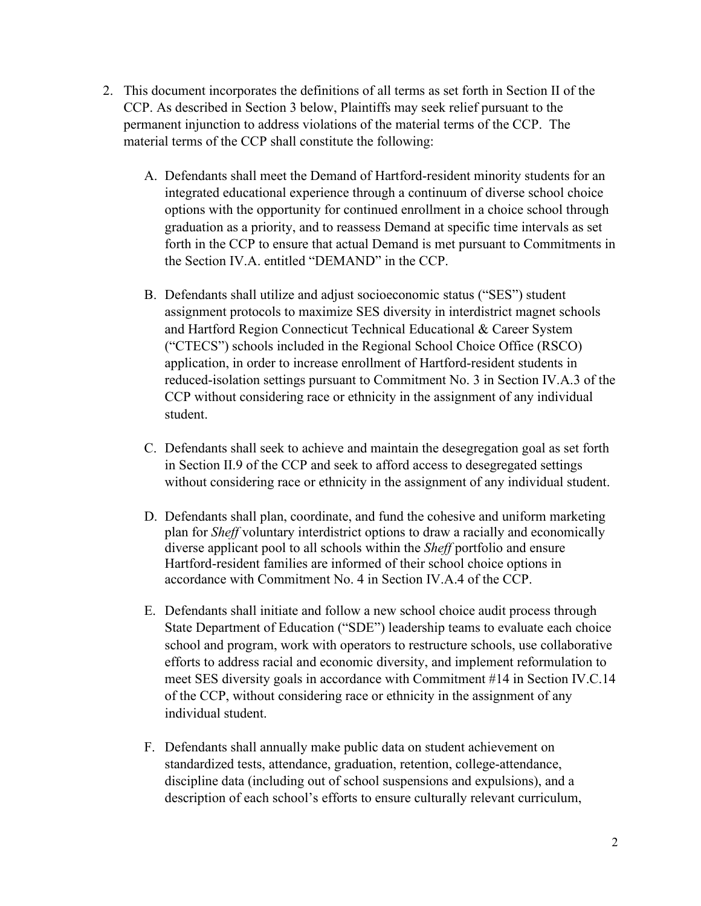2. This document incorporates the definitions of all terms as set forth in Section II of the CCP. As described in Section 3 below, Plaintiffs may seek relief pursuant to the permanent injunction to address violations of the material terms of the CCP. The material terms of the CCP shall constitute the following:

   A. Defendants shall meet the Demand of Hartford-resident minority students for an integrated educational experience through a continuum of diverse school choice options with the opportunity for continued enrollment in a choice school through graduation as a priority, and to reassess Demand at specific time intervals as set forth in the CCP to ensure that actual Demand is met pursuant to Commitments in the Section IV.A. entitled "DEMAND" in the CCP.

   B. Defendants shall utilize and adjust socioeconomic status ("SES") student assignment protocols to maximize SES diversity in interdistrict magnet schools and Hartford Region Connecticut Technical Educational & Career System ("CTECS") schools included in the Regional School Choice Office (RSCO) application, in order to increase enrollment of Hartford-resident students in reduced-isolation settings pursuant to Commitment No. 3 in Section IV.A.3 of the CCP without considering race or ethnicity in the assignment of any individual student.

   C. Defendants shall seek to achieve and maintain the desegregation goal as set forth in Section II.9 of the CCP and seek to afford access to desegregated settings without considering race or ethnicity in the assignment of any individual student.

   D. Defendants shall plan, coordinate, and fund the cohesive and uniform marketing plan for *Sheff* voluntary interdistrict options to draw a racially and economically diverse applicant pool to all schools within the *Sheff* portfolio and ensure Hartford-resident families are informed of their school choice options in accordance with Commitment No. 4 in Section IV.A.4 of the CCP.

   E. Defendants shall initiate and follow a new school choice audit process through State Department of Education ("SDE") leadership teams to evaluate each choice school and program, work with operators to restructure schools, use collaborative efforts to address racial and economic diversity, and implement reformulation to meet SES diversity goals in accordance with Commitment #14 in Section IV.C.14 of the CCP, without considering race or ethnicity in the assignment of any individual student.

   F. Defendants shall annually make public data on student achievement on standardized tests, attendance, graduation, retention, college-attendance, discipline data (including out of school suspensions and expulsions), and a description of each school's efforts to ensure culturally relevant curriculum,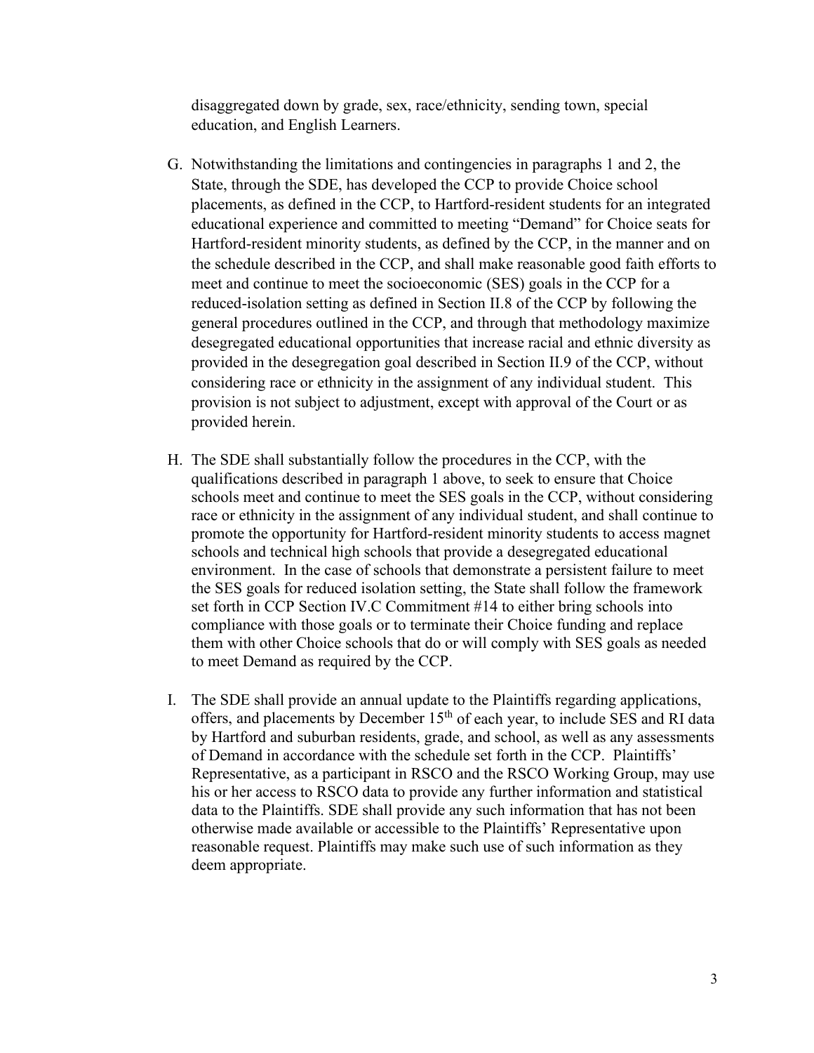disaggregated down by grade, sex, race/ethnicity, sending town, special education, and English Learners.

G. Notwithstanding the limitations and contingencies in paragraphs 1 and 2, the State, through the SDE, has developed the CCP to provide Choice school placements, as defined in the CCP, to Hartford-resident students for an integrated educational experience and committed to meeting "Demand" for Choice seats for Hartford-resident minority students, as defined by the CCP, in the manner and on the schedule described in the CCP, and shall make reasonable good faith efforts to meet and continue to meet the socioeconomic (SES) goals in the CCP for a reduced-isolation setting as defined in Section II.8 of the CCP by following the general procedures outlined in the CCP, and through that methodology maximize desegregated educational opportunities that increase racial and ethnic diversity as provided in the desegregation goal described in Section II.9 of the CCP, without considering race or ethnicity in the assignment of any individual student. This provision is not subject to adjustment, except with approval of the Court or as provided herein.

H. The SDE shall substantially follow the procedures in the CCP, with the qualifications described in paragraph 1 above, to seek to ensure that Choice schools meet and continue to meet the SES goals in the CCP, without considering race or ethnicity in the assignment of any individual student, and shall continue to promote the opportunity for Hartford-resident minority students to access magnet schools and technical high schools that provide a desegregated educational environment. In the case of schools that demonstrate a persistent failure to meet the SES goals for reduced isolation setting, the State shall follow the framework set forth in CCP Section IV.C Commitment #14 to either bring schools into compliance with those goals or to terminate their Choice funding and replace them with other Choice schools that do or will comply with SES goals as needed to meet Demand as required by the CCP.

I. The SDE shall provide an annual update to the Plaintiffs regarding applications, offers, and placements by December 15th of each year, to include SES and RI data by Hartford and suburban residents, grade, and school, as well as any assessments of Demand in accordance with the schedule set forth in the CCP. Plaintiffs' Representative, as a participant in RSCO and the RSCO Working Group, may use his or her access to RSCO data to provide any further information and statistical data to the Plaintiffs. SDE shall provide any such information that has not been otherwise made available or accessible to the Plaintiffs' Representative upon reasonable request. Plaintiffs may make such use of such information as they deem appropriate.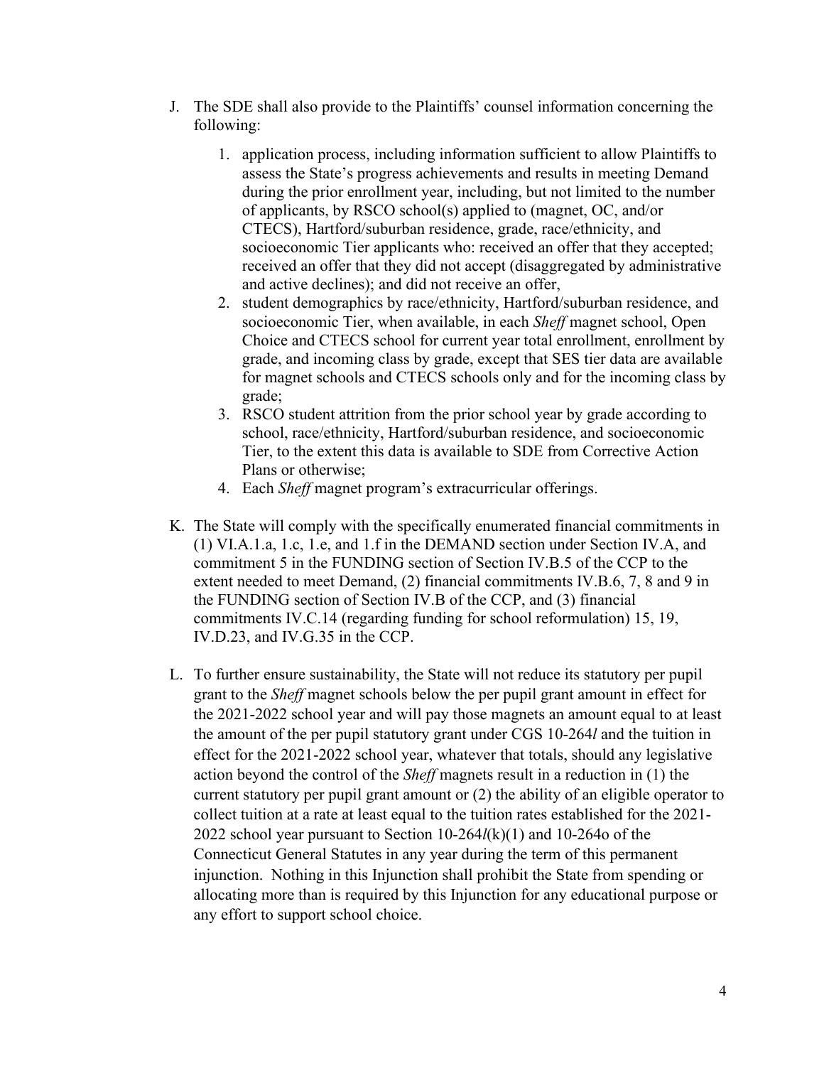J. The SDE shall also provide to the Plaintiffs' counsel information concerning the following:

    1. application process, including information sufficient to allow Plaintiffs to assess the State's progress achievements and results in meeting Demand during the prior enrollment year, including, but not limited to the number of applicants, by RSCO school(s) applied to (magnet, OC, and/or CTECS), Hartford/suburban residence, grade, race/ethnicity, and socioeconomic Tier applicants who: received an offer that they accepted; received an offer that they did not accept (disaggregated by administrative and active declines); and did not receive an offer,
    2. student demographics by race/ethnicity, Hartford/suburban residence, and socioeconomic Tier, when available, in each *Sheff* magnet school, Open Choice and CTECS school for current year total enrollment, enrollment by grade, and incoming class by grade, except that SES tier data are available for magnet schools and CTECS schools only and for the incoming class by grade;
    3. RSCO student attrition from the prior school year by grade according to school, race/ethnicity, Hartford/suburban residence, and socioeconomic Tier, to the extent this data is available to SDE from Corrective Action Plans or otherwise;
    4. Each *Sheff* magnet program's extracurricular offerings.

K. The State will comply with the specifically enumerated financial commitments in (1) VI.A.1.a, 1.c, 1.e, and 1.f in the DEMAND section under Section IV.A, and commitment 5 in the FUNDING section of Section IV.B.5 of the CCP to the extent needed to meet Demand, (2) financial commitments IV.B.6, 7, 8 and 9 in the FUNDING section of Section IV.B of the CCP, and (3) financial commitments IV.C.14 (regarding funding for school reformulation) 15, 19, IV.D.23, and IV.G.35 in the CCP.

L. To further ensure sustainability, the State will not reduce its statutory per pupil grant to the *Sheff* magnet schools below the per pupil grant amount in effect for the 2021-2022 school year and will pay those magnets an amount equal to at least the amount of the per pupil statutory grant under CGS 10-264*l* and the tuition in effect for the 2021-2022 school year, whatever that totals, should any legislative action beyond the control of the *Sheff* magnets result in a reduction in (1) the current statutory per pupil grant amount or (2) the ability of an eligible operator to collect tuition at a rate at least equal to the tuition rates established for the 2021-2022 school year pursuant to Section 10-264*l*(k)(1) and 10-264o of the Connecticut General Statutes in any year during the term of this permanent injunction. Nothing in this Injunction shall prohibit the State from spending or allocating more than is required by this Injunction for any educational purpose or any effort to support school choice.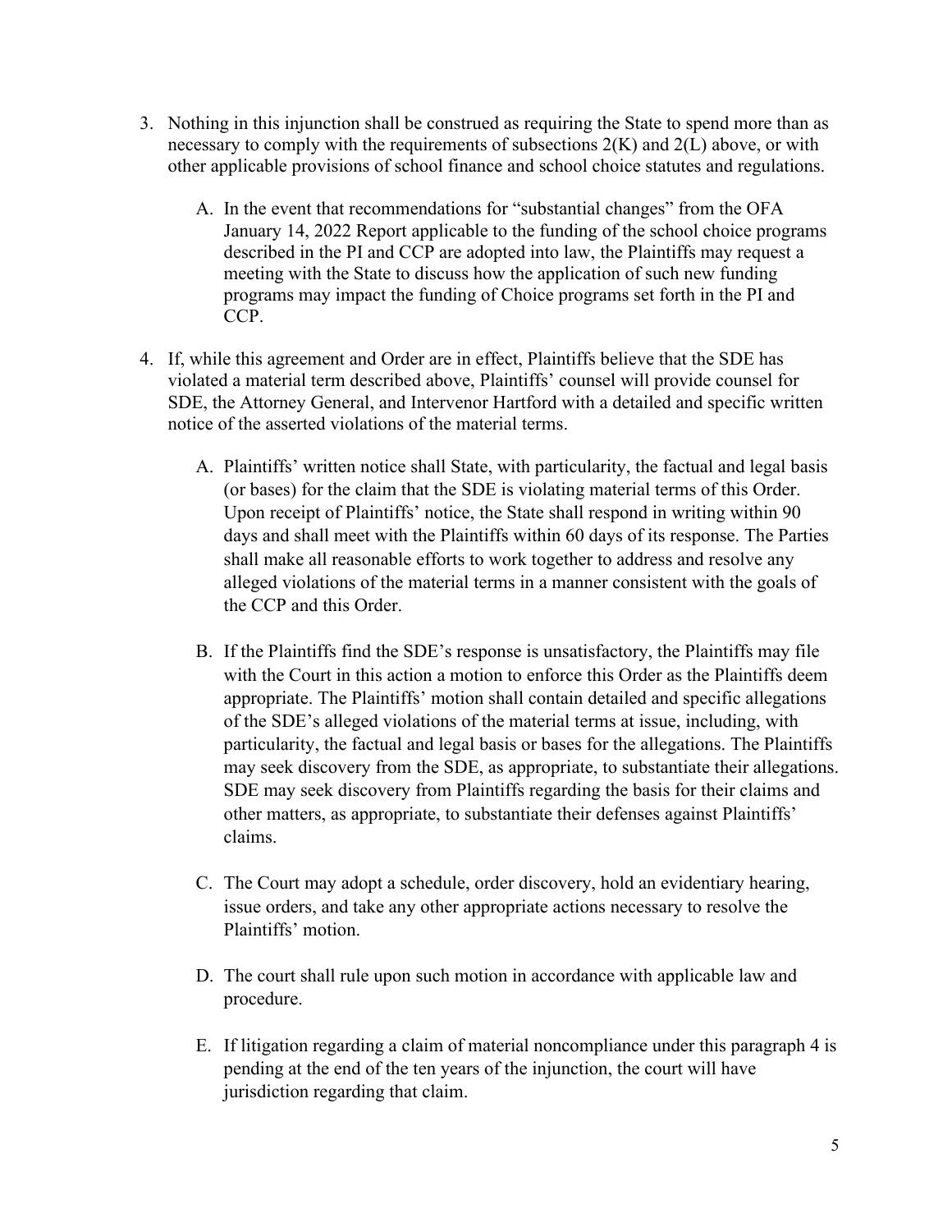3. Nothing in this injunction shall be construed as requiring the State to spend more than as necessary to comply with the requirements of subsections 2(K) and 2(L) above, or with other applicable provisions of school finance and school choice statutes and regulations.

   A. In the event that recommendations for "substantial changes" from the OFA January 14, 2022 Report applicable to the funding of the school choice programs described in the PI and CCP are adopted into law, the Plaintiffs may request a meeting with the State to discuss how the application of such new funding programs may impact the funding of Choice programs set forth in the PI and CCP.

4. If, while this agreement and Order are in effect, Plaintiffs believe that the SDE has violated a material term described above, Plaintiffs' counsel will provide counsel for SDE, the Attorney General, and Intervenor Hartford with a detailed and specific written notice of the asserted violations of the material terms.

   A. Plaintiffs' written notice shall State, with particularity, the factual and legal basis (or bases) for the claim that the SDE is violating material terms of this Order. Upon receipt of Plaintiffs' notice, the State shall respond in writing within 90 days and shall meet with the Plaintiffs within 60 days of its response. The Parties shall make all reasonable efforts to work together to address and resolve any alleged violations of the material terms in a manner consistent with the goals of the CCP and this Order.

   B. If the Plaintiffs find the SDE's response is unsatisfactory, the Plaintiffs may file with the Court in this action a motion to enforce this Order as the Plaintiffs deem appropriate. The Plaintiffs' motion shall contain detailed and specific allegations of the SDE's alleged violations of the material terms at issue, including, with particularity, the factual and legal basis or bases for the allegations. The Plaintiffs may seek discovery from the SDE, as appropriate, to substantiate their allegations. SDE may seek discovery from Plaintiffs regarding the basis for their claims and other matters, as appropriate, to substantiate their defenses against Plaintiffs' claims.

   C. The Court may adopt a schedule, order discovery, hold an evidentiary hearing, issue orders, and take any other appropriate actions necessary to resolve the Plaintiffs' motion.

   D. The court shall rule upon such motion in accordance with applicable law and procedure.

   E. If litigation regarding a claim of material noncompliance under this paragraph 4 is pending at the end of the ten years of the injunction, the court will have jurisdiction regarding that claim.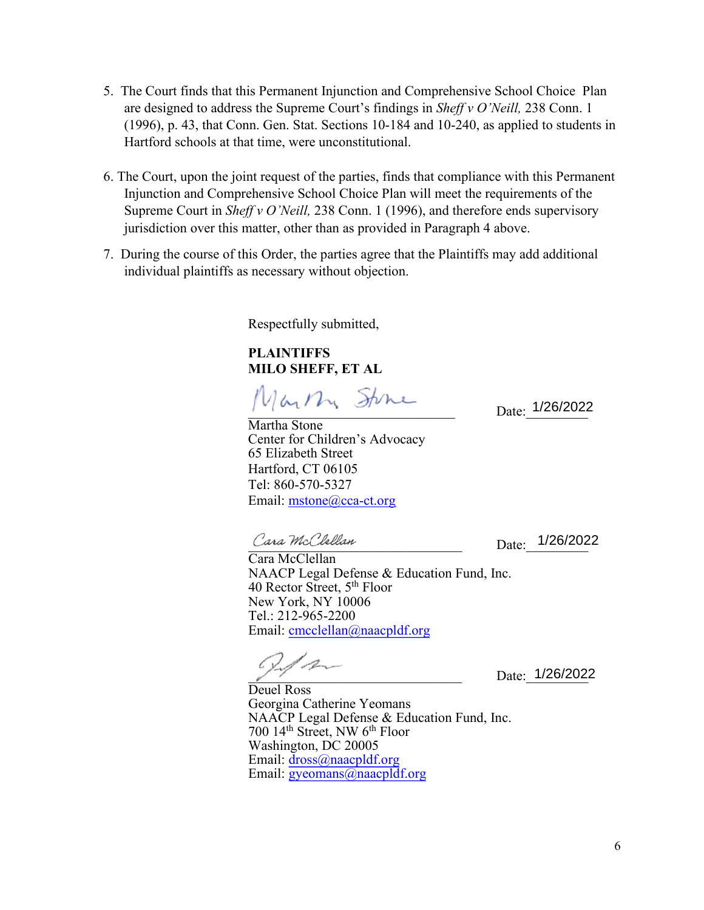5. The Court finds that this Permanent Injunction and Comprehensive School Choice Plan are designed to address the Supreme Court's findings in *Sheff v O'Neill,* 238 Conn. 1 (1996), p. 43, that Conn. Gen. Stat. Sections 10-184 and 10-240, as applied to students in Hartford schools at that time, were unconstitutional.

6. The Court, upon the joint request of the parties, finds that compliance with this Permanent Injunction and Comprehensive School Choice Plan will meet the requirements of the Supreme Court in *Sheff v O'Neill,* 238 Conn. 1 (1996), and therefore ends supervisory jurisdiction over this matter, other than as provided in Paragraph 4 above.

7. During the course of this Order, the parties agree that the Plaintiffs may add additional individual plaintiffs as necessary without objection.

Respectfully submitted,

**PLAINTIFFS**
**MILO SHEFF, ET AL**

Martha Stone ______________________ Date: 1/26/2022

Martha Stone
Center for Children's Advocacy
65 Elizabeth Street
Hartford, CT 06105
Tel: 860-570-5327
Email: mstone@cca-ct.org

Cara McClellan ______________________ Date: 1/26/2022

Cara McClellan
NAACP Legal Defense & Education Fund, Inc.
40 Rector Street, 5th Floor
New York, NY 10006
Tel.: 212-965-2200
Email: cmcclellan@naacpldf.org

______________________ Date: 1/26/2022

Deuel Ross
Georgina Catherine Yeomans
NAACP Legal Defense & Education Fund, Inc.
700 14th Street, NW 6th Floor
Washington, DC 20005
Email: dross@naacpldf.org
Email: gyeomans@naacpldf.org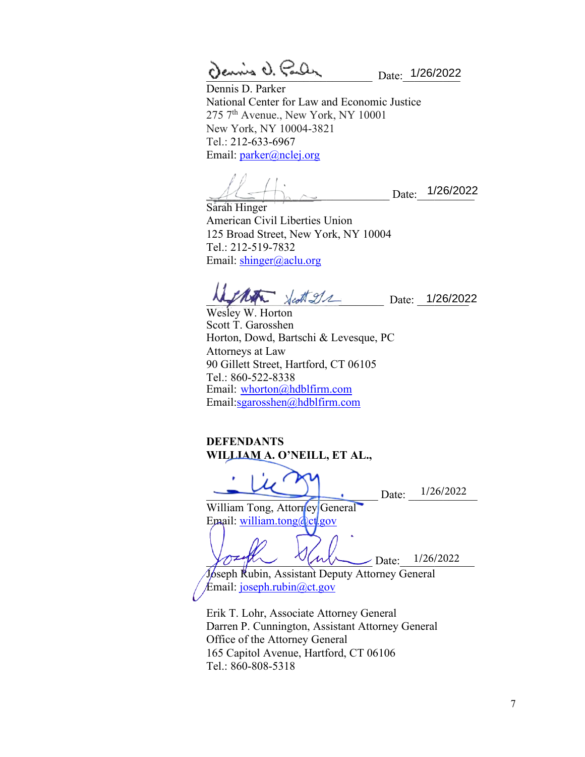_____________________________ Date: 1/26/2022

Dennis D. Parker
National Center for Law and Economic Justice
275 7th Avenue., New York, NY 10001
New York, NY 10004-3821
Tel.: 212-633-6967
Email: parker@nclej.org

_____________________________ Date: 1/26/2022

Sarah Hinger
American Civil Liberties Union
125 Broad Street, New York, NY 10004
Tel.: 212-519-7832
Email: shinger@aclu.org

_____________________________ Date: 1/26/2022

Wesley W. Horton
Scott T. Garosshen
Horton, Dowd, Bartschi & Levesque, PC
Attorneys at Law
90 Gillett Street, Hartford, CT 06105
Tel.: 860-522-8338
Email: whorton@hdblfirm.com
Email:sgarosshen@hdblfirm.com

**DEFENDANTS**
**WILLIAM A. O'NEILL, ET AL.,**

_____________________________ Date: 1/26/2022

William Tong, Attorney General
Email: william.tong@ct.gov

_____________________________ Date: 1/26/2022

Joseph Rubin, Assistant Deputy Attorney General
Email: joseph.rubin@ct.gov

Erik T. Lohr, Associate Attorney General
Darren P. Cunnington, Assistant Attorney General
Office of the Attorney General
165 Capitol Avenue, Hartford, CT 06106
Tel.: 860-808-5318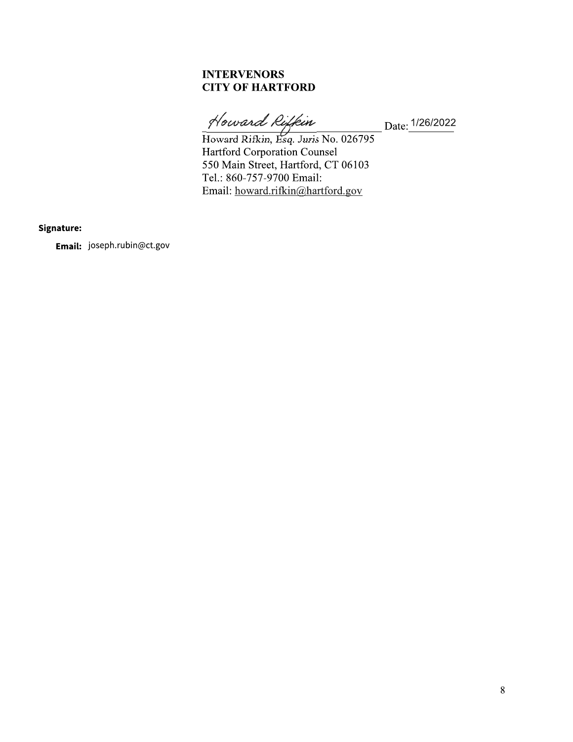**INTERVENORS**
**CITY OF HARTFORD**

*Howard Rifkin* Date: 1/26/2022

Howard Rifkin, *Esq. Juris* No. 026795
Hartford Corporation Counsel
550 Main Street, Hartford, CT 06103
Tel.: 860-757-9700 Email:
Email: howard.rifkin@hartford.gov

**Signature:**

**Email:** joseph.rubin@ct.gov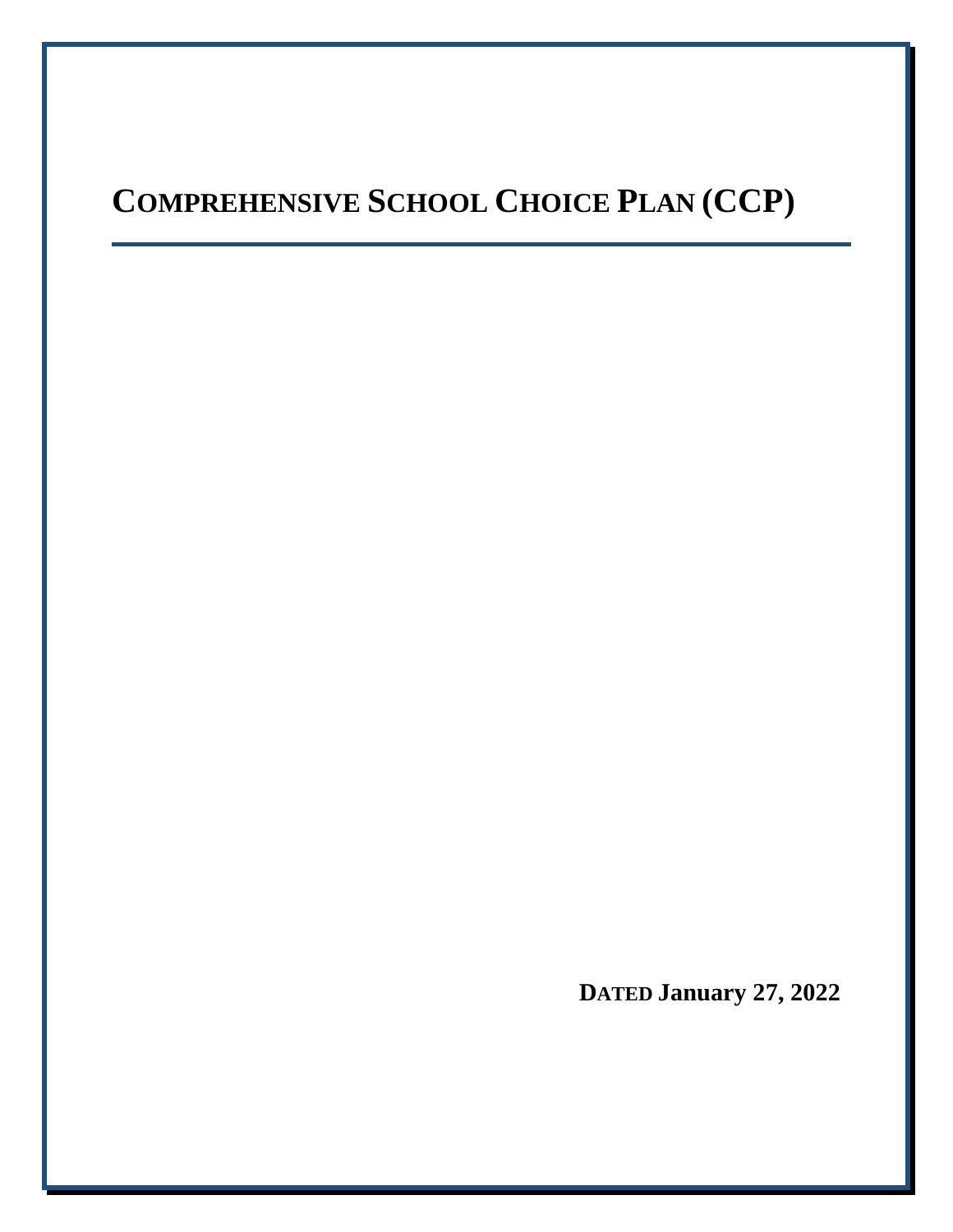# COMPREHENSIVE SCHOOL CHOICE PLAN (CCP)

**DATED January 27, 2022**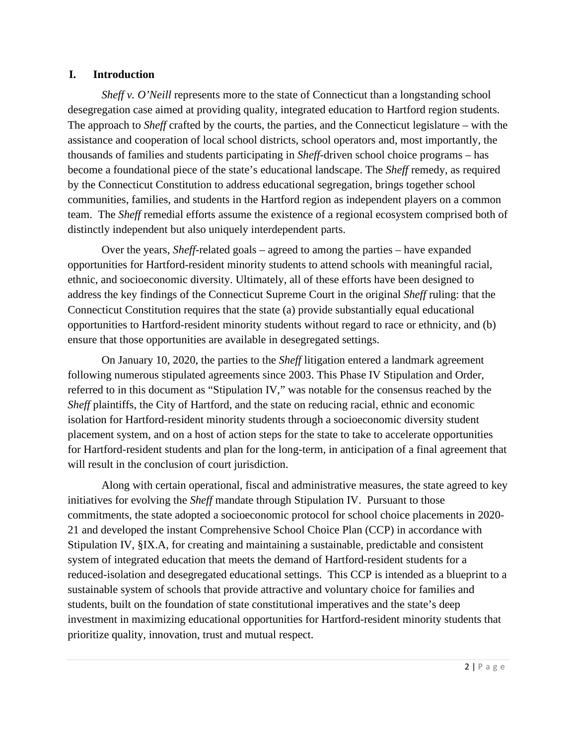## I. Introduction

*Sheff v. O'Neill* represents more to the state of Connecticut than a longstanding school desegregation case aimed at providing quality, integrated education to Hartford region students. The approach to *Sheff* crafted by the courts, the parties, and the Connecticut legislature – with the assistance and cooperation of local school districts, school operators and, most importantly, the thousands of families and students participating in *Sheff*-driven school choice programs – has become a foundational piece of the state's educational landscape. The *Sheff* remedy, as required by the Connecticut Constitution to address educational segregation, brings together school communities, families, and students in the Hartford region as independent players on a common team. The *Sheff* remedial efforts assume the existence of a regional ecosystem comprised both of distinctly independent but also uniquely interdependent parts.

Over the years, *Sheff*-related goals – agreed to among the parties – have expanded opportunities for Hartford-resident minority students to attend schools with meaningful racial, ethnic, and socioeconomic diversity. Ultimately, all of these efforts have been designed to address the key findings of the Connecticut Supreme Court in the original *Sheff* ruling: that the Connecticut Constitution requires that the state (a) provide substantially equal educational opportunities to Hartford-resident minority students without regard to race or ethnicity, and (b) ensure that those opportunities are available in desegregated settings.

On January 10, 2020, the parties to the *Sheff* litigation entered a landmark agreement following numerous stipulated agreements since 2003. This Phase IV Stipulation and Order, referred to in this document as "Stipulation IV," was notable for the consensus reached by the *Sheff* plaintiffs, the City of Hartford, and the state on reducing racial, ethnic and economic isolation for Hartford-resident minority students through a socioeconomic diversity student placement system, and on a host of action steps for the state to take to accelerate opportunities for Hartford-resident students and plan for the long-term, in anticipation of a final agreement that will result in the conclusion of court jurisdiction.

Along with certain operational, fiscal and administrative measures, the state agreed to key initiatives for evolving the *Sheff* mandate through Stipulation IV. Pursuant to those commitments, the state adopted a socioeconomic protocol for school choice placements in 2020-21 and developed the instant Comprehensive School Choice Plan (CCP) in accordance with Stipulation IV, §IX.A, for creating and maintaining a sustainable, predictable and consistent system of integrated education that meets the demand of Hartford-resident students for a reduced-isolation and desegregated educational settings. This CCP is intended as a blueprint to a sustainable system of schools that provide attractive and voluntary choice for families and students, built on the foundation of state constitutional imperatives and the state's deep investment in maximizing educational opportunities for Hartford-resident minority students that prioritize quality, innovation, trust and mutual respect.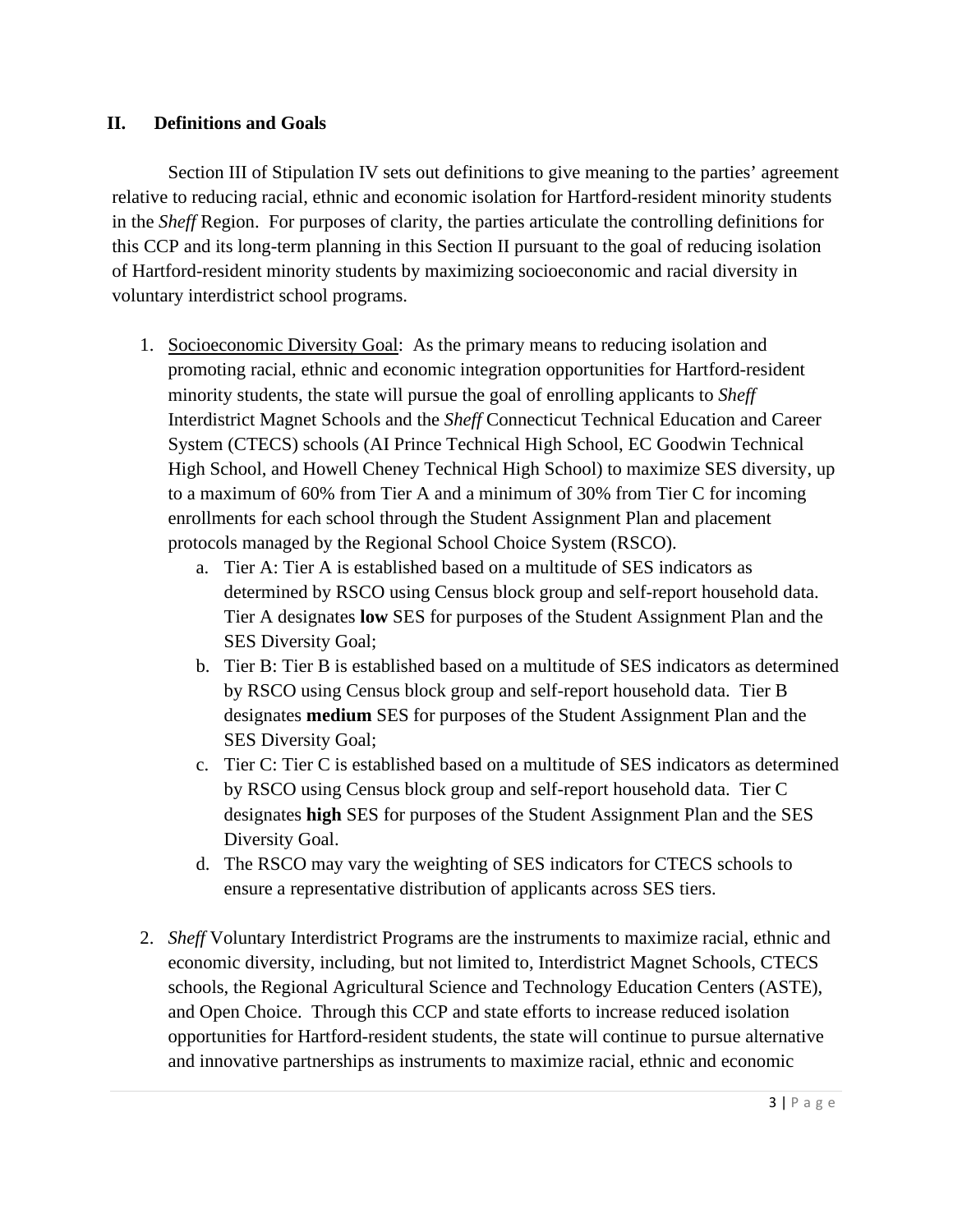## II. Definitions and Goals

Section III of Stipulation IV sets out definitions to give meaning to the parties' agreement relative to reducing racial, ethnic and economic isolation for Hartford-resident minority students in the *Sheff* Region. For purposes of clarity, the parties articulate the controlling definitions for this CCP and its long-term planning in this Section II pursuant to the goal of reducing isolation of Hartford-resident minority students by maximizing socioeconomic and racial diversity in voluntary interdistrict school programs.

1. <u>Socioeconomic Diversity Goal</u>: As the primary means to reducing isolation and promoting racial, ethnic and economic integration opportunities for Hartford-resident minority students, the state will pursue the goal of enrolling applicants to *Sheff* Interdistrict Magnet Schools and the *Sheff* Connecticut Technical Education and Career System (CTECS) schools (AI Prince Technical High School, EC Goodwin Technical High School, and Howell Cheney Technical High School) to maximize SES diversity, up to a maximum of 60% from Tier A and a minimum of 30% from Tier C for incoming enrollments for each school through the Student Assignment Plan and placement protocols managed by the Regional School Choice System (RSCO).
   a. Tier A: Tier A is established based on a multitude of SES indicators as determined by RSCO using Census block group and self-report household data. Tier A designates **low** SES for purposes of the Student Assignment Plan and the SES Diversity Goal;
   b. Tier B: Tier B is established based on a multitude of SES indicators as determined by RSCO using Census block group and self-report household data. Tier B designates **medium** SES for purposes of the Student Assignment Plan and the SES Diversity Goal;
   c. Tier C: Tier C is established based on a multitude of SES indicators as determined by RSCO using Census block group and self-report household data. Tier C designates **high** SES for purposes of the Student Assignment Plan and the SES Diversity Goal.
   d. The RSCO may vary the weighting of SES indicators for CTECS schools to ensure a representative distribution of applicants across SES tiers.

2. *Sheff* Voluntary Interdistrict Programs are the instruments to maximize racial, ethnic and economic diversity, including, but not limited to, Interdistrict Magnet Schools, CTECS schools, the Regional Agricultural Science and Technology Education Centers (ASTE), and Open Choice. Through this CCP and state efforts to increase reduced isolation opportunities for Hartford-resident students, the state will continue to pursue alternative and innovative partnerships as instruments to maximize racial, ethnic and economic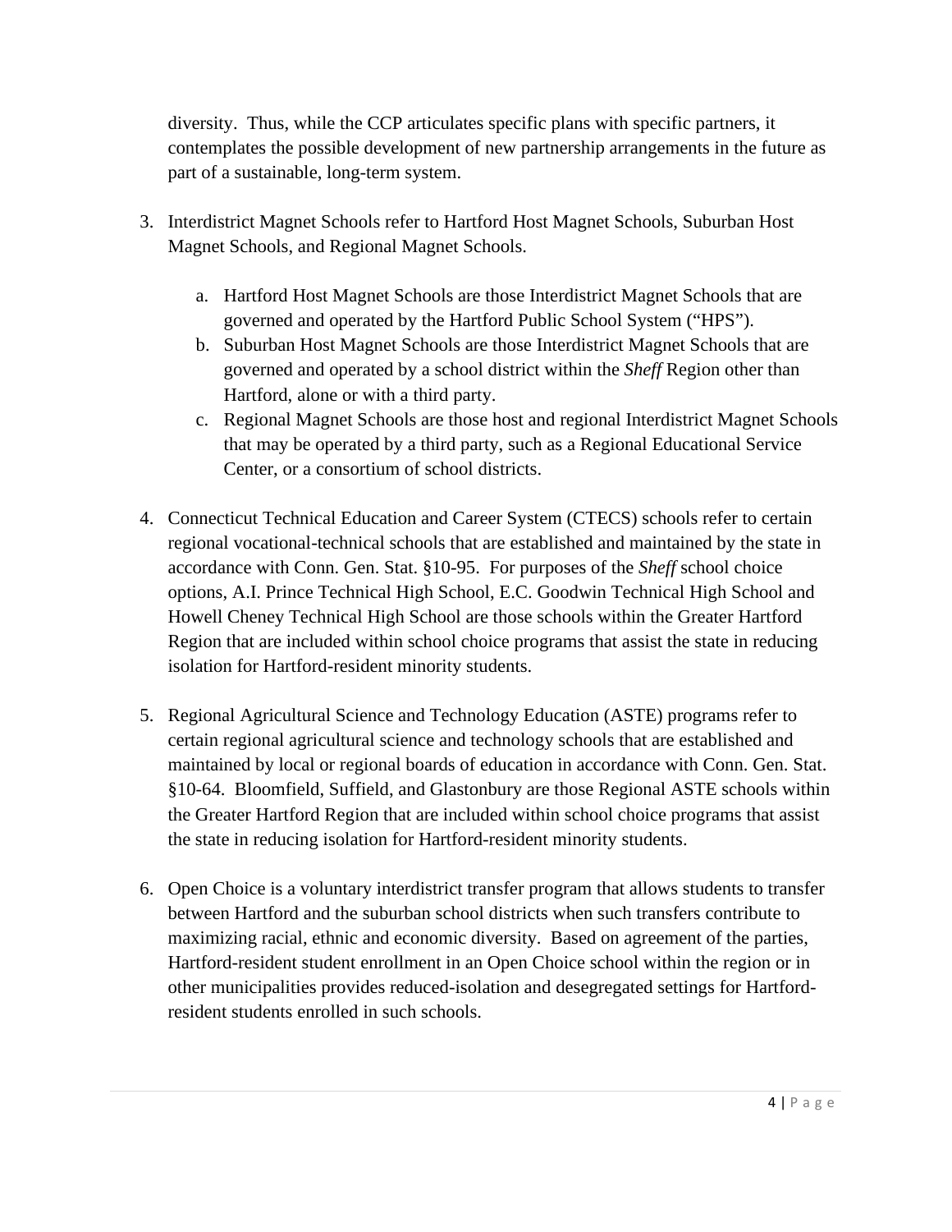diversity. Thus, while the CCP articulates specific plans with specific partners, it contemplates the possible development of new partnership arrangements in the future as part of a sustainable, long-term system.

3. Interdistrict Magnet Schools refer to Hartford Host Magnet Schools, Suburban Host Magnet Schools, and Regional Magnet Schools.

   a. Hartford Host Magnet Schools are those Interdistrict Magnet Schools that are governed and operated by the Hartford Public School System ("HPS").
   b. Suburban Host Magnet Schools are those Interdistrict Magnet Schools that are governed and operated by a school district within the *Sheff* Region other than Hartford, alone or with a third party.
   c. Regional Magnet Schools are those host and regional Interdistrict Magnet Schools that may be operated by a third party, such as a Regional Educational Service Center, or a consortium of school districts.

4. Connecticut Technical Education and Career System (CTECS) schools refer to certain regional vocational-technical schools that are established and maintained by the state in accordance with Conn. Gen. Stat. §10-95. For purposes of the *Sheff* school choice options, A.I. Prince Technical High School, E.C. Goodwin Technical High School and Howell Cheney Technical High School are those schools within the Greater Hartford Region that are included within school choice programs that assist the state in reducing isolation for Hartford-resident minority students.

5. Regional Agricultural Science and Technology Education (ASTE) programs refer to certain regional agricultural science and technology schools that are established and maintained by local or regional boards of education in accordance with Conn. Gen. Stat. §10-64. Bloomfield, Suffield, and Glastonbury are those Regional ASTE schools within the Greater Hartford Region that are included within school choice programs that assist the state in reducing isolation for Hartford-resident minority students.

6. Open Choice is a voluntary interdistrict transfer program that allows students to transfer between Hartford and the suburban school districts when such transfers contribute to maximizing racial, ethnic and economic diversity. Based on agreement of the parties, Hartford-resident student enrollment in an Open Choice school within the region or in other municipalities provides reduced-isolation and desegregated settings for Hartford-resident students enrolled in such schools.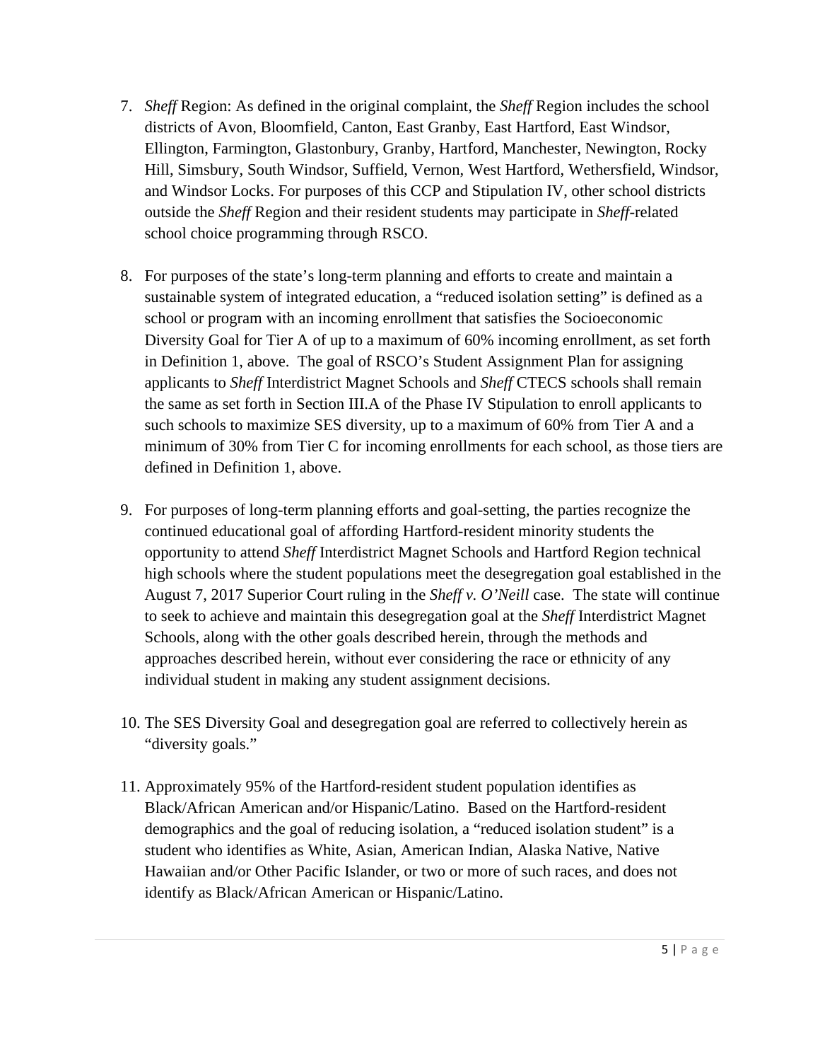7. *Sheff* Region: As defined in the original complaint, the *Sheff* Region includes the school districts of Avon, Bloomfield, Canton, East Granby, East Hartford, East Windsor, Ellington, Farmington, Glastonbury, Granby, Hartford, Manchester, Newington, Rocky Hill, Simsbury, South Windsor, Suffield, Vernon, West Hartford, Wethersfield, Windsor, and Windsor Locks. For purposes of this CCP and Stipulation IV, other school districts outside the *Sheff* Region and their resident students may participate in *Sheff*-related school choice programming through RSCO.

8. For purposes of the state's long-term planning and efforts to create and maintain a sustainable system of integrated education, a "reduced isolation setting" is defined as a school or program with an incoming enrollment that satisfies the Socioeconomic Diversity Goal for Tier A of up to a maximum of 60% incoming enrollment, as set forth in Definition 1, above. The goal of RSCO's Student Assignment Plan for assigning applicants to *Sheff* Interdistrict Magnet Schools and *Sheff* CTECS schools shall remain the same as set forth in Section III.A of the Phase IV Stipulation to enroll applicants to such schools to maximize SES diversity, up to a maximum of 60% from Tier A and a minimum of 30% from Tier C for incoming enrollments for each school, as those tiers are defined in Definition 1, above.

9. For purposes of long-term planning efforts and goal-setting, the parties recognize the continued educational goal of affording Hartford-resident minority students the opportunity to attend *Sheff* Interdistrict Magnet Schools and Hartford Region technical high schools where the student populations meet the desegregation goal established in the August 7, 2017 Superior Court ruling in the *Sheff v. O'Neill* case. The state will continue to seek to achieve and maintain this desegregation goal at the *Sheff* Interdistrict Magnet Schools, along with the other goals described herein, through the methods and approaches described herein, without ever considering the race or ethnicity of any individual student in making any student assignment decisions.

10. The SES Diversity Goal and desegregation goal are referred to collectively herein as "diversity goals."

11. Approximately 95% of the Hartford-resident student population identifies as Black/African American and/or Hispanic/Latino. Based on the Hartford-resident demographics and the goal of reducing isolation, a "reduced isolation student" is a student who identifies as White, Asian, American Indian, Alaska Native, Native Hawaiian and/or Other Pacific Islander, or two or more of such races, and does not identify as Black/African American or Hispanic/Latino.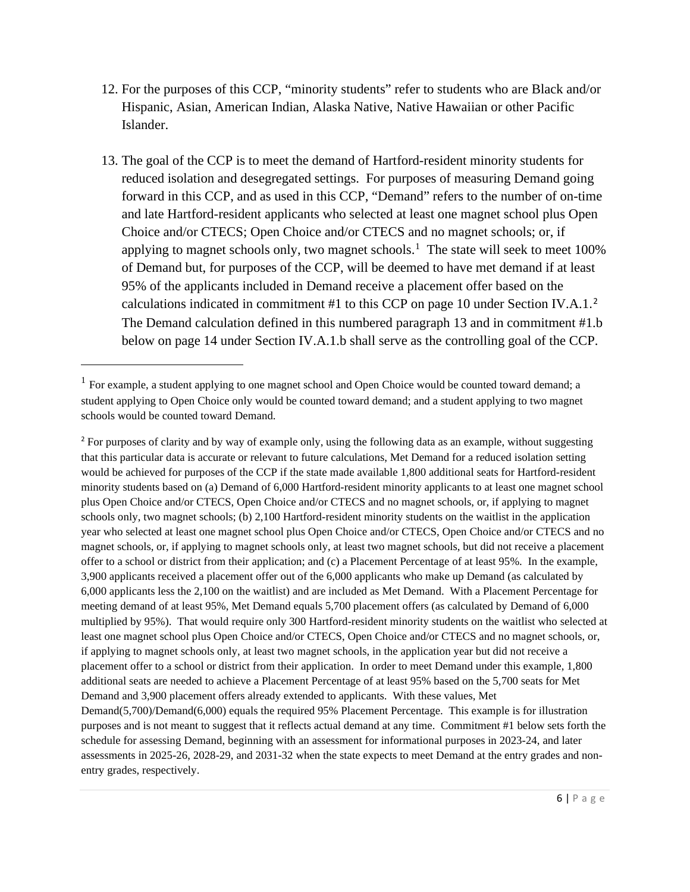12. For the purposes of this CCP, "minority students" refer to students who are Black and/or Hispanic, Asian, American Indian, Alaska Native, Native Hawaiian or other Pacific Islander.

13. The goal of the CCP is to meet the demand of Hartford-resident minority students for reduced isolation and desegregated settings. For purposes of measuring Demand going forward in this CCP, and as used in this CCP, "Demand" refers to the number of on-time and late Hartford-resident applicants who selected at least one magnet school plus Open Choice and/or CTECS; Open Choice and/or CTECS and no magnet schools; or, if applying to magnet schools only, two magnet schools.[1] The state will seek to meet 100% of Demand but, for purposes of the CCP, will be deemed to have met demand if at least 95% of the applicants included in Demand receive a placement offer based on the calculations indicated in commitment #1 to this CCP on page 10 under Section IV.A.1.[2] The Demand calculation defined in this numbered paragraph 13 and in commitment #1.b below on page 14 under Section IV.A.1.b shall serve as the controlling goal of the CCP.

---

[1] For example, a student applying to one magnet school and Open Choice would be counted toward demand; a student applying to Open Choice only would be counted toward demand; and a student applying to two magnet schools would be counted toward Demand.

[2] For purposes of clarity and by way of example only, using the following data as an example, without suggesting that this particular data is accurate or relevant to future calculations, Met Demand for a reduced isolation setting would be achieved for purposes of the CCP if the state made available 1,800 additional seats for Hartford-resident minority students based on (a) Demand of 6,000 Hartford-resident minority applicants to at least one magnet school plus Open Choice and/or CTECS, Open Choice and/or CTECS and no magnet schools, or, if applying to magnet schools only, two magnet schools; (b) 2,100 Hartford-resident minority students on the waitlist in the application year who selected at least one magnet school plus Open Choice and/or CTECS, Open Choice and/or CTECS and no magnet schools, or, if applying to magnet schools only, at least two magnet schools, but did not receive a placement offer to a school or district from their application; and (c) a Placement Percentage of at least 95%. In the example, 3,900 applicants received a placement offer out of the 6,000 applicants who make up Demand (as calculated by 6,000 applicants less the 2,100 on the waitlist) and are included as Met Demand. With a Placement Percentage for meeting demand of at least 95%, Met Demand equals 5,700 placement offers (as calculated by Demand of 6,000 multiplied by 95%). That would require only 300 Hartford-resident minority students on the waitlist who selected at least one magnet school plus Open Choice and/or CTECS, Open Choice and/or CTECS and no magnet schools, or, if applying to magnet schools only, at least two magnet schools, in the application year but did not receive a placement offer to a school or district from their application. In order to meet Demand under this example, 1,800 additional seats are needed to achieve a Placement Percentage of at least 95% based on the 5,700 seats for Met Demand and 3,900 placement offers already extended to applicants. With these values, Met Demand(5,700)/Demand(6,000) equals the required 95% Placement Percentage. This example is for illustration purposes and is not meant to suggest that it reflects actual demand at any time. Commitment #1 below sets forth the schedule for assessing Demand, beginning with an assessment for informational purposes in 2023-24, and later assessments in 2025-26, 2028-29, and 2031-32 when the state expects to meet Demand at the entry grades and non-entry grades, respectively.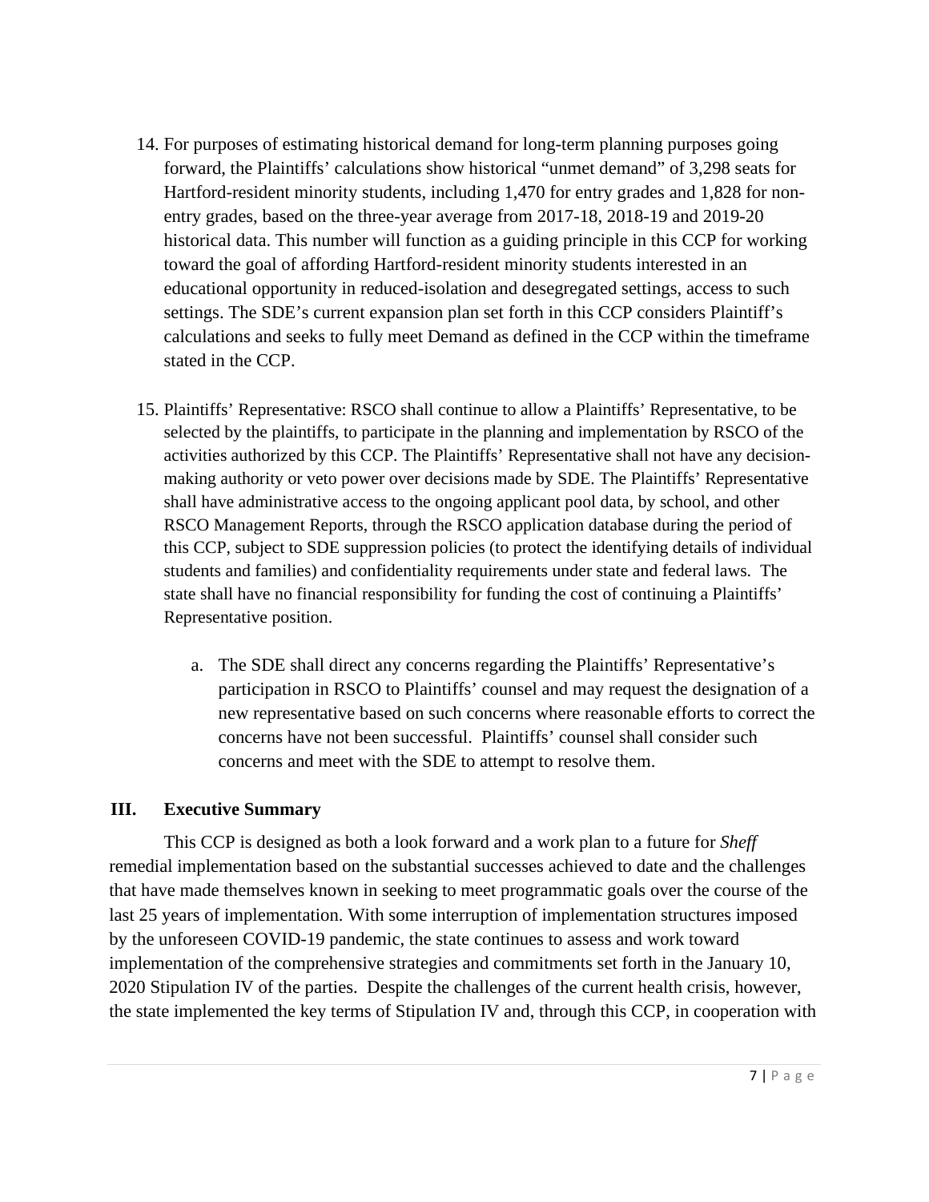14. For purposes of estimating historical demand for long-term planning purposes going forward, the Plaintiffs' calculations show historical "unmet demand" of 3,298 seats for Hartford-resident minority students, including 1,470 for entry grades and 1,828 for non-entry grades, based on the three-year average from 2017-18, 2018-19 and 2019-20 historical data. This number will function as a guiding principle in this CCP for working toward the goal of affording Hartford-resident minority students interested in an educational opportunity in reduced-isolation and desegregated settings, access to such settings. The SDE's current expansion plan set forth in this CCP considers Plaintiff's calculations and seeks to fully meet Demand as defined in the CCP within the timeframe stated in the CCP.

15. Plaintiffs' Representative: RSCO shall continue to allow a Plaintiffs' Representative, to be selected by the plaintiffs, to participate in the planning and implementation by RSCO of the activities authorized by this CCP. The Plaintiffs' Representative shall not have any decision-making authority or veto power over decisions made by SDE. The Plaintiffs' Representative shall have administrative access to the ongoing applicant pool data, by school, and other RSCO Management Reports, through the RSCO application database during the period of this CCP, subject to SDE suppression policies (to protect the identifying details of individual students and families) and confidentiality requirements under state and federal laws. The state shall have no financial responsibility for funding the cost of continuing a Plaintiffs' Representative position.

    a. The SDE shall direct any concerns regarding the Plaintiffs' Representative's participation in RSCO to Plaintiffs' counsel and may request the designation of a new representative based on such concerns where reasonable efforts to correct the concerns have not been successful. Plaintiffs' counsel shall consider such concerns and meet with the SDE to attempt to resolve them.

## III. Executive Summary

This CCP is designed as both a look forward and a work plan to a future for *Sheff* remedial implementation based on the substantial successes achieved to date and the challenges that have made themselves known in seeking to meet programmatic goals over the course of the last 25 years of implementation. With some interruption of implementation structures imposed by the unforeseen COVID-19 pandemic, the state continues to assess and work toward implementation of the comprehensive strategies and commitments set forth in the January 10, 2020 Stipulation IV of the parties. Despite the challenges of the current health crisis, however, the state implemented the key terms of Stipulation IV and, through this CCP, in cooperation with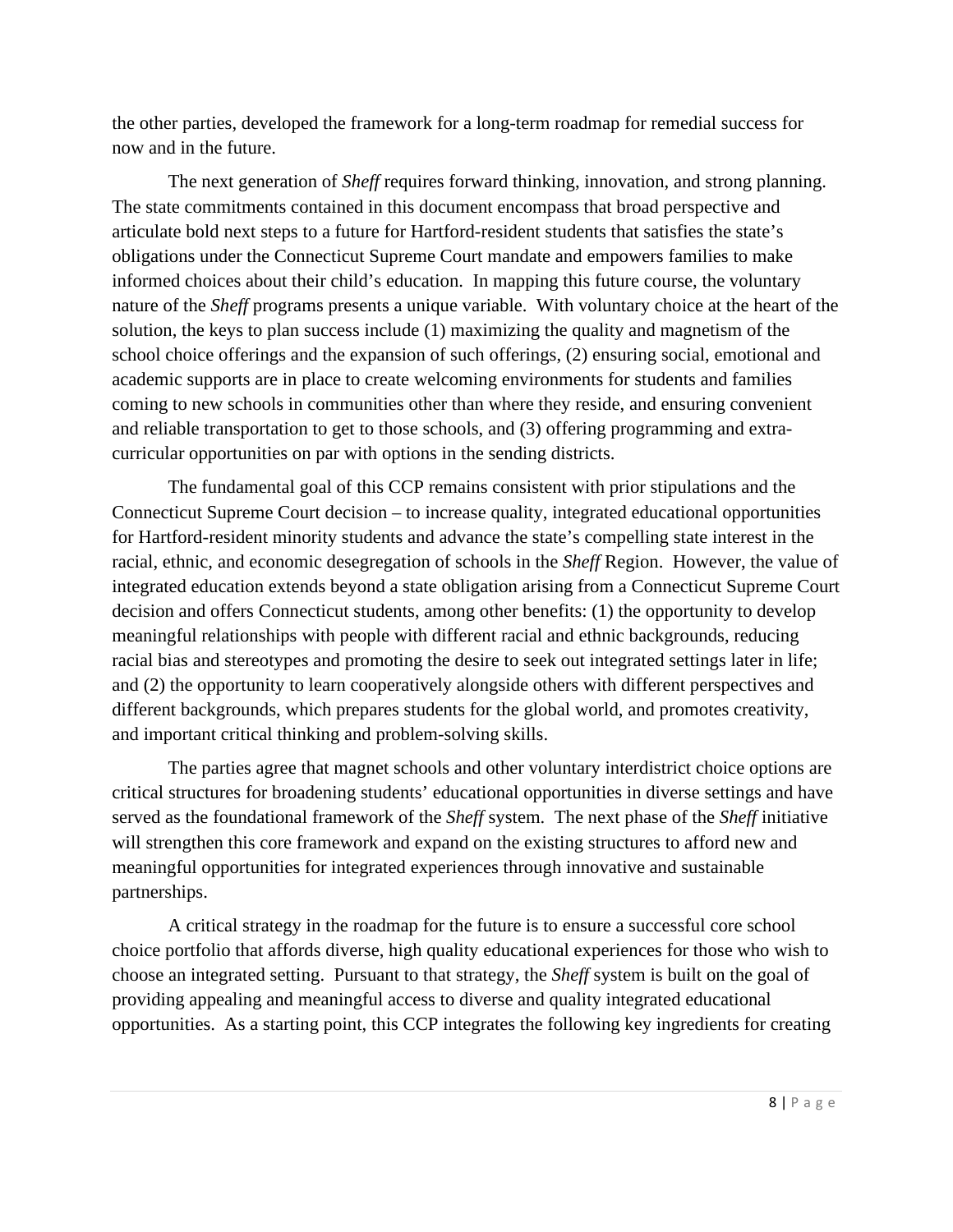the other parties, developed the framework for a long-term roadmap for remedial success for now and in the future.

The next generation of *Sheff* requires forward thinking, innovation, and strong planning. The state commitments contained in this document encompass that broad perspective and articulate bold next steps to a future for Hartford-resident students that satisfies the state's obligations under the Connecticut Supreme Court mandate and empowers families to make informed choices about their child's education. In mapping this future course, the voluntary nature of the *Sheff* programs presents a unique variable. With voluntary choice at the heart of the solution, the keys to plan success include (1) maximizing the quality and magnetism of the school choice offerings and the expansion of such offerings, (2) ensuring social, emotional and academic supports are in place to create welcoming environments for students and families coming to new schools in communities other than where they reside, and ensuring convenient and reliable transportation to get to those schools, and (3) offering programming and extra-curricular opportunities on par with options in the sending districts.

The fundamental goal of this CCP remains consistent with prior stipulations and the Connecticut Supreme Court decision – to increase quality, integrated educational opportunities for Hartford-resident minority students and advance the state's compelling state interest in the racial, ethnic, and economic desegregation of schools in the *Sheff* Region. However, the value of integrated education extends beyond a state obligation arising from a Connecticut Supreme Court decision and offers Connecticut students, among other benefits: (1) the opportunity to develop meaningful relationships with people with different racial and ethnic backgrounds, reducing racial bias and stereotypes and promoting the desire to seek out integrated settings later in life; and (2) the opportunity to learn cooperatively alongside others with different perspectives and different backgrounds, which prepares students for the global world, and promotes creativity, and important critical thinking and problem-solving skills.

The parties agree that magnet schools and other voluntary interdistrict choice options are critical structures for broadening students' educational opportunities in diverse settings and have served as the foundational framework of the *Sheff* system. The next phase of the *Sheff* initiative will strengthen this core framework and expand on the existing structures to afford new and meaningful opportunities for integrated experiences through innovative and sustainable partnerships.

A critical strategy in the roadmap for the future is to ensure a successful core school choice portfolio that affords diverse, high quality educational experiences for those who wish to choose an integrated setting. Pursuant to that strategy, the *Sheff* system is built on the goal of providing appealing and meaningful access to diverse and quality integrated educational opportunities. As a starting point, this CCP integrates the following key ingredients for creating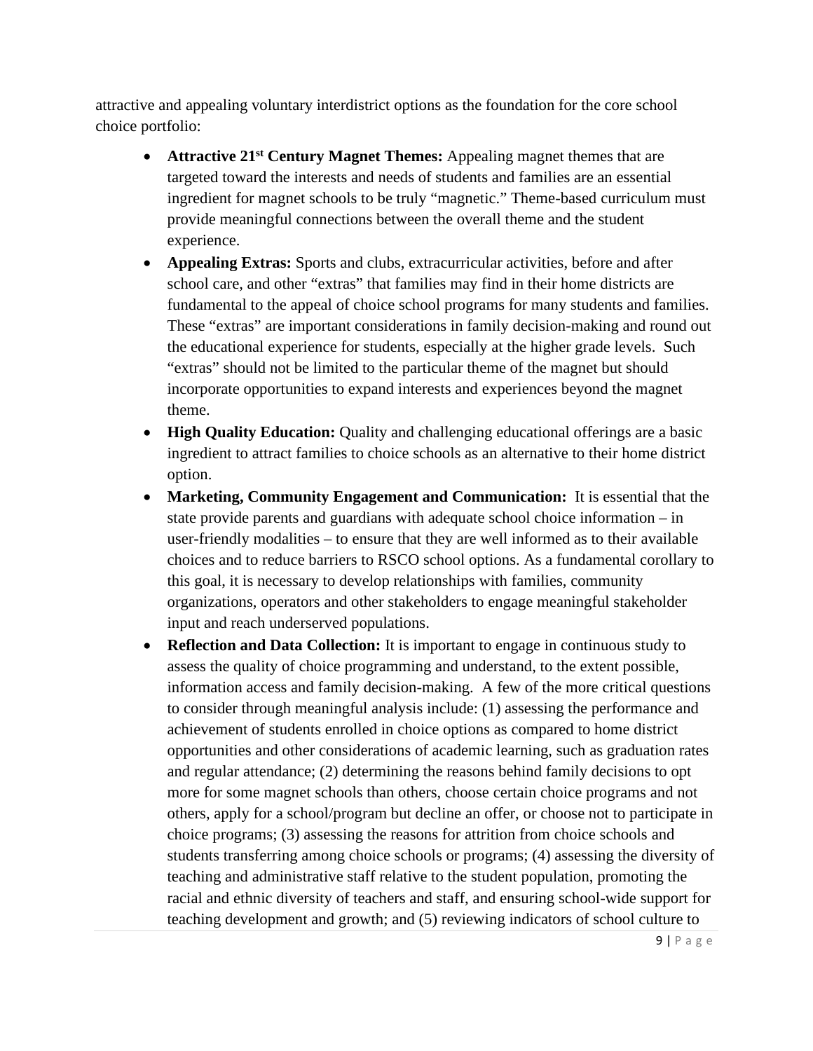attractive and appealing voluntary interdistrict options as the foundation for the core school choice portfolio:

- **Attractive 21st Century Magnet Themes:** Appealing magnet themes that are targeted toward the interests and needs of students and families are an essential ingredient for magnet schools to be truly "magnetic." Theme-based curriculum must provide meaningful connections between the overall theme and the student experience.
- **Appealing Extras:** Sports and clubs, extracurricular activities, before and after school care, and other "extras" that families may find in their home districts are fundamental to the appeal of choice school programs for many students and families. These "extras" are important considerations in family decision-making and round out the educational experience for students, especially at the higher grade levels. Such "extras" should not be limited to the particular theme of the magnet but should incorporate opportunities to expand interests and experiences beyond the magnet theme.
- **High Quality Education:** Quality and challenging educational offerings are a basic ingredient to attract families to choice schools as an alternative to their home district option.
- **Marketing, Community Engagement and Communication:** It is essential that the state provide parents and guardians with adequate school choice information – in user-friendly modalities – to ensure that they are well informed as to their available choices and to reduce barriers to RSCO school options. As a fundamental corollary to this goal, it is necessary to develop relationships with families, community organizations, operators and other stakeholders to engage meaningful stakeholder input and reach underserved populations.
- **Reflection and Data Collection:** It is important to engage in continuous study to assess the quality of choice programming and understand, to the extent possible, information access and family decision-making. A few of the more critical questions to consider through meaningful analysis include: (1) assessing the performance and achievement of students enrolled in choice options as compared to home district opportunities and other considerations of academic learning, such as graduation rates and regular attendance; (2) determining the reasons behind family decisions to opt more for some magnet schools than others, choose certain choice programs and not others, apply for a school/program but decline an offer, or choose not to participate in choice programs; (3) assessing the reasons for attrition from choice schools and students transferring among choice schools or programs; (4) assessing the diversity of teaching and administrative staff relative to the student population, promoting the racial and ethnic diversity of teachers and staff, and ensuring school-wide support for teaching development and growth; and (5) reviewing indicators of school culture to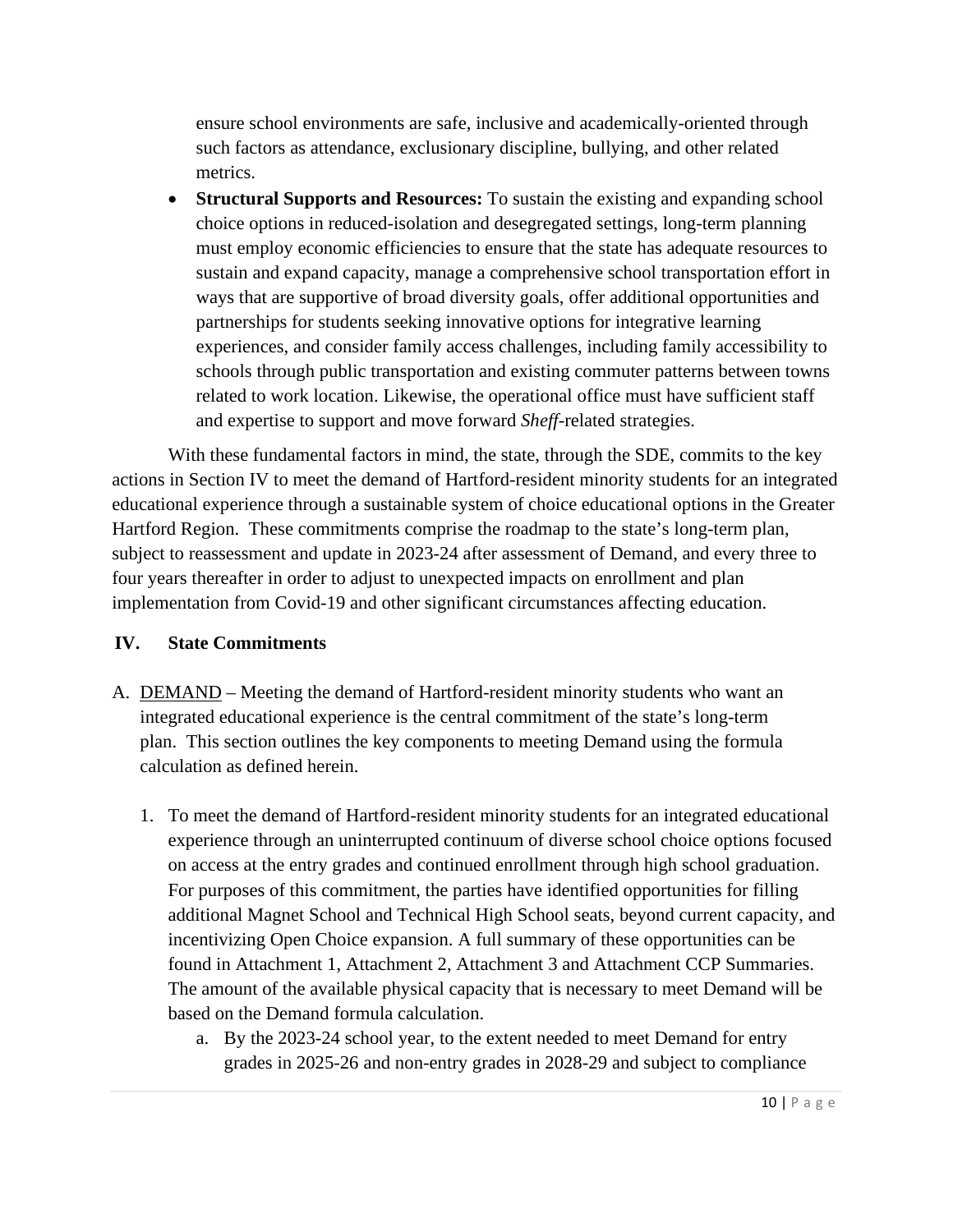ensure school environments are safe, inclusive and academically-oriented through such factors as attendance, exclusionary discipline, bullying, and other related metrics.

- **Structural Supports and Resources:** To sustain the existing and expanding school choice options in reduced-isolation and desegregated settings, long-term planning must employ economic efficiencies to ensure that the state has adequate resources to sustain and expand capacity, manage a comprehensive school transportation effort in ways that are supportive of broad diversity goals, offer additional opportunities and partnerships for students seeking innovative options for integrative learning experiences, and consider family access challenges, including family accessibility to schools through public transportation and existing commuter patterns between towns related to work location. Likewise, the operational office must have sufficient staff and expertise to support and move forward *Sheff*-related strategies.

With these fundamental factors in mind, the state, through the SDE, commits to the key actions in Section IV to meet the demand of Hartford-resident minority students for an integrated educational experience through a sustainable system of choice educational options in the Greater Hartford Region. These commitments comprise the roadmap to the state's long-term plan, subject to reassessment and update in 2023-24 after assessment of Demand, and every three to four years thereafter in order to adjust to unexpected impacts on enrollment and plan implementation from Covid-19 and other significant circumstances affecting education.

## IV. State Commitments

A. DEMAND – Meeting the demand of Hartford-resident minority students who want an integrated educational experience is the central commitment of the state's long-term plan. This section outlines the key components to meeting Demand using the formula calculation as defined herein.

1. To meet the demand of Hartford-resident minority students for an integrated educational experience through an uninterrupted continuum of diverse school choice options focused on access at the entry grades and continued enrollment through high school graduation. For purposes of this commitment, the parties have identified opportunities for filling additional Magnet School and Technical High School seats, beyond current capacity, and incentivizing Open Choice expansion. A full summary of these opportunities can be found in Attachment 1, Attachment 2, Attachment 3 and Attachment CCP Summaries. The amount of the available physical capacity that is necessary to meet Demand will be based on the Demand formula calculation.
   a. By the 2023-24 school year, to the extent needed to meet Demand for entry grades in 2025-26 and non-entry grades in 2028-29 and subject to compliance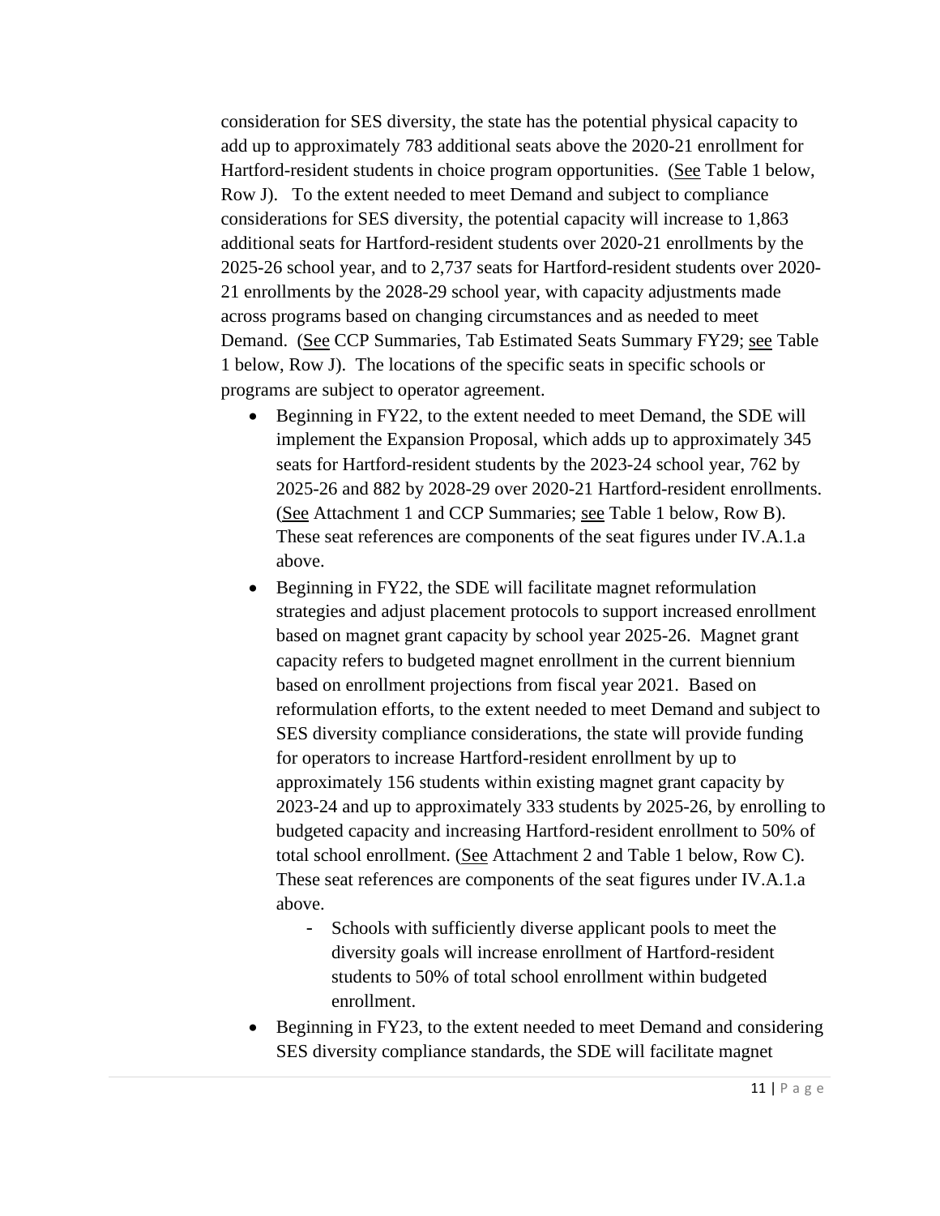consideration for SES diversity, the state has the potential physical capacity to add up to approximately 783 additional seats above the 2020-21 enrollment for Hartford-resident students in choice program opportunities. (See Table 1 below, Row J). To the extent needed to meet Demand and subject to compliance considerations for SES diversity, the potential capacity will increase to 1,863 additional seats for Hartford-resident students over 2020-21 enrollments by the 2025-26 school year, and to 2,737 seats for Hartford-resident students over 2020-21 enrollments by the 2028-29 school year, with capacity adjustments made across programs based on changing circumstances and as needed to meet Demand. (See CCP Summaries, Tab Estimated Seats Summary FY29; see Table 1 below, Row J). The locations of the specific seats in specific schools or programs are subject to operator agreement.

- Beginning in FY22, to the extent needed to meet Demand, the SDE will implement the Expansion Proposal, which adds up to approximately 345 seats for Hartford-resident students by the 2023-24 school year, 762 by 2025-26 and 882 by 2028-29 over 2020-21 Hartford-resident enrollments. (See Attachment 1 and CCP Summaries; see Table 1 below, Row B). These seat references are components of the seat figures under IV.A.1.a above.
- Beginning in FY22, the SDE will facilitate magnet reformulation strategies and adjust placement protocols to support increased enrollment based on magnet grant capacity by school year 2025-26. Magnet grant capacity refers to budgeted magnet enrollment in the current biennium based on enrollment projections from fiscal year 2021. Based on reformulation efforts, to the extent needed to meet Demand and subject to SES diversity compliance considerations, the state will provide funding for operators to increase Hartford-resident enrollment by up to approximately 156 students within existing magnet grant capacity by 2023-24 and up to approximately 333 students by 2025-26, by enrolling to budgeted capacity and increasing Hartford-resident enrollment to 50% of total school enrollment. (See Attachment 2 and Table 1 below, Row C). These seat references are components of the seat figures under IV.A.1.a above.
    - Schools with sufficiently diverse applicant pools to meet the diversity goals will increase enrollment of Hartford-resident students to 50% of total school enrollment within budgeted enrollment.
- Beginning in FY23, to the extent needed to meet Demand and considering SES diversity compliance standards, the SDE will facilitate magnet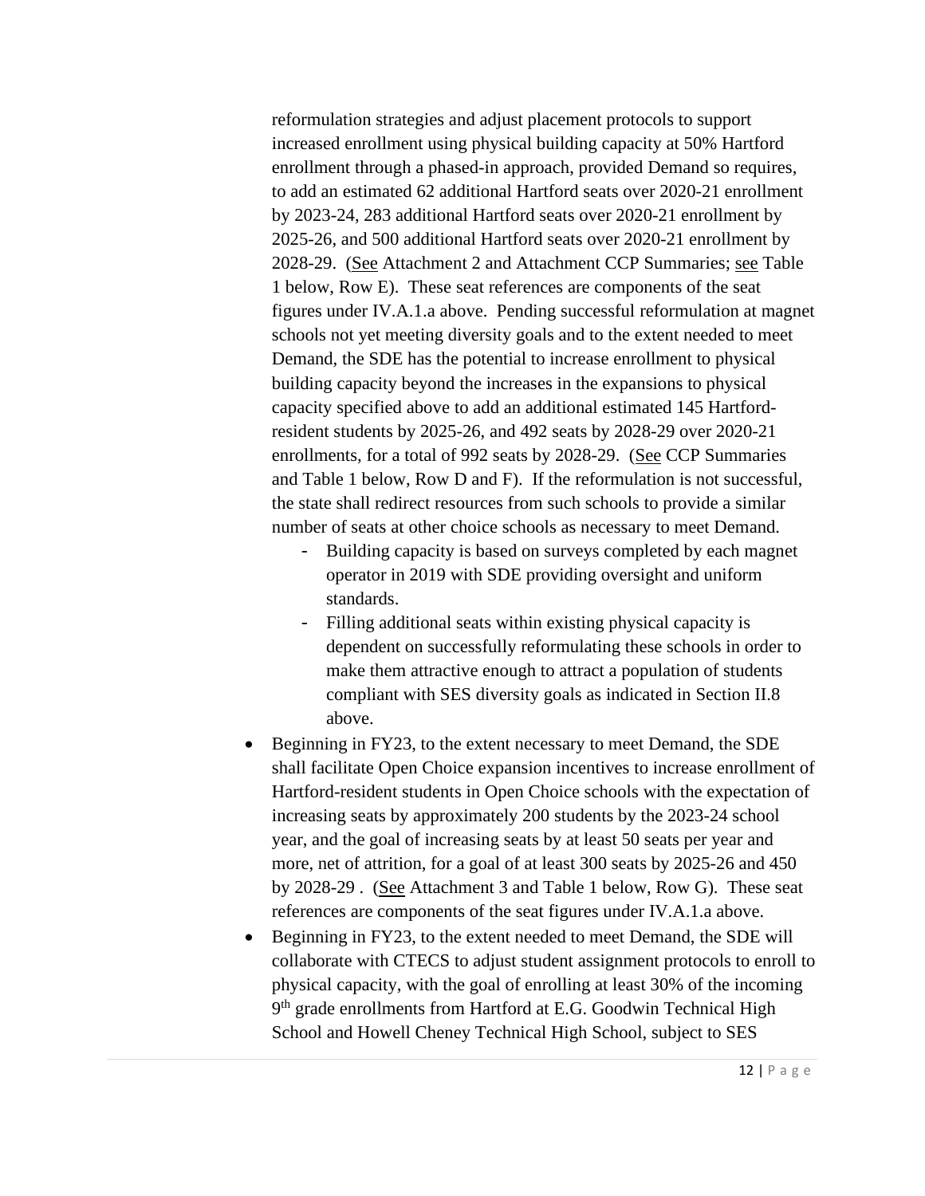reformulation strategies and adjust placement protocols to support increased enrollment using physical building capacity at 50% Hartford enrollment through a phased-in approach, provided Demand so requires, to add an estimated 62 additional Hartford seats over 2020-21 enrollment by 2023-24, 283 additional Hartford seats over 2020-21 enrollment by 2025-26, and 500 additional Hartford seats over 2020-21 enrollment by 2028-29. (See Attachment 2 and Attachment CCP Summaries; see Table 1 below, Row E). These seat references are components of the seat figures under IV.A.1.a above. Pending successful reformulation at magnet schools not yet meeting diversity goals and to the extent needed to meet Demand, the SDE has the potential to increase enrollment to physical building capacity beyond the increases in the expansions to physical capacity specified above to add an additional estimated 145 Hartford-resident students by 2025-26, and 492 seats by 2028-29 over 2020-21 enrollments, for a total of 992 seats by 2028-29. (See CCP Summaries and Table 1 below, Row D and F). If the reformulation is not successful, the state shall redirect resources from such schools to provide a similar number of seats at other choice schools as necessary to meet Demand.

  - Building capacity is based on surveys completed by each magnet operator in 2019 with SDE providing oversight and uniform standards.
  - Filling additional seats within existing physical capacity is dependent on successfully reformulating these schools in order to make them attractive enough to attract a population of students compliant with SES diversity goals as indicated in Section II.8 above.

- Beginning in FY23, to the extent necessary to meet Demand, the SDE shall facilitate Open Choice expansion incentives to increase enrollment of Hartford-resident students in Open Choice schools with the expectation of increasing seats by approximately 200 students by the 2023-24 school year, and the goal of increasing seats by at least 50 seats per year and more, net of attrition, for a goal of at least 300 seats by 2025-26 and 450 by 2028-29 . (See Attachment 3 and Table 1 below, Row G). These seat references are components of the seat figures under IV.A.1.a above.
- Beginning in FY23, to the extent needed to meet Demand, the SDE will collaborate with CTECS to adjust student assignment protocols to enroll to physical capacity, with the goal of enrolling at least 30% of the incoming 9th grade enrollments from Hartford at E.G. Goodwin Technical High School and Howell Cheney Technical High School, subject to SES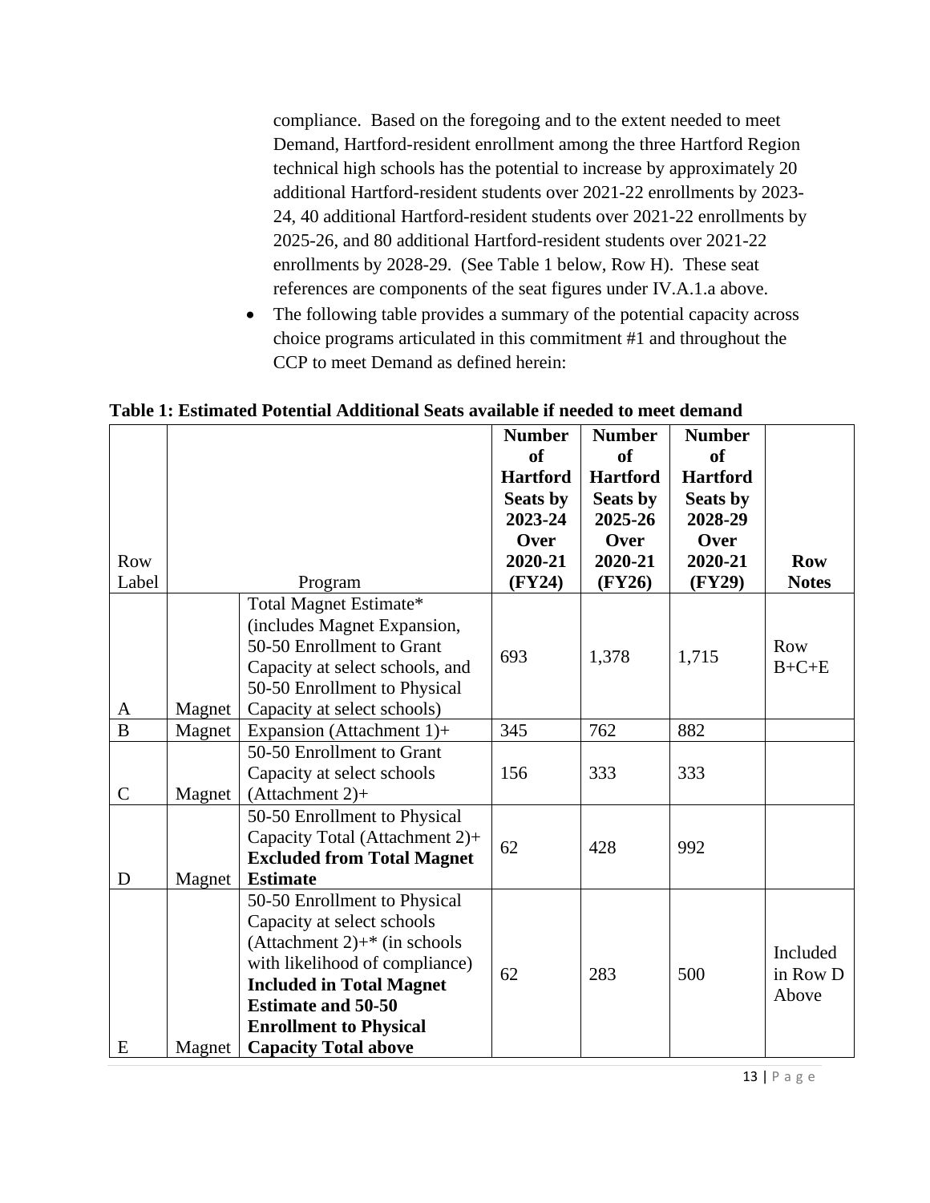compliance. Based on the foregoing and to the extent needed to meet Demand, Hartford-resident enrollment among the three Hartford Region technical high schools has the potential to increase by approximately 20 additional Hartford-resident students over 2021-22 enrollments by 2023-24, 40 additional Hartford-resident students over 2021-22 enrollments by 2025-26, and 80 additional Hartford-resident students over 2021-22 enrollments by 2028-29. (See Table 1 below, Row H). These seat references are components of the seat figures under IV.A.1.a above.

- The following table provides a summary of the potential capacity across choice programs articulated in this commitment #1 and throughout the CCP to meet Demand as defined herein:

**Table 1: Estimated Potential Additional Seats available if needed to meet demand**

| Row Label | | Program | **Number of Hartford Seats by 2023-24 Over 2020-21 (FY24)** | **Number of Hartford Seats by 2025-26 Over 2020-21 (FY26)** | **Number of Hartford Seats by 2028-29 Over 2020-21 (FY29)** | **Row Notes** |
|---|---|---|---|---|---|---|
| A | Magnet | Total Magnet Estimate* (includes Magnet Expansion, 50-50 Enrollment to Grant Capacity at select schools, and 50-50 Enrollment to Physical Capacity at select schools) | 693 | 1,378 | 1,715 | Row B+C+E |
| B | Magnet | Expansion (Attachment 1)+ | 345 | 762 | 882 | |
| C | Magnet | 50-50 Enrollment to Grant Capacity at select schools (Attachment 2)+ | 156 | 333 | 333 | |
| D | Magnet | 50-50 Enrollment to Physical Capacity Total (Attachment 2)+ **Excluded from Total Magnet Estimate** | 62 | 428 | 992 | |
| E | Magnet | 50-50 Enrollment to Physical Capacity at select schools (Attachment 2)+* (in schools with likelihood of compliance) **Included in Total Magnet Estimate and 50-50 Enrollment to Physical Capacity Total above** | 62 | 283 | 500 | Included in Row D Above |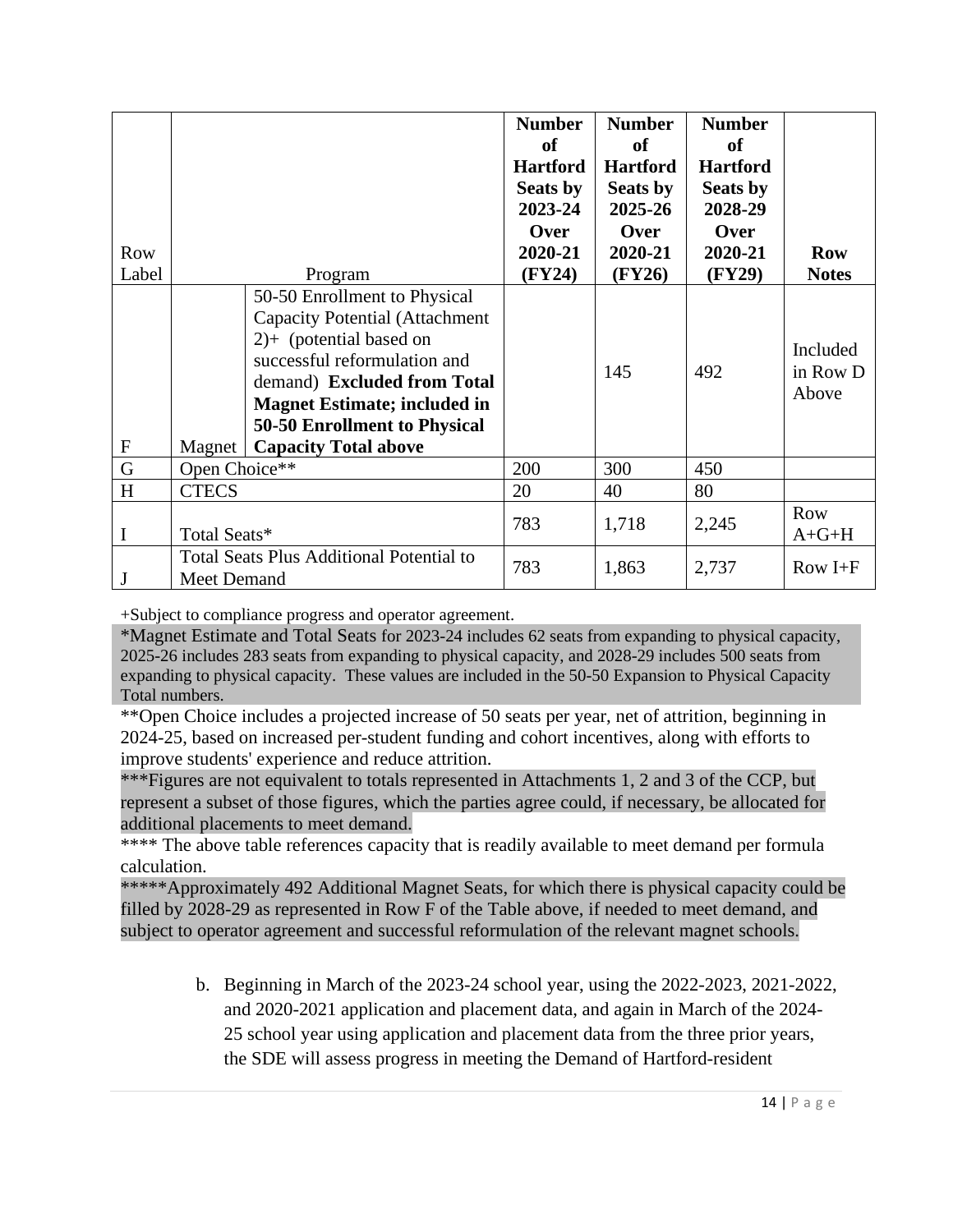| Row Label | | Program | Number of Hartford Seats by 2023-24 Over 2020-21 (FY24) | Number of Hartford Seats by 2025-26 Over 2020-21 (FY26) | Number of Hartford Seats by 2028-29 Over 2020-21 (FY29) | Row Notes |
|---|---|---|---|---|---|---|
| F | Magnet | 50-50 Enrollment to Physical Capacity Potential (Attachment 2)+ (potential based on successful reformulation and demand) **Excluded from Total Magnet Estimate; included in 50-50 Enrollment to Physical Capacity Total above** | | 145 | 492 | Included in Row D Above |
| G | Open Choice** | | 200 | 300 | 450 | |
| H | CTECS | | 20 | 40 | 80 | |
| I | Total Seats* | | 783 | 1,718 | 2,245 | Row A+G+H |
| J | Total Seats Plus Additional Potential to Meet Demand | | 783 | 1,863 | 2,737 | Row I+F |

+Subject to compliance progress and operator agreement.

*Magnet Estimate and Total Seats for 2023-24 includes 62 seats from expanding to physical capacity, 2025-26 includes 283 seats from expanding to physical capacity, and 2028-29 includes 500 seats from expanding to physical capacity. These values are included in the 50-50 Expansion to Physical Capacity Total numbers.

**Open Choice includes a projected increase of 50 seats per year, net of attrition, beginning in 2024-25, based on increased per-student funding and cohort incentives, along with efforts to improve students' experience and reduce attrition.

***Figures are not equivalent to totals represented in Attachments 1, 2 and 3 of the CCP, but represent a subset of those figures, which the parties agree could, if necessary, be allocated for additional placements to meet demand.

**** The above table references capacity that is readily available to meet demand per formula calculation.

*****Approximately 492 Additional Magnet Seats, for which there is physical capacity could be filled by 2028-29 as represented in Row F of the Table above, if needed to meet demand, and subject to operator agreement and successful reformulation of the relevant magnet schools.

b. Beginning in March of the 2023-24 school year, using the 2022-2023, 2021-2022, and 2020-2021 application and placement data, and again in March of the 2024-25 school year using application and placement data from the three prior years, the SDE will assess progress in meeting the Demand of Hartford-resident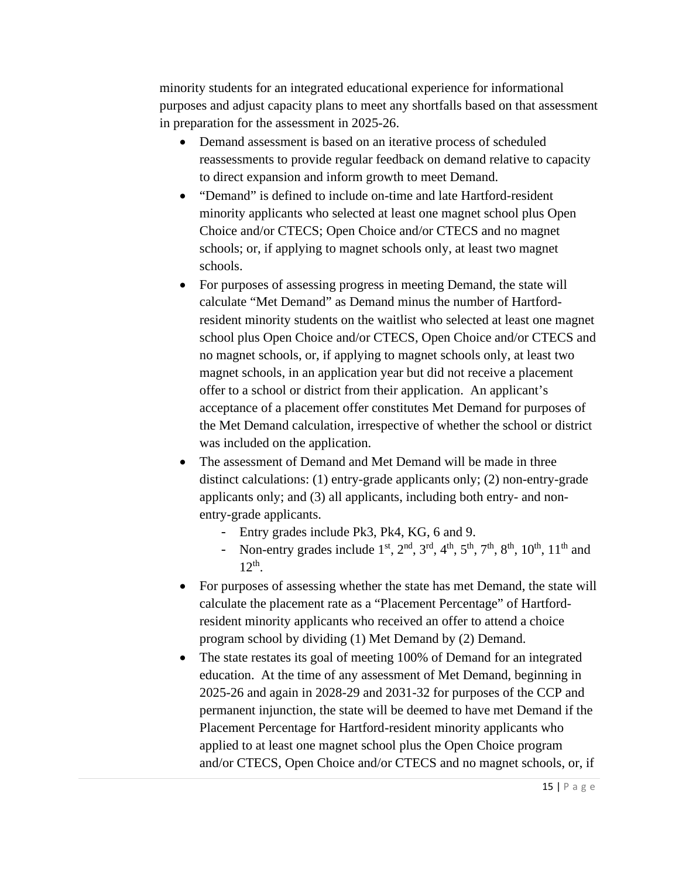minority students for an integrated educational experience for informational purposes and adjust capacity plans to meet any shortfalls based on that assessment in preparation for the assessment in 2025-26.

- Demand assessment is based on an iterative process of scheduled reassessments to provide regular feedback on demand relative to capacity to direct expansion and inform growth to meet Demand.
- "Demand" is defined to include on-time and late Hartford-resident minority applicants who selected at least one magnet school plus Open Choice and/or CTECS; Open Choice and/or CTECS and no magnet schools; or, if applying to magnet schools only, at least two magnet schools.
- For purposes of assessing progress in meeting Demand, the state will calculate "Met Demand" as Demand minus the number of Hartford-resident minority students on the waitlist who selected at least one magnet school plus Open Choice and/or CTECS, Open Choice and/or CTECS and no magnet schools, or, if applying to magnet schools only, at least two magnet schools, in an application year but did not receive a placement offer to a school or district from their application. An applicant's acceptance of a placement offer constitutes Met Demand for purposes of the Met Demand calculation, irrespective of whether the school or district was included on the application.
- The assessment of Demand and Met Demand will be made in three distinct calculations: (1) entry-grade applicants only; (2) non-entry-grade applicants only; and (3) all applicants, including both entry- and non-entry-grade applicants.
    - Entry grades include Pk3, Pk4, KG, 6 and 9.
    - Non-entry grades include 1st, 2nd, 3rd, 4th, 5th, 7th, 8th, 10th, 11th and 12th.
- For purposes of assessing whether the state has met Demand, the state will calculate the placement rate as a "Placement Percentage" of Hartford-resident minority applicants who received an offer to attend a choice program school by dividing (1) Met Demand by (2) Demand.
- The state restates its goal of meeting 100% of Demand for an integrated education. At the time of any assessment of Met Demand, beginning in 2025-26 and again in 2028-29 and 2031-32 for purposes of the CCP and permanent injunction, the state will be deemed to have met Demand if the Placement Percentage for Hartford-resident minority applicants who applied to at least one magnet school plus the Open Choice program and/or CTECS, Open Choice and/or CTECS and no magnet schools, or, if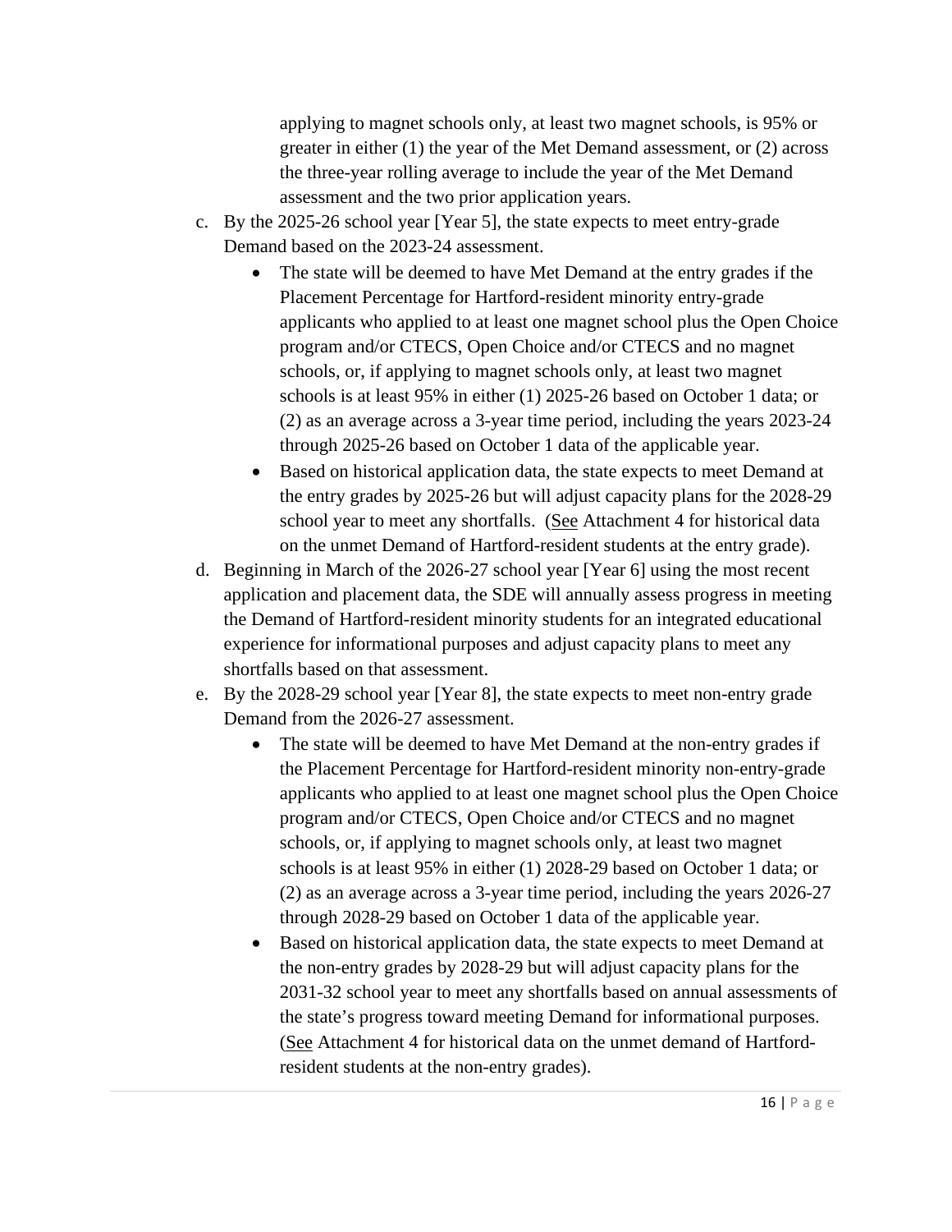applying to magnet schools only, at least two magnet schools, is 95% or greater in either (1) the year of the Met Demand assessment, or (2) across the three-year rolling average to include the year of the Met Demand assessment and the two prior application years.

c. By the 2025-26 school year [Year 5], the state expects to meet entry-grade Demand based on the 2023-24 assessment.
    - The state will be deemed to have Met Demand at the entry grades if the Placement Percentage for Hartford-resident minority entry-grade applicants who applied to at least one magnet school plus the Open Choice program and/or CTECS, Open Choice and/or CTECS and no magnet schools, or, if applying to magnet schools only, at least two magnet schools is at least 95% in either (1) 2025-26 based on October 1 data; or (2) as an average across a 3-year time period, including the years 2023-24 through 2025-26 based on October 1 data of the applicable year.
    - Based on historical application data, the state expects to meet Demand at the entry grades by 2025-26 but will adjust capacity plans for the 2028-29 school year to meet any shortfalls. (See Attachment 4 for historical data on the unmet Demand of Hartford-resident students at the entry grade).

d. Beginning in March of the 2026-27 school year [Year 6] using the most recent application and placement data, the SDE will annually assess progress in meeting the Demand of Hartford-resident minority students for an integrated educational experience for informational purposes and adjust capacity plans to meet any shortfalls based on that assessment.

e. By the 2028-29 school year [Year 8], the state expects to meet non-entry grade Demand from the 2026-27 assessment.
    - The state will be deemed to have Met Demand at the non-entry grades if the Placement Percentage for Hartford-resident minority non-entry-grade applicants who applied to at least one magnet school plus the Open Choice program and/or CTECS, Open Choice and/or CTECS and no magnet schools, or, if applying to magnet schools only, at least two magnet schools is at least 95% in either (1) 2028-29 based on October 1 data; or (2) as an average across a 3-year time period, including the years 2026-27 through 2028-29 based on October 1 data of the applicable year.
    - Based on historical application data, the state expects to meet Demand at the non-entry grades by 2028-29 but will adjust capacity plans for the 2031-32 school year to meet any shortfalls based on annual assessments of the state's progress toward meeting Demand for informational purposes. (See Attachment 4 for historical data on the unmet demand of Hartford-resident students at the non-entry grades).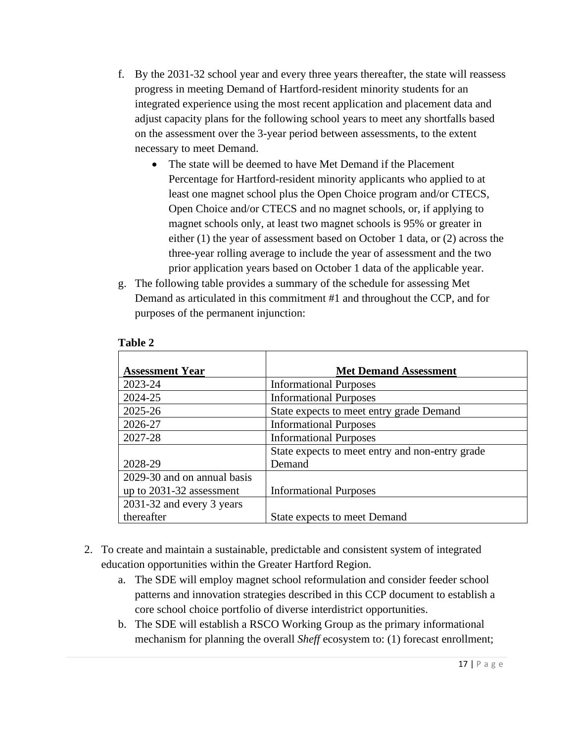f. By the 2031-32 school year and every three years thereafter, the state will reassess progress in meeting Demand of Hartford-resident minority students for an integrated experience using the most recent application and placement data and adjust capacity plans for the following school years to meet any shortfalls based on the assessment over the 3-year period between assessments, to the extent necessary to meet Demand.

   - The state will be deemed to have Met Demand if the Placement Percentage for Hartford-resident minority applicants who applied to at least one magnet school plus the Open Choice program and/or CTECS, Open Choice and/or CTECS and no magnet schools, or, if applying to magnet schools only, at least two magnet schools is 95% or greater in either (1) the year of assessment based on October 1 data, or (2) across the three-year rolling average to include the year of assessment and the two prior application years based on October 1 data of the applicable year.

g. The following table provides a summary of the schedule for assessing Met Demand as articulated in this commitment #1 and throughout the CCP, and for purposes of the permanent injunction:

**Table 2**

| Assessment Year | Met Demand Assessment |
|---|---|
| 2023-24 | Informational Purposes |
| 2024-25 | Informational Purposes |
| 2025-26 | State expects to meet entry grade Demand |
| 2026-27 | Informational Purposes |
| 2027-28 | Informational Purposes |
| 2028-29 | State expects to meet entry and non-entry grade Demand |
| 2029-30 and on annual basis up to 2031-32 assessment | Informational Purposes |
| 2031-32 and every 3 years thereafter | State expects to meet Demand |

2. To create and maintain a sustainable, predictable and consistent system of integrated education opportunities within the Greater Hartford Region.

   a. The SDE will employ magnet school reformulation and consider feeder school patterns and innovation strategies described in this CCP document to establish a core school choice portfolio of diverse interdistrict opportunities.

   b. The SDE will establish a RSCO Working Group as the primary informational mechanism for planning the overall *Sheff* ecosystem to: (1) forecast enrollment;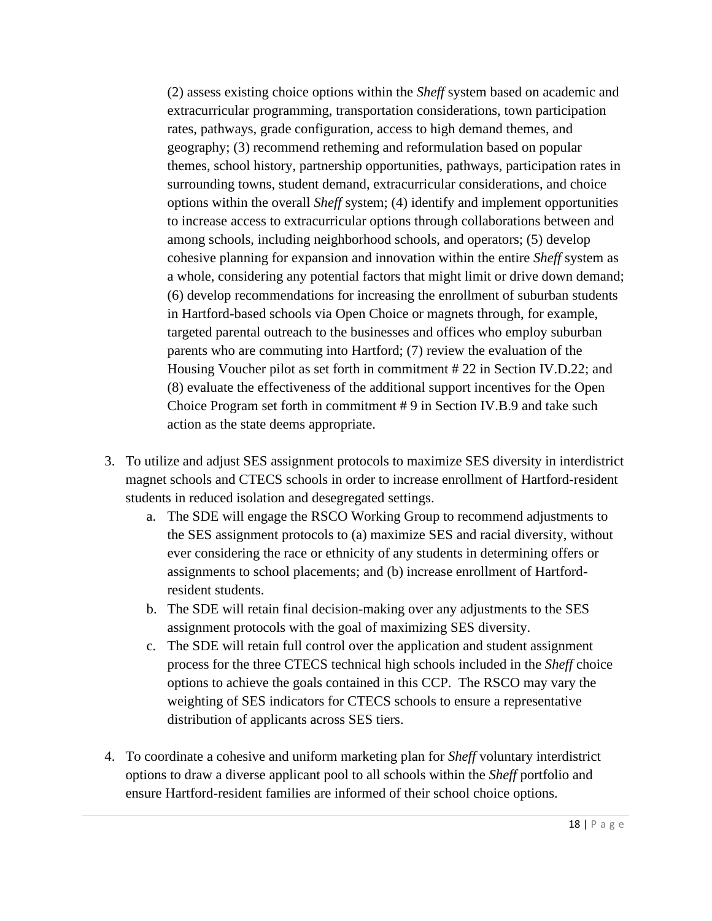(2) assess existing choice options within the *Sheff* system based on academic and extracurricular programming, transportation considerations, town participation rates, pathways, grade configuration, access to high demand themes, and geography; (3) recommend retheming and reformulation based on popular themes, school history, partnership opportunities, pathways, participation rates in surrounding towns, student demand, extracurricular considerations, and choice options within the overall *Sheff* system; (4) identify and implement opportunities to increase access to extracurricular options through collaborations between and among schools, including neighborhood schools, and operators; (5) develop cohesive planning for expansion and innovation within the entire *Sheff* system as a whole, considering any potential factors that might limit or drive down demand; (6) develop recommendations for increasing the enrollment of suburban students in Hartford-based schools via Open Choice or magnets through, for example, targeted parental outreach to the businesses and offices who employ suburban parents who are commuting into Hartford; (7) review the evaluation of the Housing Voucher pilot as set forth in commitment # 22 in Section IV.D.22; and (8) evaluate the effectiveness of the additional support incentives for the Open Choice Program set forth in commitment # 9 in Section IV.B.9 and take such action as the state deems appropriate.

3. To utilize and adjust SES assignment protocols to maximize SES diversity in interdistrict magnet schools and CTECS schools in order to increase enrollment of Hartford-resident students in reduced isolation and desegregated settings.
   a. The SDE will engage the RSCO Working Group to recommend adjustments to the SES assignment protocols to (a) maximize SES and racial diversity, without ever considering the race or ethnicity of any students in determining offers or assignments to school placements; and (b) increase enrollment of Hartford-resident students.
   b. The SDE will retain final decision-making over any adjustments to the SES assignment protocols with the goal of maximizing SES diversity.
   c. The SDE will retain full control over the application and student assignment process for the three CTECS technical high schools included in the *Sheff* choice options to achieve the goals contained in this CCP. The RSCO may vary the weighting of SES indicators for CTECS schools to ensure a representative distribution of applicants across SES tiers.

4. To coordinate a cohesive and uniform marketing plan for *Sheff* voluntary interdistrict options to draw a diverse applicant pool to all schools within the *Sheff* portfolio and ensure Hartford-resident families are informed of their school choice options.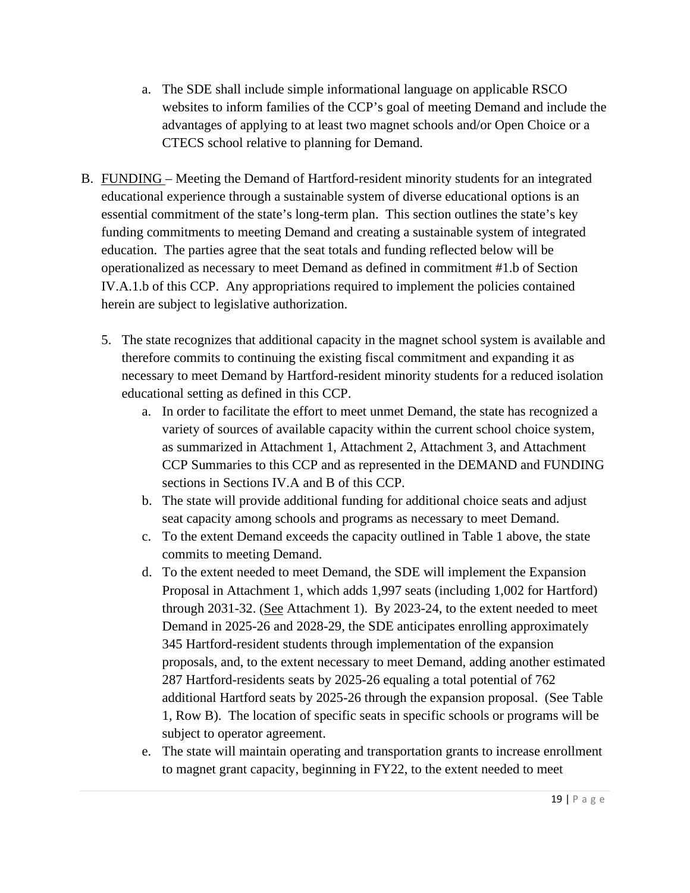a. The SDE shall include simple informational language on applicable RSCO websites to inform families of the CCP's goal of meeting Demand and include the advantages of applying to at least two magnet schools and/or Open Choice or a CTECS school relative to planning for Demand.

B. <u>FUNDING</u> – Meeting the Demand of Hartford-resident minority students for an integrated educational experience through a sustainable system of diverse educational options is an essential commitment of the state's long-term plan. This section outlines the state's key funding commitments to meeting Demand and creating a sustainable system of integrated education. The parties agree that the seat totals and funding reflected below will be operationalized as necessary to meet Demand as defined in commitment #1.b of Section IV.A.1.b of this CCP. Any appropriations required to implement the policies contained herein are subject to legislative authorization.

5. The state recognizes that additional capacity in the magnet school system is available and therefore commits to continuing the existing fiscal commitment and expanding it as necessary to meet Demand by Hartford-resident minority students for a reduced isolation educational setting as defined in this CCP.
   a. In order to facilitate the effort to meet unmet Demand, the state has recognized a variety of sources of available capacity within the current school choice system, as summarized in Attachment 1, Attachment 2, Attachment 3, and Attachment CCP Summaries to this CCP and as represented in the DEMAND and FUNDING sections in Sections IV.A and B of this CCP.
   b. The state will provide additional funding for additional choice seats and adjust seat capacity among schools and programs as necessary to meet Demand.
   c. To the extent Demand exceeds the capacity outlined in Table 1 above, the state commits to meeting Demand.
   d. To the extent needed to meet Demand, the SDE will implement the Expansion Proposal in Attachment 1, which adds 1,997 seats (including 1,002 for Hartford) through 2031-32. (<u>See</u> Attachment 1). By 2023-24, to the extent needed to meet Demand in 2025-26 and 2028-29, the SDE anticipates enrolling approximately 345 Hartford-resident students through implementation of the expansion proposals, and, to the extent necessary to meet Demand, adding another estimated 287 Hartford-residents seats by 2025-26 equaling a total potential of 762 additional Hartford seats by 2025-26 through the expansion proposal. (See Table 1, Row B). The location of specific seats in specific schools or programs will be subject to operator agreement.
   e. The state will maintain operating and transportation grants to increase enrollment to magnet grant capacity, beginning in FY22, to the extent needed to meet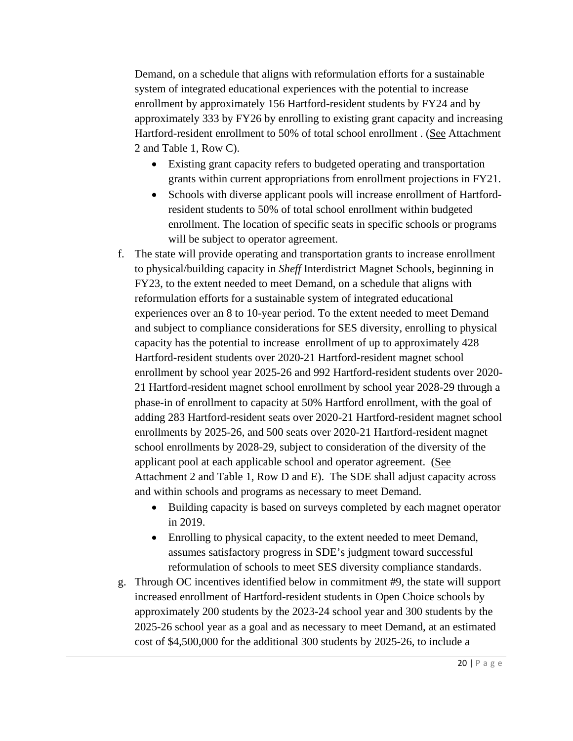Demand, on a schedule that aligns with reformulation efforts for a sustainable system of integrated educational experiences with the potential to increase enrollment by approximately 156 Hartford-resident students by FY24 and by approximately 333 by FY26 by enrolling to existing grant capacity and increasing Hartford-resident enrollment to 50% of total school enrollment . (See Attachment 2 and Table 1, Row C).

- Existing grant capacity refers to budgeted operating and transportation grants within current appropriations from enrollment projections in FY21.
- Schools with diverse applicant pools will increase enrollment of Hartford-resident students to 50% of total school enrollment within budgeted enrollment. The location of specific seats in specific schools or programs will be subject to operator agreement.

f. The state will provide operating and transportation grants to increase enrollment to physical/building capacity in *Sheff* Interdistrict Magnet Schools, beginning in FY23, to the extent needed to meet Demand, on a schedule that aligns with reformulation efforts for a sustainable system of integrated educational experiences over an 8 to 10-year period. To the extent needed to meet Demand and subject to compliance considerations for SES diversity, enrolling to physical capacity has the potential to increase enrollment of up to approximately 428 Hartford-resident students over 2020-21 Hartford-resident magnet school enrollment by school year 2025-26 and 992 Hartford-resident students over 2020-21 Hartford-resident magnet school enrollment by school year 2028-29 through a phase-in of enrollment to capacity at 50% Hartford enrollment, with the goal of adding 283 Hartford-resident seats over 2020-21 Hartford-resident magnet school enrollments by 2025-26, and 500 seats over 2020-21 Hartford-resident magnet school enrollments by 2028-29, subject to consideration of the diversity of the applicant pool at each applicable school and operator agreement. (See Attachment 2 and Table 1, Row D and E). The SDE shall adjust capacity across and within schools and programs as necessary to meet Demand.

- Building capacity is based on surveys completed by each magnet operator in 2019.
- Enrolling to physical capacity, to the extent needed to meet Demand, assumes satisfactory progress in SDE's judgment toward successful reformulation of schools to meet SES diversity compliance standards.

g. Through OC incentives identified below in commitment #9, the state will support increased enrollment of Hartford-resident students in Open Choice schools by approximately 200 students by the 2023-24 school year and 300 students by the 2025-26 school year as a goal and as necessary to meet Demand, at an estimated cost of $4,500,000 for the additional 300 students by 2025-26, to include a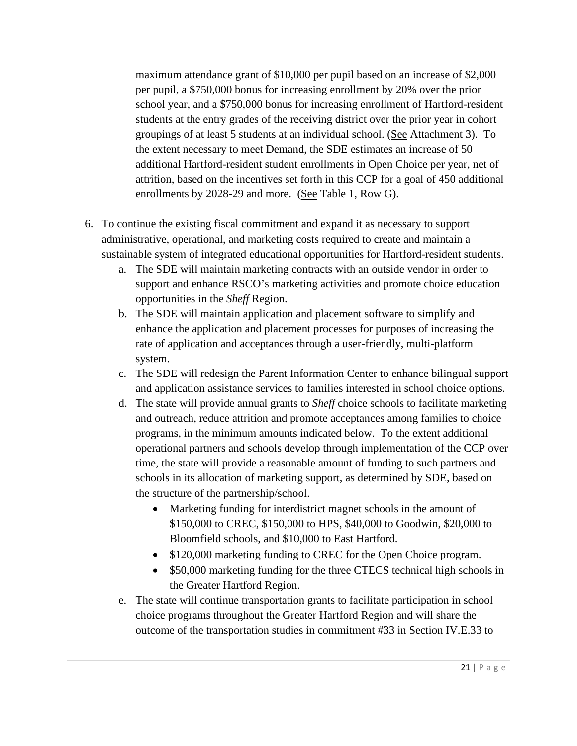maximum attendance grant of $10,000 per pupil based on an increase of $2,000 per pupil, a $750,000 bonus for increasing enrollment by 20% over the prior school year, and a $750,000 bonus for increasing enrollment of Hartford-resident students at the entry grades of the receiving district over the prior year in cohort groupings of at least 5 students at an individual school. (See Attachment 3). To the extent necessary to meet Demand, the SDE estimates an increase of 50 additional Hartford-resident student enrollments in Open Choice per year, net of attrition, based on the incentives set forth in this CCP for a goal of 450 additional enrollments by 2028-29 and more. (See Table 1, Row G).

6. To continue the existing fiscal commitment and expand it as necessary to support administrative, operational, and marketing costs required to create and maintain a sustainable system of integrated educational opportunities for Hartford-resident students.
   a. The SDE will maintain marketing contracts with an outside vendor in order to support and enhance RSCO's marketing activities and promote choice education opportunities in the *Sheff* Region.
   b. The SDE will maintain application and placement software to simplify and enhance the application and placement processes for purposes of increasing the rate of application and acceptances through a user-friendly, multi-platform system.
   c. The SDE will redesign the Parent Information Center to enhance bilingual support and application assistance services to families interested in school choice options.
   d. The state will provide annual grants to *Sheff* choice schools to facilitate marketing and outreach, reduce attrition and promote acceptances among families to choice programs, in the minimum amounts indicated below. To the extent additional operational partners and schools develop through implementation of the CCP over time, the state will provide a reasonable amount of funding to such partners and schools in its allocation of marketing support, as determined by SDE, based on the structure of the partnership/school.
      - Marketing funding for interdistrict magnet schools in the amount of $150,000 to CREC, $150,000 to HPS, $40,000 to Goodwin, $20,000 to Bloomfield schools, and $10,000 to East Hartford.
      - $120,000 marketing funding to CREC for the Open Choice program.
      - $50,000 marketing funding for the three CTECS technical high schools in the Greater Hartford Region.
   e. The state will continue transportation grants to facilitate participation in school choice programs throughout the Greater Hartford Region and will share the outcome of the transportation studies in commitment #33 in Section IV.E.33 to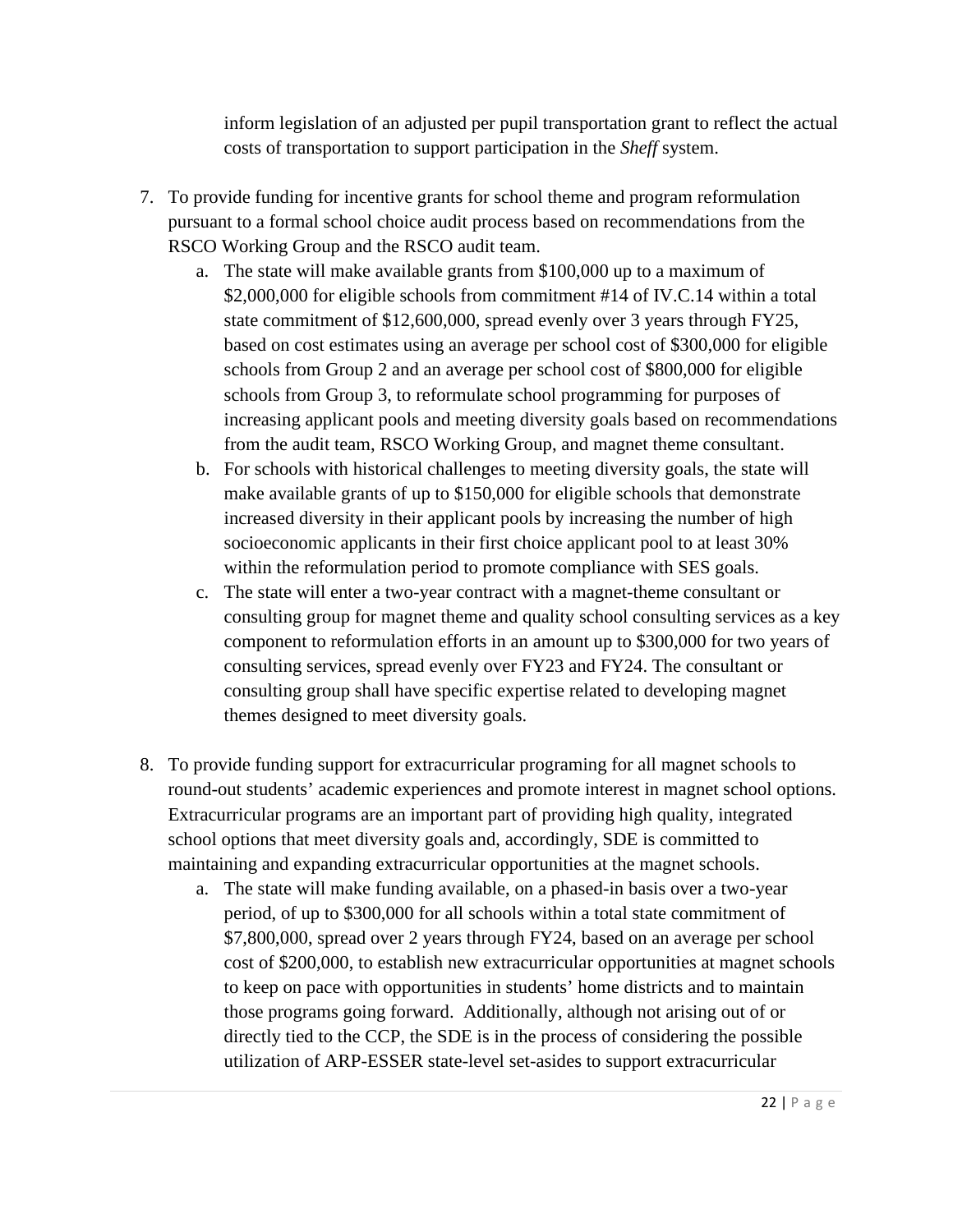inform legislation of an adjusted per pupil transportation grant to reflect the actual costs of transportation to support participation in the *Sheff* system.

7. To provide funding for incentive grants for school theme and program reformulation pursuant to a formal school choice audit process based on recommendations from the RSCO Working Group and the RSCO audit team.
   a. The state will make available grants from $100,000 up to a maximum of $2,000,000 for eligible schools from commitment #14 of IV.C.14 within a total state commitment of $12,600,000, spread evenly over 3 years through FY25, based on cost estimates using an average per school cost of $300,000 for eligible schools from Group 2 and an average per school cost of $800,000 for eligible schools from Group 3, to reformulate school programming for purposes of increasing applicant pools and meeting diversity goals based on recommendations from the audit team, RSCO Working Group, and magnet theme consultant.
   b. For schools with historical challenges to meeting diversity goals, the state will make available grants of up to $150,000 for eligible schools that demonstrate increased diversity in their applicant pools by increasing the number of high socioeconomic applicants in their first choice applicant pool to at least 30% within the reformulation period to promote compliance with SES goals.
   c. The state will enter a two-year contract with a magnet-theme consultant or consulting group for magnet theme and quality school consulting services as a key component to reformulation efforts in an amount up to $300,000 for two years of consulting services, spread evenly over FY23 and FY24. The consultant or consulting group shall have specific expertise related to developing magnet themes designed to meet diversity goals.

8. To provide funding support for extracurricular programing for all magnet schools to round-out students' academic experiences and promote interest in magnet school options. Extracurricular programs are an important part of providing high quality, integrated school options that meet diversity goals and, accordingly, SDE is committed to maintaining and expanding extracurricular opportunities at the magnet schools.
   a. The state will make funding available, on a phased-in basis over a two-year period, of up to $300,000 for all schools within a total state commitment of $7,800,000, spread over 2 years through FY24, based on an average per school cost of $200,000, to establish new extracurricular opportunities at magnet schools to keep on pace with opportunities in students' home districts and to maintain those programs going forward. Additionally, although not arising out of or directly tied to the CCP, the SDE is in the process of considering the possible utilization of ARP-ESSER state-level set-asides to support extracurricular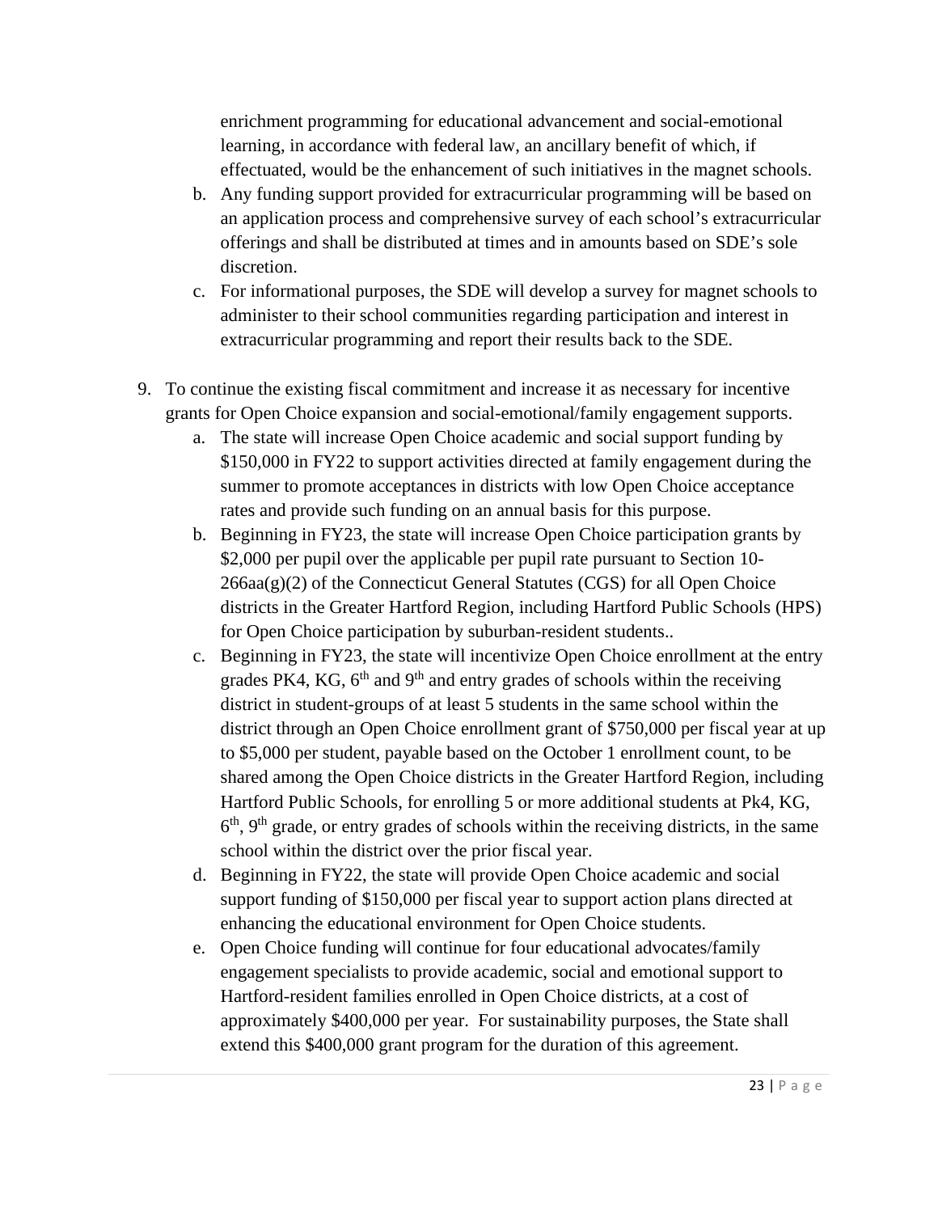enrichment programming for educational advancement and social-emotional learning, in accordance with federal law, an ancillary benefit of which, if effectuated, would be the enhancement of such initiatives in the magnet schools.

   b. Any funding support provided for extracurricular programming will be based on an application process and comprehensive survey of each school's extracurricular offerings and shall be distributed at times and in amounts based on SDE's sole discretion.
   c. For informational purposes, the SDE will develop a survey for magnet schools to administer to their school communities regarding participation and interest in extracurricular programming and report their results back to the SDE.

9. To continue the existing fiscal commitment and increase it as necessary for incentive grants for Open Choice expansion and social-emotional/family engagement supports.
   a. The state will increase Open Choice academic and social support funding by $150,000 in FY22 to support activities directed at family engagement during the summer to promote acceptances in districts with low Open Choice acceptance rates and provide such funding on an annual basis for this purpose.
   b. Beginning in FY23, the state will increase Open Choice participation grants by $2,000 per pupil over the applicable per pupil rate pursuant to Section 10-266aa(g)(2) of the Connecticut General Statutes (CGS) for all Open Choice districts in the Greater Hartford Region, including Hartford Public Schools (HPS) for Open Choice participation by suburban-resident students..
   c. Beginning in FY23, the state will incentivize Open Choice enrollment at the entry grades PK4, KG, 6th and 9th and entry grades of schools within the receiving district in student-groups of at least 5 students in the same school within the district through an Open Choice enrollment grant of $750,000 per fiscal year at up to $5,000 per student, payable based on the October 1 enrollment count, to be shared among the Open Choice districts in the Greater Hartford Region, including Hartford Public Schools, for enrolling 5 or more additional students at Pk4, KG, 6th, 9th grade, or entry grades of schools within the receiving districts, in the same school within the district over the prior fiscal year.
   d. Beginning in FY22, the state will provide Open Choice academic and social support funding of $150,000 per fiscal year to support action plans directed at enhancing the educational environment for Open Choice students.
   e. Open Choice funding will continue for four educational advocates/family engagement specialists to provide academic, social and emotional support to Hartford-resident families enrolled in Open Choice districts, at a cost of approximately $400,000 per year. For sustainability purposes, the State shall extend this $400,000 grant program for the duration of this agreement.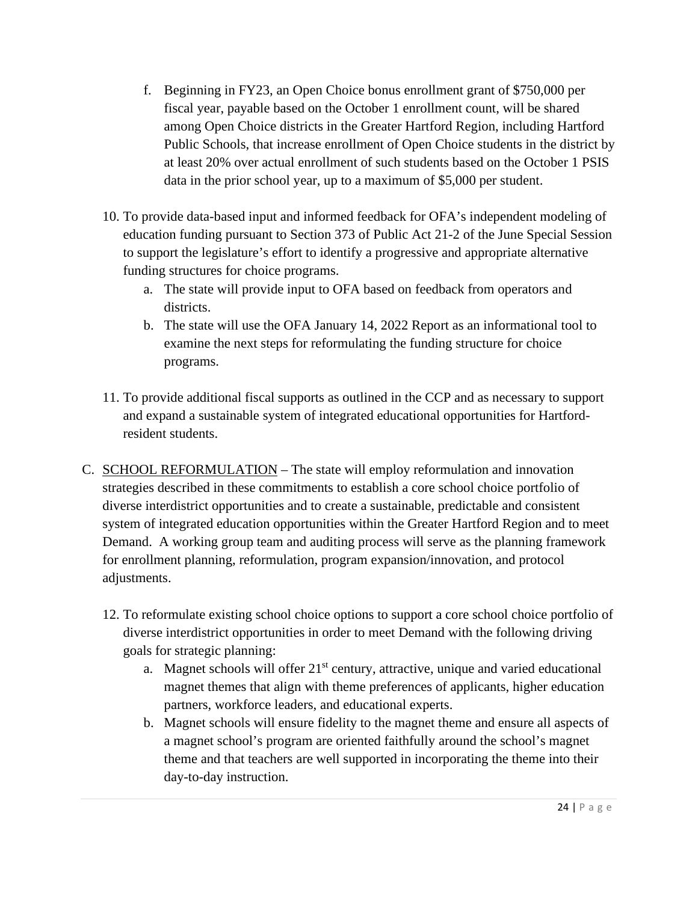f. Beginning in FY23, an Open Choice bonus enrollment grant of $750,000 per fiscal year, payable based on the October 1 enrollment count, will be shared among Open Choice districts in the Greater Hartford Region, including Hartford Public Schools, that increase enrollment of Open Choice students in the district by at least 20% over actual enrollment of such students based on the October 1 PSIS data in the prior school year, up to a maximum of $5,000 per student.

10. To provide data-based input and informed feedback for OFA's independent modeling of education funding pursuant to Section 373 of Public Act 21-2 of the June Special Session to support the legislature's effort to identify a progressive and appropriate alternative funding structures for choice programs.
    a. The state will provide input to OFA based on feedback from operators and districts.
    b. The state will use the OFA January 14, 2022 Report as an informational tool to examine the next steps for reformulating the funding structure for choice programs.

11. To provide additional fiscal supports as outlined in the CCP and as necessary to support and expand a sustainable system of integrated educational opportunities for Hartford-resident students.

C. <u>SCHOOL REFORMULATION</u> – The state will employ reformulation and innovation strategies described in these commitments to establish a core school choice portfolio of diverse interdistrict opportunities and to create a sustainable, predictable and consistent system of integrated education opportunities within the Greater Hartford Region and to meet Demand. A working group team and auditing process will serve as the planning framework for enrollment planning, reformulation, program expansion/innovation, and protocol adjustments.

12. To reformulate existing school choice options to support a core school choice portfolio of diverse interdistrict opportunities in order to meet Demand with the following driving goals for strategic planning:
    a. Magnet schools will offer 21st century, attractive, unique and varied educational magnet themes that align with theme preferences of applicants, higher education partners, workforce leaders, and educational experts.
    b. Magnet schools will ensure fidelity to the magnet theme and ensure all aspects of a magnet school's program are oriented faithfully around the school's magnet theme and that teachers are well supported in incorporating the theme into their day-to-day instruction.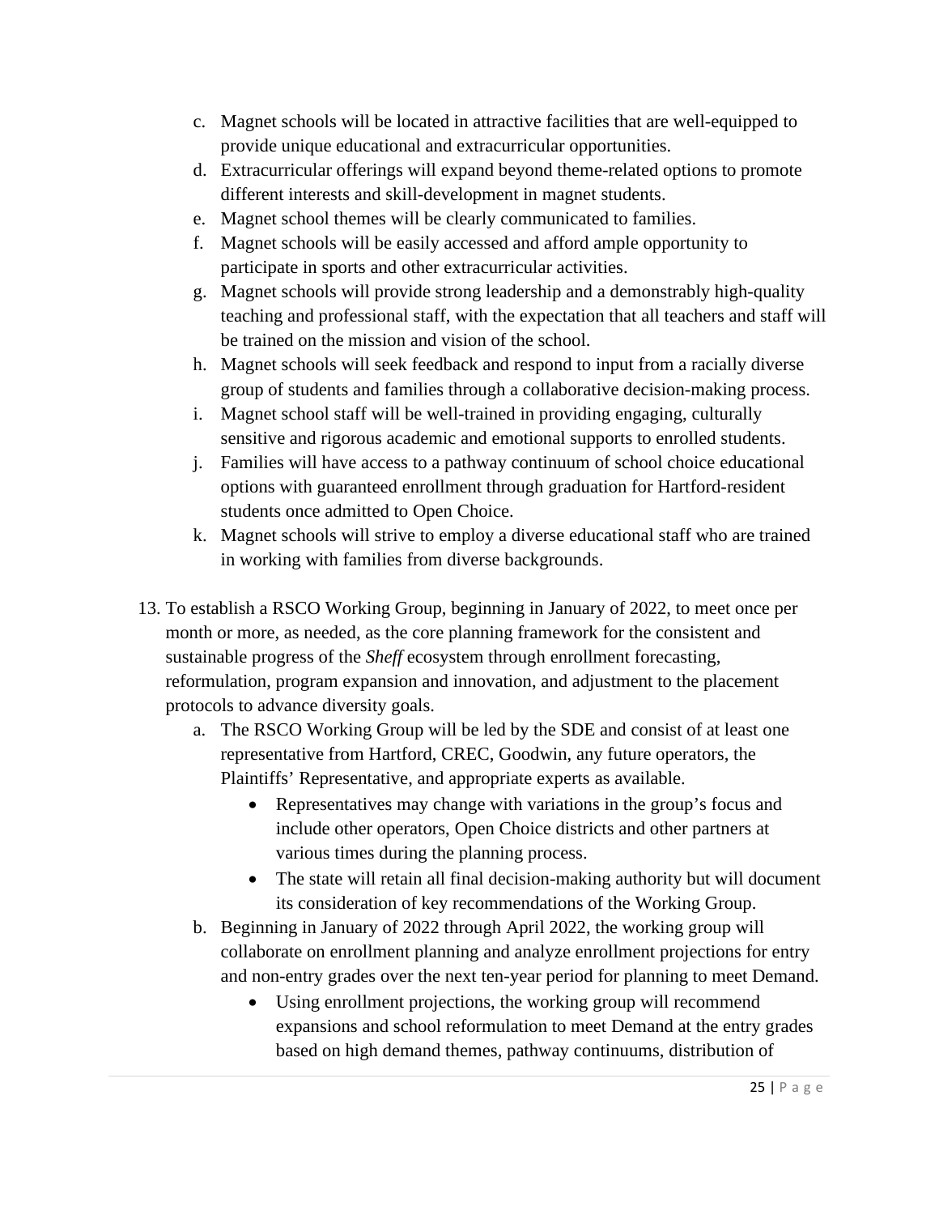c. Magnet schools will be located in attractive facilities that are well-equipped to provide unique educational and extracurricular opportunities.
d. Extracurricular offerings will expand beyond theme-related options to promote different interests and skill-development in magnet students.
e. Magnet school themes will be clearly communicated to families.
f. Magnet schools will be easily accessed and afford ample opportunity to participate in sports and other extracurricular activities.
g. Magnet schools will provide strong leadership and a demonstrably high-quality teaching and professional staff, with the expectation that all teachers and staff will be trained on the mission and vision of the school.
h. Magnet schools will seek feedback and respond to input from a racially diverse group of students and families through a collaborative decision-making process.
i. Magnet school staff will be well-trained in providing engaging, culturally sensitive and rigorous academic and emotional supports to enrolled students.
j. Families will have access to a pathway continuum of school choice educational options with guaranteed enrollment through graduation for Hartford-resident students once admitted to Open Choice.
k. Magnet schools will strive to employ a diverse educational staff who are trained in working with families from diverse backgrounds.

13. To establish a RSCO Working Group, beginning in January of 2022, to meet once per month or more, as needed, as the core planning framework for the consistent and sustainable progress of the *Sheff* ecosystem through enrollment forecasting, reformulation, program expansion and innovation, and adjustment to the placement protocols to advance diversity goals.
    a. The RSCO Working Group will be led by the SDE and consist of at least one representative from Hartford, CREC, Goodwin, any future operators, the Plaintiffs' Representative, and appropriate experts as available.
        - Representatives may change with variations in the group's focus and include other operators, Open Choice districts and other partners at various times during the planning process.
        - The state will retain all final decision-making authority but will document its consideration of key recommendations of the Working Group.
    b. Beginning in January of 2022 through April 2022, the working group will collaborate on enrollment planning and analyze enrollment projections for entry and non-entry grades over the next ten-year period for planning to meet Demand.
        - Using enrollment projections, the working group will recommend expansions and school reformulation to meet Demand at the entry grades based on high demand themes, pathway continuums, distribution of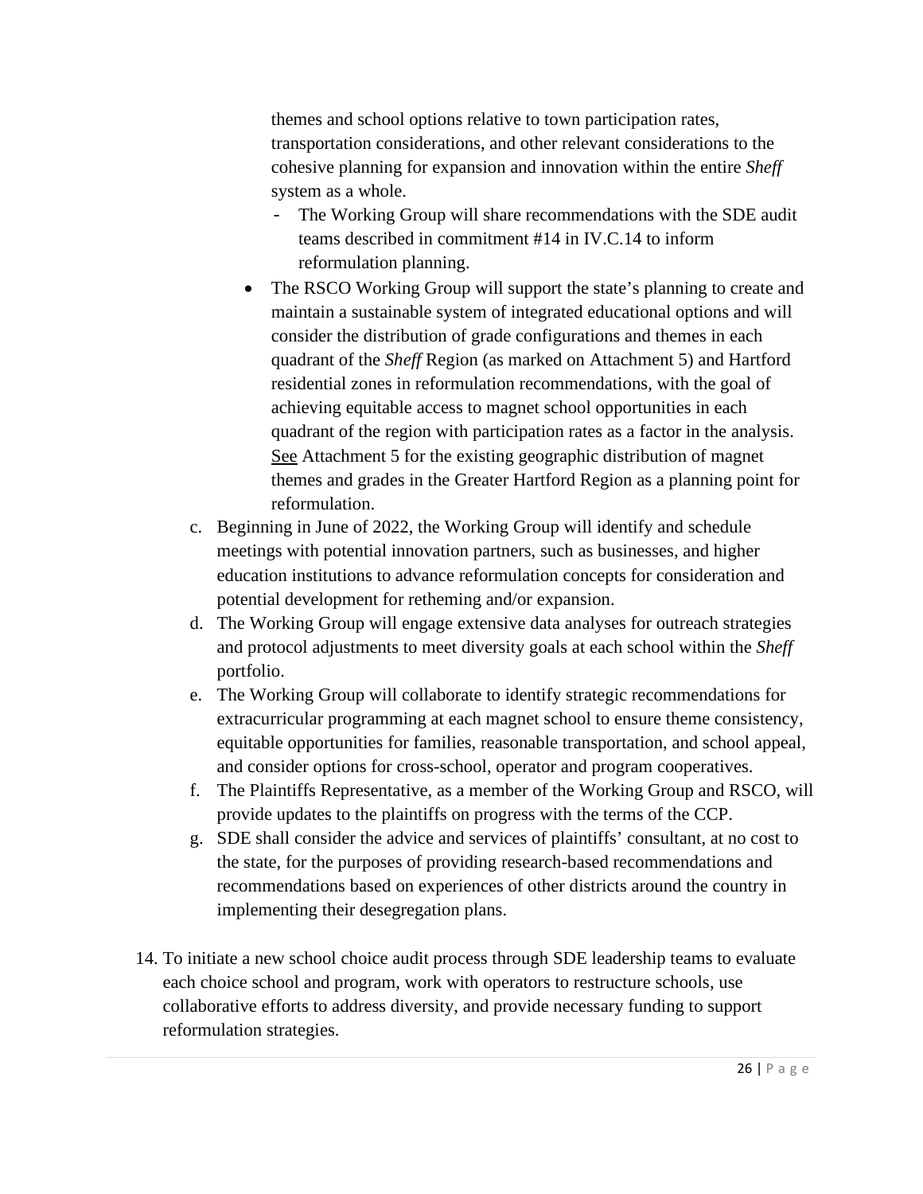themes and school options relative to town participation rates, transportation considerations, and other relevant considerations to the cohesive planning for expansion and innovation within the entire *Sheff* system as a whole.

- The Working Group will share recommendations with the SDE audit teams described in commitment #14 in IV.C.14 to inform reformulation planning.

- The RSCO Working Group will support the state's planning to create and maintain a sustainable system of integrated educational options and will consider the distribution of grade configurations and themes in each quadrant of the *Sheff* Region (as marked on Attachment 5) and Hartford residential zones in reformulation recommendations, with the goal of achieving equitable access to magnet school opportunities in each quadrant of the region with participation rates as a factor in the analysis. See Attachment 5 for the existing geographic distribution of magnet themes and grades in the Greater Hartford Region as a planning point for reformulation.

c. Beginning in June of 2022, the Working Group will identify and schedule meetings with potential innovation partners, such as businesses, and higher education institutions to advance reformulation concepts for consideration and potential development for retheming and/or expansion.

d. The Working Group will engage extensive data analyses for outreach strategies and protocol adjustments to meet diversity goals at each school within the *Sheff* portfolio.

e. The Working Group will collaborate to identify strategic recommendations for extracurricular programming at each magnet school to ensure theme consistency, equitable opportunities for families, reasonable transportation, and school appeal, and consider options for cross-school, operator and program cooperatives.

f. The Plaintiffs Representative, as a member of the Working Group and RSCO, will provide updates to the plaintiffs on progress with the terms of the CCP.

g. SDE shall consider the advice and services of plaintiffs' consultant, at no cost to the state, for the purposes of providing research-based recommendations and recommendations based on experiences of other districts around the country in implementing their desegregation plans.

14. To initiate a new school choice audit process through SDE leadership teams to evaluate each choice school and program, work with operators to restructure schools, use collaborative efforts to address diversity, and provide necessary funding to support reformulation strategies.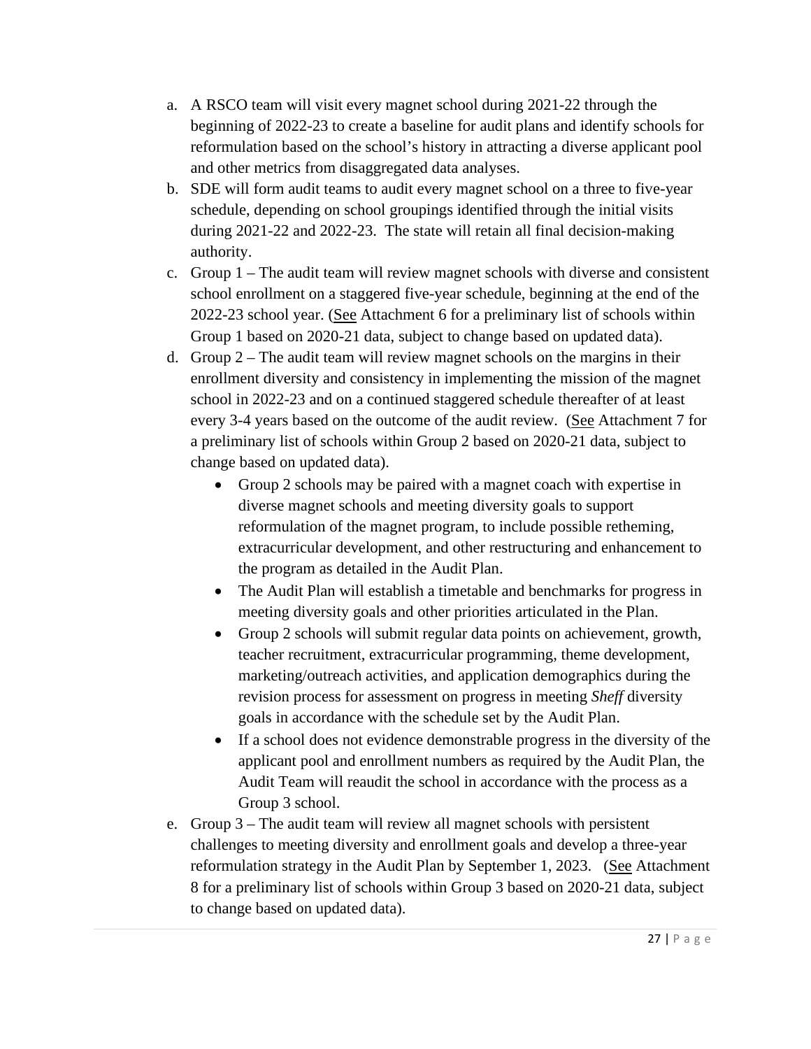a. A RSCO team will visit every magnet school during 2021-22 through the beginning of 2022-23 to create a baseline for audit plans and identify schools for reformulation based on the school's history in attracting a diverse applicant pool and other metrics from disaggregated data analyses.
b. SDE will form audit teams to audit every magnet school on a three to five-year schedule, depending on school groupings identified through the initial visits during 2021-22 and 2022-23. The state will retain all final decision-making authority.
c. Group 1 – The audit team will review magnet schools with diverse and consistent school enrollment on a staggered five-year schedule, beginning at the end of the 2022-23 school year. (See Attachment 6 for a preliminary list of schools within Group 1 based on 2020-21 data, subject to change based on updated data).
d. Group 2 – The audit team will review magnet schools on the margins in their enrollment diversity and consistency in implementing the mission of the magnet school in 2022-23 and on a continued staggered schedule thereafter of at least every 3-4 years based on the outcome of the audit review. (See Attachment 7 for a preliminary list of schools within Group 2 based on 2020-21 data, subject to change based on updated data).
    - Group 2 schools may be paired with a magnet coach with expertise in diverse magnet schools and meeting diversity goals to support reformulation of the magnet program, to include possible retheming, extracurricular development, and other restructuring and enhancement to the program as detailed in the Audit Plan.
    - The Audit Plan will establish a timetable and benchmarks for progress in meeting diversity goals and other priorities articulated in the Plan.
    - Group 2 schools will submit regular data points on achievement, growth, teacher recruitment, extracurricular programming, theme development, marketing/outreach activities, and application demographics during the revision process for assessment on progress in meeting *Sheff* diversity goals in accordance with the schedule set by the Audit Plan.
    - If a school does not evidence demonstrable progress in the diversity of the applicant pool and enrollment numbers as required by the Audit Plan, the Audit Team will reaudit the school in accordance with the process as a Group 3 school.
e. Group 3 – The audit team will review all magnet schools with persistent challenges to meeting diversity and enrollment goals and develop a three-year reformulation strategy in the Audit Plan by September 1, 2023. (See Attachment 8 for a preliminary list of schools within Group 3 based on 2020-21 data, subject to change based on updated data).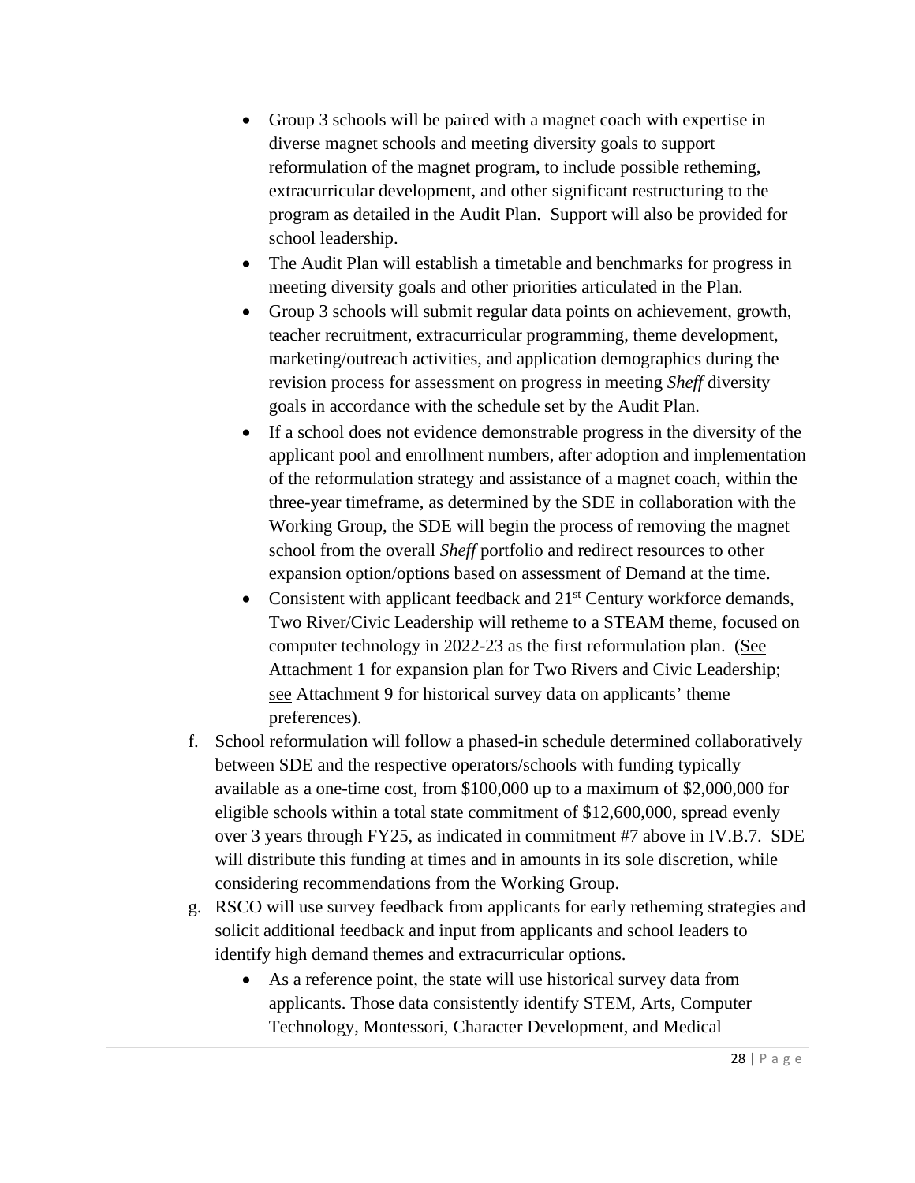- Group 3 schools will be paired with a magnet coach with expertise in diverse magnet schools and meeting diversity goals to support reformulation of the magnet program, to include possible retheming, extracurricular development, and other significant restructuring to the program as detailed in the Audit Plan. Support will also be provided for school leadership.
- The Audit Plan will establish a timetable and benchmarks for progress in meeting diversity goals and other priorities articulated in the Plan.
- Group 3 schools will submit regular data points on achievement, growth, teacher recruitment, extracurricular programming, theme development, marketing/outreach activities, and application demographics during the revision process for assessment on progress in meeting *Sheff* diversity goals in accordance with the schedule set by the Audit Plan.
- If a school does not evidence demonstrable progress in the diversity of the applicant pool and enrollment numbers, after adoption and implementation of the reformulation strategy and assistance of a magnet coach, within the three-year timeframe, as determined by the SDE in collaboration with the Working Group, the SDE will begin the process of removing the magnet school from the overall *Sheff* portfolio and redirect resources to other expansion option/options based on assessment of Demand at the time.
- Consistent with applicant feedback and 21st Century workforce demands, Two River/Civic Leadership will retheme to a STEAM theme, focused on computer technology in 2022-23 as the first reformulation plan. (See Attachment 1 for expansion plan for Two Rivers and Civic Leadership; see Attachment 9 for historical survey data on applicants' theme preferences).

f. School reformulation will follow a phased-in schedule determined collaboratively between SDE and the respective operators/schools with funding typically available as a one-time cost, from $100,000 up to a maximum of $2,000,000 for eligible schools within a total state commitment of $12,600,000, spread evenly over 3 years through FY25, as indicated in commitment #7 above in IV.B.7. SDE will distribute this funding at times and in amounts in its sole discretion, while considering recommendations from the Working Group.

g. RSCO will use survey feedback from applicants for early retheming strategies and solicit additional feedback and input from applicants and school leaders to identify high demand themes and extracurricular options.

- As a reference point, the state will use historical survey data from applicants. Those data consistently identify STEM, Arts, Computer Technology, Montessori, Character Development, and Medical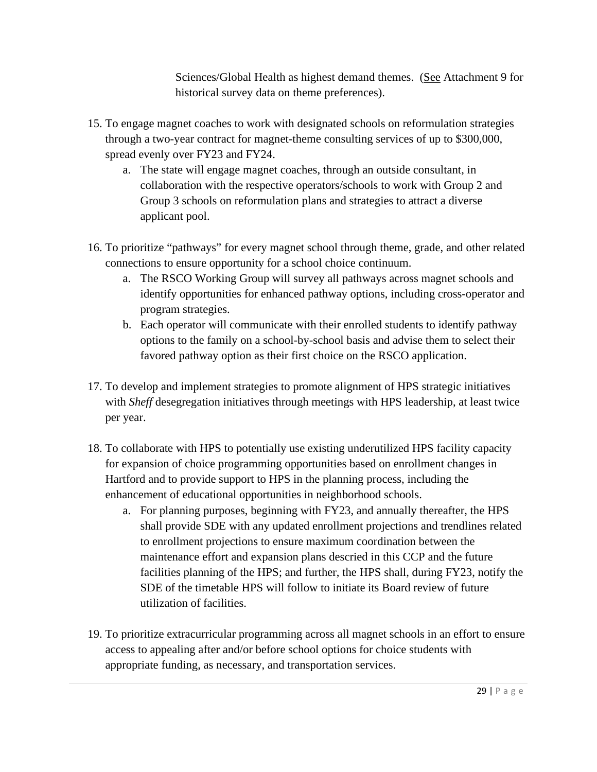Sciences/Global Health as highest demand themes. (See Attachment 9 for historical survey data on theme preferences).

15. To engage magnet coaches to work with designated schools on reformulation strategies through a two-year contract for magnet-theme consulting services of up to $300,000, spread evenly over FY23 and FY24.
    a. The state will engage magnet coaches, through an outside consultant, in collaboration with the respective operators/schools to work with Group 2 and Group 3 schools on reformulation plans and strategies to attract a diverse applicant pool.

16. To prioritize "pathways" for every magnet school through theme, grade, and other related connections to ensure opportunity for a school choice continuum.
    a. The RSCO Working Group will survey all pathways across magnet schools and identify opportunities for enhanced pathway options, including cross-operator and program strategies.
    b. Each operator will communicate with their enrolled students to identify pathway options to the family on a school-by-school basis and advise them to select their favored pathway option as their first choice on the RSCO application.

17. To develop and implement strategies to promote alignment of HPS strategic initiatives with *Sheff* desegregation initiatives through meetings with HPS leadership, at least twice per year.

18. To collaborate with HPS to potentially use existing underutilized HPS facility capacity for expansion of choice programming opportunities based on enrollment changes in Hartford and to provide support to HPS in the planning process, including the enhancement of educational opportunities in neighborhood schools.
    a. For planning purposes, beginning with FY23, and annually thereafter, the HPS shall provide SDE with any updated enrollment projections and trendlines related to enrollment projections to ensure maximum coordination between the maintenance effort and expansion plans descried in this CCP and the future facilities planning of the HPS; and further, the HPS shall, during FY23, notify the SDE of the timetable HPS will follow to initiate its Board review of future utilization of facilities.

19. To prioritize extracurricular programming across all magnet schools in an effort to ensure access to appealing after and/or before school options for choice students with appropriate funding, as necessary, and transportation services.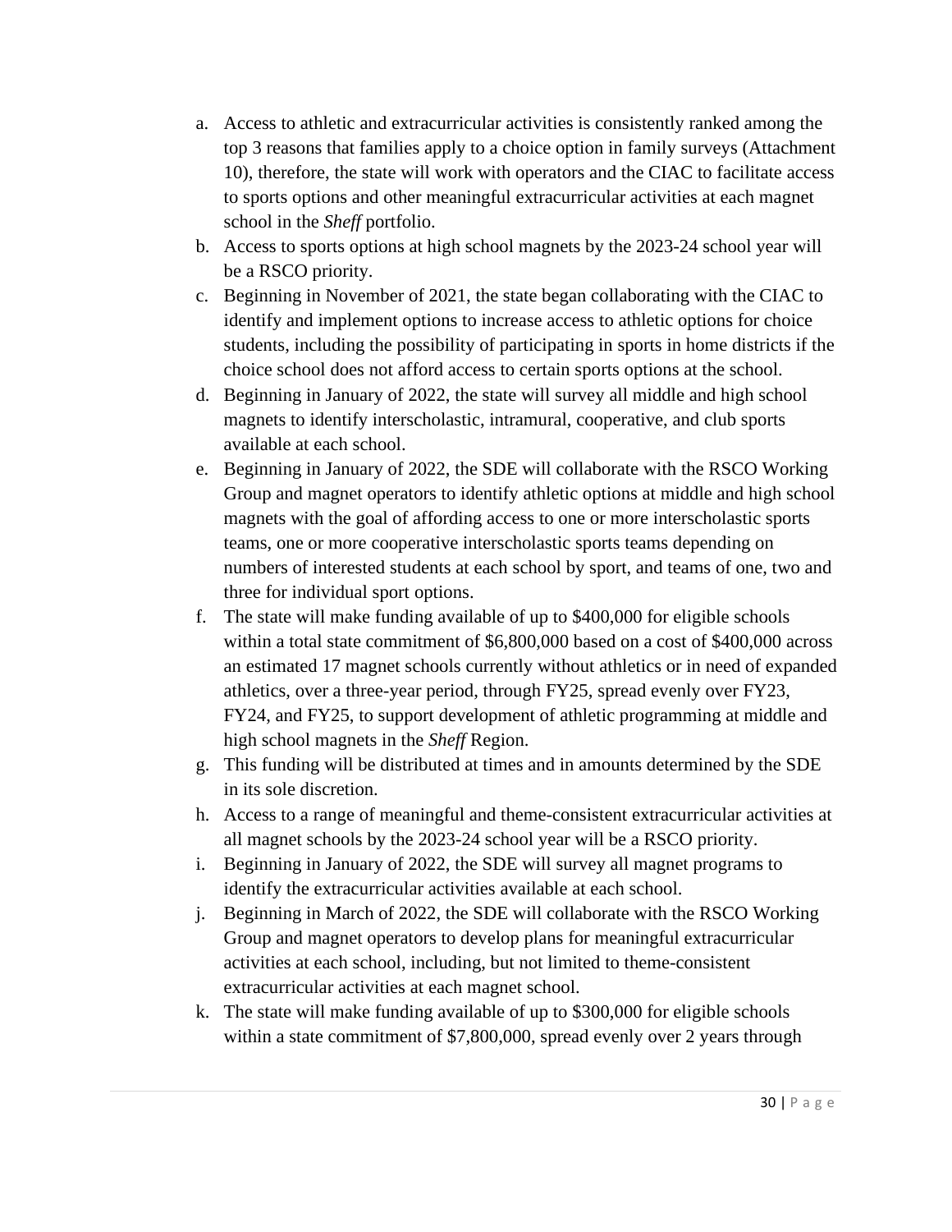a. Access to athletic and extracurricular activities is consistently ranked among the top 3 reasons that families apply to a choice option in family surveys (Attachment 10), therefore, the state will work with operators and the CIAC to facilitate access to sports options and other meaningful extracurricular activities at each magnet school in the *Sheff* portfolio.
b. Access to sports options at high school magnets by the 2023-24 school year will be a RSCO priority.
c. Beginning in November of 2021, the state began collaborating with the CIAC to identify and implement options to increase access to athletic options for choice students, including the possibility of participating in sports in home districts if the choice school does not afford access to certain sports options at the school.
d. Beginning in January of 2022, the state will survey all middle and high school magnets to identify interscholastic, intramural, cooperative, and club sports available at each school.
e. Beginning in January of 2022, the SDE will collaborate with the RSCO Working Group and magnet operators to identify athletic options at middle and high school magnets with the goal of affording access to one or more interscholastic sports teams, one or more cooperative interscholastic sports teams depending on numbers of interested students at each school by sport, and teams of one, two and three for individual sport options.
f. The state will make funding available of up to $400,000 for eligible schools within a total state commitment of $6,800,000 based on a cost of $400,000 across an estimated 17 magnet schools currently without athletics or in need of expanded athletics, over a three-year period, through FY25, spread evenly over FY23, FY24, and FY25, to support development of athletic programming at middle and high school magnets in the *Sheff* Region.
g. This funding will be distributed at times and in amounts determined by the SDE in its sole discretion.
h. Access to a range of meaningful and theme-consistent extracurricular activities at all magnet schools by the 2023-24 school year will be a RSCO priority.
i. Beginning in January of 2022, the SDE will survey all magnet programs to identify the extracurricular activities available at each school.
j. Beginning in March of 2022, the SDE will collaborate with the RSCO Working Group and magnet operators to develop plans for meaningful extracurricular activities at each school, including, but not limited to theme-consistent extracurricular activities at each magnet school.
k. The state will make funding available of up to $300,000 for eligible schools within a state commitment of $7,800,000, spread evenly over 2 years through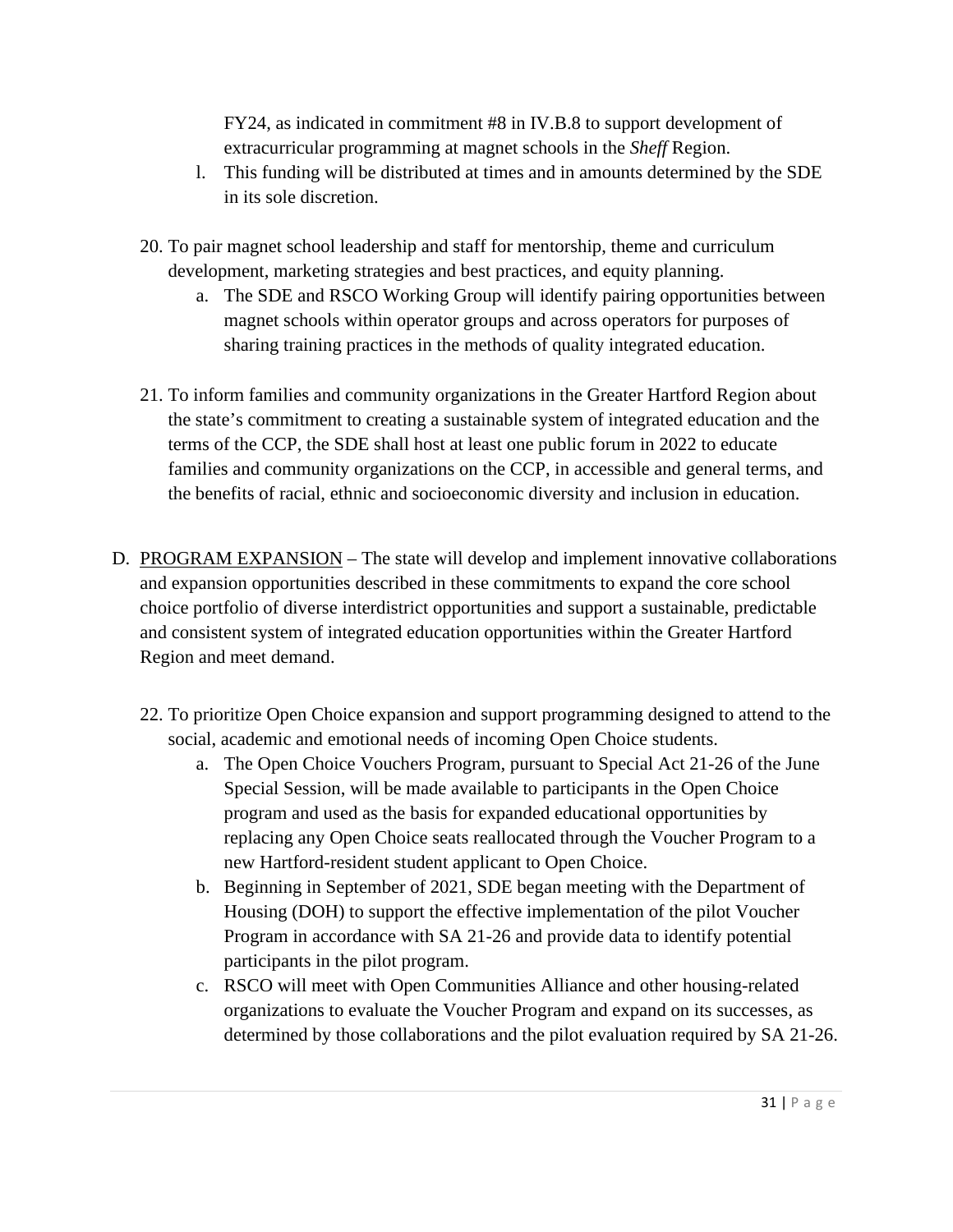FY24, as indicated in commitment #8 in IV.B.8 to support development of extracurricular programming at magnet schools in the *Sheff* Region.

l. This funding will be distributed at times and in amounts determined by the SDE in its sole discretion.

20. To pair magnet school leadership and staff for mentorship, theme and curriculum development, marketing strategies and best practices, and equity planning.
    a. The SDE and RSCO Working Group will identify pairing opportunities between magnet schools within operator groups and across operators for purposes of sharing training practices in the methods of quality integrated education.

21. To inform families and community organizations in the Greater Hartford Region about the state's commitment to creating a sustainable system of integrated education and the terms of the CCP, the SDE shall host at least one public forum in 2022 to educate families and community organizations on the CCP, in accessible and general terms, and the benefits of racial, ethnic and socioeconomic diversity and inclusion in education.

D. PROGRAM EXPANSION – The state will develop and implement innovative collaborations and expansion opportunities described in these commitments to expand the core school choice portfolio of diverse interdistrict opportunities and support a sustainable, predictable and consistent system of integrated education opportunities within the Greater Hartford Region and meet demand.

22. To prioritize Open Choice expansion and support programming designed to attend to the social, academic and emotional needs of incoming Open Choice students.
    a. The Open Choice Vouchers Program, pursuant to Special Act 21-26 of the June Special Session, will be made available to participants in the Open Choice program and used as the basis for expanded educational opportunities by replacing any Open Choice seats reallocated through the Voucher Program to a new Hartford-resident student applicant to Open Choice.
    b. Beginning in September of 2021, SDE began meeting with the Department of Housing (DOH) to support the effective implementation of the pilot Voucher Program in accordance with SA 21-26 and provide data to identify potential participants in the pilot program.
    c. RSCO will meet with Open Communities Alliance and other housing-related organizations to evaluate the Voucher Program and expand on its successes, as determined by those collaborations and the pilot evaluation required by SA 21-26.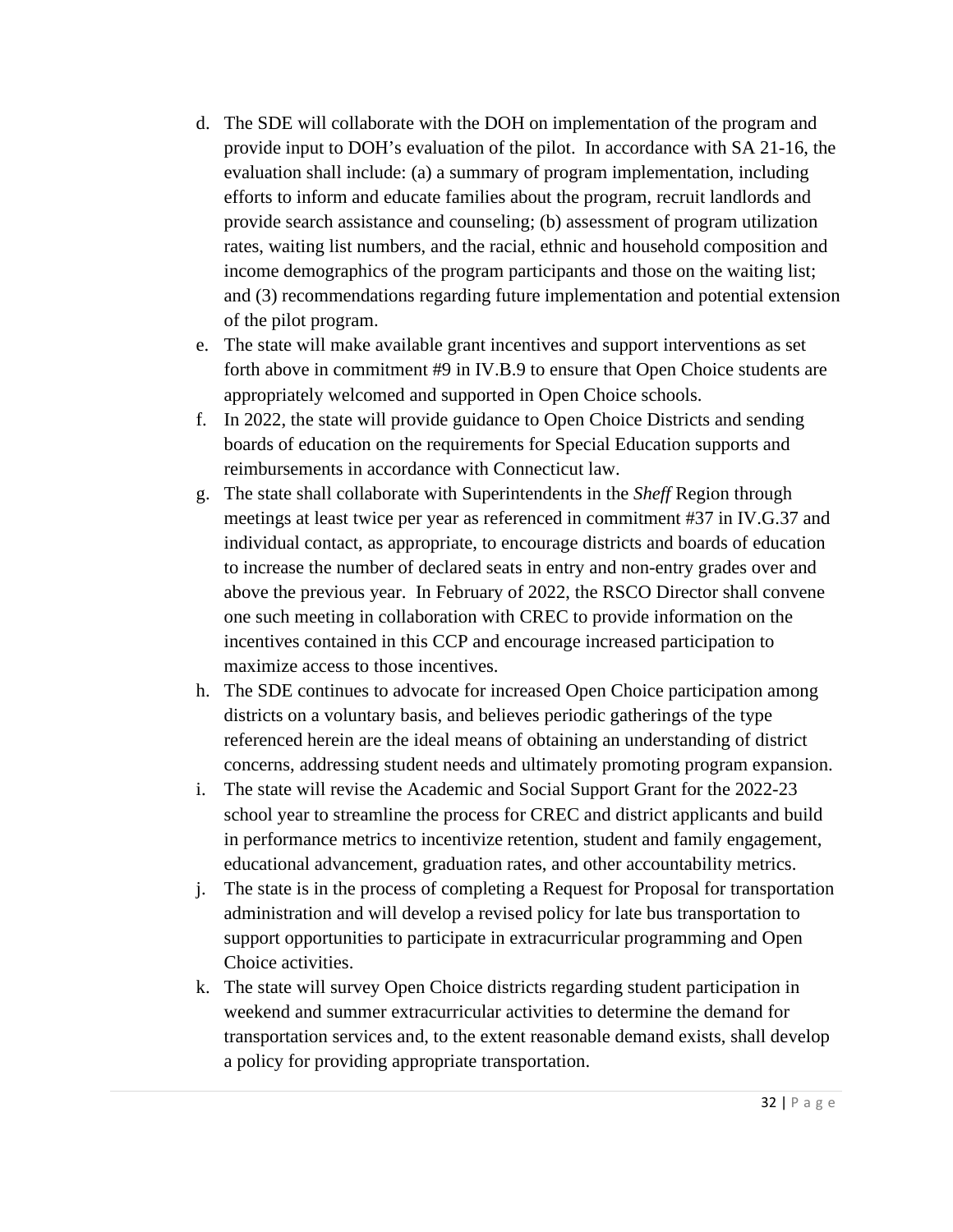d. The SDE will collaborate with the DOH on implementation of the program and provide input to DOH's evaluation of the pilot. In accordance with SA 21-16, the evaluation shall include: (a) a summary of program implementation, including efforts to inform and educate families about the program, recruit landlords and provide search assistance and counseling; (b) assessment of program utilization rates, waiting list numbers, and the racial, ethnic and household composition and income demographics of the program participants and those on the waiting list; and (3) recommendations regarding future implementation and potential extension of the pilot program.
e. The state will make available grant incentives and support interventions as set forth above in commitment #9 in IV.B.9 to ensure that Open Choice students are appropriately welcomed and supported in Open Choice schools.
f. In 2022, the state will provide guidance to Open Choice Districts and sending boards of education on the requirements for Special Education supports and reimbursements in accordance with Connecticut law.
g. The state shall collaborate with Superintendents in the *Sheff* Region through meetings at least twice per year as referenced in commitment #37 in IV.G.37 and individual contact, as appropriate, to encourage districts and boards of education to increase the number of declared seats in entry and non-entry grades over and above the previous year. In February of 2022, the RSCO Director shall convene one such meeting in collaboration with CREC to provide information on the incentives contained in this CCP and encourage increased participation to maximize access to those incentives.
h. The SDE continues to advocate for increased Open Choice participation among districts on a voluntary basis, and believes periodic gatherings of the type referenced herein are the ideal means of obtaining an understanding of district concerns, addressing student needs and ultimately promoting program expansion.
i. The state will revise the Academic and Social Support Grant for the 2022-23 school year to streamline the process for CREC and district applicants and build in performance metrics to incentivize retention, student and family engagement, educational advancement, graduation rates, and other accountability metrics.
j. The state is in the process of completing a Request for Proposal for transportation administration and will develop a revised policy for late bus transportation to support opportunities to participate in extracurricular programming and Open Choice activities.
k. The state will survey Open Choice districts regarding student participation in weekend and summer extracurricular activities to determine the demand for transportation services and, to the extent reasonable demand exists, shall develop a policy for providing appropriate transportation.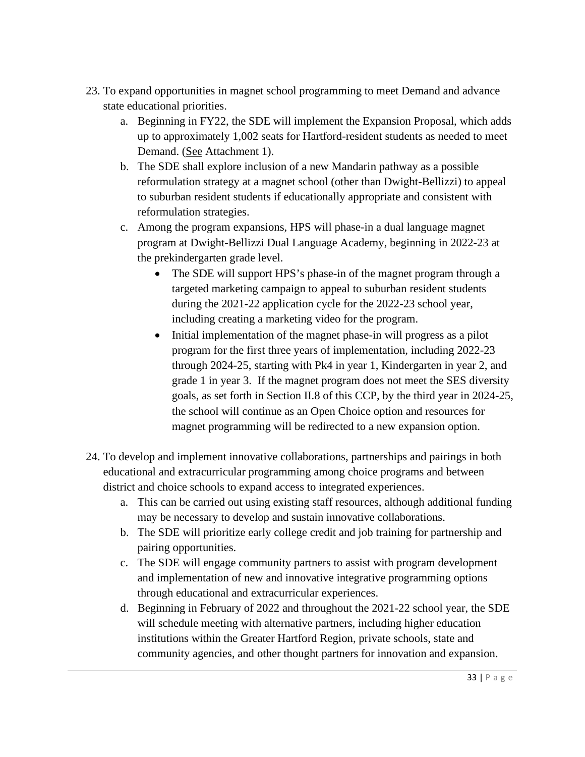23. To expand opportunities in magnet school programming to meet Demand and advance state educational priorities.
    a. Beginning in FY22, the SDE will implement the Expansion Proposal, which adds up to approximately 1,002 seats for Hartford-resident students as needed to meet Demand. (See Attachment 1).
    b. The SDE shall explore inclusion of a new Mandarin pathway as a possible reformulation strategy at a magnet school (other than Dwight-Bellizzi) to appeal to suburban resident students if educationally appropriate and consistent with reformulation strategies.
    c. Among the program expansions, HPS will phase-in a dual language magnet program at Dwight-Bellizzi Dual Language Academy, beginning in 2022-23 at the prekindergarten grade level.
        - The SDE will support HPS's phase-in of the magnet program through a targeted marketing campaign to appeal to suburban resident students during the 2021-22 application cycle for the 2022-23 school year, including creating a marketing video for the program.
        - Initial implementation of the magnet phase-in will progress as a pilot program for the first three years of implementation, including 2022-23 through 2024-25, starting with Pk4 in year 1, Kindergarten in year 2, and grade 1 in year 3. If the magnet program does not meet the SES diversity goals, as set forth in Section II.8 of this CCP, by the third year in 2024-25, the school will continue as an Open Choice option and resources for magnet programming will be redirected to a new expansion option.

24. To develop and implement innovative collaborations, partnerships and pairings in both educational and extracurricular programming among choice programs and between district and choice schools to expand access to integrated experiences.
    a. This can be carried out using existing staff resources, although additional funding may be necessary to develop and sustain innovative collaborations.
    b. The SDE will prioritize early college credit and job training for partnership and pairing opportunities.
    c. The SDE will engage community partners to assist with program development and implementation of new and innovative integrative programming options through educational and extracurricular experiences.
    d. Beginning in February of 2022 and throughout the 2021-22 school year, the SDE will schedule meeting with alternative partners, including higher education institutions within the Greater Hartford Region, private schools, state and community agencies, and other thought partners for innovation and expansion.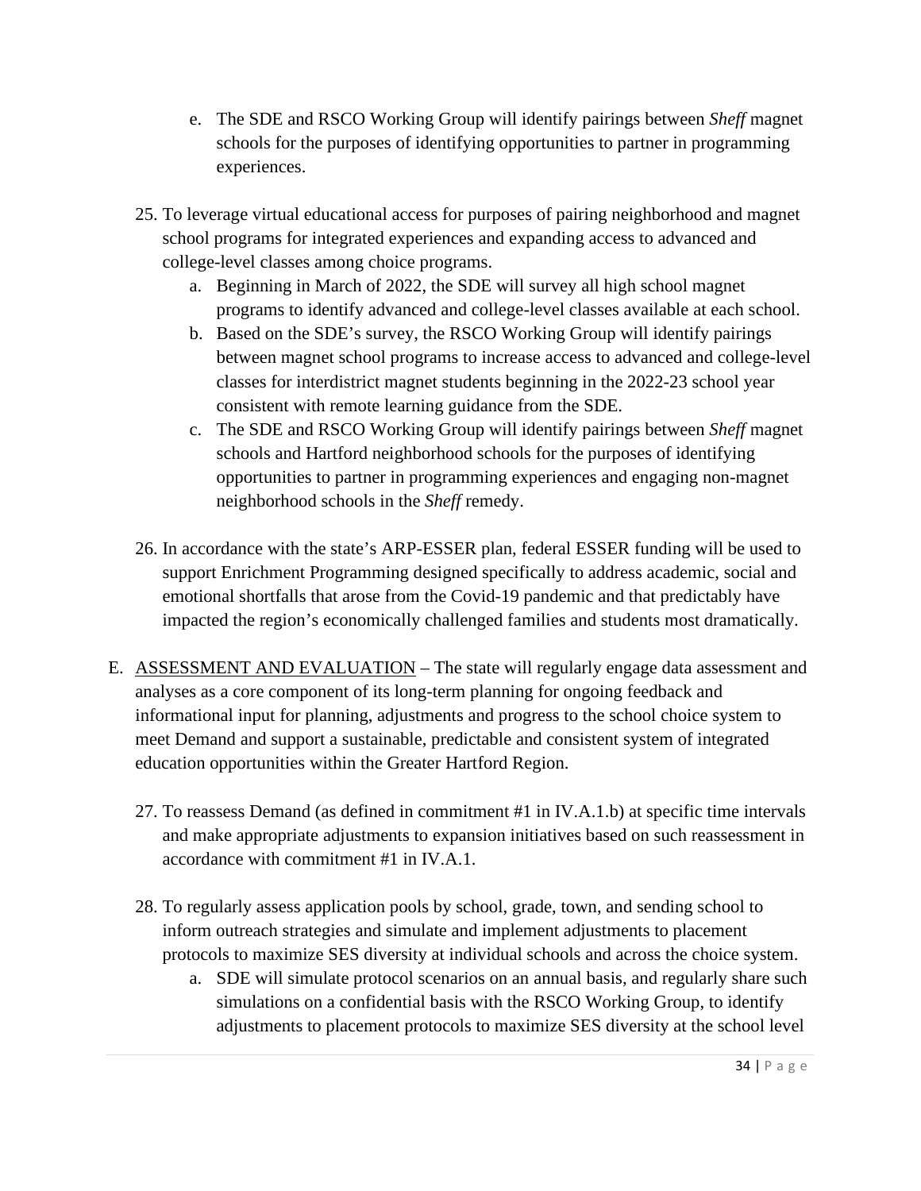e. The SDE and RSCO Working Group will identify pairings between *Sheff* magnet schools for the purposes of identifying opportunities to partner in programming experiences.

25. To leverage virtual educational access for purposes of pairing neighborhood and magnet school programs for integrated experiences and expanding access to advanced and college-level classes among choice programs.
    a. Beginning in March of 2022, the SDE will survey all high school magnet programs to identify advanced and college-level classes available at each school.
    b. Based on the SDE's survey, the RSCO Working Group will identify pairings between magnet school programs to increase access to advanced and college-level classes for interdistrict magnet students beginning in the 2022-23 school year consistent with remote learning guidance from the SDE.
    c. The SDE and RSCO Working Group will identify pairings between *Sheff* magnet schools and Hartford neighborhood schools for the purposes of identifying opportunities to partner in programming experiences and engaging non-magnet neighborhood schools in the *Sheff* remedy.

26. In accordance with the state's ARP-ESSER plan, federal ESSER funding will be used to support Enrichment Programming designed specifically to address academic, social and emotional shortfalls that arose from the Covid-19 pandemic and that predictably have impacted the region's economically challenged families and students most dramatically.

E. <u>ASSESSMENT AND EVALUATION</u> – The state will regularly engage data assessment and analyses as a core component of its long-term planning for ongoing feedback and informational input for planning, adjustments and progress to the school choice system to meet Demand and support a sustainable, predictable and consistent system of integrated education opportunities within the Greater Hartford Region.

27. To reassess Demand (as defined in commitment #1 in IV.A.1.b) at specific time intervals and make appropriate adjustments to expansion initiatives based on such reassessment in accordance with commitment #1 in IV.A.1.

28. To regularly assess application pools by school, grade, town, and sending school to inform outreach strategies and simulate and implement adjustments to placement protocols to maximize SES diversity at individual schools and across the choice system.
    a. SDE will simulate protocol scenarios on an annual basis, and regularly share such simulations on a confidential basis with the RSCO Working Group, to identify adjustments to placement protocols to maximize SES diversity at the school level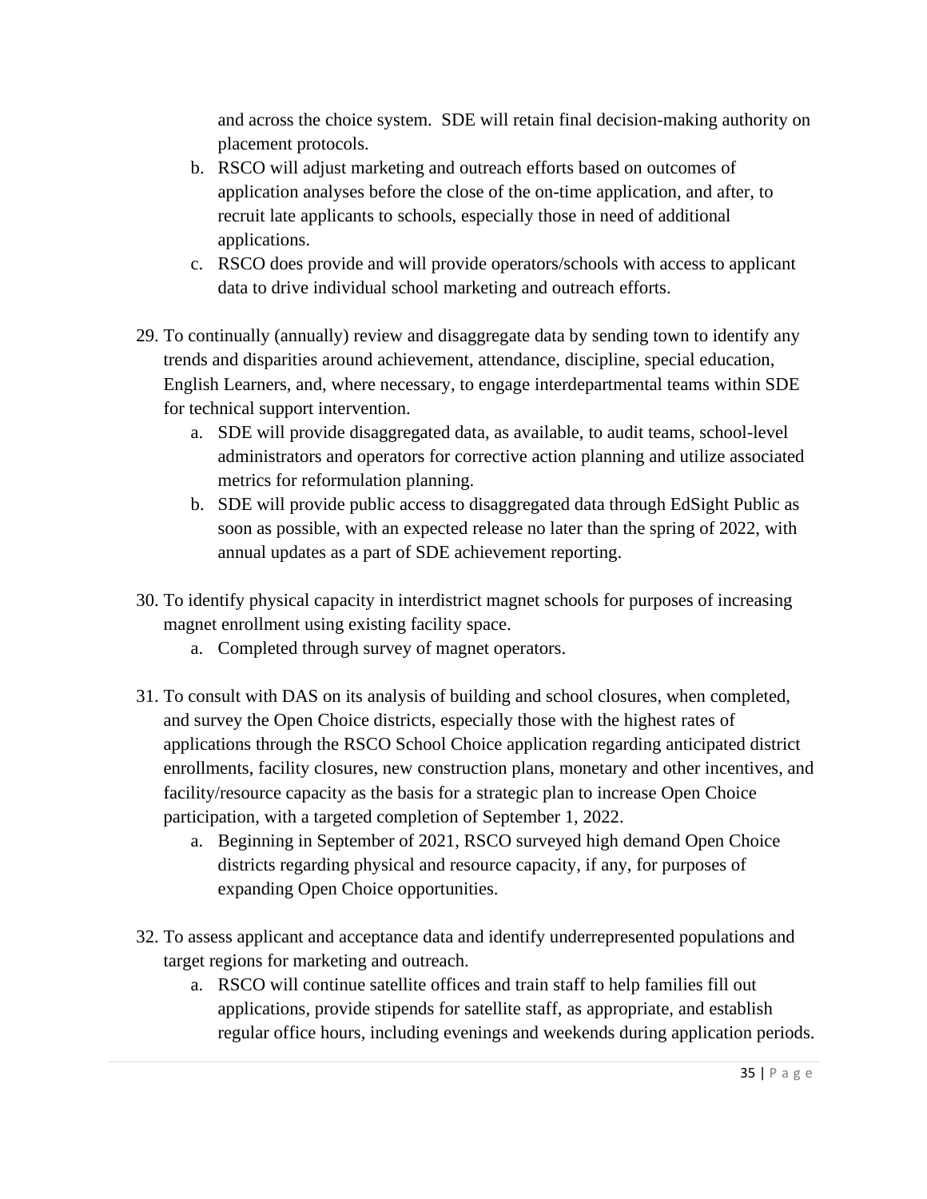and across the choice system. SDE will retain final decision-making authority on placement protocols.

b. RSCO will adjust marketing and outreach efforts based on outcomes of application analyses before the close of the on-time application, and after, to recruit late applicants to schools, especially those in need of additional applications.

c. RSCO does provide and will provide operators/schools with access to applicant data to drive individual school marketing and outreach efforts.

29. To continually (annually) review and disaggregate data by sending town to identify any trends and disparities around achievement, attendance, discipline, special education, English Learners, and, where necessary, to engage interdepartmental teams within SDE for technical support intervention.
    a. SDE will provide disaggregated data, as available, to audit teams, school-level administrators and operators for corrective action planning and utilize associated metrics for reformulation planning.
    b. SDE will provide public access to disaggregated data through EdSight Public as soon as possible, with an expected release no later than the spring of 2022, with annual updates as a part of SDE achievement reporting.

30. To identify physical capacity in interdistrict magnet schools for purposes of increasing magnet enrollment using existing facility space.
    a. Completed through survey of magnet operators.

31. To consult with DAS on its analysis of building and school closures, when completed, and survey the Open Choice districts, especially those with the highest rates of applications through the RSCO School Choice application regarding anticipated district enrollments, facility closures, new construction plans, monetary and other incentives, and facility/resource capacity as the basis for a strategic plan to increase Open Choice participation, with a targeted completion of September 1, 2022.
    a. Beginning in September of 2021, RSCO surveyed high demand Open Choice districts regarding physical and resource capacity, if any, for purposes of expanding Open Choice opportunities.

32. To assess applicant and acceptance data and identify underrepresented populations and target regions for marketing and outreach.
    a. RSCO will continue satellite offices and train staff to help families fill out applications, provide stipends for satellite staff, as appropriate, and establish regular office hours, including evenings and weekends during application periods.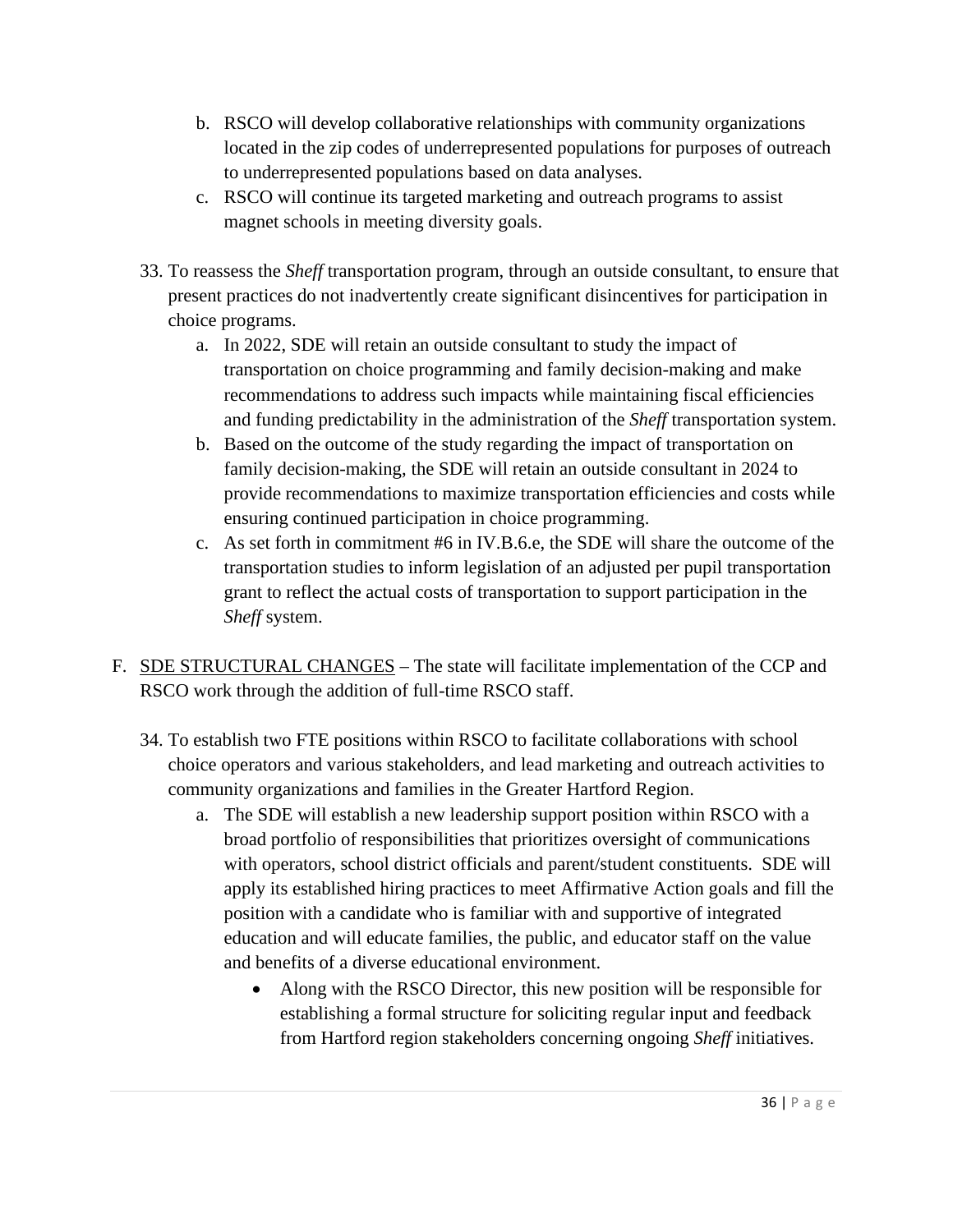b. RSCO will develop collaborative relationships with community organizations located in the zip codes of underrepresented populations for purposes of outreach to underrepresented populations based on data analyses.
   c. RSCO will continue its targeted marketing and outreach programs to assist magnet schools in meeting diversity goals.

33. To reassess the *Sheff* transportation program, through an outside consultant, to ensure that present practices do not inadvertently create significant disincentives for participation in choice programs.
   a. In 2022, SDE will retain an outside consultant to study the impact of transportation on choice programming and family decision-making and make recommendations to address such impacts while maintaining fiscal efficiencies and funding predictability in the administration of the *Sheff* transportation system.
   b. Based on the outcome of the study regarding the impact of transportation on family decision-making, the SDE will retain an outside consultant in 2024 to provide recommendations to maximize transportation efficiencies and costs while ensuring continued participation in choice programming.
   c. As set forth in commitment #6 in IV.B.6.e, the SDE will share the outcome of the transportation studies to inform legislation of an adjusted per pupil transportation grant to reflect the actual costs of transportation to support participation in the *Sheff* system.

F. <u>SDE STRUCTURAL CHANGES</u> – The state will facilitate implementation of the CCP and RSCO work through the addition of full-time RSCO staff.

34. To establish two FTE positions within RSCO to facilitate collaborations with school choice operators and various stakeholders, and lead marketing and outreach activities to community organizations and families in the Greater Hartford Region.
   a. The SDE will establish a new leadership support position within RSCO with a broad portfolio of responsibilities that prioritizes oversight of communications with operators, school district officials and parent/student constituents. SDE will apply its established hiring practices to meet Affirmative Action goals and fill the position with a candidate who is familiar with and supportive of integrated education and will educate families, the public, and educator staff on the value and benefits of a diverse educational environment.
      - Along with the RSCO Director, this new position will be responsible for establishing a formal structure for soliciting regular input and feedback from Hartford region stakeholders concerning ongoing *Sheff* initiatives.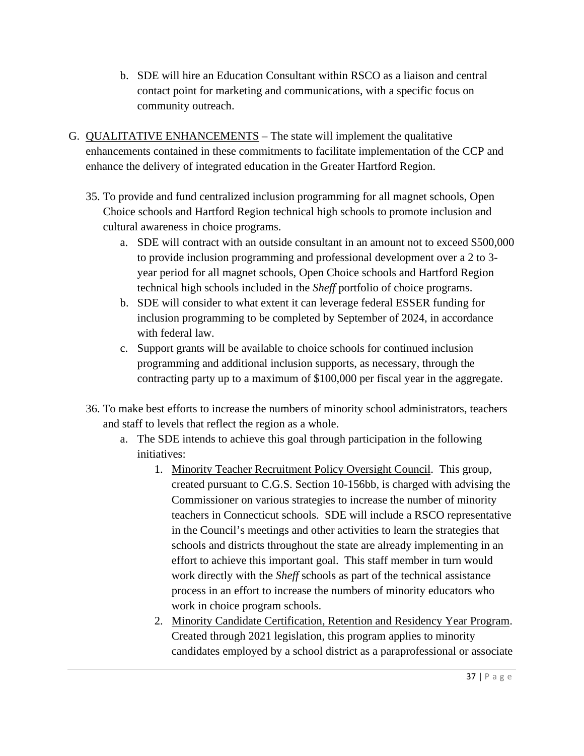b. SDE will hire an Education Consultant within RSCO as a liaison and central contact point for marketing and communications, with a specific focus on community outreach.

G. <u>QUALITATIVE ENHANCEMENTS</u> – The state will implement the qualitative enhancements contained in these commitments to facilitate implementation of the CCP and enhance the delivery of integrated education in the Greater Hartford Region.

35. To provide and fund centralized inclusion programming for all magnet schools, Open Choice schools and Hartford Region technical high schools to promote inclusion and cultural awareness in choice programs.
    a. SDE will contract with an outside consultant in an amount not to exceed $500,000 to provide inclusion programming and professional development over a 2 to 3-year period for all magnet schools, Open Choice schools and Hartford Region technical high schools included in the *Sheff* portfolio of choice programs.
    b. SDE will consider to what extent it can leverage federal ESSER funding for inclusion programming to be completed by September of 2024, in accordance with federal law.
    c. Support grants will be available to choice schools for continued inclusion programming and additional inclusion supports, as necessary, through the contracting party up to a maximum of $100,000 per fiscal year in the aggregate.

36. To make best efforts to increase the numbers of minority school administrators, teachers and staff to levels that reflect the region as a whole.
    a. The SDE intends to achieve this goal through participation in the following initiatives:
        1. <u>Minority Teacher Recruitment Policy Oversight Council</u>. This group, created pursuant to C.G.S. Section 10-156bb, is charged with advising the Commissioner on various strategies to increase the number of minority teachers in Connecticut schools. SDE will include a RSCO representative in the Council's meetings and other activities to learn the strategies that schools and districts throughout the state are already implementing in an effort to achieve this important goal. This staff member in turn would work directly with the *Sheff* schools as part of the technical assistance process in an effort to increase the numbers of minority educators who work in choice program schools.
        2. <u>Minority Candidate Certification, Retention and Residency Year Program</u>. Created through 2021 legislation, this program applies to minority candidates employed by a school district as a paraprofessional or associate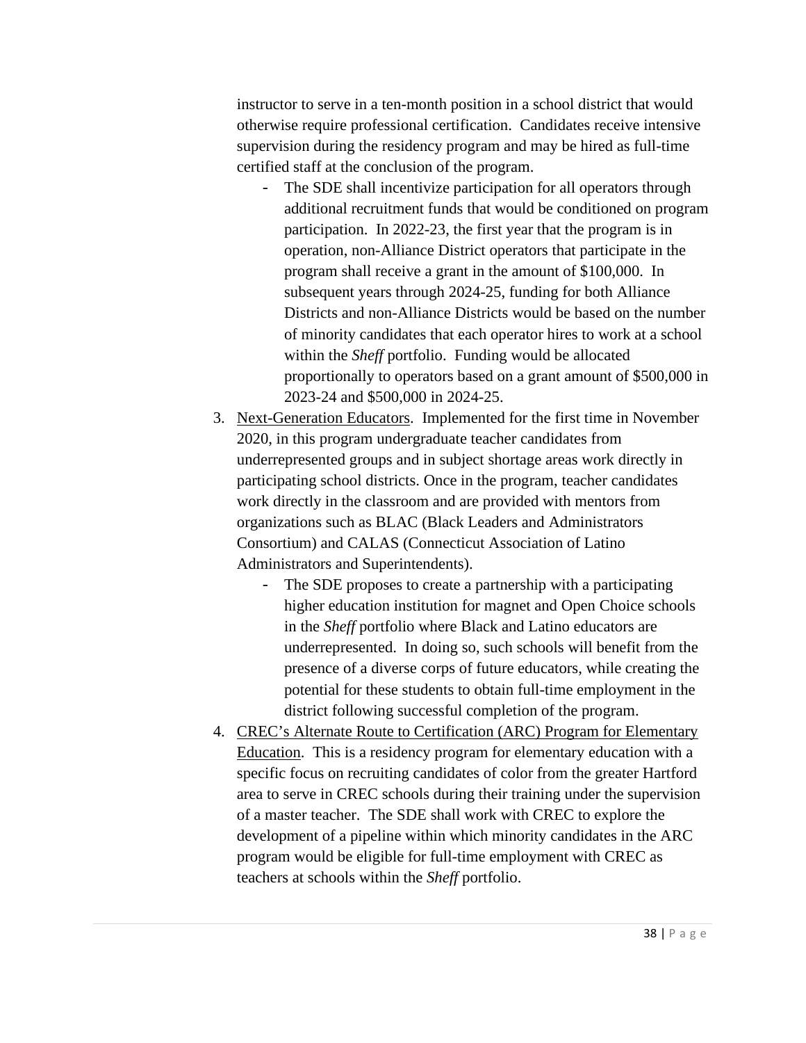instructor to serve in a ten-month position in a school district that would otherwise require professional certification. Candidates receive intensive supervision during the residency program and may be hired as full-time certified staff at the conclusion of the program.

   - The SDE shall incentivize participation for all operators through additional recruitment funds that would be conditioned on program participation. In 2022-23, the first year that the program is in operation, non-Alliance District operators that participate in the program shall receive a grant in the amount of $100,000. In subsequent years through 2024-25, funding for both Alliance Districts and non-Alliance Districts would be based on the number of minority candidates that each operator hires to work at a school within the *Sheff* portfolio. Funding would be allocated proportionally to operators based on a grant amount of $500,000 in 2023-24 and $500,000 in 2024-25.

3. <u>Next-Generation Educators</u>. Implemented for the first time in November 2020, in this program undergraduate teacher candidates from underrepresented groups and in subject shortage areas work directly in participating school districts. Once in the program, teacher candidates work directly in the classroom and are provided with mentors from organizations such as BLAC (Black Leaders and Administrators Consortium) and CALAS (Connecticut Association of Latino Administrators and Superintendents).
   - The SDE proposes to create a partnership with a participating higher education institution for magnet and Open Choice schools in the *Sheff* portfolio where Black and Latino educators are underrepresented. In doing so, such schools will benefit from the presence of a diverse corps of future educators, while creating the potential for these students to obtain full-time employment in the district following successful completion of the program.
4. <u>CREC's Alternate Route to Certification (ARC) Program for Elementary Education</u>. This is a residency program for elementary education with a specific focus on recruiting candidates of color from the greater Hartford area to serve in CREC schools during their training under the supervision of a master teacher. The SDE shall work with CREC to explore the development of a pipeline within which minority candidates in the ARC program would be eligible for full-time employment with CREC as teachers at schools within the *Sheff* portfolio.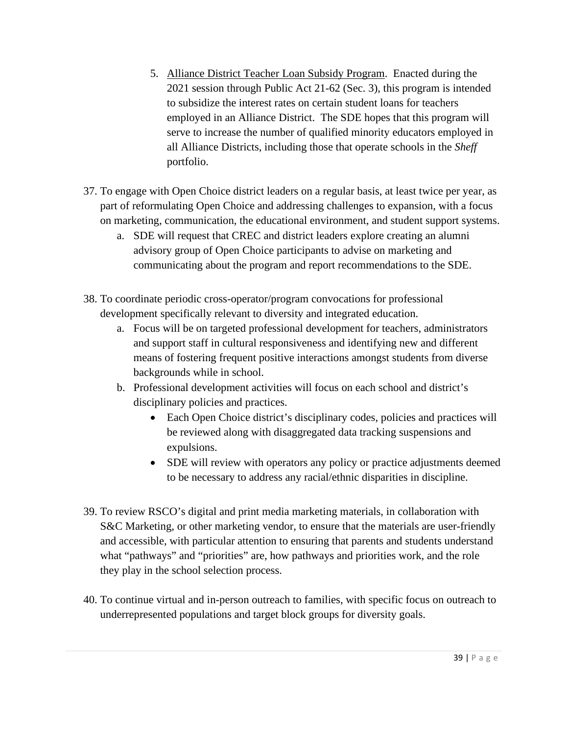5. Alliance District Teacher Loan Subsidy Program. Enacted during the 2021 session through Public Act 21-62 (Sec. 3), this program is intended to subsidize the interest rates on certain student loans for teachers employed in an Alliance District. The SDE hopes that this program will serve to increase the number of qualified minority educators employed in all Alliance Districts, including those that operate schools in the *Sheff* portfolio.

37. To engage with Open Choice district leaders on a regular basis, at least twice per year, as part of reformulating Open Choice and addressing challenges to expansion, with a focus on marketing, communication, the educational environment, and student support systems.
    a. SDE will request that CREC and district leaders explore creating an alumni advisory group of Open Choice participants to advise on marketing and communicating about the program and report recommendations to the SDE.

38. To coordinate periodic cross-operator/program convocations for professional development specifically relevant to diversity and integrated education.
    a. Focus will be on targeted professional development for teachers, administrators and support staff in cultural responsiveness and identifying new and different means of fostering frequent positive interactions amongst students from diverse backgrounds while in school.
    b. Professional development activities will focus on each school and district's disciplinary policies and practices.
        - Each Open Choice district's disciplinary codes, policies and practices will be reviewed along with disaggregated data tracking suspensions and expulsions.
        - SDE will review with operators any policy or practice adjustments deemed to be necessary to address any racial/ethnic disparities in discipline.

39. To review RSCO's digital and print media marketing materials, in collaboration with S&C Marketing, or other marketing vendor, to ensure that the materials are user-friendly and accessible, with particular attention to ensuring that parents and students understand what "pathways" and "priorities" are, how pathways and priorities work, and the role they play in the school selection process.

40. To continue virtual and in-person outreach to families, with specific focus on outreach to underrepresented populations and target block groups for diversity goals.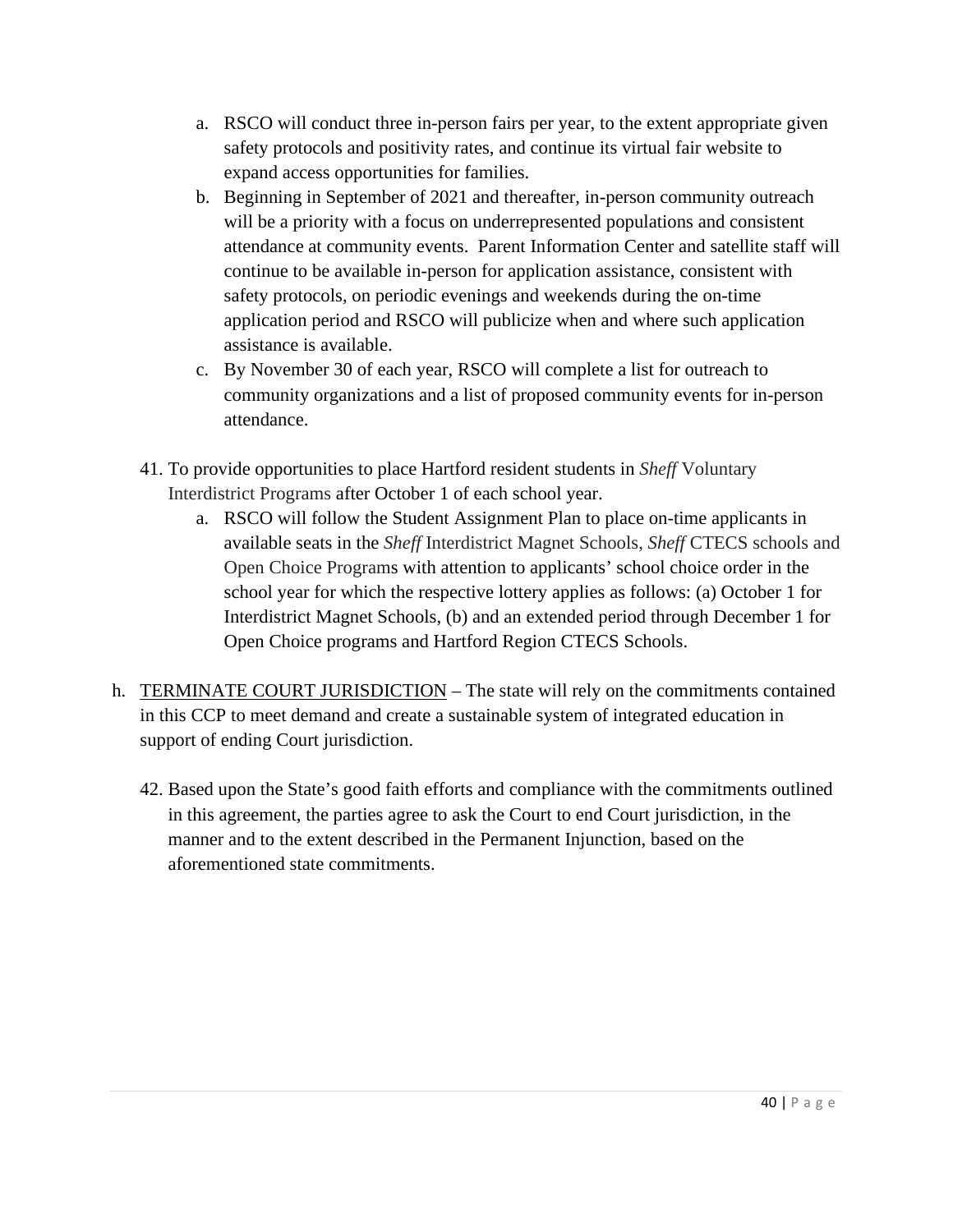a. RSCO will conduct three in-person fairs per year, to the extent appropriate given safety protocols and positivity rates, and continue its virtual fair website to expand access opportunities for families.
   b. Beginning in September of 2021 and thereafter, in-person community outreach will be a priority with a focus on underrepresented populations and consistent attendance at community events. Parent Information Center and satellite staff will continue to be available in-person for application assistance, consistent with safety protocols, on periodic evenings and weekends during the on-time application period and RSCO will publicize when and where such application assistance is available.
   c. By November 30 of each year, RSCO will complete a list for outreach to community organizations and a list of proposed community events for in-person attendance.

41. To provide opportunities to place Hartford resident students in *Sheff* Voluntary Interdistrict Programs after October 1 of each school year.
   a. RSCO will follow the Student Assignment Plan to place on-time applicants in available seats in the *Sheff* Interdistrict Magnet Schools, *Sheff* CTECS schools and Open Choice Programs with attention to applicants' school choice order in the school year for which the respective lottery applies as follows: (a) October 1 for Interdistrict Magnet Schools, (b) and an extended period through December 1 for Open Choice programs and Hartford Region CTECS Schools.

h. <u>TERMINATE COURT JURISDICTION</u> – The state will rely on the commitments contained in this CCP to meet demand and create a sustainable system of integrated education in support of ending Court jurisdiction.

42. Based upon the State's good faith efforts and compliance with the commitments outlined in this agreement, the parties agree to ask the Court to end Court jurisdiction, in the manner and to the extent described in the Permanent Injunction, based on the aforementioned state commitments.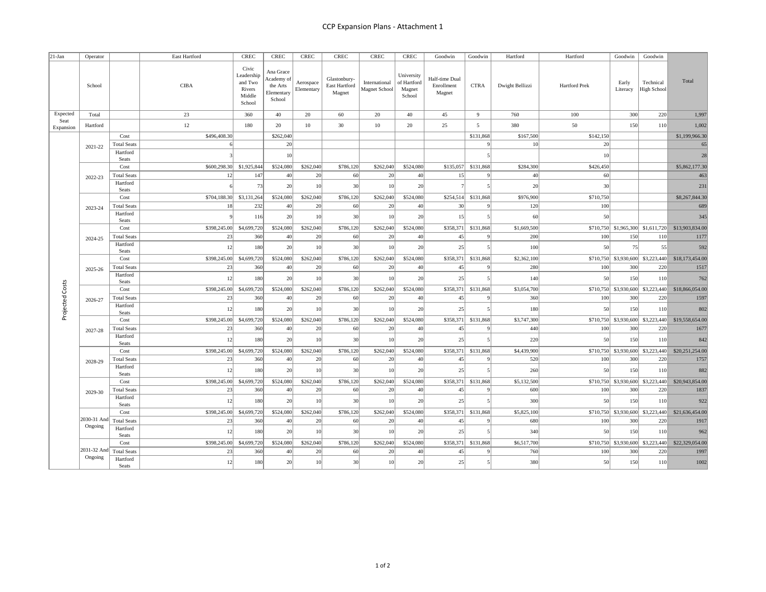# CCP Expansion Plans - Attachment 1

| 21-Jan | Operator | | East Hartford | CREC | CREC | CREC | CREC | CREC | CREC | Goodwin | Goodwin | Hartford | Hartford | Goodwin | Goodwin | Total |
|---|---|---|---|---|---|---|---|---|---|---|---|---|---|---|---|---|
| | School | | CIBA | Civic Leadership and Two Rivers Middle School | Ana Grace Academy of the Arts Elementary School | Aerospace Elementary | Glastonbury-East Hartford Magnet | International Magnet School | University of Hartford Magnet School | Half-time Dual Enrollment Magnet | CTRA | Dwight Bellizzi | Hartford Prek | Early Literacy | Technical High School | |
| Expected Seat Expansion | Total | | 23 | 360 | 40 | 20 | 60 | 20 | 40 | 45 | 9 | 760 | 100 | 300 | 220 | 1,997 |
| | Hartford | | 12 | 180 | 20 | 10 | 30 | 10 | 20 | 25 | 5 | 380 | 50 | 150 | 110 | 1,002 |
| Projected Costs | 2021-22 | Cost | $496,408.30 | | $262,040 | | | | | | $131,868 | $167,500 | $142,150 | | | $1,199,966.30 |
| | | Total Seats | 6 | | 20 | | | | | | 9 | 10 | 20 | | | 65 |
| | | Hartford Seats | 3 | | 10 | | | | | | 5 | | 10 | | | 28 |
| | 2022-23 | Cost | $600,298.30 | $1,925,844 | $524,080 | $262,040 | $786,120 | $262,040 | $524,080 | $135,057 | $131,868 | $284,300 | $426,450 | | | $5,862,177.30 |
| | | Total Seats | 12 | 147 | 40 | 20 | 60 | 20 | 40 | 15 | 9 | 40 | 60 | | | 463 |
| | | Hartford Seats | 6 | 73 | 20 | 10 | 30 | 10 | 20 | 7 | 5 | 20 | 30 | | | 231 |
| | 2023-24 | Cost | $704,188.30 | $3,131,264 | $524,080 | $262,040 | $786,120 | $262,040 | $524,080 | $254,514 | $131,868 | $976,900 | $710,750 | | | $8,267,844.30 |
| | | Total Seats | 18 | 232 | 40 | 20 | 60 | 20 | 40 | 30 | 9 | 120 | 100 | | | 689 |
| | | Hartford Seats | 9 | 116 | 20 | 10 | 30 | 10 | 20 | 15 | 5 | 60 | 50 | | | 345 |
| | 2024-25 | Cost | $398,245.00 | $4,699,720 | $524,080 | $262,040 | $786,120 | $262,040 | $524,080 | $358,371 | $131,868 | $1,669,500 | $710,750 | $1,965,300 | $1,611,720 | $13,903,834.00 |
| | | Total Seats | 23 | 360 | 40 | 20 | 60 | 20 | 40 | 45 | 9 | 200 | 100 | 150 | 110 | 1177 |
| | | Hartford Seats | 12 | 180 | 20 | 10 | 30 | 10 | 20 | 25 | 5 | 100 | 50 | 75 | 55 | 592 |
| | 2025-26 | Cost | $398,245.00 | $4,699,720 | $524,080 | $262,040 | $786,120 | $262,040 | $524,080 | $358,371 | $131,868 | $2,362,100 | $710,750 | $3,930,600 | $3,223,440 | $18,173,454.00 |
| | | Total Seats | 23 | 360 | 40 | 20 | 60 | 20 | 40 | 45 | 9 | 280 | 100 | 300 | 220 | 1517 |
| | | Hartford Seats | 12 | 180 | 20 | 10 | 30 | 10 | 20 | 25 | 5 | 140 | 50 | 150 | 110 | 762 |
| | 2026-27 | Cost | $398,245.00 | $4,699,720 | $524,080 | $262,040 | $786,120 | $262,040 | $524,080 | $358,371 | $131,868 | $3,054,700 | $710,750 | $3,930,600 | $3,223,440 | $18,866,054.00 |
| | | Total Seats | 23 | 360 | 40 | 20 | 60 | 20 | 40 | 45 | 9 | 360 | 100 | 300 | 220 | 1597 |
| | | Hartford Seats | 12 | 180 | 20 | 10 | 30 | 10 | 20 | 25 | 5 | 180 | 50 | 150 | 110 | 802 |
| | 2027-28 | Cost | $398,245.00 | $4,699,720 | $524,080 | $262,040 | $786,120 | $262,040 | $524,080 | $358,371 | $131,868 | $3,747,300 | $710,750 | $3,930,600 | $3,223,440 | $19,558,654.00 |
| | | Total Seats | 23 | 360 | 40 | 20 | 60 | 20 | 40 | 45 | 9 | 440 | 100 | 300 | 220 | 1677 |
| | | Hartford Seats | 12 | 180 | 20 | 10 | 30 | 10 | 20 | 25 | 5 | 220 | 50 | 150 | 110 | 842 |
| | 2028-29 | Cost | $398,245.00 | $4,699,720 | $524,080 | $262,040 | $786,120 | $262,040 | $524,080 | $358,371 | $131,868 | $4,439,900 | $710,750 | $3,930,600 | $3,223,440 | $20,251,254.00 |
| | | Total Seats | 23 | 360 | 40 | 20 | 60 | 20 | 40 | 45 | 9 | 520 | 100 | 300 | 220 | 1757 |
| | | Hartford Seats | 12 | 180 | 20 | 10 | 30 | 10 | 20 | 25 | 5 | 260 | 50 | 150 | 110 | 882 |
| | 2029-30 | Cost | $398,245.00 | $4,699,720 | $524,080 | $262,040 | $786,120 | $262,040 | $524,080 | $358,371 | $131,868 | $5,132,500 | $710,750 | $3,930,600 | $3,223,440 | $20,943,854.00 |
| | | Total Seats | 23 | 360 | 40 | 20 | 60 | 20 | 40 | 45 | 9 | 600 | 100 | 300 | 220 | 1837 |
| | | Hartford Seats | 12 | 180 | 20 | 10 | 30 | 10 | 20 | 25 | 5 | 300 | 50 | 150 | 110 | 922 |
| | 2030-31 And Ongoing | Cost | $398,245.00 | $4,699,720 | $524,080 | $262,040 | $786,120 | $262,040 | $524,080 | $358,371 | $131,868 | $5,825,100 | $710,750 | $3,930,600 | $3,223,440 | $21,636,454.00 |
| | | Total Seats | 23 | 360 | 40 | 20 | 60 | 20 | 40 | 45 | 9 | 680 | 100 | 300 | 220 | 1917 |
| | | Hartford Seats | 12 | 180 | 20 | 10 | 30 | 10 | 20 | 25 | 5 | 340 | 50 | 150 | 110 | 962 |
| | 2031-32 And Ongoing | Cost | $398,245.00 | $4,699,720 | $524,080 | $262,040 | $786,120 | $262,040 | $524,080 | $358,371 | $131,868 | $6,517,700 | $710,750 | $3,930,600 | $3,223,440 | $22,329,054.00 |
| | | Total Seats | 23 | 360 | 40 | 20 | 60 | 20 | 40 | 45 | 9 | 760 | 100 | 300 | 220 | 1997 |
| | | Hartford Seats | 12 | 180 | 20 | 10 | 30 | 10 | 20 | 25 | 5 | 380 | 50 | 150 | 110 | 1002 |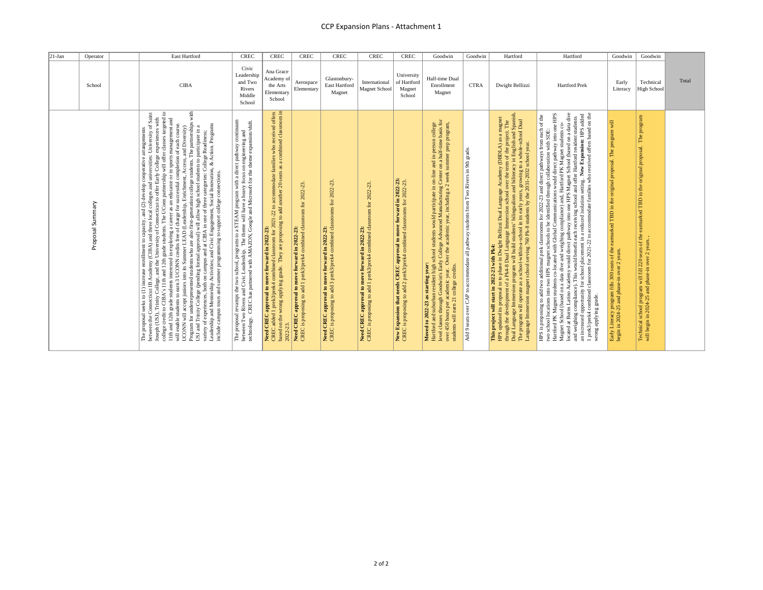CCP Expansion Plans - Attachment 1

| 21-Jan | Operator | | East Hartford | CREC | CREC | CREC | CREC | CREC | CREC | Goodwin | Goodwin | Hartford | Hartford | Goodwin | Goodwin | |
|---|---|---|---|---|---|---|---|---|---|---|---|---|---|---|---|---|
| | School | | CIBA | Civic Leadership and Two Rivers Middle School | Ana Grace Academy of the Arts Elementary School | Aerospace Elementary | Glastonbury-East Hartford Magnet | International Magnet School | University of Hartford Magnet School | Half-time Dual Enrollment Magnet | CTRA | Dwight Bellizzi | Hartford Prek | Early Literacy | Technical High School | Total |
| | Proposal Summary | | The proposal seeks to (1) increase enrollment to capacity, and (2) develop cooperative arrangements between the Connecticut IB Academy (CIBA) and three local colleges and universities: University of Saint Joseph (USJ), Trinity College, and the University of Connecticut to offer Early College experiences with college credit to CIBA's 11th and 12th grade students. The UConn partnership will offer classes targeted to 11th and 12th grade students interested in exploring a career as an educator or in sports management and will enable students to earn 3 UCONN credits free of charge for successful completion of each course. UCONN will accept juniors into its Summer LEAD (Leadership, Enrichment, Access, and Diversity) Program for underrepresented students who are also first-generation college students. The partnerships with USJ and Trinity College (pending formal approval) will allow high school students to participate in a variety of experiences, both on campus and at CIBA in one of three categories: College Readiness; Leadership and Mentorship Activities; and Civic Engagement, Social Innovation, & Action. Programs include campus tours and summer programming to support college connections. | The proposal revamps the two school, programs to a STEAM program with a direct pathway continuum between Two Rivers and Civic Leadership. The theme will have a heavy focus on engineering and technology. CREC has partnered with AMAZON, Google and Microsoft for the theme expansion/shift. | **Need CREC approval to move forward in 2022-23:** CREC added 1 prek3/prek4 combined classroom for 2021-22 to accommodate families who received offers based on the wrong applying grade. They are proposing to add another 20 seats as a combined classroom in 2022-23. | **Need CREC approval to move forward in 2022-23:** CREC is proposing to add 1 prek3/prek4 combined classroom for 2022-23. | **Need CREC approval to move forward in 2022-23:** CREC is proposing to add 3 prek3/prek4 combined classrooms for 2022-23. | **Need CREC approval to move forward in 2022-23:** CREC is proposing to add 1 prek3/prek4 combined classroom for 2022-23. | **New Expansion that needs CREC approval to move forward in 2022-23:** CREC is proposing to add 2 prek3/prek4 combined classrooms for 2022-23. | **Moved to 2022-23 as starting year:** Hartford and suburban resident high school students would participate in on-line and in-person college level classes through Goodwin's Early College Advanced Manufacturing Center on a half-time basis for over 450 hours per academic year. Over the academic year, including a 2 week summer prep program, students will earn 21 college credits. | Add 9 seats over CAP to accommodate all pathway students from Two Rivers in 9th grade. | **This project will start in 2022-23 with Pk4:** HPS updated its proposal to to phase in Dwight Bellizzi Dual Language Academy (DBDLA) as a magnet through the development of a Pk4-8 Dual Language Immersion school over the term of the project. The Dual Language Immersion program will build students' bilingualism and biliteracy in English and Spanish. The program will operate as a school-within-a-school in its early years, growing to a whole-school Dual Language Immersion magnet school serving 760 Pk-8 students by the 2031-2032 school year. | HPS is proposing to add two additional prek classrooms for 2022-23 and direct pathways from each of the two school locations into two HPS magnet schools to be identified through collaboration with SDE. Hartford PK Magnet students co-located with Global Communications would direct pathway into one HPS Magnet School (based on a data dive and weighing compliance) and, Hartford PK Magnet students co-located at Burns Latino Academy would direct pathway into one HPS Magnet School (based on a data dive and weighing compliance). This would benefit each receiving school and offer Hartford resident students an increased opportunity for school placement in a reduced isolation setting. **New Expansion:** HPS added 1 prek3/prek4 combined classroom for 2021-22 to accommodate families who received offers based on the wrong applying grade. | Early Literacy program fills 300 seats of the earmarked TBD in the original proposal. The program will begin in 2024-25 and phase-in over 2 years. | Technical school program will fill 220 seats of the earmarked TBD in the original proposal. The program will begin in 2024-25 and phase-in over 2 years. . | |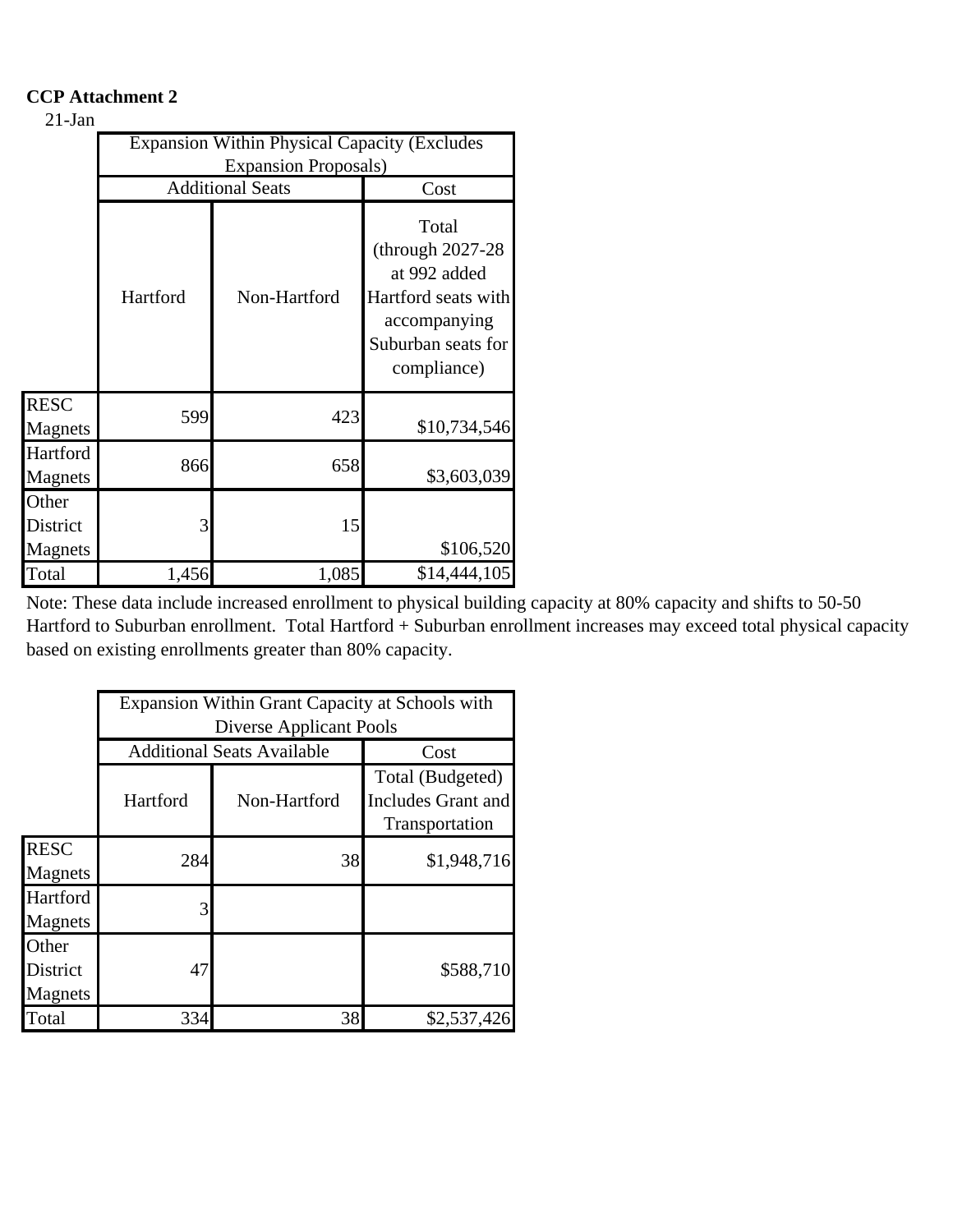**CCP Attachment 2**

21-Jan

| | Expansion Within Physical Capacity (Excludes Expansion Proposals) | | |
|---|---|---|---|
| | Additional Seats | | Cost |
| | Hartford | Non-Hartford | Total (through 2027-28 at 992 added Hartford seats with accompanying Suburban seats for compliance) |
| RESC Magnets | 599 | 423 | $10,734,546 |
| Hartford Magnets | 866 | 658 | $3,603,039 |
| Other District Magnets | 3 | 15 | $106,520 |
| Total | 1,456 | 1,085 | $14,444,105 |

Note: These data include increased enrollment to physical building capacity at 80% capacity and shifts to 50-50 Hartford to Suburban enrollment. Total Hartford + Suburban enrollment increases may exceed total physical capacity based on existing enrollments greater than 80% capacity.

| | Expansion Within Grant Capacity at Schools with Diverse Applicant Pools | | |
|---|---|---|---|
| | Additional Seats Available | | Cost |
| | Hartford | Non-Hartford | Total (Budgeted) Includes Grant and Transportation |
| RESC Magnets | 284 | 38 | $1,948,716 |
| Hartford Magnets | 3 | | |
| Other District Magnets | 47 | | $588,710 |
| Total | 334 | 38 | $2,537,426 |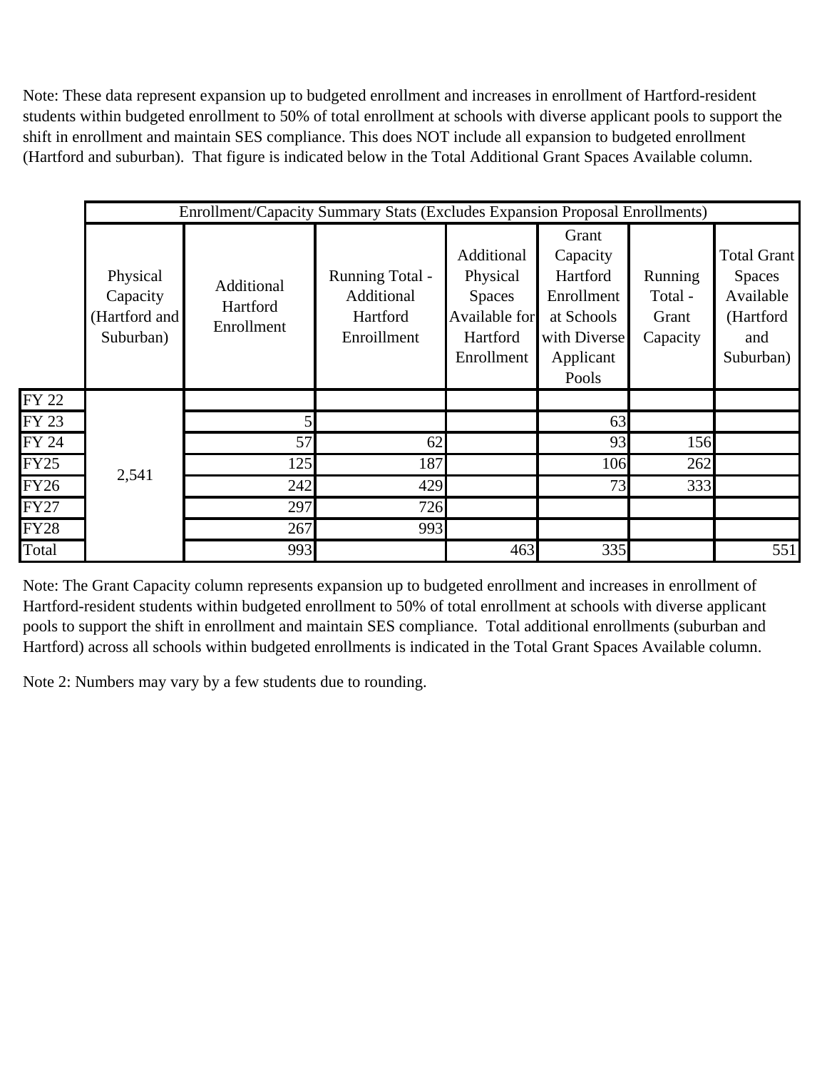Note: These data represent expansion up to budgeted enrollment and increases in enrollment of Hartford-resident students within budgeted enrollment to 50% of total enrollment at schools with diverse applicant pools to support the shift in enrollment and maintain SES compliance. This does NOT include all expansion to budgeted enrollment (Hartford and suburban). That figure is indicated below in the Total Additional Grant Spaces Available column.

| | Enrollment/Capacity Summary Stats (Excludes Expansion Proposal Enrollments) | | | | | | |
|---|---|---|---|---|---|---|---|
| | Physical Capacity (Hartford and Suburban) | Additional Hartford Enrollment | Running Total - Additional Hartford Enroillment | Additional Physical Spaces Available for Hartford Enrollment | Grant Capacity Hartford Enrollment at Schools with Diverse Applicant Pools | Running Total - Grant Capacity | Total Grant Spaces Available (Hartford and Suburban) |
| FY 22 | 2,541 | | | | | | |
| FY 23 | | 5 | | | 63 | | |
| FY 24 | | 57 | 62 | | 93 | 156 | |
| FY25 | | 125 | 187 | | 106 | 262 | |
| FY26 | | 242 | 429 | | 73 | 333 | |
| FY27 | | 297 | 726 | | | | |
| FY28 | | 267 | 993 | | | | |
| Total | | 993 | | 463 | 335 | | 551 |

Note: The Grant Capacity column represents expansion up to budgeted enrollment and increases in enrollment of Hartford-resident students within budgeted enrollment to 50% of total enrollment at schools with diverse applicant pools to support the shift in enrollment and maintain SES compliance. Total additional enrollments (suburban and Hartford) across all schools within budgeted enrollments is indicated in the Total Grant Spaces Available column.

Note 2: Numbers may vary by a few students due to rounding.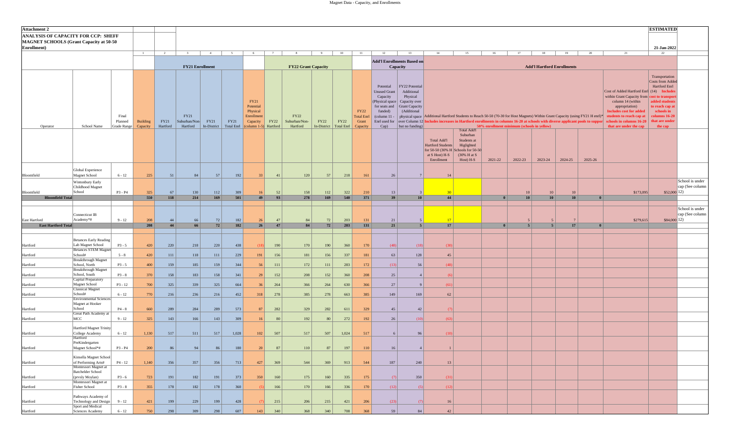**Attachment 2**

**ANALYSIS OF CAPACITY FOR CCP: SHEFF MAGNET SCHOOLS (Grant Capacity at 50-50 Enrollment)**

**ESTIMATED** 21-Jan-2022

| Operator | School Name | Final Planned Grade Range | Building Capacity | FY21 Hartford | FY21 Suburban/Non-Hartford | FY21 In-District | FY21 Total Enrl | FY21 Potential Physical Enrollment Capacity (column 1-5) | FY22 Hartford | FY22 Suburban/Non-Hartford | FY22 In-District | FY22 Total Enrl | FY22 Total Enrl Grant Capacity | Potential Unused Grant Capacity (Physical space for seats and funded) (column 11 - Enrl used for Cap) | FY22 Potential Additional Physical Capacity over Grant Capacity (Additional physical space over Column 12 but no funding) | Additional Hartford Students to Reach 50-50 (70-30 for Host Magnets) Within Grant Capacity (using FY21 H enrl)* Includes increases in Hartford enrollments in columns 16-20 at schools with diverse applicant pools to support 50% enrollment minimum (schools in yellow): Total Add'l Hartford Students for 50-50 (30% H at S Host) H-S Enrollment | Total Add'l Suburban Students at Higlighted Schools for 50-50 (30% H at S Host) H-S | 2021-22 | 2022-23 | 2023-24 | 2024-25 | 2025-26 | Cost of Added Hartford Enrl (14) Includes within Grant Capacity from column 14 (within appropriation) Includes cost for added students to reach cap at schools in columns 16-20 that are under the cap | Transportation Costs from Added Hartford Enrl (14) Includes cost to transport added students to reach cap at schools in columns 16-20 that are under the cap | |
|---|---|---|---|---|---|---|---|---|---|---|---|---|---|---|---|---|---|---|---|---|---|---|---|---|---|
| | | | 1 | 2 | 3 | 4 | 5 | 6 | 7 | 8 | 9 | 10 | 11 | 12 | 13 | 14 | 15 | 16 | 17 | 18 | 19 | 20 | 21 | 22 | |
| | | | | FY21 Enrollment | | | | | FY22 Grant Capacity | | | | | Add'l Enrollments Based on Capacity | | Add'l Hartford Enrollments | | | | | | | | | |
| Bloomfield | Global Experience Magnet School | 6 - 12 | 225 | 51 | 84 | 57 | 192 | 33 | 41 | 120 | 57 | 218 | 161 | 26 | 7 | 14 | | | | | | | | | |
| Bloomfield | Wintonbury Early Childhood Magnet School | P3 - P4 | 325 | 67 | 130 | 112 | 309 | 16 | 52 | 158 | 112 | 322 | 210 | 13 | 3 | 30 | | | 10 | 10 | 10 | | $173,095 | $52,000 | School is under cap (See column 12) |
| **Bloomfield Total** | | | **550** | **118** | **214** | **169** | **501** | **49** | **93** | **278** | **169** | **540** | **371** | **39** | **10** | **44** | | **0** | **10** | **10** | **10** | **0** | | | |
| East Hartford | Connecticut IB Academy*# | 9 - 12 | 208 | 44 | 66 | 72 | 182 | 26 | 47 | 84 | 72 | 203 | 131 | 21 | 5 | 17 | | | 5 | 5 | 7 | | $279,615 | $84,000 | School is under cap (See column 12) |
| **East Hartford Total** | | | **208** | **44** | **66** | **72** | **182** | **26** | **47** | **84** | **72** | **203** | **131** | **21** | **5** | **17** | | **0** | **5** | **5** | **17** | **0** | | | |
| Hartford | Betances Early Reading Lab Magnet School | P3 - 5 | 420 | 220 | 218 | 220 | 438 | (18) | 190 | 170 | 190 | 360 | 170 | (48) | (18) | (30) | | | | | | | | | |
| Hartford | Betances STEM Magnet School# | 5 - 8 | 420 | 111 | 118 | 111 | 229 | 191 | 156 | 181 | 156 | 337 | 181 | 63 | 128 | 45 | | | | | | | | | |
| Hartford | Breakthrough Magnet School, North | P3 - 5 | 400 | 159 | 185 | 159 | 344 | 56 | 111 | 172 | 111 | 283 | 172 | (13) | 56 | (48) | | | | | | | | | |
| Hartford | Breakthrough Magnet School, South | P3 - 8 | 370 | 158 | 183 | 158 | 341 | 29 | 152 | 208 | 152 | 360 | 208 | 25 | 4 | (6) | | | | | | | | | |
| Hartford | Capital Preparatory Magnet School | P3 - 12 | 700 | 325 | 339 | 325 | 664 | 36 | 264 | 366 | 264 | 630 | 366 | 27 | 9 | (61) | | | | | | | | | |
| Hartford | Classical Magnet School# | 6 - 12 | 770 | 216 | 236 | 216 | 452 | 318 | 278 | 385 | 278 | 663 | 385 | 149 | 169 | 62 | | | | | | | | | |
| Hartford | Environmental Sciences Magnet at Hooker School | P4 - 8 | 660 | 289 | 284 | 289 | 573 | 87 | 282 | 329 | 282 | 611 | 329 | 45 | 42 | (7) | | | | | | | | | |
| Hartford | Great Path Academy at MCC | 9 - 12 | 325 | 143 | 166 | 143 | 309 | 16 | 80 | 192 | 80 | 272 | 192 | 26 | (10) | (63) | | | | | | | | | |
| Hartford | Hartford Magnet Trinity College Academy | 6 - 12 | 1,130 | 517 | 511 | 517 | 1,028 | 102 | 507 | 517 | 507 | 1,024 | 517 | 6 | 96 | (10) | | | | | | | | | |
| Hartford | Hartford PreKindergarten Magnet School*# | P3 - P4 | 200 | 86 | 94 | 86 | 180 | 20 | 87 | 110 | 87 | 197 | 110 | 16 | 4 | 1 | | | | | | | | | |
| Hartford | Kinsella Magnet School of Performing Arts# | P4 - 12 | 1,140 | 356 | 357 | 356 | 713 | 427 | 369 | 544 | 369 | 913 | 544 | 187 | 240 | 13 | | | | | | | | | |
| Hartford | Montessori Magnet at Batchelder School (prvsly Moylan) | P3 - 6 | 723 | 191 | 182 | 191 | 373 | 350 | 160 | 175 | 160 | 335 | 175 | (7) | 350 | (31) | | | | | | | | | |
| Hartford | Montessori Magnet at Fisher School | P3 - 8 | 355 | 178 | 182 | 178 | 360 | (5) | 166 | 170 | 166 | 336 | 170 | (12) | (5) | (12) | | | | | | | | | |
| Hartford | Pathways Academy of Technology and Design | 9 - 12 | 421 | 199 | 229 | 199 | 428 | (7) | 215 | 206 | 215 | 421 | 206 | (23) | (7) | 16 | | | | | | | | | |
| Hartford | Sport and Medical Sciences Academy | 6 - 12 | 750 | 298 | 309 | 298 | 607 | 143 | 340 | 368 | 340 | 708 | 368 | 59 | 84 | 42 | | | | | | | | | |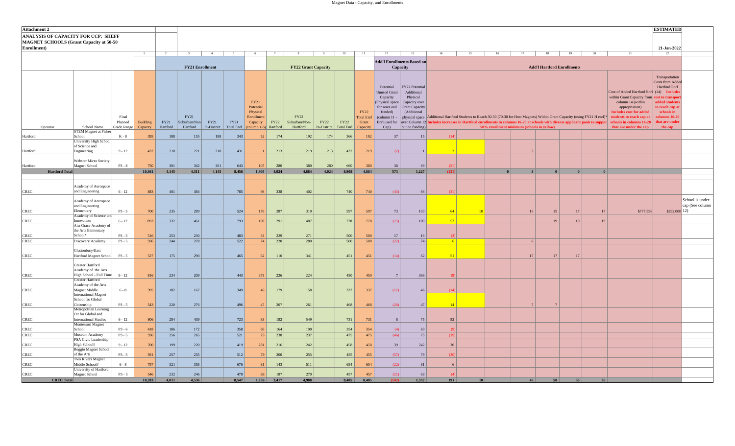**Attachment 2**

**ANALYSIS OF CAPACITY FOR CCP: SHEFF MAGNET SCHOOLS (Grant Capacity at 50-50 Enrollment)**

**ESTIMATED**

21-Jan-2022

| | | | 1 | 2 | 3 | 4 | 5 | 6 | 7 | 8 | 9 | 10 | 11 | 12 | 13 | 14 | 15 | 16 | 17 | 18 | 19 | 20 | 21 | 22 | |
|---|---|---|---|---|---|---|---|---|---|---|---|---|---|---|---|---|---|---|---|---|---|---|---|---|---|
| | | | | **FY21 Enrollment** | | | | | **FY22 Grant Capacity** | | | | | **Add'l Enrollments Based on Capacity** | | **Add'l Hartford Enrollments** | | | | | | | | | |
| Operator | School Name | Final Planned Grade Range | Building Capacity | FY21 Hartford | FY21 Suburban/Non-Hartford | FY21 In-District | FY21 Total Enrl | FY21 Potential Physical Enrollment Capacity (column 1-5) | FY22 Hartford | FY22 Suburban/Non-Hartford | FY22 In-District | FY22 Total Enrl | FY22 Total Enrl Grant Capacity | Potential Unused Grant Capacity (Physical space for seats and funded) (column 11 - Enrl used for Cap) | FY22 Potential Additional Physical Capacity over Grant Capacity (Additional physical space over Column 12 but no funding) | Additional Hartford Students to Reach 50-50 (70-30 for Host Magnets) Within Grant Capacity (using FY21 H enrl)* Includes increases in Hartford enrollments in columns 16-20 at schools with diverse applicant pools to support 50% enrollment minimum (schools in yellow) | | | | | | | Cost of Added Hartford Enrl (14) within Grant Capacity from column 14 (within appropriation) Includes cost for added students to reach cap at schools in columns 16-20 that are under the cap | Transportation Costs from Added Hartford Enrl (14) Includes cost to transport added students to reach cap at schools in columns 16-20 that are under the cap | |
| Hartford | STEM Magnet at Fisher School | K - 8 | 395 | 188 | 155 | 188 | 343 | 52 | 174 | 192 | 174 | 366 | 192 | 37 | 15 | (14) | | | | | | | | | |
| Hartford | University High School of Science and Engineering | 9 - 12 | 432 | 210 | 221 | 210 | 431 | 1 | 213 | 219 | 213 | 432 | 219 | (2) | 1 | 3 | | | 3 | | | | | | |
| Hartford | Webster Micro Society Magnet School | P3 - 8 | 750 | 301 | 342 | 301 | 643 | 107 | 280 | 380 | 280 | 660 | 380 | 38 | 69 | (21) | | | | | | | | | |
| **Hartford Total** | | | 10,361 | 4,145 | 4,311 | 4,145 | 8,456 | 1,905 | 4,024 | 4,884 | 4,024 | 8,908 | 4,884 | 573 | 1,227 | (121) | | 0 | 3 | 0 | 0 | 0 | | | |
| CREC | Academy of Aerospace and Engineering | 6 - 12 | 883 | 401 | 384 | | 785 | 98 | 338 | 402 | | 740 | 740 | (45) | 98 | (31) | | | | | | | | | |
| CREC | Academy of Aerospace and Engineering Elementary | P3 - 5 | 700 | 235 | 289 | | 524 | 176 | 287 | 310 | | 597 | 597 | 73 | 103 | 64 | 10 | | 15 | 15 | 17 | 17 | $777,596 | $292,000 | School is under cap (See column 12) |
| CREC | Academy of Science and Innovation | 6 - 12 | 893 | 332 | 461 | | 793 | 100 | 291 | 487 | | 778 | 778 | (15) | 100 | 57 | | | | 19 | 19 | 19 | | | |
| CREC | Ana Grace Academy of the Arts Elementary School* | P3 - 5 | 516 | 253 | 230 | | 483 | 33 | 229 | 271 | | 500 | 500 | 17 | 16 | (3) | | | | | | | | | |
| CREC | Discovery Academy | P3 - 5 | 596 | 244 | 278 | | 522 | 74 | 220 | 280 | | 500 | 500 | (22) | 74 | 6 | | | 6 | | | | | | |
| CREC | Glastonbury/East Hartford Magnet School | P3 - 5 | 527 | 175 | 290 | | 465 | 62 | 110 | 341 | | 451 | 451 | (14) | 62 | 51 | | | 17 | 17 | 17 | | | | |
| CREC | Greater Hartford Academy of the Arts High School - Full Time | 9 - 12 | 816 | 234 | 209 | | 443 | 373 | 226 | 224 | | 450 | 450 | 7 | 366 | (9) | | | | | | | | | |
| CREC | Greater Hartford Academy of the Arts Magnet Middle | 6 - 8 | 395 | 182 | 167 | | 349 | 46 | 179 | 158 | | 337 | 337 | (12) | 46 | (14) | | | | | | | | | |
| CREC | International Magnet School for Global Citizenship | P3 - 5 | 543 | 220 | 276 | | 496 | 47 | 207 | 261 | | 468 | 468 | (28) | 47 | 14 | | | 7 | 7 | | | | | |
| CREC | Metropolitan Learning Ctr for Global and International Studies | 6 - 12 | 806 | 284 | 439 | | 723 | 83 | 182 | 549 | | 731 | 731 | 8 | 75 | 82 | | | | | | | | | |
| CREC | Montessori Magnet School | P3 - 6 | 418 | 186 | 172 | | 358 | 60 | 164 | 190 | | 354 | 354 | (4) | 60 | (9) | | | | | | | | | |
| CREC | Museum Academy | P3 - 5 | 596 | 256 | 265 | | 521 | 75 | 238 | 237 | | 475 | 475 | (46) | 75 | (19) | | | | | | | | | |
| CREC | PSA Civic Leadership High School# | 9 - 12 | 700 | 199 | 220 | | 419 | 281 | 216 | 242 | | 458 | 458 | 39 | 242 | 30 | | | | | | | | | |
| CREC | Reggio Magnet School of the Arts | P3 - 5 | 591 | 257 | 255 | | 512 | 79 | 200 | 255 | | 455 | 455 | (57) | 79 | (30) | | | | | | | | | |
| CREC | Two Rivers Magnet Middle School# | 6 - 8 | 757 | 321 | 355 | | 676 | 81 | 143 | 511 | | 654 | 654 | (22) | 81 | 6 | | | | | | | | | |
| CREC | University of Hartford Magnet School | P3 - 5 | 546 | 232 | 246 | | 478 | 68 | 187 | 270 | | 457 | 457 | (21) | 68 | (4) | | | | | | | | | |
| **CREC Total** | | | 10,283 | 4,011 | 4,536 | | 8,547 | 1,736 | 3,417 | 4,988 | | 8,405 | 8,405 | (142) | 1,592 | 191 | 10 | | 45 | 58 | 53 | 36 | | | |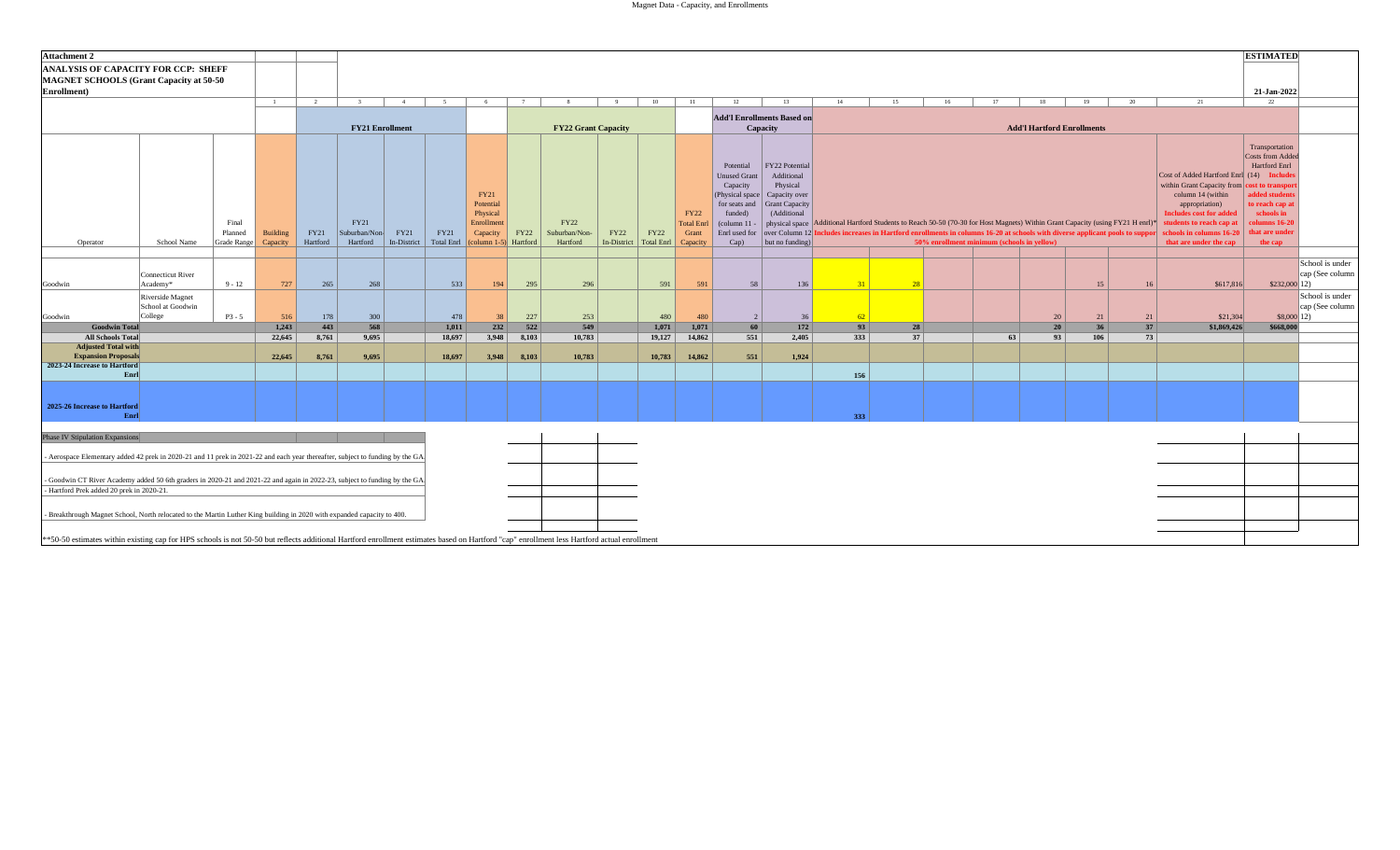**Attachment 2**

**ANALYSIS OF CAPACITY FOR CCP: SHEFF MAGNET SCHOOLS (Grant Capacity at 50-50 Enrollment)**

**ESTIMATED**

**21-Jan-2022**

| | | | 1 | 2 | 3 | 4 | 5 | 6 | 7 | 8 | 9 | 10 | 11 | 12 | 13 | 14 | 15 | 16 | 17 | 18 | 19 | 20 | 21 | 22 | |
|---|---|---|---|---|---|---|---|---|---|---|---|---|---|---|---|---|---|---|---|---|---|---|---|---|---|
| | | | | **FY21 Enrollment** | | | | | **FY22 Grant Capacity** | | | | | **Add'l Enrollments Based on Capacity** | | **Add'l Hartford Enrollments** | | | | | | | | | |
| Operator | School Name | Final Planned Grade Range | Building Capacity | FY21 Hartford | FY21 Suburban/Non-Hartford | FY21 In-District | FY21 Total Enrl | FY21 Potential Physical Enrollment Capacity (column 1-5) | FY22 Hartford | FY22 Suburban/Non-Hartford | FY22 In-District | FY22 Total Enrl | FY22 Total Enrl Grant Capacity | Potential Unused Grant Capacity (Physical space for seats and funded) (column 11 - Enrl used for Cap) | FY22 Potential Additional Physical Capacity over Grant Capacity (Additional physical space over Column 12 but no funding) | Additional Hartford Students to Reach 50-50 (70-30 for Host Magnets) Within Grant Capacity (using FY21 H enrl)* Includes increases in Hartford enrollments in columns 16-20 at schools with diverse applicant pools to support 50% enrollment minimum (schools in yellow) | | | | | | | Cost of Added Hartford Enrl within Grant Capacity from column 14 (within appropriation) Includes cost for added students to reach cap at schools in columns 16-20 that are under the cap | Transportation Costs from Added Hartford Enrl (14) Includes cost to transport added students to reach cap at schools in columns 16-20 that are under the cap | |
| Goodwin | Connecticut River Academy* | 9 - 12 | 727 | 265 | 268 | | 533 | 194 | 295 | 296 | | 591 | 591 | 58 | 136 | 31 | 28 | | | | 15 | 16 | $617,816 | $232,000 | School is under cap (See column 12) |
| Goodwin | Riverside Magnet School at Goodwin College | P3 - 5 | 516 | 178 | 300 | | 478 | 38 | 227 | 253 | | 480 | 480 | 2 | 36 | 62 | | | | 20 | 21 | 21 | $21,304 | $8,000 | School is under cap (See column 12) |
| **Goodwin Total** | | | **1,243** | **443** | **568** | | **1,011** | **232** | **522** | **549** | | **1,071** | **1,071** | **60** | **172** | **93** | **28** | | | **20** | **36** | **37** | **$1,869,426** | **$668,000** | |
| **All Schools Total** | | | **22,645** | **8,761** | **9,695** | | **18,697** | **3,948** | **8,103** | **10,783** | | **19,127** | **14,862** | **551** | **2,405** | **333** | **37** | | **63** | **93** | **106** | **73** | | | |
| **Adjusted Total with Expansion Proposals** | | | **22,645** | **8,761** | **9,695** | | **18,697** | **3,948** | **8,103** | **10,783** | | **10,783** | **14,862** | **551** | **1,924** | | | | | | | | | | |
| **2023-24 Increase to Hartford Enrl** | | | | | | | | | | | | | | | | **156** | | | | | | | | | |
| **2025-26 Increase to Hartford Enrl** | | | | | | | | | | | | | | | | **333** | | | | | | | | | |

Phase IV Stipulation Expansions

- Aerospace Elementary added 42 prek in 2020-21 and 11 prek in 2021-22 and each year thereafter, subject to funding by the GA.

- Goodwin CT River Academy added 50 6th graders in 2020-21 and 2021-22 and again in 2022-23, subject to funding by the GA.
- Hartford Prek added 20 prek in 2020-21.

- Breakthrough Magnet School, North relocated to the Martin Luther King building in 2020 with expanded capacity to 400.

**50-50 estimates within existing cap for HPS schools is not 50-50 but reflects additional Hartford enrollment estimates based on Hartford "cap" enrollment less Hartford actual enrollment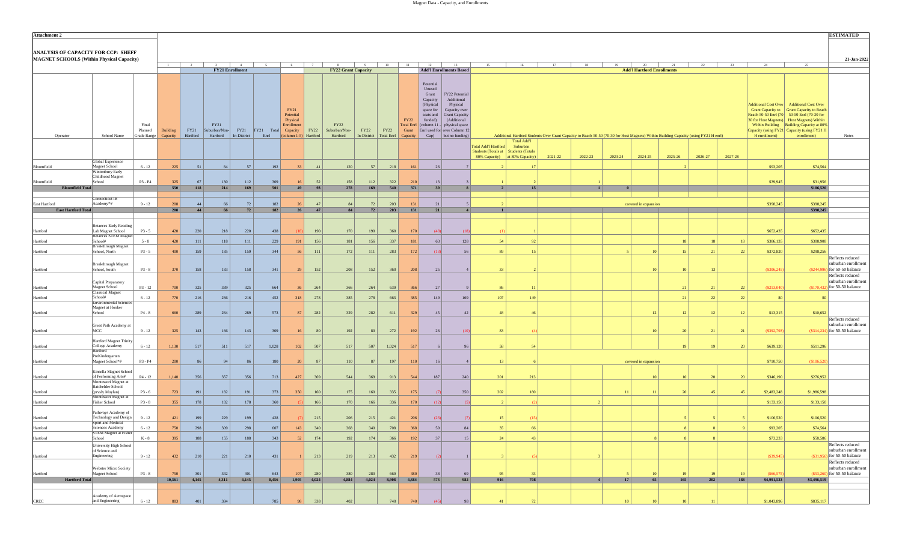**Attachment 2** | **ESTIMATED**

**ANALYSIS OF CAPACITY FOR CCP: SHEFF MAGNET SCHOOLS (Within Physical Capacity)**

21-Jan-2022

| | | | 1 | 2 | 3 | 4 | 5 | 6 | 7 | 8 | 9 | 10 | 11 | 12 | 13 | 15 | 16 | 17 | 18 | 19 | 20 | 21 | 22 | 23 | 24 | 25 | |
|---|---|---|---|---|---|---|---|---|---|---|---|---|---|---|---|---|---|---|---|---|---|---|---|---|---|---|---|
| | | | | FY21 Enrollment | | | | | FY22 Grant Capacity | | | | | Add'l Enrollments Based | | Add'l Hartford Enrollments | | | | | | | | | | | |
| Operator | School Name | Final Planned Grade Range | Building Capacity | FY21 Hartford | FY21 Suburban/Non-Hartford | FY21 In-District | FY21 Total Enrl | FY21 Potential Physical Enrollment Capacity (column 1-5) | FY22 Hartford | FY22 Suburban/Non-Hartford | FY22 In-District | FY22 Total Enrl | FY22 Total Enrl Grant Capacity | Potential Unused Grant Capacity (Physical space for seats and funded) (column 11 - Enrl used for Cap) | FY22 Potential Additional Physical Capacity over Grant Capacity (Additional physical space over Column 12 but no funding) | Total Add'l Hartford Students (Totals at 80% Capacity) | Total Add'l Suburban Students (Totals at 80% Capacity) | Additional Hartford Students Over Grant Capacity to Reach 50-50 (70-30 for Host Magnets) Within Building Capacity (using FY21 H enrl) 2021-22 | 2022-23 | 2023-24 | 2024-25 | 2025-26 | 2026-27 | 2027-28 | Additional Cost Over Grant Capacity to Reach 50-50 Enrl (70-30 for Host Magnets) Within Building Capacity (using FY21 H enrollment) | Additional Cost Over Grant Capacity to Reach 50-50 Enrl (70-30 for Host Magnets) Within Building Capacity at 80% Capacity (using FY21 H enrollment) | Notes |
| Bloomfield | Global Experience Magnet School | 6 - 12 | 225 | 51 | 84 | 57 | 192 | 33 | 41 | 120 | 57 | 218 | 161 | 26 | 7 | 2 | 17 | | | | | 2 | | | $93,205 | $74,564 | |
| Bloomfield | Wintonbury Early Childhood Magnet School | P3 - P4 | 325 | 67 | 130 | 112 | 309 | 16 | 52 | 158 | 112 | 322 | 210 | 13 | 3 | 1 | 2 | | 1 | | | | | | $39,945 | $31,956 | |
| **Bloomfield Total** | | | **550** | **118** | **214** | **169** | **501** | **49** | **93** | **278** | **169** | **540** | **371** | **39** | **8** | **2** | **15** | | **1** | **0** | | | | | | **$106,520** | |
| East Hartford | Connecticut IB Academy*# | 9 - 12 | 208 | 44 | 66 | 72 | 182 | 26 | 47 | 84 | 72 | 203 | 131 | 21 | 5 | 2 | | | | | covered in expansion | | | | $398,245 | $398,245 | |
| **East Hartford Total** | | | **208** | **44** | **66** | **72** | **182** | **26** | **47** | **84** | **72** | **203** | **131** | **21** | **4** | **1** | | | | | | | | | | **$398,245** | |
| Hartford | Betances Early Reading Lab Magnet School | P3 - 5 | 420 | 220 | 218 | 220 | 438 | (18) | 190 | 170 | 190 | 360 | 170 | (48) | (18) | (1) | 1 | | | | | | | | $652,435 | $652,435 | |
| Hartford | Betances STEM Magnet School# | 5 - 8 | 420 | 111 | 118 | 111 | 229 | 191 | 156 | 181 | 156 | 337 | 181 | 63 | 128 | 54 | 92 | | | | | 18 | 18 | 18 | $386,135 | $308,908 | |
| Hartford | Breakthrough Magnet School, North | P3 - 5 | 400 | 159 | 185 | 159 | 344 | 56 | 111 | 172 | 111 | 283 | 172 | (13) | 56 | 89 | 15 | | | 5 | 10 | 15 | 21 | 22 | $372,820 | $298,256 | |
| Hartford | Breakthrough Magnet School, South | P3 - 8 | 370 | 158 | 183 | 158 | 341 | 29 | 152 | 208 | 152 | 360 | 208 | 25 | 4 | 33 | 2 | | | | 10 | 10 | | | ($306,245) | ($244,996) | Reflects reduced suburban enrollment for 50-50 balance |
| Hartford | Capital Preparatory Magnet School | P3 - 12 | 700 | 325 | 339 | 325 | 664 | 36 | 264 | 366 | 264 | 630 | 366 | 27 | 9 | 86 | 11 | | | | | 21 | 21 | 22 | ($213,040) | ($170,432) | Reflects reduced suburban enrollment for 50-50 balance |
| Hartford | Classical Magnet School# | 6 - 12 | 770 | 216 | 236 | 216 | 452 | 318 | 278 | 385 | 278 | 663 | 385 | 149 | 169 | 107 | 149 | | | | | 21 | 22 | 22 | $0 | $0 | |
| Hartford | Environmental Sciences Magnet at Hooker School | P4 - 8 | 660 | 289 | 284 | 289 | 573 | 87 | 282 | 329 | 282 | 611 | 329 | 45 | 42 | 48 | 46 | | | | 12 | 12 | 12 | 12 | $13,315 | $10,652 | |
| Hartford | Great Path Academy at MCC | 9 - 12 | 325 | 143 | 166 | 143 | 309 | 16 | 80 | 192 | 80 | 272 | 192 | 26 | (10) | 83 | (4) | | | | 10 | 20 | 21 | 21 | ($392,793) | ($314,234) | Reflects reduced suburban enrollment for 50-50 balance |
| Hartford | Hartford Magnet Trinity College Academy | 6 - 12 | 1,130 | 517 | 511 | 517 | 1,028 | 102 | 507 | 517 | 507 | 1,024 | 517 | 6 | 96 | 58 | 54 | | | | | 19 | 19 | 20 | $639,120 | $511,296 | |
| Hartford | Hartford PreKindergarten Magnet School*# | P3 - P4 | 200 | 86 | 94 | 86 | 180 | 20 | 87 | 110 | 87 | 197 | 110 | 16 | 4 | 13 | 6 | | | | covered in expansion | | | | $710,750 | ($106,520) | |
| Hartford | Kinsella Magnet School of Performing Arts# | P4 - 12 | 1,140 | 356 | 357 | 356 | 713 | 427 | 369 | 544 | 369 | 913 | 544 | 187 | 240 | 201 | 213 | | | | 10 | 10 | 20 | 20 | $346,190 | $276,952 | |
| Hartford | Montessori Magnet at Batchelder School (prvsly Moylan) | P3 - 6 | 723 | 191 | 182 | 191 | 373 | 350 | 160 | 175 | 160 | 335 | 175 | (7) | 350 | 202 | 180 | | | 11 | 11 | 20 | 45 | 45 | $2,483,248 | $1,986,598 | |
| Hartford | Montessori Magnet at Fisher School | P3 - 8 | 355 | 178 | 182 | 178 | 360 | (5) | 166 | 170 | 166 | 336 | 170 | (12) | (5) | 2 | (2) | | 2 | | | | | | $133,150 | $133,150 | |
| Hartford | Pathways Academy of Technology and Design | 9 - 12 | 421 | 199 | 229 | 199 | 428 | (7) | 215 | 206 | 215 | 421 | 206 | (23) | (7) | 15 | (15) | | | | | 5 | 5 | 5 | $106,520 | $106,520 | |
| Hartford | Sport and Medical Sciences Academy | 6 - 12 | 750 | 298 | 309 | 298 | 607 | 143 | 340 | 368 | 340 | 708 | 368 | 59 | 84 | 35 | 66 | | | | | 8 | 8 | 9 | $93,205 | $74,564 | |
| Hartford | STEM Magnet at Fisher School | K - 8 | 395 | 188 | 155 | 188 | 343 | 52 | 174 | 192 | 174 | 366 | 192 | 37 | 15 | 24 | 43 | | | | 8 | 8 | 8 | | $73,233 | $58,586 | |
| Hartford | University High School of Science and Engineering | 9 - 12 | 432 | 210 | 221 | 210 | 431 | 1 | 213 | 219 | 213 | 432 | 219 | (2) | 1 | 3 | (5) | | 3 | | | | | | ($39,945) | ($31,956) | Reflects reduced suburban enrollment for 50-50 balance |
| Hartford | Webster Micro Society Magnet School | P3 - 8 | 750 | 301 | 342 | 301 | 643 | 107 | 280 | 380 | 280 | 660 | 380 | 38 | 69 | 95 | 33 | | | 5 | 10 | 19 | 19 | 19 | ($66,575) | ($53,260) | Reflects reduced suburban enrollment for 50-50 balance |
| **Hartford Total** | | | **10,361** | **4,145** | **4,311** | **4,145** | **8,456** | **1,905** | **4,024** | **4,884** | **4,024** | **8,908** | **4,884** | **573** | **982** | **916** | **708** | | **4** | **17** | **65** | **165** | **202** | **188** | **$4,991,523** | **$3,496,519** | |
| CREC | Academy of Aerospace and Engineering | 6 - 12 | 883 | 401 | 384 | | 785 | 98 | 338 | 402 | | 740 | 740 | (45) | 98 | 41 | 72 | | | 10 | 10 | 10 | 11 | | $1,043,896 | $835,117 | |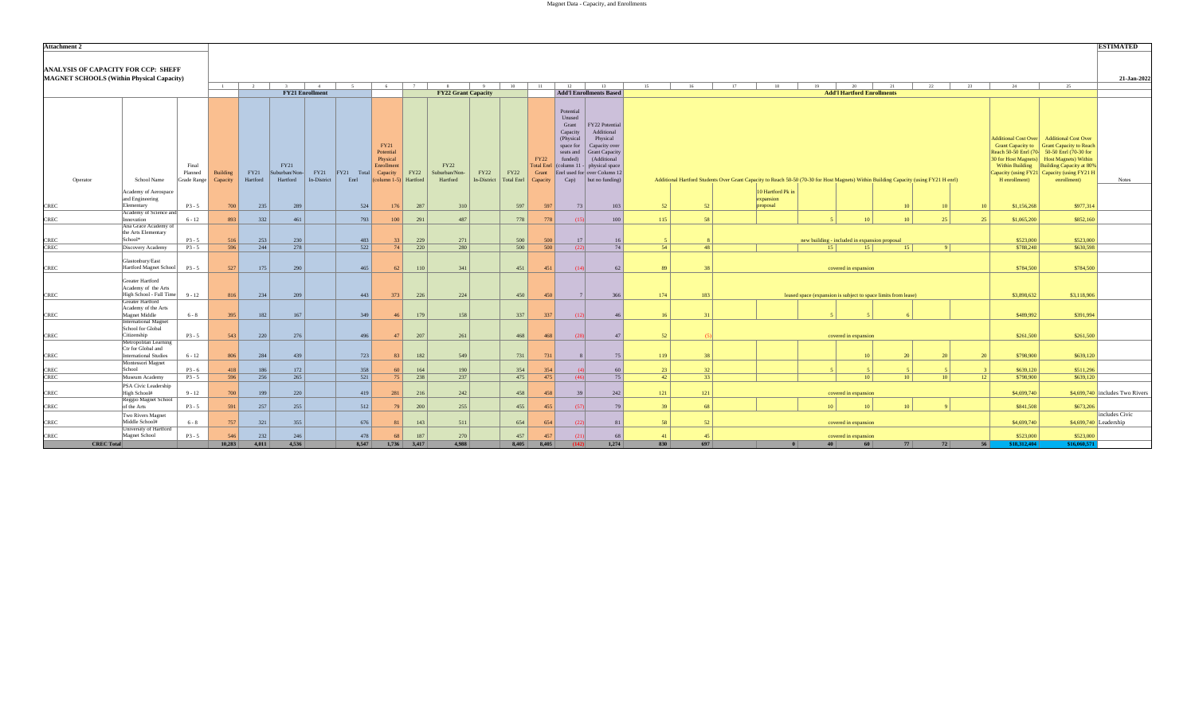**Attachment 2**

**ESTIMATED**

**ANALYSIS OF CAPACITY FOR CCP: SHEFF MAGNET SCHOOLS (Within Physical Capacity)**

**21-Jan-2022**

| Operator | School Name | Final Planned Grade Range | Building Capacity | FY21 Enrollment: FY21 Hartford | FY21 Enrollment: FY21 Suburban/Non-Hartford | FY21 Enrollment: FY21 In-District | FY21 Enrollment: FY21 Total Enrl | FY21 Potential Physical Enrollment Capacity (column 1-5) | FY22 Grant Capacity: FY22 Hartford | FY22 Grant Capacity: FY22 Suburban/Non-Hartford | FY22 Grant Capacity: FY22 In-District | FY22 Grant Capacity: FY22 Total Enrl | FY22 Total Enrl Grant Capacity | Add'l Enrollments Based: Potential Unused Grant Capacity (Physical space for seats and funded) (column 11 - Enrl used for Cap) | Add'l Enrollments Based: FY22 Potential Additional Physical Capacity over Grant Capacity (Additional physical space over Column 12 but no funding) | Add'l Hartford Enrollments: Additional Hartford Students Over Grant Capacity to Reach 50-50 (70-30 for Host Magnets) Within Building Capacity (using FY21 H enrl) | | | | | | | | | Additional Cost Over Grant Capacity to Reach 50-50 Enrl (70-30 for Host Magnets) Within Building Capacity (using FY21 H enrollment) | Additional Cost Over Grant Capacity to Reach 50-50 Enrl (70-30 for Host Magnets) Within Building Capacity at 80% Capacity (using FY21 H enrollment) | Notes |
|---|---|---|---|---|---|---|---|---|---|---|---|---|---|---|---|---|---|---|---|---|---|---|---|---|---|---|---|
| | | | 1 | 2 | 3 | 4 | 5 | 6 | 7 | 8 | 9 | 10 | 11 | 12 | 13 | 15 | 16 | 17 | 18 | 19 | 20 | 21 | 22 | 23 | 24 | 25 | |
| CREC | Academy of Aerospace and Engineering Elementary | P3 - 5 | 700 | 235 | 289 | | 524 | 176 | 287 | 310 | | 597 | 597 | 73 | 103 | 52 | 52 | | 10 Hartford Pk in expansion proposal | | | 10 | 10 | 10 | $1,156,268 | $977,314 | |
| CREC | Academy of Science and Innovation | 6 - 12 | 893 | 332 | 461 | | 793 | 100 | 291 | 487 | | 778 | 778 | (15) | 100 | 115 | 58 | | | 5 | 10 | 10 | 25 | 25 | $1,065,200 | $852,160 | |
| CREC | Ana Grace Academy of the Arts Elementary School* | P3 - 5 | 516 | 253 | 230 | | 483 | 33 | 229 | 271 | | 500 | 500 | 17 | 16 | 5 | 8 | new building - included in expansion proposal | | | | | | | $523,000 | $523,000 | |
| CREC | Discovery Academy | P3 - 5 | 596 | 244 | 278 | | 522 | 74 | 220 | 280 | | 500 | 500 | (22) | 74 | 54 | 48 | | | 15 | 15 | 15 | 9 | | $788,248 | $630,598 | |
| CREC | Glastonbury/East Hartford Magnet School | P3 - 5 | 527 | 175 | 290 | | 465 | 62 | 110 | 341 | | 451 | 451 | (14) | 62 | 89 | 38 | covered in expansion | | | | | | | $784,500 | $784,500 | |
| CREC | Greater Hartford Academy of the Arts High School - Full Time | 9 - 12 | 816 | 234 | 209 | | 443 | 373 | 226 | 224 | | 450 | 450 | 7 | 366 | 174 | 183 | leased space (expansion is subject to space limits from lease) | | | | | | | $3,898,632 | $3,118,906 | |
| CREC | Greater Hartford Academy of the Arts Magnet Middle | 6 - 8 | 395 | 182 | 167 | | 349 | 46 | 179 | 158 | | 337 | 337 | (12) | 46 | 16 | 31 | | | 5 | 5 | 6 | | | $489,992 | $391,994 | |
| CREC | International Magnet School for Global Citizenship | P3 - 5 | 543 | 220 | 276 | | 496 | 47 | 207 | 261 | | 468 | 468 | (28) | 47 | 52 | (5) | covered in expansion | | | | | | | $261,500 | $261,500 | |
| CREC | Metropolitan Learning Ctr for Global and International Studies | 6 - 12 | 806 | 284 | 439 | | 723 | 83 | 182 | 549 | | 731 | 731 | 8 | 75 | 119 | 38 | | | | 10 | 20 | 20 | 20 | $798,900 | $639,120 | |
| CREC | Montessori Magnet School | P3 - 6 | 418 | 186 | 172 | | 358 | 60 | 164 | 190 | | 354 | 354 | (4) | 60 | 23 | 32 | | | 5 | 5 | 5 | 5 | 3 | $639,120 | $511,296 | |
| CREC | Museum Academy | P3 - 5 | 596 | 256 | 265 | | 521 | 75 | 238 | 237 | | 475 | 475 | (46) | 75 | 42 | 33 | | | | 10 | 10 | 10 | 12 | $798,900 | $639,120 | |
| CREC | PSA Civic Leadership High School# | 9 - 12 | 700 | 199 | 220 | | 419 | 281 | 216 | 242 | | 458 | 458 | 39 | 242 | 121 | 121 | covered in expansion | | | | | | | $4,699,740 | $4,699,740 | includes Two Rivers |
| CREC | Reggio Magnet School of the Arts | P3 - 5 | 591 | 257 | 255 | | 512 | 79 | 200 | 255 | | 455 | 455 | (57) | 79 | 39 | 68 | | | 10 | 10 | 10 | 9 | | $841,508 | $673,206 | |
| CREC | Two Rivers Magnet Middle School# | 6 - 8 | 757 | 321 | 355 | | 676 | 81 | 143 | 511 | | 654 | 654 | (22) | 81 | 58 | 52 | covered in expansion | | | | | | | $4,699,740 | $4,699,740 | includes Civic Leadership |
| CREC | University of Hartford Magnet School | P3 - 5 | 546 | 232 | 246 | | 478 | 68 | 187 | 270 | | 457 | 457 | (21) | 68 | 41 | 45 | covered in expansion | | | | | | | $523,000 | $523,000 | |
| **CREC Total** | | | **10,283** | **4,011** | **4,536** | | **8,547** | **1,736** | **3,417** | **4,988** | | **8,405** | **8,405** | **(142)** | **1,274** | **830** | **697** | | **0** | **40** | **60** | **77** | **72** | **56** | **$18,312,404** | **$16,060,571** | |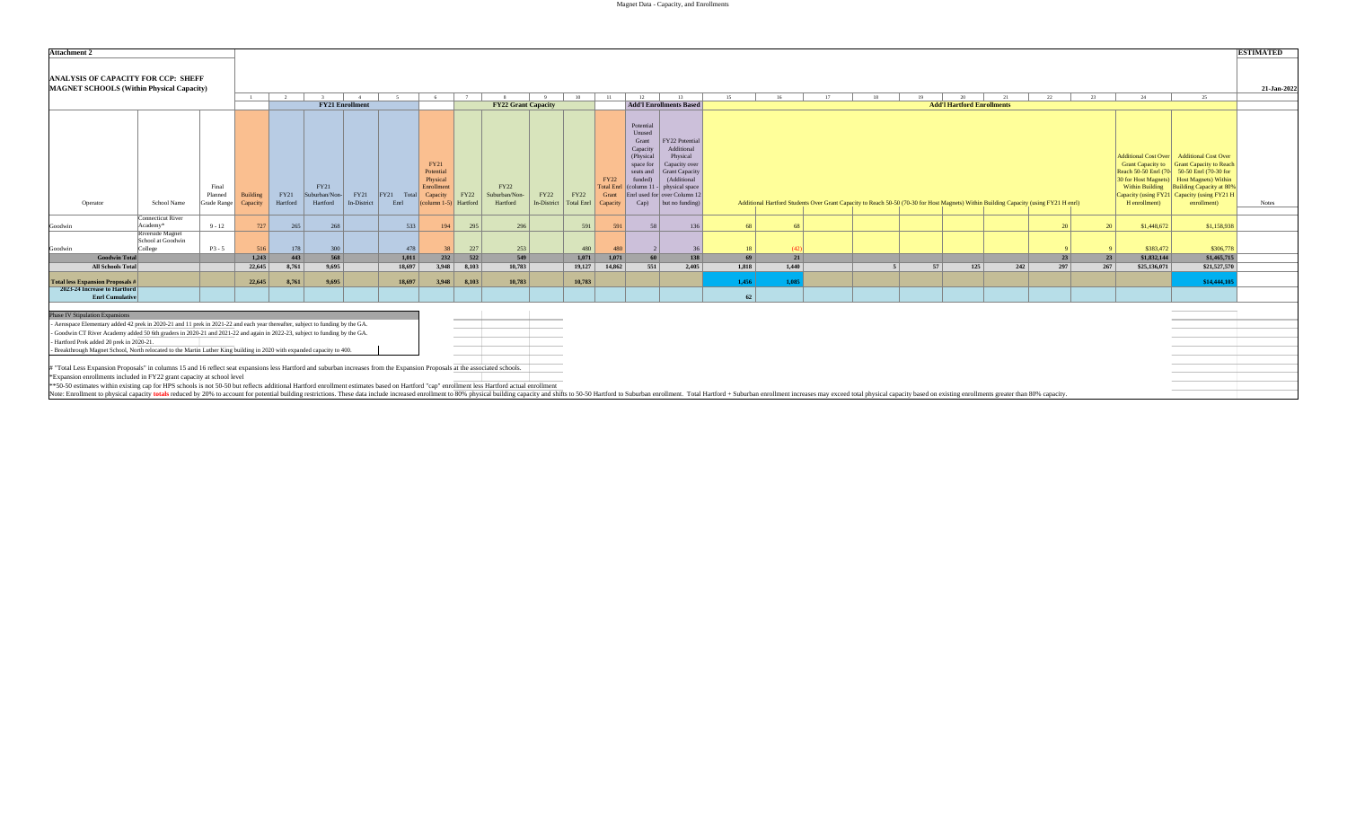**Attachment 2** | **ESTIMATED**

## ANALYSIS OF CAPACITY FOR CCP: SHEFF MAGNET SCHOOLS (Within Physical Capacity)

**21-Jan-2022**

| | | | 1 | 2 | 3 | 4 | 5 | 6 | 7 | 8 | 9 | 10 | 11 | 12 | 13 | 15 | 16 | 17 | 18 | 19 | 20 | 21 | 22 | 23 | 24 | 25 | |
|---|---|---|---|---|---|---|---|---|---|---|---|---|---|---|---|---|---|---|---|---|---|---|---|---|---|---|---|
| | | | | FY21 Enrollment | | | | | FY22 Grant Capacity | | | | | Add'l Enrollments Based | | Add'l Hartford Enrollments | | | | | | | | | | | |
| Operator | School Name | Final Planned Grade Range | Building Capacity | FY21 Hartford | FY21 Suburban/Non-Hartford | FY21 In-District | FY21 Total Enrl | FY21 Potential Physical Enrollment Capacity (column 1-5) | FY22 Hartford | FY22 Suburban/Non-Hartford | FY22 In-District | FY22 Total Enrl | FY22 Total Enrl Grant Capacity | Potential Unused Grant Capacity (Physical space for seats and funded) (column 11 - Enrl used for Cap) | FY22 Potential Additional Physical Capacity over Grant Capacity (Additional physical space over Column 12 but no funding) | Additional Hartford Students Over Grant Capacity to Reach 50-50 (70-30 for Host Magnets) Within Building Capacity (using FY21 H enrl) | | | | | | | | | Additional Cost Over Grant Capacity to Reach 50-50 Enrl (70-30 for Host Magnets) Within Building Capacity (using FY21 H enrollment) | Additional Cost Over Grant Capacity to Reach 50-50 Enrl (70-30 for Host Magnets) Within Building Capacity at 80% (using FY21 H enrollment) | Notes |
| Goodwin | Connecticut River Academy* | 9 - 12 | 727 | 265 | 268 | | 533 | 194 | 295 | 296 | | 591 | 591 | 58 | 136 | 68 | 68 | | | | | | 20 | 20 | $1,448,672 | $1,158,938 | |
| Goodwin | Riverside Magnet School at Goodwin College | P3 - 5 | 516 | 178 | 300 | | 478 | 38 | 227 | 253 | | 480 | 480 | 2 | 36 | 18 | (42) | | | | | | 9 | 9 | $383,472 | $306,778 | |
| **Goodwin Total** | | | **1,243** | **443** | **568** | | **1,011** | **232** | **522** | **549** | | **1,071** | **1,071** | **60** | **138** | **69** | **21** | | | | | | **23** | **23** | **$1,832,144** | **$1,465,715** | |
| **All Schools Total** | | | **22,645** | **8,761** | **9,695** | | **18,697** | **3,948** | **8,103** | **10,783** | | **19,127** | **14,862** | **551** | **2,405** | **1,818** | **1,440** | | **5** | **57** | **125** | **242** | **297** | **267** | **$25,136,071** | **$21,527,570** | |
| **Total less Expansion Proposals #** | | | **22,645** | **8,761** | **9,695** | | **18,697** | **3,948** | **8,103** | **10,783** | | **10,783** | | | | **1,456** | **1,085** | | | | | | | | | **$14,444,105** | |
| **2023-24 Increase to Hartford Enrl Cumulative** | | | | | | | | | | | | | | | | **62** | | | | | | | | | | | |

**Phase IV Stipulation Expansions**

- Aerospace Elementary added 42 prek in 2020-21 and 11 prek in 2021-22 and each year thereafter, subject to funding by the GA.
- Goodwin CT River Academy added 50 6th graders in 2020-21 and 2021-22 and again in 2022-23, subject to funding by the GA.
- Hartford Prek added 20 prek in 2020-21.
- Breakthrough Magnet School, North relocated to the Martin Luther King building in 2020 with expanded capacity to 400.

# "Total Less Expansion Proposals" in columns 15 and 16 reflect seat expansions less Hartford and suburban increases from the Expansion Proposals at the associated schools.

*Expansion enrollments included in FY22 grant capacity at school level

**50-50 estimates within existing cap for HPS schools is not 50-50 but reflects additional Hartford enrollment estimates based on Hartford "cap" enrollment less Hartford actual enrollment

Note: Enrollment to physical capacity **totals** reduced by 20% to account for potential building restrictions. These data include increased enrollment to 80% physical building capacity and shifts to 50-50 Hartford to Suburban enrollment. Total Hartford + Suburban enrollment increases may exceed total physical capacity based on existing enrollments greater than 80% capacity.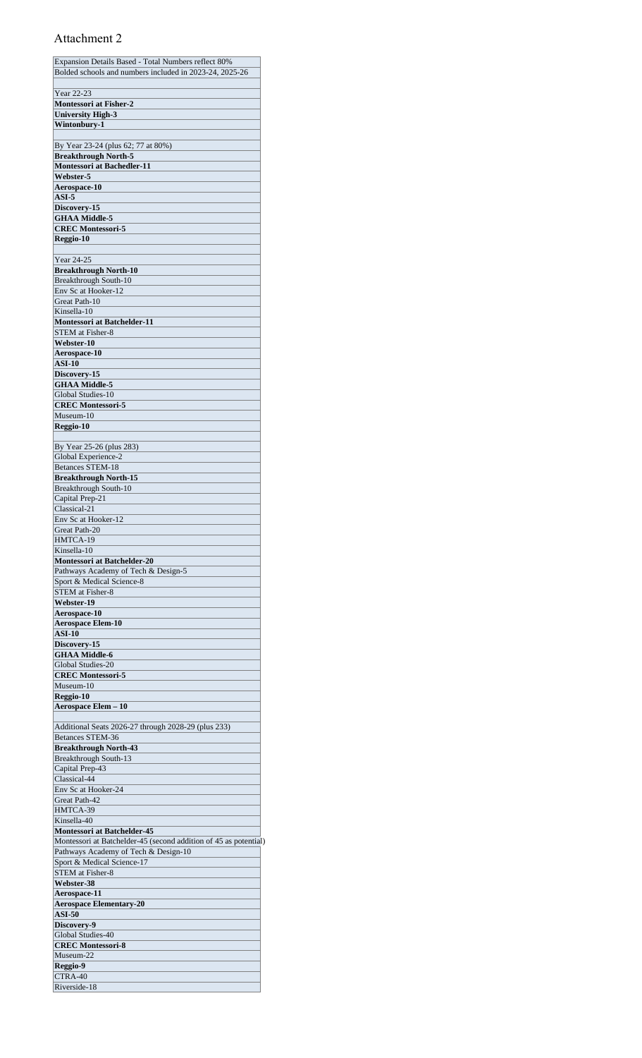# Attachment 2

| Expansion Details Based - Total Numbers reflect 80% |
|---|
| Bolded schools and numbers included in 2023-24, 2025-26 |
| |
| Year 22-23 |
| **Montessori at Fisher-2** |
| **University High-3** |
| **Wintonbury-1** |
| |
| By Year 23-24 (plus 62; 77 at 80%) |
| **Breakthrough North-5** |
| **Montessori at Bachedler-11** |
| **Webster-5** |
| **Aerospace-10** |
| **ASI-5** |
| **Discovery-15** |
| **GHAA Middle-5** |
| **CREC Montessori-5** |
| **Reggio-10** |
| |
| Year 24-25 |
| **Breakthrough North-10** |
| Breakthrough South-10 |
| Env Sc at Hooker-12 |
| Great Path-10 |
| Kinsella-10 |
| **Montessori at Batchelder-11** |
| STEM at Fisher-8 |
| **Webster-10** |
| **Aerospace-10** |
| **ASI-10** |
| **Discovery-15** |
| **GHAA Middle-5** |
| Global Studies-10 |
| **CREC Montessori-5** |
| Museum-10 |
| **Reggio-10** |
| |
| By Year 25-26 (plus 283) |
| Global Experience-2 |
| Betances STEM-18 |
| **Breakthrough North-15** |
| Breakthrough South-10 |
| Capital Prep-21 |
| Classical-21 |
| Env Sc at Hooker-12 |
| Great Path-20 |
| HMTCA-19 |
| Kinsella-10 |
| **Montessori at Batchelder-20** |
| Pathways Academy of Tech & Design-5 |
| Sport & Medical Science-8 |
| STEM at Fisher-8 |
| **Webster-19** |
| **Aerospace-10** |
| **Aerospace Elem-10** |
| **ASI-10** |
| **Discovery-15** |
| **GHAA Middle-6** |
| Global Studies-20 |
| **CREC Montessori-5** |
| Museum-10 |
| **Reggio-10** |
| **Aerospace Elem – 10** |
| |
| Additional Seats 2026-27 through 2028-29 (plus 233) |
| Betances STEM-36 |
| **Breakthrough North-43** |
| Breakthrough South-13 |
| Capital Prep-43 |
| Classical-44 |
| Env Sc at Hooker-24 |
| Great Path-42 |
| HMTCA-39 |
| Kinsella-40 |
| **Montessori at Batchelder-45** |
| Montessori at Batchelder-45 (second addition of 45 as potential) |
| Pathways Academy of Tech & Design-10 |
| Sport & Medical Science-17 |
| STEM at Fisher-8 |
| **Webster-38** |
| **Aerospace-11** |
| **Aerospace Elementary-20** |
| **ASI-50** |
| **Discovery-9** |
| Global Studies-40 |
| **CREC Montessori-8** |
| Museum-22 |
| **Reggio-9** |
| CTRA-40 |
| Riverside-18 |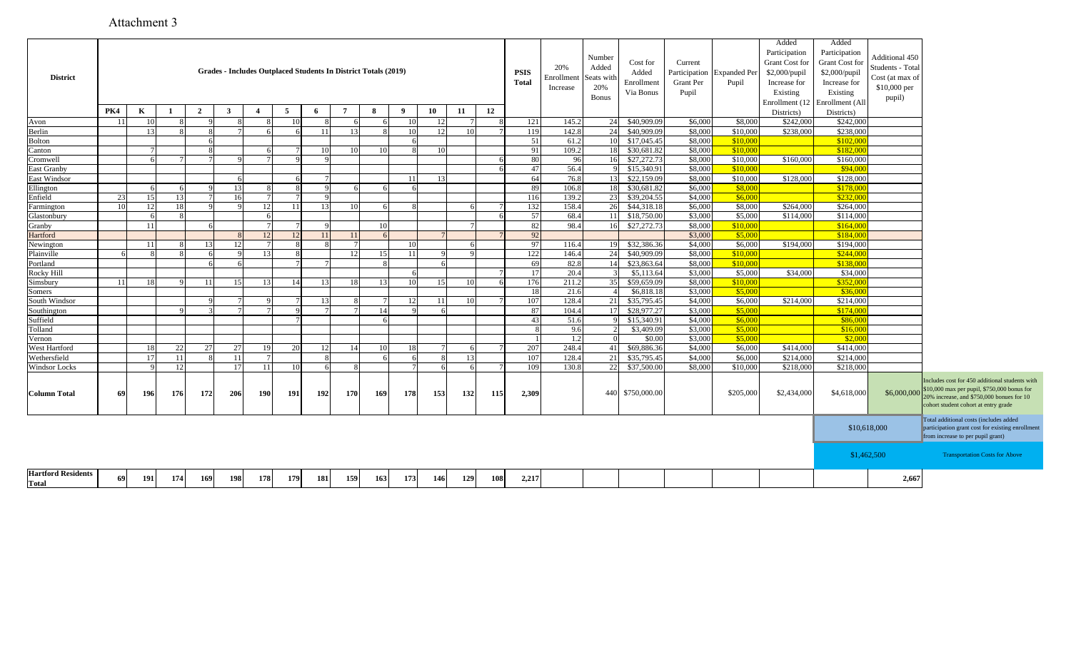Attachment 3

| District | Grades - Includes Outplaced Students In District Totals (2019) | | | | | | | | | | | | | | PSIS Total | 20% Enrollment Increase | Number Added Seats with 20% Bonus | Cost for Added Enrollment Via Bonus | Current Participation Grant Per Pupil | Expanded Per Pupil | Added Participation Grant Cost for $2,000/pupil Increase for Existing Enrollment (12 Districts) | Added Participation Grant Cost for $2,000/pupil Increase for Existing Enrollment (All Districts) | Additional 450 Students - Total Cost (at max of $10,000 per pupil) | |
|---|---|---|---|---|---|---|---|---|---|---|---|---|---|---|---|---|---|---|---|---|---|---|---|---|
| | PK4 | K | 1 | 2 | 3 | 4 | 5 | 6 | 7 | 8 | 9 | 10 | 11 | 12 | | | | | | | | | | |
| Avon | 11 | 10 | 8 | 9 | 8 | 8 | 10 | 8 | 6 | 6 | 10 | 12 | 7 | 8 | 121 | 145.2 | 24 | $40,909.09 | $6,000 | $8,000 | $242,000 | $242,000 | | |
| Berlin | | 13 | 8 | 8 | 7 | 6 | 6 | 11 | 13 | 8 | 10 | 12 | 10 | 7 | 119 | 142.8 | 24 | $40,909.09 | $8,000 | $10,000 | $238,000 | $238,000 | | |
| Bolton | | | | 6 | | | | | | | 6 | | | | 51 | 61.2 | 10 | $17,045.45 | $8,000 | $10,000 | | $102,000 | | |
| Canton | | 7 | | 8 | | 6 | 7 | 10 | 10 | 10 | 8 | 10 | | | 91 | 109.2 | 18 | $30,681.82 | $8,000 | $10,000 | | $182,000 | | |
| Cromwell | | 6 | 7 | 7 | 9 | 7 | 9 | 9 | | | | | | 6 | 80 | 96 | 16 | $27,272.73 | $8,000 | $10,000 | $160,000 | $160,000 | | |
| East Granby | | | | | | | | | | | | | | 6 | 47 | 56.4 | 9 | $15,340.91 | $8,000 | $10,000 | | $94,000 | | |
| East Windsor | | | | | 6 | | 6 | 7 | | | 11 | 13 | | | 64 | 76.8 | 13 | $22,159.09 | $8,000 | $10,000 | $128,000 | $128,000 | | |
| Ellington | | 6 | 6 | 9 | 13 | 8 | 8 | 9 | 6 | 6 | 6 | | | | 89 | 106.8 | 18 | $30,681.82 | $6,000 | $8,000 | | $178,000 | | |
| Enfield | 23 | 15 | 13 | 7 | 16 | 7 | 7 | 9 | | | | | | | 116 | 139.2 | 23 | $39,204.55 | $4,000 | $6,000 | | $232,000 | | |
| Farmington | 10 | 12 | 18 | 9 | 9 | 12 | 11 | 13 | 10 | 6 | 8 | | 6 | 7 | 132 | 158.4 | 26 | $44,318.18 | $6,000 | $8,000 | $264,000 | $264,000 | | |
| Glastonbury | | 6 | 8 | | | 6 | | | | | | | | 6 | 57 | 68.4 | 11 | $18,750.00 | $3,000 | $5,000 | $114,000 | $114,000 | | |
| Granby | | 11 | | 6 | | 7 | 7 | 9 | | 10 | | | 7 | | 82 | 98.4 | 16 | $27,272.73 | $8,000 | $10,000 | | $164,000 | | |
| Hartford | | | | | 8 | 12 | 12 | 11 | 11 | 6 | | 7 | | 7 | 92 | | | | $3,000 | $5,000 | | $184,000 | | |
| Newington | | 11 | 8 | 13 | 12 | 7 | 8 | 8 | 7 | | 10 | | 6 | | 97 | 116.4 | 19 | $32,386.36 | $4,000 | $6,000 | $194,000 | $194,000 | | |
| Plainville | 6 | 8 | 8 | 6 | 9 | 13 | 8 | | 12 | 15 | 11 | 9 | 9 | | 122 | 146.4 | 24 | $40,909.09 | $8,000 | $10,000 | | $244,000 | | |
| Portland | | | | 6 | 6 | | 7 | 7 | | 8 | | 6 | | | 69 | 82.8 | 14 | $23,863.64 | $8,000 | $10,000 | | $138,000 | | |
| Rocky Hill | | | | | | | | | | | 6 | | | 7 | 17 | 20.4 | 3 | $5,113.64 | $3,000 | $5,000 | $34,000 | $34,000 | | |
| Simsbury | 11 | 18 | 9 | 11 | 15 | 13 | 14 | 13 | 18 | 13 | 10 | 15 | 10 | 6 | 176 | 211.2 | 35 | $59,659.09 | $8,000 | $10,000 | | $352,000 | | |
| Somers | | | | | | | | | | | | | | | 18 | 21.6 | 4 | $6,818.18 | $3,000 | $5,000 | | $36,000 | | |
| South Windsor | | | | 9 | 7 | 9 | 7 | 13 | 8 | 7 | 12 | 11 | 10 | 7 | 107 | 128.4 | 21 | $35,795.45 | $4,000 | $6,000 | $214,000 | $214,000 | | |
| Southington | | | 9 | 3 | 7 | 7 | 9 | 7 | 7 | 14 | 9 | 6 | | | 87 | 104.4 | 17 | $28,977.27 | $3,000 | $5,000 | | $174,000 | | |
| Suffield | | | | | | | 7 | | | 6 | | | | | 43 | 51.6 | 9 | $15,340.91 | $4,000 | $6,000 | | $86,000 | | |
| Tolland | | | | | | | | | | | | | | | 8 | 9.6 | 2 | $3,409.09 | $3,000 | $5,000 | | $16,000 | | |
| Vernon | | | | | | | | | | | | | | | 1 | 1.2 | 0 | $0.00 | $3,000 | $5,000 | | $2,000 | | |
| West Hartford | | 18 | 22 | 27 | 27 | 19 | 20 | 12 | 14 | 10 | 18 | 7 | 6 | 7 | 207 | 248.4 | 41 | $69,886.36 | $4,000 | $6,000 | $414,000 | $414,000 | | |
| Wethersfield | | 17 | 11 | 8 | 11 | 7 | | 8 | | 6 | 6 | 8 | 13 | | 107 | 128.4 | 21 | $35,795.45 | $4,000 | $6,000 | $214,000 | $214,000 | | |
| Windsor Locks | | 9 | 12 | | 17 | 11 | 10 | 6 | 8 | | 7 | 6 | 6 | 7 | 109 | 130.8 | 22 | $37,500.00 | $8,000 | $10,000 | $218,000 | $218,000 | | |
| **Column Total** | **69** | **196** | **176** | **172** | **206** | **190** | **191** | **192** | **170** | **169** | **178** | **153** | **132** | **115** | **2,309** | | 440 | $750,000.00 | | $205,000 | $2,434,000 | $4,618,000 | $6,000,000 | Includes cost for 450 additional students with $10,000 max per pupil, $750,000 bonus for 20% increase, and $750,000 bonus for 10 cohort student cohort at entry grade |
| | | | | | | | | | | | | | | | | | | | | | | $10,618,000 | | Total additional costs (includes added participation grant cost for existing enrollment from increase to per pupil grant) |
| | | | | | | | | | | | | | | | | | | | | | | $1,462,500 | | Transportation Costs for Above |
| **Hartford Residents Total** | **69** | **191** | **174** | **169** | **198** | **178** | **179** | **181** | **159** | **163** | **173** | **146** | **129** | **108** | **2,217** | | | | | | | | **2,667** | |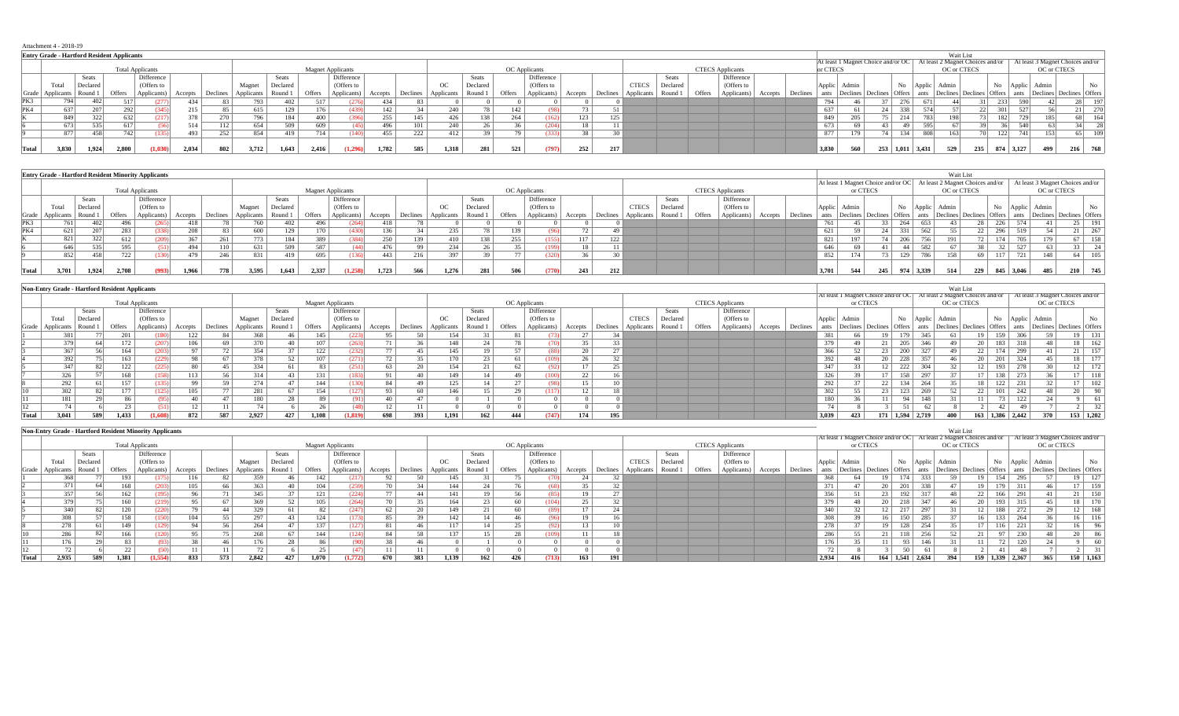Attachment 4 - 2018-19

### Entry Grade - Hartford Resident Applicants

| | Total Applicants | | | | | | Magnet Applicants | | | | | | OC Applicants | | | | | | CTECS Applicants | | | | | | Wait List | | | | | | | | | | | |
|---|---|---|---|---|---|---|---|---|---|---|---|---|---|---|---|---|---|---|---|---|---|---|---|---|---|---|---|---|---|---|---|---|---|---|---|---|
| | | | | | | | | | | | | | | | | | | | | | | | | | At least 1 Magnet Choice and/or OC or CTECS | | | | At least 2 Magnet Choices and/or OC or CTECS | | | | At least 3 Magnet Choices and/or OC or CTECS | | | |
| Grade | Total Applicants | Seats Declared Round 1 | Offers | Difference (Offers to Applicants) | Accepts | Declines | Magnet Applicants | Seats Declared Round 1 | Offers | Difference (Offers to Applicants) | Accepts | Declines | OC Applicants | Seats Declared Round 1 | Offers | Difference (Offers to Applicants) | Accepts | Declines | CTECS Applicants | Seats Declared Round 1 | Offers | Difference (Offers to Applicants) | Accepts | Declines | Applicants | Admin Declines | Declines | No Offers | Applicants | Admin Declines | Declines | No Offers | Applicants | Admin Declines | Declines | No Offers |
| PK3 | 794 | 402 | 517 | (277) | 434 | 83 | 793 | 402 | 517 | (276) | 434 | 83 | 0 | | 0 | 0 | 0 | 0 | | | | | | | 794 | 46 | 37 | 276 | 671 | 44 | 31 | 233 | 590 | 42 | 28 | 197 |
| PK4 | 637 | 207 | 292 | (345) | 215 | 85 | 615 | 129 | 176 | (439) | 142 | 34 | 240 | 78 | 142 | (98) | 73 | 51 | | | | | | | 637 | 61 | 24 | 338 | 574 | 57 | 22 | 301 | 527 | 56 | 21 | 270 |
| K | 849 | 322 | 632 | (217) | 378 | 270 | 796 | 184 | 400 | (396) | 255 | 145 | 426 | 138 | 264 | (162) | 123 | 125 | | | | | | | 849 | 205 | 75 | 214 | 783 | 198 | 73 | 182 | 729 | 185 | 68 | 164 |
| 6 | 673 | 535 | 617 | (56) | 514 | 112 | 654 | 509 | 609 | (45) | 496 | 101 | 240 | 26 | 36 | (204) | 18 | 11 | | | | | | | 673 | 69 | 43 | 49 | 595 | 67 | 39 | 36 | 540 | 63 | 34 | 28 |
| 9 | 877 | 458 | 742 | (135) | 493 | 252 | 854 | 419 | 714 | (140) | 455 | 222 | 412 | 39 | 79 | (333) | 38 | 30 | | | | | | | 877 | 179 | 74 | 134 | 808 | 163 | 70 | 122 | 741 | 153 | 65 | 109 |
| Total | 3,830 | 1,924 | 2,800 | (1,030) | 2,034 | 802 | 3,712 | 1,643 | 2,416 | (1,296) | 1,782 | 585 | 1,318 | 281 | 521 | (797) | 252 | 217 | | | | | | | 3,830 | 560 | 253 | 1,011 | 3,431 | 529 | 235 | 874 | 3,127 | 499 | 216 | 768 |

### Entry Grade - Hartford Resident Minority Applicants

| | Total Applicants | | | | | | Magnet Applicants | | | | | | OC Applicants | | | | | | CTECS Applicants | | | | | | Wait List | | | | | | | | | | | |
|---|---|---|---|---|---|---|---|---|---|---|---|---|---|---|---|---|---|---|---|---|---|---|---|---|---|---|---|---|---|---|---|---|---|---|---|---|
| | | | | | | | | | | | | | | | | | | | | | | | | | At least 1 Magnet Choice and/or OC or CTECS | | | | At least 2 Magnet Choices and/or OC or CTECS | | | | At least 3 Magnet Choices and/or OC or CTECS | | | |
| Grade | Total Applicants | Seats Declared Round 1 | Offers | Difference (Offers to Applicants) | Accepts | Declines | Magnet Applicants | Seats Declared Round 1 | Offers | Difference (Offers to Applicants) | Accepts | Declines | OC Applicants | Seats Declared Round 1 | Offers | Difference (Offers to Applicants) | Accepts | Declines | CTECS Applicants | Seats Declared Round 1 | Offers | Difference (Offers to Applicants) | Accepts | Declines | Applicants | Admin Declines | Declines | No Offers | Applicants | Admin Declines | Declines | No Offers | Applicants | Admin Declines | Declines | No Offers |
| PK3 | 761 | 402 | 496 | (265) | 418 | 78 | 760 | 402 | 496 | (264) | 418 | 78 | 0 | | 0 | 0 | 0 | 0 | | | | | | | 761 | 45 | 33 | 264 | 653 | 43 | 28 | 226 | 574 | 41 | 25 | 191 |
| PK4 | 621 | 207 | 283 | (338) | 208 | 83 | 600 | 129 | 170 | (430) | 136 | 34 | 235 | 78 | 139 | (96) | 72 | 49 | | | | | | | 621 | 59 | 24 | 331 | 562 | 55 | 22 | 296 | 519 | 54 | 21 | 267 |
| K | 821 | 322 | 612 | (209) | 367 | 261 | 773 | 184 | 389 | (384) | 250 | 139 | 410 | 138 | 255 | (155) | 117 | 122 | | | | | | | 821 | 197 | 74 | 206 | 756 | 191 | 72 | 174 | 705 | 179 | 67 | 158 |
| 6 | 646 | 535 | 595 | (51) | 494 | 110 | 631 | 509 | 587 | (44) | 476 | 99 | 234 | 26 | 35 | (199) | 18 | 11 | | | | | | | 646 | 69 | 41 | 44 | 582 | 67 | 38 | 32 | 527 | 63 | 33 | 24 |
| 9 | 852 | 458 | 722 | (130) | 479 | 246 | 831 | 419 | 695 | (136) | 443 | 216 | 397 | 39 | 77 | (320) | 36 | 30 | | | | | | | 852 | 174 | 73 | 129 | 786 | 158 | 69 | 117 | 721 | 148 | 64 | 105 |
| Total | 3,701 | 1,924 | 2,708 | (993) | 1,966 | 778 | 3,595 | 1,643 | 2,337 | (1,258) | 1,723 | 566 | 1,276 | 281 | 506 | (770) | 243 | 212 | | | | | | | 3,701 | 544 | 245 | 974 | 3,339 | 514 | 229 | 845 | 3,046 | 485 | 210 | 745 |

### Non-Entry Grade - Hartford Resident Applicants

| | Total Applicants | | | | | | Magnet Applicants | | | | | | OC Applicants | | | | | | CTECS Applicants | | | | | | Wait List | | | | | | | | | | | |
|---|---|---|---|---|---|---|---|---|---|---|---|---|---|---|---|---|---|---|---|---|---|---|---|---|---|---|---|---|---|---|---|---|---|---|---|---|
| | | | | | | | | | | | | | | | | | | | | | | | | | At least 1 Magnet Choice and/or OC or CTECS | | | | At least 2 Magnet Choices and/or OC or CTECS | | | | At least 3 Magnet Choices and/or OC or CTECS | | | |
| Grade | Total Applicants | Seats Declared Round 1 | Offers | Difference (Offers to Applicants) | Accepts | Declines | Magnet Applicants | Seats Declared Round 1 | Offers | Difference (Offers to Applicants) | Accepts | Declines | OC Applicants | Seats Declared Round 1 | Offers | Difference (Offers to Applicants) | Accepts | Declines | CTECS Applicants | Seats Declared Round 1 | Offers | Difference (Offers to Applicants) | Accepts | Declines | Applicants | Admin Declines | Declines | No Offers | Applicants | Admin Declines | Declines | No Offers | Applicants | Admin Declines | Declines | No Offers |
| 1 | 381 | 77 | 201 | (180) | 122 | 84 | 368 | 46 | 145 | (223) | 95 | 50 | 154 | 31 | 81 | (73) | 27 | 34 | | | | | | | 381 | 66 | 19 | 179 | 345 | 61 | 19 | 159 | 306 | 59 | 19 | 131 |
| 2 | 379 | 64 | 172 | (207) | 106 | 69 | 370 | 40 | 107 | (263) | 71 | 36 | 148 | 24 | 78 | (70) | 35 | 33 | | | | | | | 379 | 49 | 21 | 205 | 346 | 49 | 20 | 183 | 318 | 48 | 18 | 162 |
| 3 | 367 | 56 | 164 | (203) | 97 | 72 | 354 | 37 | 122 | (232) | 77 | 45 | 145 | 19 | 57 | (88) | 20 | 27 | | | | | | | 366 | 52 | 23 | 200 | 327 | 49 | 22 | 174 | 299 | 41 | 21 | 157 |
| 4 | 392 | 75 | 163 | (229) | 98 | 67 | 378 | 52 | 107 | (271) | 72 | 35 | 170 | 23 | 61 | (109) | 26 | 32 | | | | | | | 392 | 48 | 20 | 228 | 357 | 46 | 20 | 201 | 324 | 45 | 18 | 177 |
| 5 | 347 | 82 | 122 | (225) | 80 | 45 | 334 | 61 | 83 | (251) | 63 | 20 | 154 | 21 | 62 | (92) | 17 | 25 | | | | | | | 347 | 33 | 12 | 222 | 304 | 32 | 12 | 193 | 278 | 30 | 12 | 172 |
| 7 | 326 | 57 | 168 | (158) | 113 | 56 | 314 | 43 | 131 | (183) | 91 | 40 | 149 | 14 | 49 | (100) | 22 | 16 | | | | | | | 326 | 39 | 17 | 158 | 297 | 37 | 17 | 138 | 273 | 36 | 17 | 118 |
| 8 | 292 | 61 | 157 | (135) | 99 | 59 | 274 | 47 | 144 | (130) | 84 | 49 | 125 | 14 | 27 | (98) | 15 | 10 | | | | | | | 292 | 37 | 22 | 134 | 264 | 35 | 18 | 122 | 231 | 32 | 17 | 102 |
| 10 | 302 | 82 | 177 | (125) | 105 | 77 | 281 | 67 | 154 | (127) | 93 | 60 | 146 | 15 | 29 | (117) | 12 | 18 | | | | | | | 302 | 55 | 23 | 123 | 269 | 52 | 22 | 101 | 242 | 48 | 20 | 90 |
| 11 | 181 | 29 | 86 | (95) | 40 | 47 | 180 | 28 | 89 | (91) | 40 | 47 | 0 | 1 | 0 | 0 | 0 | 0 | | | | | | | 180 | 36 | 11 | 94 | 148 | 31 | 11 | 73 | 122 | 24 | 9 | 61 |
| 12 | 74 | 6 | 23 | (51) | 12 | 11 | 74 | 6 | 26 | (48) | 12 | 11 | 0 | 0 | 0 | 0 | 0 | 0 | | | | | | | 74 | 8 | 3 | 51 | 62 | 8 | 2 | 42 | 49 | 7 | 2 | 32 |
| Total | 3,041 | 589 | 1,433 | (1,608) | 872 | 587 | 2,927 | 427 | 1,108 | (1,819) | 698 | 393 | 1,191 | 162 | 444 | (747) | 174 | 195 | | | | | | | 3,039 | 423 | 171 | 1,594 | 2,719 | 400 | 163 | 1,386 | 2,442 | 370 | 153 | 1,202 |

### Non-Entry Grade - Hartford Resident Minority Applicants

| | Total Applicants | | | | | | Magnet Applicants | | | | | | OC Applicants | | | | | | CTECS Applicants | | | | | | Wait List | | | | | | | | | | | |
|---|---|---|---|---|---|---|---|---|---|---|---|---|---|---|---|---|---|---|---|---|---|---|---|---|---|---|---|---|---|---|---|---|---|---|---|---|
| | | | | | | | | | | | | | | | | | | | | | | | | | At least 1 Magnet Choice and/or OC or CTECS | | | | At least 2 Magnet Choices and/or OC or CTECS | | | | At least 3 Magnet Choices and/or OC or CTECS | | | |
| Grade | Total Applicants | Seats Declared Round 1 | Offers | Difference (Offers to Applicants) | Accepts | Declines | Magnet Applicants | Seats Declared Round 1 | Offers | Difference (Offers to Applicants) | Accepts | Declines | OC Applicants | Seats Declared Round 1 | Offers | Difference (Offers to Applicants) | Accepts | Declines | CTECS Applicants | Seats Declared Round 1 | Offers | Difference (Offers to Applicants) | Accepts | Declines | Applicants | Admin Declines | Declines | No Offers | Applicants | Admin Declines | Declines | No Offers | Applicants | Admin Declines | Declines | No Offers |
| 1 | 368 | 77 | 193 | (175) | 116 | 82 | 359 | 46 | 142 | (217) | 92 | 50 | 145 | 31 | 75 | (70) | 24 | 32 | | | | | | | 368 | 64 | 19 | 174 | 333 | 59 | 19 | 154 | 295 | 57 | 19 | 127 |
| 2 | 371 | 64 | 168 | (203) | 105 | 66 | 363 | 40 | 104 | (259) | 70 | 34 | 144 | 24 | 76 | (68) | 35 | 32 | | | | | | | 371 | 47 | 20 | 201 | 338 | 47 | 19 | 179 | 311 | 46 | 17 | 159 |
| 3 | 357 | 56 | 162 | (195) | 96 | 71 | 345 | 37 | 121 | (224) | 77 | 44 | 141 | 19 | 56 | (85) | 19 | 27 | | | | | | | 356 | 51 | 23 | 192 | 317 | 48 | 22 | 166 | 291 | 41 | 21 | 150 |
| 4 | 379 | 75 | 160 | (219) | 95 | 67 | 369 | 52 | 105 | (264) | 70 | 35 | 164 | 23 | 60 | (104) | 25 | 32 | | | | | | | 379 | 48 | 20 | 218 | 347 | 46 | 20 | 193 | 315 | 45 | 18 | 170 |
| 5 | 340 | 82 | 120 | (220) | 79 | 44 | 329 | 61 | 82 | (247) | 62 | 20 | 149 | 21 | 60 | (89) | 17 | 24 | | | | | | | 340 | 32 | 12 | 217 | 297 | 31 | 12 | 188 | 272 | 29 | 12 | 168 |
| 7 | 308 | 57 | 158 | (150) | 104 | 55 | 297 | 43 | 124 | (173) | 85 | 39 | 142 | 14 | 46 | (96) | 19 | 16 | | | | | | | 308 | 39 | 16 | 150 | 285 | 37 | 16 | 133 | 264 | 36 | 16 | 116 |
| 8 | 278 | 61 | 149 | (129) | 94 | 56 | 264 | 47 | 137 | (127) | 81 | 46 | 117 | 14 | 25 | (92) | 13 | 10 | | | | | | | 278 | 37 | 19 | 128 | 254 | 35 | 17 | 116 | 221 | 32 | 16 | 96 |
| 10 | 286 | 82 | 166 | (120) | 95 | 75 | 268 | 67 | 144 | (124) | 84 | 58 | 137 | 15 | 28 | (109) | 11 | 18 | | | | | | | 286 | 55 | 21 | 118 | 256 | 52 | 21 | 97 | 230 | 48 | 20 | 86 |
| 11 | 176 | 29 | 83 | (93) | 38 | 46 | 176 | 28 | 86 | (90) | 38 | 46 | 0 | 1 | 0 | 0 | 0 | 0 | | | | | | | 176 | 35 | 11 | 93 | 146 | 31 | 11 | 72 | 120 | 24 | 9 | 60 |
| 12 | 72 | 6 | 22 | (50) | 11 | 11 | 72 | 6 | 25 | (47) | 11 | 11 | 0 | 0 | 0 | 0 | 0 | 0 | | | | | | | 72 | 8 | 3 | 50 | 61 | 8 | 2 | 41 | 48 | 7 | 2 | 31 |
| Total | 2,935 | 589 | 1,381 | (1,554) | 833 | 573 | 2,842 | 427 | 1,070 | (1,772) | 670 | 383 | 1,139 | 162 | 426 | (713) | 163 | 191 | | | | | | | 2,934 | 416 | 164 | 1,541 | 2,634 | 394 | 159 | 1,339 | 2,367 | 365 | 150 | 1,163 |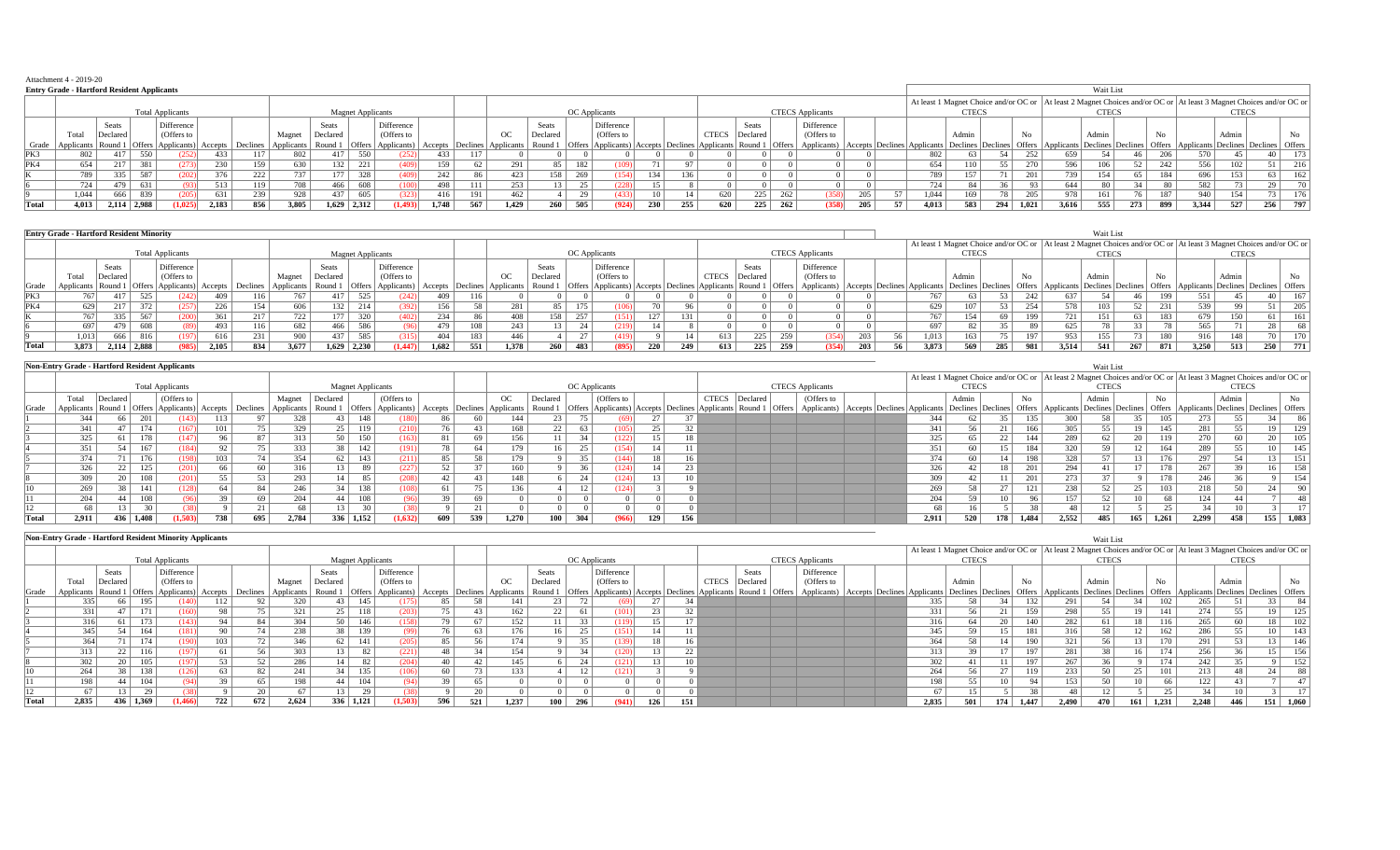Attachment 4 - 2019-20

## Entry Grade - Hartford Resident Applicants

| | Total Applicants | | | | | | Magnet Applicants | | | | | | OC Applicants | | | | | | CTECS Applicants | | | | | | Wait List: At least 1 Magnet Choice and/or OC or CTECS | | | | At least 2 Magnet Choices and/or OC or CTECS | | | | At least 3 Magnet Choices and/or OC or CTECS | | | |
|---|---|---|---|---|---|---|---|---|---|---|---|---|---|---|---|---|---|---|---|---|---|---|---|---|---|---|---|---|---|---|---|---|---|---|---|---|
| Grade | Total Applicants | Seats Declared Round 1 | Offers | Difference (Offers to Applicants) | Accepts | Declines | Magnet Applicants | Seats Declared Round 1 | Offers | Difference (Offers to Applicants) | Accepts | Declines | OC Applicants | Seats Declared Round 1 | Offers | Difference (Offers to Applicants) | Accepts | Declines | CTECS Applicants | Seats Declared Round 1 | Offers | Difference (Offers to Applicants) | Accepts | Declines | Applicants | Admin Declines | Declines | No Offers | Applicants | Admin Declines | Declines | No Offers | Applicants | Admin Declines | Declines | No Offers |
| PK3 | 802 | 417 | 550 | (252) | 433 | 117 | 802 | 417 | 550 | (252) | 433 | 117 | 0 | 0 | 0 | 0 | 0 | 0 | 0 | 0 | 0 | 0 | 0 | 0 | 802 | 63 | 54 | 252 | 659 | 54 | 46 | 206 | 570 | 45 | 40 | 173 |
| PK4 | 654 | 217 | 381 | (273) | 230 | 159 | 630 | 132 | 221 | (409) | 159 | 62 | 291 | 85 | 182 | (109) | 71 | 97 | 0 | 0 | 0 | 0 | 0 | 0 | 654 | 110 | 55 | 270 | 596 | 106 | 52 | 242 | 556 | 102 | 51 | 216 |
| K | 789 | 335 | 587 | (202) | 376 | 222 | 737 | 177 | 328 | (409) | 242 | 86 | 423 | 158 | 269 | (154) | 134 | 136 | 0 | 0 | 0 | 0 | 0 | 0 | 789 | 157 | 71 | 201 | 739 | 154 | 65 | 184 | 696 | 153 | 63 | 162 |
| 6 | 724 | 479 | 631 | (93) | 513 | 119 | 708 | 466 | 608 | (100) | 498 | 111 | 253 | 13 | 25 | (228) | 15 | 8 | 0 | 0 | 0 | 0 | 0 | 0 | 724 | 84 | 36 | 93 | 644 | 80 | 34 | 80 | 582 | 73 | 29 | 70 |
| 9 | 1,044 | 666 | 839 | (205) | 631 | 239 | 928 | 437 | 605 | (323) | 416 | 191 | 462 | 4 | 29 | (433) | 10 | 14 | 620 | 225 | 262 | (358) | 205 | 57 | 1,044 | 169 | 78 | 205 | 978 | 161 | 76 | 187 | 940 | 154 | 73 | 176 |
| **Total** | **4,013** | **2,114** | **2,988** | **(1,025)** | **2,183** | **856** | **3,805** | **1,629** | **2,312** | **(1,493)** | **1,748** | **567** | **1,429** | **260** | **505** | **(924)** | **230** | **255** | **620** | **225** | **262** | **(358)** | **205** | **57** | **4,013** | **583** | **294** | **1,021** | **3,616** | **555** | **273** | **899** | **3,344** | **527** | **256** | **797** |

## Entry Grade - Hartford Resident Minority

| | Total Applicants | | | | | | Magnet Applicants | | | | | | OC Applicants | | | | | | CTECS Applicants | | | | | | Wait List: At least 1 Magnet Choice and/or OC or CTECS | | | | At least 2 Magnet Choices and/or OC or CTECS | | | | At least 3 Magnet Choices and/or OC or CTECS | | | |
|---|---|---|---|---|---|---|---|---|---|---|---|---|---|---|---|---|---|---|---|---|---|---|---|---|---|---|---|---|---|---|---|---|---|---|---|---|
| Grade | Total Applicants | Seats Declared Round 1 | Offers | Difference (Offers to Applicants) | Accepts | Declines | Magnet Applicants | Seats Declared Round 1 | Offers | Difference (Offers to Applicants) | Accepts | Declines | OC Applicants | Seats Declared Round 1 | Offers | Difference (Offers to Applicants) | Accepts | Declines | CTECS Applicants | Seats Declared Round 1 | Offers | Difference (Offers to Applicants) | Accepts | Declines | Applicants | Admin Declines | Declines | No Offers | Applicants | Admin Declines | Declines | No Offers | Applicants | Admin Declines | Declines | No Offers |
| PK3 | 767 | 417 | 525 | (242) | 409 | 116 | 767 | 417 | 525 | (242) | 409 | 116 | 0 | 0 | 0 | 0 | 0 | 0 | 0 | 0 | 0 | 0 | 0 | 0 | 767 | 63 | 53 | 242 | 637 | 54 | 46 | 199 | 551 | 45 | 40 | 167 |
| PK4 | 629 | 217 | 372 | (257) | 226 | 154 | 606 | 132 | 214 | (392) | 156 | 58 | 281 | 85 | 175 | (106) | 70 | 96 | 0 | 0 | 0 | 0 | 0 | 0 | 629 | 107 | 53 | 254 | 578 | 103 | 52 | 231 | 539 | 99 | 51 | 205 |
| K | 767 | 335 | 567 | (200) | 361 | 217 | 722 | 177 | 320 | (402) | 234 | 86 | 408 | 158 | 257 | (151) | 127 | 131 | 0 | 0 | 0 | 0 | 0 | 0 | 767 | 154 | 69 | 199 | 721 | 151 | 63 | 183 | 679 | 150 | 61 | 161 |
| 6 | 697 | 479 | 608 | (89) | 493 | 116 | 682 | 466 | 586 | (96) | 479 | 108 | 243 | 13 | 24 | (219) | 14 | 8 | 0 | 0 | 0 | 0 | 0 | 0 | 697 | 82 | 35 | 89 | 625 | 78 | 33 | 78 | 565 | 71 | 28 | 68 |
| 9 | 1,013 | 666 | 816 | (197) | 616 | 231 | 900 | 437 | 585 | (315) | 404 | 183 | 446 | 4 | 27 | (419) | 9 | 14 | 613 | 225 | 259 | (354) | 203 | 56 | 1,013 | 163 | 75 | 197 | 953 | 155 | 73 | 180 | 916 | 148 | 70 | 170 |
| **Total** | **3,873** | **2,114** | **2,888** | **(985)** | **2,105** | **834** | **3,677** | **1,629** | **2,230** | **(1,447)** | **1,682** | **551** | **1,378** | **260** | **483** | **(895)** | **220** | **249** | **613** | **225** | **259** | **(354)** | **203** | **56** | **3,873** | **569** | **285** | **981** | **3,514** | **541** | **267** | **871** | **3,250** | **513** | **250** | **771** |

## Non-Entry Grade - Hartford Resident Applicants

| | Total Applicants | | | | | | Magnet Applicants | | | | | | OC Applicants | | | | | | CTECS Applicants | | | | | | Wait List: At least 1 Magnet Choice and/or OC or CTECS | | | | At least 2 Magnet Choices and/or OC or CTECS | | | | At least 3 Magnet Choices and/or OC or CTECS | | | |
|---|---|---|---|---|---|---|---|---|---|---|---|---|---|---|---|---|---|---|---|---|---|---|---|---|---|---|---|---|---|---|---|---|---|---|---|---|
| Grade | Total Applicants | Declared Round 1 | Offers | (Offers to Applicants) | Accepts | Declines | Magnet Applicants | Declared Round 1 | Offers | (Offers to Applicants) | Accepts | Declines | OC Applicants | Declared Round 1 | Offers | (Offers to Applicants) | Accepts | Declines | CTECS Applicants | Declared Round 1 | Offers | (Offers to Applicants) | Accepts | Declines | Applicants | Admin Declines | Declines | No Offers | Applicants | Admin Declines | Declines | No Offers | Applicants | Admin Declines | Declines | No Offers |
| 1 | 344 | 66 | 201 | (143) | 113 | 97 | 328 | 43 | 148 | (180) | 86 | 60 | 144 | 23 | 75 | (69) | 27 | 37 | | | | | | | 344 | 62 | 35 | 135 | 300 | 58 | 35 | 105 | 273 | 55 | 34 | 86 |
| 2 | 341 | 47 | 174 | (167) | 101 | 75 | 329 | 25 | 119 | (210) | 76 | 43 | 168 | 22 | 63 | (105) | 25 | 32 | | | | | | | 341 | 56 | 21 | 166 | 305 | 55 | 19 | 145 | 281 | 55 | 19 | 129 |
| 3 | 325 | 61 | 178 | (147) | 96 | 87 | 313 | 50 | 150 | (163) | 81 | 69 | 156 | 11 | 34 | (122) | 15 | 18 | | | | | | | 325 | 65 | 22 | 144 | 289 | 62 | 20 | 119 | 270 | 60 | 20 | 105 |
| 4 | 351 | 54 | 167 | (184) | 92 | 75 | 333 | 38 | 142 | (191) | 78 | 64 | 179 | 16 | 25 | (154) | 14 | 11 | | | | | | | 351 | 60 | 15 | 184 | 320 | 59 | 12 | 164 | 289 | 55 | 10 | 145 |
| 5 | 374 | 71 | 176 | (198) | 103 | 74 | 354 | 62 | 143 | (211) | 85 | 58 | 179 | 9 | 35 | (144) | 18 | 16 | | | | | | | 374 | 60 | 14 | 198 | 328 | 57 | 13 | 176 | 297 | 54 | 13 | 151 |
| 7 | 326 | 22 | 125 | (201) | 66 | 60 | 316 | 13 | 89 | (227) | 52 | 37 | 160 | 9 | 36 | (124) | 14 | 23 | | | | | | | 326 | 42 | 18 | 201 | 294 | 41 | 17 | 178 | 267 | 39 | 16 | 158 |
| 8 | 309 | 20 | 108 | (201) | 55 | 53 | 293 | 14 | 85 | (208) | 42 | 43 | 148 | 6 | 24 | (124) | 13 | 10 | | | | | | | 309 | 42 | 11 | 201 | 273 | 37 | 9 | 178 | 246 | 36 | 9 | 154 |
| 10 | 269 | 38 | 141 | (128) | 64 | 84 | 246 | 34 | 138 | (108) | 61 | 75 | 136 | 4 | 12 | (124) | 3 | 9 | | | | | | | 269 | 58 | 27 | 121 | 238 | 52 | 25 | 103 | 218 | 50 | 24 | 90 |
| 11 | 204 | 44 | 108 | (96) | 39 | 69 | 204 | 44 | 108 | (96) | 39 | 69 | 0 | 0 | 0 | 0 | 0 | 0 | | | | | | | 204 | 59 | 10 | 96 | 157 | 52 | 10 | 68 | 124 | 44 | 7 | 48 |
| 12 | 68 | 13 | 30 | (38) | 9 | 21 | 68 | 13 | 30 | (38) | 9 | 21 | 0 | 0 | 0 | 0 | 0 | 0 | | | | | | | 68 | 16 | 5 | 38 | 48 | 12 | 5 | 25 | 34 | 10 | 3 | 17 |
| **Total** | **2,911** | **436** | **1,408** | **(1,503)** | **738** | **695** | **2,784** | **336** | **1,152** | **(1,632)** | **609** | **539** | **1,270** | **100** | **304** | **(966)** | **129** | **156** | | | | | | | **2,911** | **520** | **178** | **1,484** | **2,552** | **485** | **165** | **1,261** | **2,299** | **458** | **155** | **1,083** |

## Non-Entry Grade - Hartford Resident Minority Applicants

| | Total Applicants | | | | | | Magnet Applicants | | | | | | OC Applicants | | | | | | CTECS Applicants | | | | | | Wait List: At least 1 Magnet Choice and/or OC or CTECS | | | | At least 2 Magnet Choices and/or OC or CTECS | | | | At least 3 Magnet Choices and/or OC or CTECS | | | |
|---|---|---|---|---|---|---|---|---|---|---|---|---|---|---|---|---|---|---|---|---|---|---|---|---|---|---|---|---|---|---|---|---|---|---|---|---|
| Grade | Total Applicants | Seats Declared Round 1 | Offers | Difference (Offers to Applicants) | Accepts | Declines | Magnet Applicants | Seats Declared Round 1 | Offers | Difference (Offers to Applicants) | Accepts | Declines | OC Applicants | Seats Declared Round 1 | Offers | Difference (Offers to Applicants) | Accepts | Declines | CTECS Applicants | Seats Declared Round 1 | Offers | Difference (Offers to Applicants) | Accepts | Declines | Applicants | Admin Declines | Declines | No Offers | Applicants | Admin Declines | Declines | No Offers | Applicants | Admin Declines | Declines | No Offers |
| 1 | 335 | 66 | 195 | (140) | 112 | 92 | 320 | 43 | 145 | (175) | 85 | 58 | 141 | 23 | 72 | (69) | 27 | 34 | | | | | | | 335 | 58 | 34 | 132 | 291 | 54 | 34 | 102 | 265 | 51 | 33 | 84 |
| 2 | 331 | 47 | 171 | (160) | 98 | 75 | 321 | 25 | 118 | (203) | 75 | 43 | 162 | 22 | 61 | (101) | 23 | 32 | | | | | | | 331 | 56 | 21 | 159 | 298 | 55 | 19 | 141 | 274 | 55 | 19 | 125 |
| 3 | 316 | 61 | 173 | (143) | 94 | 84 | 304 | 50 | 146 | (158) | 79 | 67 | 152 | 11 | 33 | (119) | 15 | 17 | | | | | | | 316 | 64 | 20 | 140 | 282 | 61 | 18 | 116 | 265 | 60 | 18 | 102 |
| 4 | 345 | 54 | 164 | (181) | 90 | 74 | 238 | 38 | 139 | (99) | 76 | 63 | 176 | 16 | 25 | (151) | 14 | 11 | | | | | | | 345 | 59 | 15 | 181 | 316 | 58 | 12 | 162 | 286 | 55 | 10 | 143 |
| 5 | 364 | 71 | 174 | (190) | 103 | 72 | 346 | 62 | 141 | (205) | 85 | 56 | 174 | 9 | 35 | (139) | 18 | 16 | | | | | | | 364 | 58 | 14 | 190 | 321 | 56 | 13 | 170 | 291 | 53 | 13 | 146 |
| 7 | 313 | 22 | 116 | (197) | 61 | 56 | 303 | 13 | 82 | (221) | 48 | 34 | 154 | 9 | 34 | (120) | 13 | 22 | | | | | | | 313 | 39 | 17 | 197 | 281 | 38 | 16 | 174 | 256 | 36 | 15 | 156 |
| 8 | 302 | 20 | 105 | (197) | 53 | 52 | 286 | 14 | 82 | (204) | 40 | 42 | 145 | 6 | 24 | (121) | 13 | 10 | | | | | | | 302 | 41 | 11 | 197 | 267 | 36 | 9 | 174 | 242 | 35 | 9 | 152 |
| 10 | 264 | 38 | 138 | (126) | 63 | 82 | 241 | 34 | 135 | (106) | 60 | 73 | 133 | 4 | 12 | (121) | 3 | 9 | | | | | | | 264 | 56 | 27 | 119 | 233 | 50 | 25 | 101 | 213 | 48 | 24 | 88 |
| 11 | 198 | 44 | 104 | (94) | 39 | 65 | 198 | 44 | 104 | (94) | 39 | 65 | 0 | 0 | 0 | 0 | 0 | 0 | | | | | | | 198 | 55 | 10 | 94 | 153 | 50 | 10 | 66 | 122 | 43 | 7 | 47 |
| 12 | 67 | 13 | 29 | (38) | 9 | 20 | 67 | 13 | 29 | (38) | 9 | 20 | 0 | 0 | 0 | 0 | 0 | 0 | | | | | | | 67 | 15 | 5 | 38 | 48 | 12 | 5 | 25 | 34 | 10 | 3 | 17 |
| **Total** | **2,835** | **436** | **1,369** | **(1,466)** | **722** | **672** | **2,624** | **336** | **1,121** | **(1,503)** | **596** | **521** | **1,237** | **100** | **296** | **(941)** | **126** | **151** | | | | | | | **2,835** | **501** | **174** | **1,447** | **2,490** | **470** | **161** | **1,231** | **2,248** | **446** | **151** | **1,060** |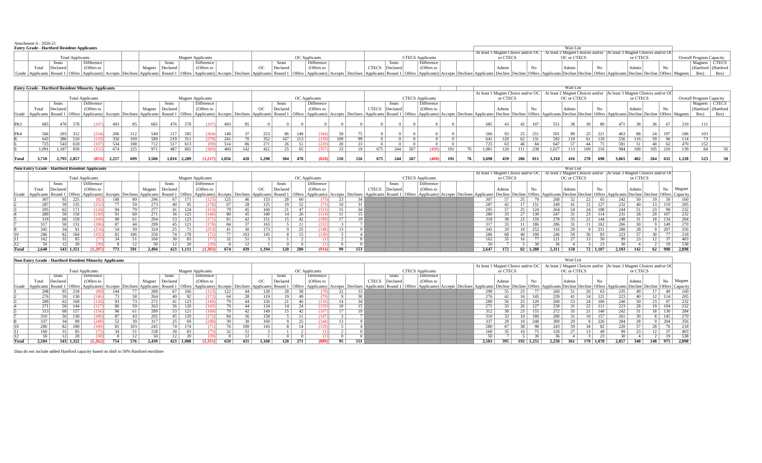Attachment 4 - 2020-21

**Entry Grade - Hartford Resident Applicants**

| | Total Applicants | | | | | | Magnet Applicants | | | | | | OC Applicants | | | | | | CTECS Applicants | | | | | | Wait List: At least 1 Magnet Choice and/or OC or CTECS | | | | At least 2 Magnet Choices and/or OC or CTECS | | | | At least 3 Magnet Choices and/or OC or CTECS | | | | Overall Program Capacity | |
|---|---|---|---|---|---|---|---|---|---|---|---|---|---|---|---|---|---|---|---|---|---|---|---|---|---|---|---|---|---|---|---|---|---|---|---|---|---|---|
| Grade | Total Applicants | Seats Declared Round 1 | Offers | Difference (Offers to Applicants) | Accepts | Declines | Magnet Applicants | Seats Declared Round 1 | Offers | Difference (Offers to Applicants) | Accepts | Declines | OC Applicants | Seats Declared Round 1 | Offers | Difference (Offers to Applicants) | Accepts | Declines | CTECS Applicants | Seats Declared Round 1 | Offers | Difference (Offers to Applicants) | Accepts | Declines | Applicants | Admin Decline | Decline | No Offers | Applicants | Admin Decline | Decline | No Offers | Applicants | Admin Decline | Decline | No Offers | Magnets (Hartford Res) | CTECS (Hartford Res) |

**Entry Grade - Hartford Resident Minority Applicants**

| | Total Applicants | | | | | | Magnet Applicants | | | | | | OC Applicants | | | | | | CTECS Applicants | | | | | | Wait List: At least 1 Magnet Choice and/or OC or CTECS | | | | At least 2 Magnet Choices and/or OC or CTECS | | | | At least 3 Magnet Choices and/or OC or CTECS | | | | Overall Program Capacity | |
|---|---|---|---|---|---|---|---|---|---|---|---|---|---|---|---|---|---|---|---|---|---|---|---|---|---|---|---|---|---|---|---|---|---|---|---|---|---|---|
| Grade | Total Applicants | Seats Declared Round 1 | Offers | Difference (Offers to Applicants) | Accepts | Declines | Magnet Applicants | Seats Declared Round 1 | Offers | Difference (Offers to Applicants) | Accepts | Declines | OC Applicants | Seats Declared Round 1 | Offers | Difference (Offers to Applicants) | Accepts | Declines | CTECS Applicants | Seats Declared Round 1 | Offers | Difference (Offers to Applicants) | Accepts | Declines | Applicants | Admin Decline | Decline | No Offers | Applicants | Admin Decline | Decline | No Offers | Applicants | Admin Decline | Decline | No Offers | Magnets (Hartford Res) | CTECS (Hartford Res) |
| PK3 | 685 | 476 | 578 | (107) | 493 | 85 | 685 | 476 | 578 | (107) | 493 | 85 | 0 | 0 | 0 | 0 | | 0 | 0 | 0 | 0 | 0 | | | 685 | 43 | 42 | 107 | 551 | 38 | 39 | 80 | 471 | 38 | 36 | 67 | 219 | 111 |
| PK4 | 566 | 203 | 312 | (254) | 206 | 112 | 549 | 117 | 185 | (364) | 148 | 37 | 253 | 86 | 149 | (104) | 58 | 75 | 0 | 0 | 0 | 0 | | | 566 | 93 | 25 | 251 | 501 | 89 | 25 | 221 | 463 | 88 | 24 | 197 | 186 | 103 |
| K | 643 | 386 | 510 | (133) | 350 | 169 | 589 | 219 | 311 | (278) | 241 | 70 | 352 | 167 | 213 | (139) | 109 | 99 | 0 | 0 | 0 | 0 | | | 641 | 120 | 62 | 131 | 592 | 119 | 61 | 110 | 556 | 116 | 59 | 96 | 114 | 73 |
| 6 | 725 | 543 | 618 | (107) | 534 | 108 | 712 | 517 | 613 | (99) | 514 | 86 | 271 | 26 | 51 | (220) | 20 | 23 | 0 | 0 | 0 | 0 | | | 725 | 63 | 46 | 84 | 647 | 57 | 44 | 71 | 591 | 51 | 40 | 62 | 470 | 152 |
| 9 | 1,091 | 1,187 | 839 | (252) | 674 | 225 | 971 | 487 | 602 | (369) | 460 | 142 | 422 | 25 | 65 | (357) | 23 | 19 | 675 | 244 | 267 | (408) | 191 | 76 | 1,081 | 120 | 111 | 238 | 1,027 | 113 | 109 | 216 | 984 | 109 | 105 | 210 | 139 | 84 | 50 |
| **Total** | **3,710** | **2,795** | **2,857** | **(853)** | **2,257** | **699** | **3,506** | **1,816** | **2,289** | **(1,217)** | **1,856** | **420** | **1,298** | **304** | **478** | **(820)** | **210** | **216** | **675** | **244** | **267** | **(408)** | **191** | **76** | **3,698** | **439** | **286** | **811** | **3,318** | **416** | **278** | **698** | **3,065** | **402** | **264** | **632** | **1,128** | **523** | **50** |

**Non-Entry Grade - Hartford Resident Applicants**

| | Total Applicants | | | | | | Magnet Applicants | | | | | | OC Applicants | | | | | | CTECS Applicants | | | | | | Wait List: At least 1 Magnet Choice and/or OC or CTECS | | | | At least 2 Magnet Choices and/or OC or CTECS | | | | At least 3 Magnet Choices and/or OC or CTECS | | | | |
|---|---|---|---|---|---|---|---|---|---|---|---|---|---|---|---|---|---|---|---|---|---|---|---|---|---|---|---|---|---|---|---|---|---|---|---|---|---|
| Grade | Total Applicants | Seats Declared Round 1 | Offers | Difference (Offers to Applicants) | Accepts | Declines | Magnet Applicants | Seats Declared Round 1 | Offers | Difference (Offers to Applicants) | Accepts | Declines | OC Applicants | Seats Declared Round 1 | Offers | Difference (Offers to Applicants) | Accepts | Declines | CTECS Applicants | Seats Declared Round 1 | Offers | Difference (Offers to Applicants) | Accepts | Declines | Applicants | Admin Decline | Decline | No Offers | Applicants | Admin Decline | Decline | No Offers | Applicants | Admin Decline | Decline | No Offers | Magnet Capacity |
| 1 | 307 | 95 | 225 | (82) | 148 | 80 | 296 | 67 | 171 | (125) | 125 | 46 | 133 | 28 | 60 | (73) | 23 | 34 | | | | | | | 307 | 57 | 25 | 79 | 268 | 52 | 22 | 65 | 242 | 50 | 19 | 50 | 160 |
| 2 | 287 | 59 | 135 | (152) | 77 | 59 | 273 | 40 | 95 | (178) | 67 | 28 | 125 | 19 | 52 | (73) | 10 | 31 | | | | | | | 287 | 42 | 17 | 151 | 249 | 41 | 15 | 127 | 232 | 40 | 13 | 119 | 205 |
| 3 | 295 | 62 | 171 | (124) | 94 | 79 | 277 | 41 | 124 | (153) | 79 | 45 | 160 | 21 | 47 | (113) | 15 | 34 | | | | | | | 295 | 57 | 25 | 124 | 264 | 54 | 24 | 108 | 244 | 51 | 23 | 99 | 232 |
| 4 | 280 | 50 | 150 | (130) | 91 | 60 | 271 | 36 | 125 | (146) | 80 | 45 | 140 | 14 | 26 | (114) | 11 | 15 | | | | | | | 280 | 33 | 27 | 130 | 247 | 31 | 23 | 114 | 231 | 28 | 20 | 107 | 232 |
| 5 | 319 | 68 | 159 | (160) | 98 | 61 | 294 | 53 | 123 | (171) | 81 | 42 | 151 | 15 | 42 | (109) | 17 | 19 | | | | | | | 318 | 38 | 23 | 159 | 278 | 35 | 21 | 144 | 248 | 31 | 18 | 134 | 284 |
| 7 | 317 | 50 | 131 | (186) | 87 | 44 | 299 | 45 | 121 | (178) | 84 | 37 | 163 | 5 | 11 | (152) | 3 | 7 | | | | | | | 317 | 33 | 11 | 186 | 286 | 31 | 11 | 162 | 266 | 30 | 9 | 149 | 270 |
| 8 | 345 | 34 | 91 | (254) | 54 | 39 | 324 | 25 | 71 | (253) | 41 | 30 | 173 | 9 | 25 | (148) | 13 | 9 | | | | | | | 345 | 29 | 10 | 252 | 316 | 29 | 9 | 231 | 288 | 28 | 9 | 207 | 356 |
| 10 | 286 | 82 | 184 | (102) | 82 | 106 | 250 | 74 | 178 | (72) | 77 | 103 | 145 | 8 | 15 | (130) | 5 | 4 | | | | | | | 286 | 68 | 40 | 100 | 246 | 59 | 36 | 83 | 223 | 57 | 30 | 77 | 218 |
| 11 | 162 | 31 | 85 | (77) | 34 | 51 | 160 | 30 | 83 | (77) | 32 | 51 | 3 | 1 | 2 | (1) | 2 | 0 | | | | | | | 162 | 35 | 16 | 77 | 121 | 27 | 13 | 50 | 99 | 23 | 12 | 37 | 403 |
| 12 | 50 | 12 | 20 | (30) | 8 | 12 | 50 | 12 | 20 | (30) | 8 | 12 | 1 | 0 | 0 | (1) | 0 | 0 | | | | | | | 50 | 7 | 5 | 30 | 36 | 4 | 3 | 23 | 30 | 4 | 2 | 19 | 538 |
| **Total** | **2,648** | **543** | **1,351** | **(1,297)** | **773** | **591** | **2,494** | **423** | **1,111** | **(1,383)** | **674** | **439** | **1,194** | **120** | **280** | **(914)** | **99** | **153** | | | | | | | **2,647** | **172** | **82** | **1,288** | **2,311** | **150** | **72** | **1,107** | **2,103** | **142** | **62** | **998** | **2,898** |

**Non-Entry Grade - Hartford Resident Minority Applicants**

| | Total Applicants | | | | | | Magnet Applicants | | | | | | OC Applicants | | | | | | CTECS Applicants | | | | | | Wait List: At least 1 Magnet Choice and/or OC or CTECS | | | | At least 2 Magnet Choices and/or OC or CTECS | | | | At least 3 Magnet Choices and/or OC or CTECS | | | | |
|---|---|---|---|---|---|---|---|---|---|---|---|---|---|---|---|---|---|---|---|---|---|---|---|---|---|---|---|---|---|---|---|---|---|---|---|---|---|
| Grade | Total Applicants | Seats Declared Round 1 | Offers | Difference (Offers to Applicants) | Accepts | Declines | Magnet Applicants | Seats Declared Round 1 | Offers | Difference (Offers to Applicants) | Accepts | Declines | OC Applicants | Seats Declared Round 1 | Offers | Difference (Offers to Applicants) | Accepts | Declines | CTECS Applicants | Seats Declared Round 1 | Offers | Difference (Offers to Applicants) | Accepts | Declines | Applicants | Admin Decline | Decline | No Offers | Applicants | Admin Decline | Decline | No Offers | Applicants | Admin Decline | Decline | No Offers | Magnet Capacity |
| 1 | 298 | 95 | 218 | (80) | 144 | 77 | 289 | 67 | 166 | (123) | 122 | 44 | 128 | 28 | 58 | (70) | 22 | 33 | | | | | | | 298 | 55 | 23 | 77 | 260 | 51 | 20 | 63 | 235 | 49 | 17 | 49 | 160 |
| 2 | 276 | 59 | 130 | (146) | 73 | 58 | 264 | 40 | 92 | (172) | 64 | 28 | 119 | 19 | 49 | (70) | 9 | 30 | | | | | | | 276 | 42 | 16 | 145 | 239 | 41 | 14 | 121 | 223 | 40 | 12 | 114 | 205 |
| 3 | 289 | 62 | 169 | (120) | 93 | 73 | 272 | 41 | 123 | (149) | 79 | 44 | 156 | 21 | 46 | (110) | 14 | 34 | | | | | | | 289 | 56 | 25 | 120 | 260 | 53 | 24 | 106 | 240 | 50 | 23 | 97 | 232 |
| 4 | 271 | 50 | 144 | (127) | 86 | 59 | 263 | 36 | 120 | (143) | 76 | 44 | 134 | 14 | 24 | (110) | 10 | 15 | | | | | | | 271 | 33 | 26 | 127 | 239 | 31 | 22 | 111 | 223 | 28 | 19 | 104 | 232 |
| 5 | 313 | 68 | 157 | (156) | 96 | 61 | 289 | 53 | 121 | (168) | 79 | 42 | 149 | 15 | 42 | (107) | 17 | 19 | | | | | | | 312 | 38 | 23 | 155 | 272 | 35 | 21 | 140 | 242 | 31 | 18 | 130 | 284 |
| 7 | 310 | 50 | 130 | (180) | 87 | 43 | 292 | 45 | 120 | (172) | 84 | 36 | 158 | 5 | 11 | (147) | 3 | 7 | | | | | | | 310 | 33 | 10 | 180 | 280 | 31 | 10 | 157 | 261 | 30 | 8 | 145 | 270 |
| 8 | 337 | 34 | 89 | (248) | 52 | 39 | 317 | 25 | 69 | (248) | 39 | 30 | 169 | 9 | 25 | (144) | 13 | 9 | | | | | | | 337 | 29 | 10 | 248 | 309 | 29 | 9 | 226 | 284 | 28 | 9 | 204 | 356 |
| 10 | 280 | 82 | 180 | (100) | 81 | 103 | 245 | 74 | 174 | (71) | 76 | 100 | 143 | 8 | 14 | (129) | 5 | 4 | | | | | | | 280 | 67 | 38 | 98 | 243 | 59 | 34 | 82 | 220 | 57 | 28 | 76 | 218 |
| 11 | 160 | 31 | 85 | (75) | 34 | 51 | 158 | 30 | 83 | (75) | 32 | 51 | 3 | 1 | 2 | (1) | 2 | 0 | | | | | | | 160 | 35 | 16 | 75 | 120 | 27 | 13 | 49 | 99 | 23 | 12 | 37 | 403 |
| 12 | 50 | 12 | 20 | (30) | 8 | 12 | 50 | 12 | 20 | (30) | 8 | 12 | 1 | 0 | 0 | (1) | 0 | 0 | | | | | | | 50 | 7 | 5 | 30 | 36 | 4 | 3 | 23 | 30 | 4 | 2 | 19 | 538 |
| **Total** | **2,584** | **543** | **1,322** | **(1,262)** | **754** | **576** | **2,439** | **423** | **1,088** | **(1,351)** | **659** | **431** | **1,160** | **120** | **271** | **(889)** | **95** | **151** | | | | | | | **2,583** | **395** | **192** | **1,255** | **2,258** | **361** | **170** | **1,078** | **2,057** | **340** | **148** | **975** | **2,898** |

Data do not include added Hartford capacity based on shift to 50% Hartford enrollme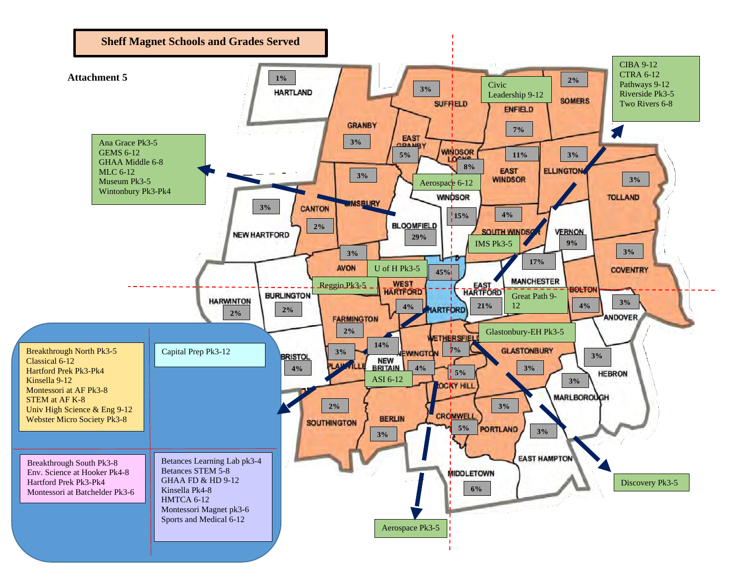# Sheff Magnet Schools and Grades Served

**Attachment 5**

Ana Grace Pk3-5
GEMS 6-12
GHAA Middle 6-8
MLC 6-12
Museum Pk3-5
Wintonbury Pk3-Pk4

Civic Leadership 9-12

CIBA 9-12
CTRA 6-12
Pathways 9-12
Riverside Pk3-5
Two Rivers 6-8

Aerospace 6-12

IMS Pk3-5

U of H Pk3-5

Reggio Pk3-5

Great Path 9-12

Glastonbury-EH Pk3-5

ASI 6-12

Discovery Pk3-5

Aerospace Pk3-5

Breakthrough North Pk3-5
Classical 6-12
Hartford Prek Pk3-Pk4
Kinsella 9-12
Montessori at AF Pk3-8
STEM at AF K-8
Univ High Science & Eng 9-12
Webster Micro Society Pk3-8

Capital Prep Pk3-12

Breakthrough South Pk3-8
Env. Science at Hooker Pk4-8
Hartford Prek Pk3-Pk4
Montessori at Batchelder Pk3-6

Betances Learning Lab pk3-4
Betances STEM 5-8
GHAA FD & HD 9-12
Kinsella Pk4-8
HMTCA 6-12
Montessori Magnet pk3-6
Sports and Medical 6-12

| Town | % |
|---|---|
| Hartland | 1% |
| Suffield | 3% |
| Somers | 2% |
| Granby | 3% |
| East Granby | 5% |
| Windsor Locks | 8% |
| Enfield | 7% |
| East Windsor | 11% |
| Ellington | 3% |
| Tolland | 3% |
| Simsbury | 3% |
| Canton | 2% |
| New Hartford | 3% |
| Windsor | 15% |
| Bloomfield | 29% |
| South Windsor | 4% |
| Vernon | 9% |
| Avon | 3% |
| Manchester | 17% |
| Coventry | 3% |
| Hartford | 45% |
| West Hartford | 4% |
| East Hartford | 21% |
| Bolton | 4% |
| Andover | 3% |
| Harwinton | 2% |
| Burlington | 2% |
| Farmington | 2% |
| Bristol | 4% |
| Plainville | 3% |
| New Britain | 14% |
| Newington | 4% |
| Wethersfield | 7% |
| Rocky Hill | 5% |
| Glastonbury | 3% |
| Hebron | 3% |
| Marlborough | 3% |
| Southington | 2% |
| Berlin | 3% |
| Cromwell | 5% |
| Portland | 3% |
| East Hampton | 3% |
| Middletown | 6% |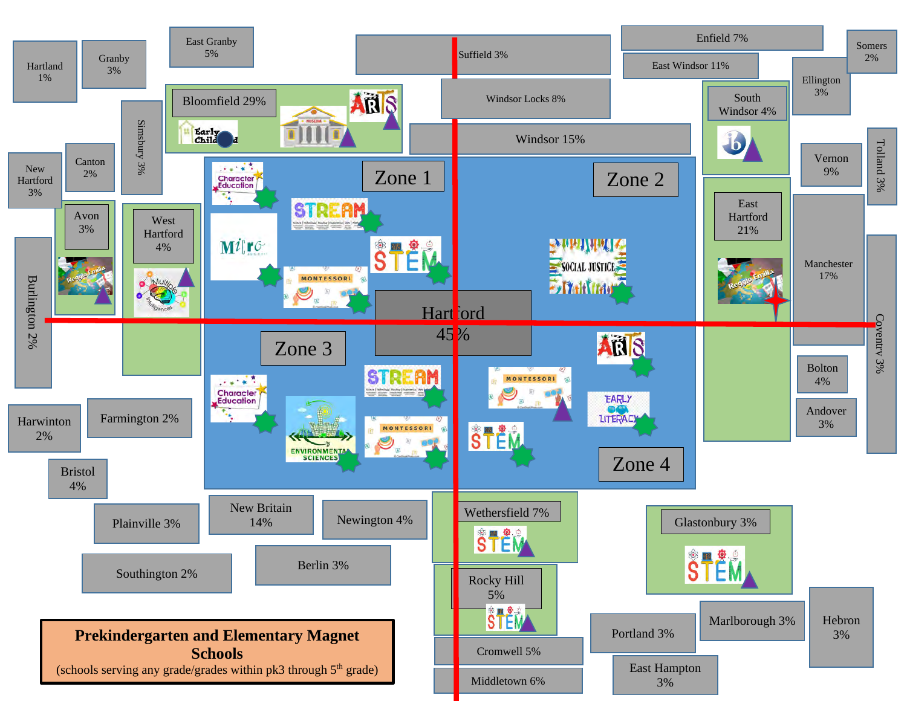# Prekindergarten and Elementary Magnet Schools

(schools serving any grade/grades within pk3 through 5th grade)

Hartland 1%

Granby 3%

East Granby 5%

Suffield 3%

Enfield 7%

Somers 2%

East Windsor 11%

Ellington 3%

Bloomfield 29%

Windsor Locks 8%

South Windsor 4%

Simsbury 3%

Windsor 15%

Vernon 9%

Tolland 3%

New Hartford 3%

Canton 2%

Zone 1

Zone 2

Avon 3%

West Hartford 4%

East Hartford 21%

Manchester 17%

Burlington 2%

Hartford 45%

Coventry 3%

Zone 3

Bolton 4%

Andover 3%

Harwinton 2%

Farmington 2%

Zone 4

Bristol 4%

New Britain 14%

Newington 4%

Wethersfield 7%

Glastonbury 3%

Plainville 3%

Southington 2%

Berlin 3%

Rocky Hill 5%

Marlborough 3%

Hebron 3%

Portland 3%

Cromwell 5%

East Hampton 3%

Middletown 6%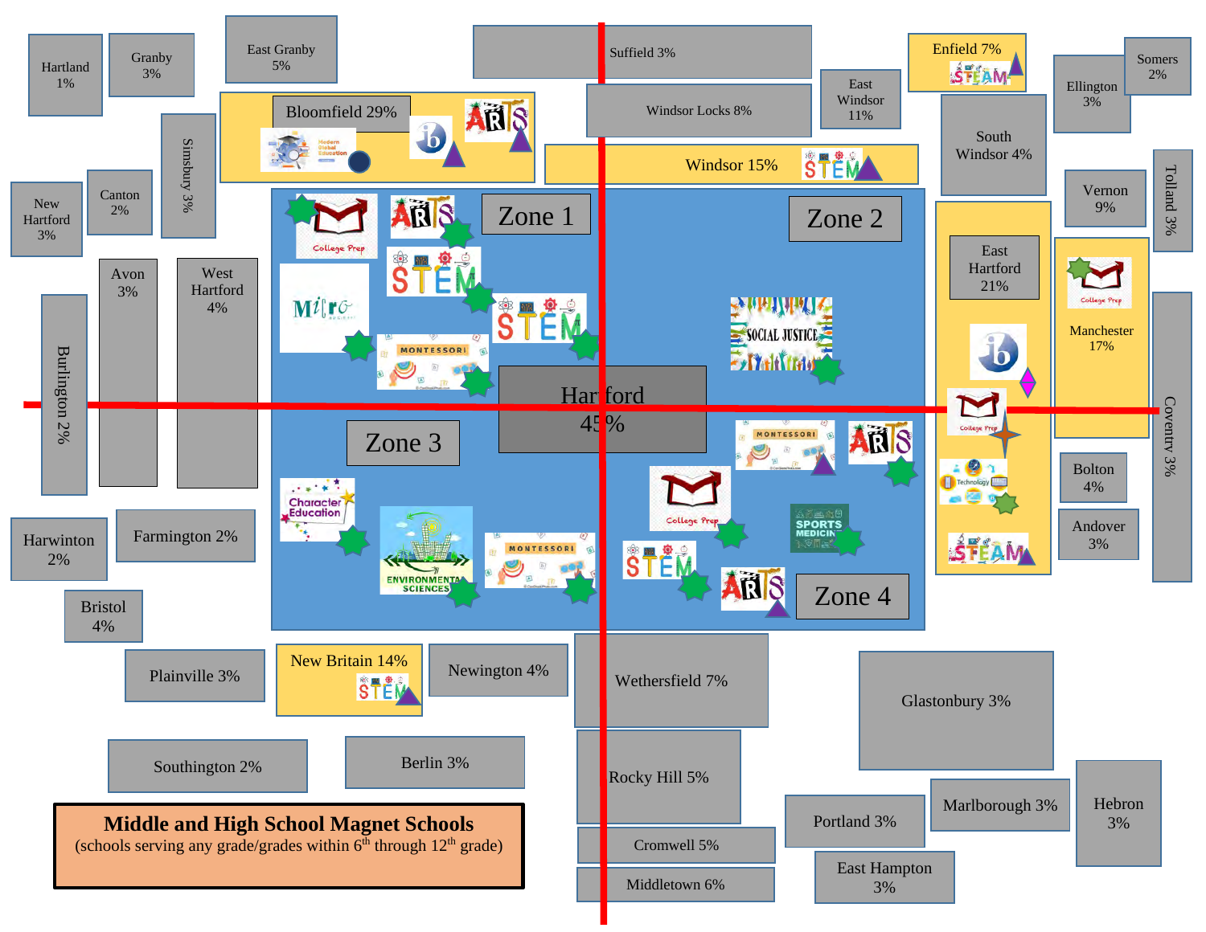# Middle and High School Magnet Schools

(schools serving any grade/grades within 6th through 12th grade)

Zone 1

Zone 2

Zone 3

Zone 4

Hartford 45%

Hartland 1%

Granby 3%

East Granby 5%

Suffield 3%

Enfield 7%

Somers 2%

Ellington 3%

East Windsor 11%

Windsor Locks 8%

Bloomfield 29%

Windsor 15%

South Windsor 4%

Simsbury 3%

Canton 2%

New Hartford 3%

Vernon 9%

Tolland 3%

East Hartford 21%

Manchester 17%

Avon 3%

West Hartford 4%

Burlington 2%

Coventry 3%

Bolton 4%

Andover 3%

Harwinton 2%

Farmington 2%

Bristol 4%

Plainville 3%

New Britain 14%

Newington 4%

Wethersfield 7%

Glastonbury 3%

Southington 2%

Berlin 3%

Rocky Hill 5%

Portland 3%

Marlborough 3%

Hebron 3%

Cromwell 5%

Middletown 6%

East Hampton 3%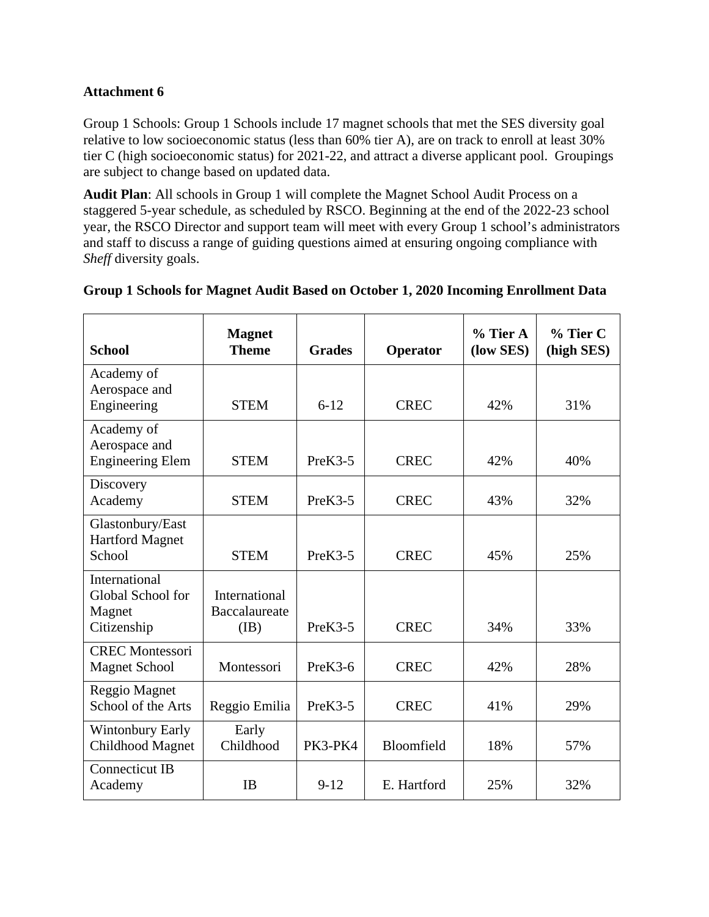**Attachment 6**

Group 1 Schools: Group 1 Schools include 17 magnet schools that met the SES diversity goal relative to low socioeconomic status (less than 60% tier A), are on track to enroll at least 30% tier C (high socioeconomic status) for 2021-22, and attract a diverse applicant pool. Groupings are subject to change based on updated data.

**Audit Plan**: All schools in Group 1 will complete the Magnet School Audit Process on a staggered 5-year schedule, as scheduled by RSCO. Beginning at the end of the 2022-23 school year, the RSCO Director and support team will meet with every Group 1 school's administrators and staff to discuss a range of guiding questions aimed at ensuring ongoing compliance with *Sheff* diversity goals.

**Group 1 Schools for Magnet Audit Based on October 1, 2020 Incoming Enrollment Data**

| School | Magnet Theme | Grades | Operator | % Tier A (low SES) | % Tier C (high SES) |
|---|---|---|---|---|---|
| Academy of Aerospace and Engineering | STEM | 6-12 | CREC | 42% | 31% |
| Academy of Aerospace and Engineering Elem | STEM | PreK3-5 | CREC | 42% | 40% |
| Discovery Academy | STEM | PreK3-5 | CREC | 43% | 32% |
| Glastonbury/East Hartford Magnet School | STEM | PreK3-5 | CREC | 45% | 25% |
| International Global School for Magnet Citizenship | International Baccalaureate (IB) | PreK3-5 | CREC | 34% | 33% |
| CREC Montessori Magnet School | Montessori | PreK3-6 | CREC | 42% | 28% |
| Reggio Magnet School of the Arts | Reggio Emilia | PreK3-5 | CREC | 41% | 29% |
| Wintonbury Early Childhood Magnet | Early Childhood | PK3-PK4 | Bloomfield | 18% | 57% |
| Connecticut IB Academy | IB | 9-12 | E. Hartford | 25% | 32% |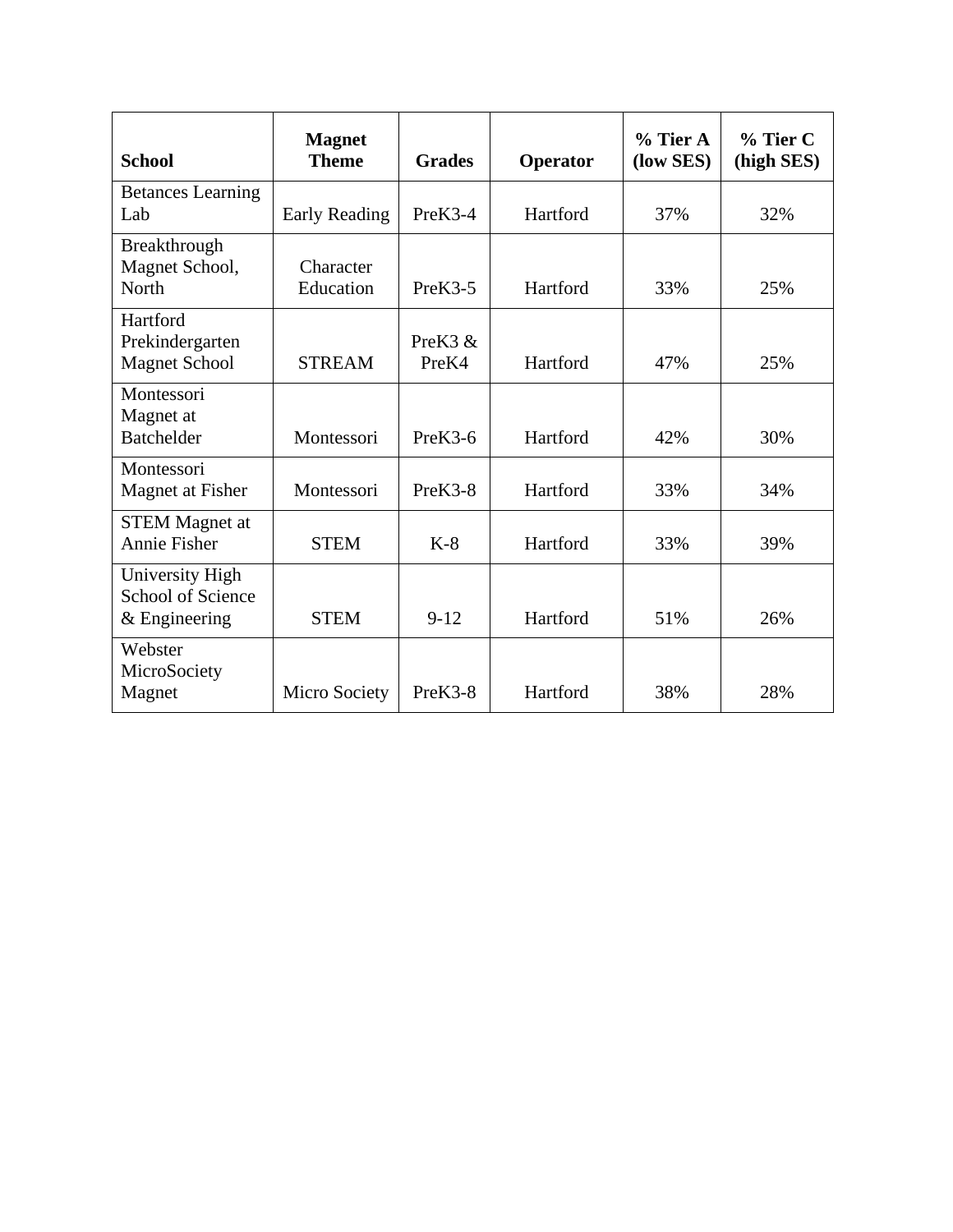| School | Magnet Theme | Grades | Operator | % Tier A (low SES) | % Tier C (high SES) |
|---|---|---|---|---|---|
| Betances Learning Lab | Early Reading | PreK3-4 | Hartford | 37% | 32% |
| Breakthrough Magnet School, North | Character Education | PreK3-5 | Hartford | 33% | 25% |
| Hartford Prekindergarten Magnet School | STREAM | PreK3 & PreK4 | Hartford | 47% | 25% |
| Montessori Magnet at Batchelder | Montessori | PreK3-6 | Hartford | 42% | 30% |
| Montessori Magnet at Fisher | Montessori | PreK3-8 | Hartford | 33% | 34% |
| STEM Magnet at Annie Fisher | STEM | K-8 | Hartford | 33% | 39% |
| University High School of Science & Engineering | STEM | 9-12 | Hartford | 51% | 26% |
| Webster MicroSociety Magnet | Micro Society | PreK3-8 | Hartford | 38% | 28% |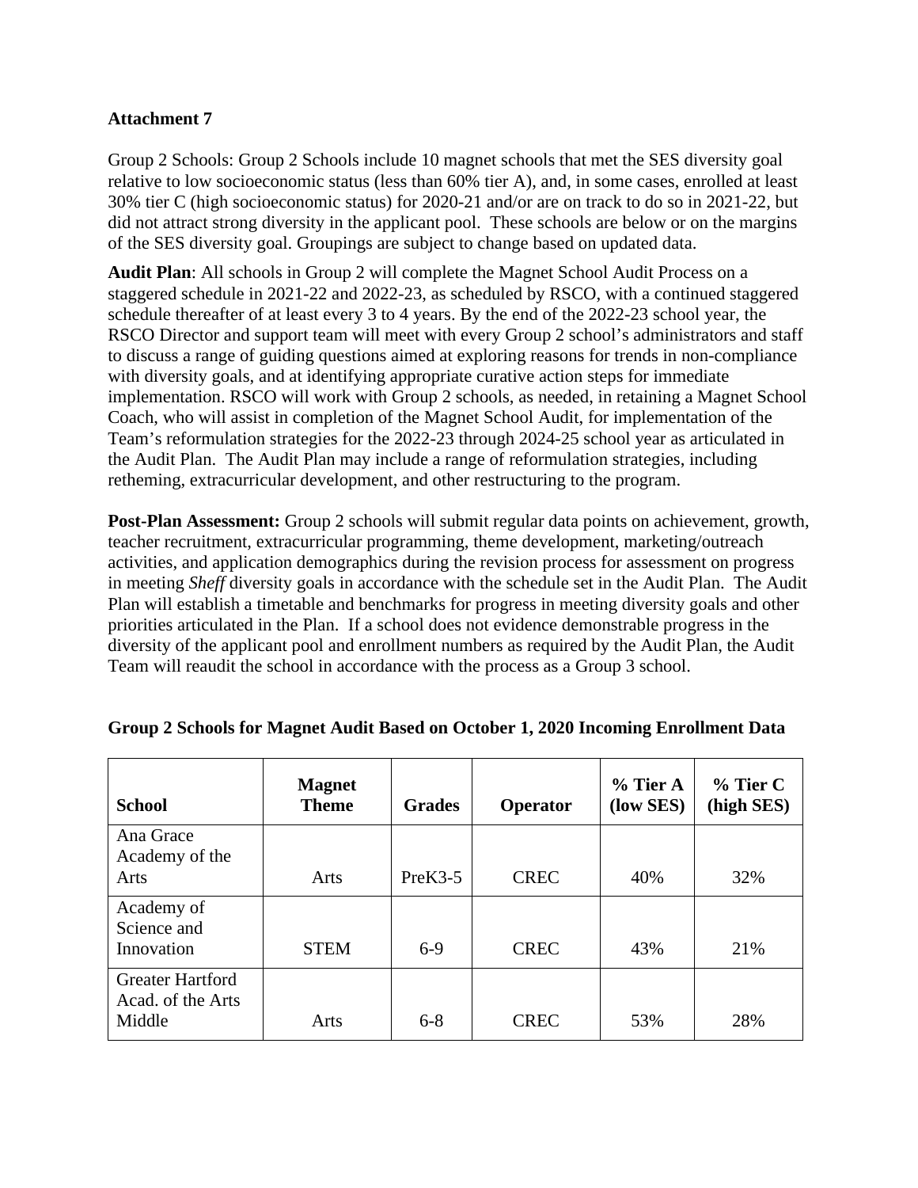**Attachment 7**

Group 2 Schools: Group 2 Schools include 10 magnet schools that met the SES diversity goal relative to low socioeconomic status (less than 60% tier A), and, in some cases, enrolled at least 30% tier C (high socioeconomic status) for 2020-21 and/or are on track to do so in 2021-22, but did not attract strong diversity in the applicant pool. These schools are below or on the margins of the SES diversity goal. Groupings are subject to change based on updated data.

**Audit Plan**: All schools in Group 2 will complete the Magnet School Audit Process on a staggered schedule in 2021-22 and 2022-23, as scheduled by RSCO, with a continued staggered schedule thereafter of at least every 3 to 4 years. By the end of the 2022-23 school year, the RSCO Director and support team will meet with every Group 2 school's administrators and staff to discuss a range of guiding questions aimed at exploring reasons for trends in non-compliance with diversity goals, and at identifying appropriate curative action steps for immediate implementation. RSCO will work with Group 2 schools, as needed, in retaining a Magnet School Coach, who will assist in completion of the Magnet School Audit, for implementation of the Team's reformulation strategies for the 2022-23 through 2024-25 school year as articulated in the Audit Plan. The Audit Plan may include a range of reformulation strategies, including retheming, extracurricular development, and other restructuring to the program.

**Post-Plan Assessment:** Group 2 schools will submit regular data points on achievement, growth, teacher recruitment, extracurricular programming, theme development, marketing/outreach activities, and application demographics during the revision process for assessment on progress in meeting *Sheff* diversity goals in accordance with the schedule set in the Audit Plan. The Audit Plan will establish a timetable and benchmarks for progress in meeting diversity goals and other priorities articulated in the Plan. If a school does not evidence demonstrable progress in the diversity of the applicant pool and enrollment numbers as required by the Audit Plan, the Audit Team will reaudit the school in accordance with the process as a Group 3 school.

**Group 2 Schools for Magnet Audit Based on October 1, 2020 Incoming Enrollment Data**

| School | Magnet Theme | Grades | Operator | % Tier A (low SES) | % Tier C (high SES) |
|---|---|---|---|---|---|
| Ana Grace Academy of the Arts | Arts | PreK3-5 | CREC | 40% | 32% |
| Academy of Science and Innovation | STEM | 6-9 | CREC | 43% | 21% |
| Greater Hartford Acad. of the Arts Middle | Arts | 6-8 | CREC | 53% | 28% |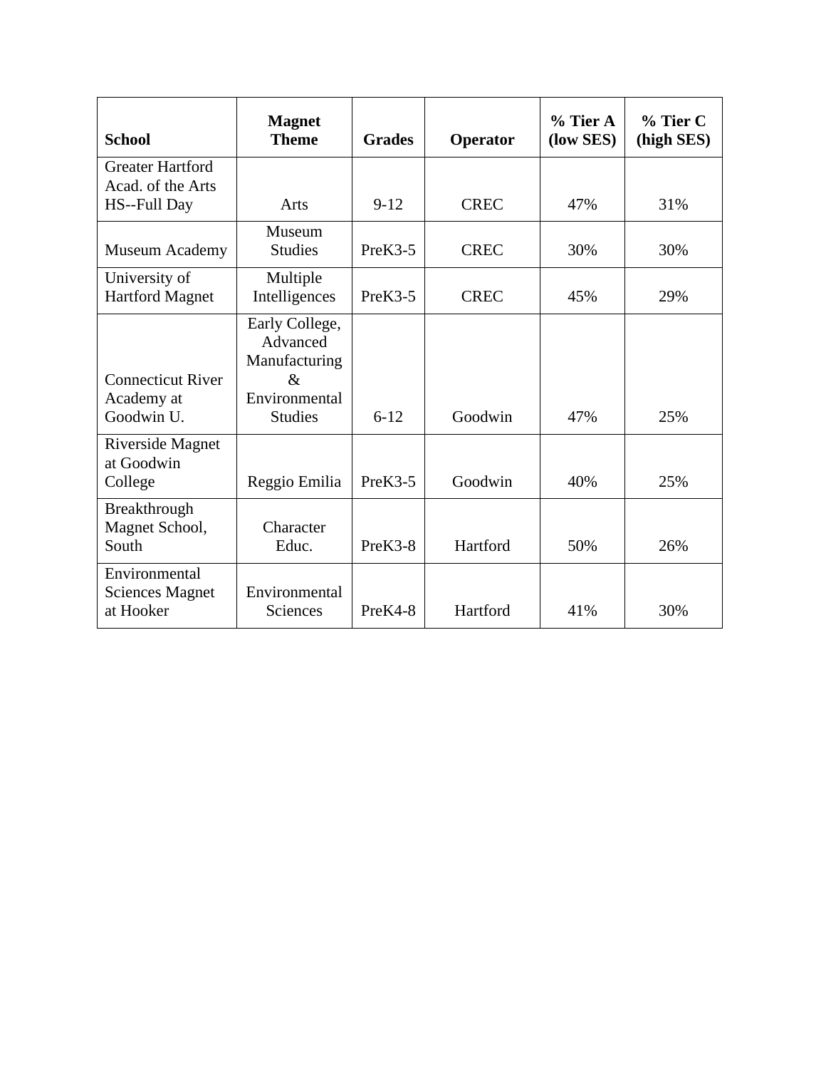| School | Magnet Theme | Grades | Operator | % Tier A (low SES) | % Tier C (high SES) |
|---|---|---|---|---|---|
| Greater Hartford Acad. of the Arts HS--Full Day | Arts | 9-12 | CREC | 47% | 31% |
| Museum Academy | Museum Studies | PreK3-5 | CREC | 30% | 30% |
| University of Hartford Magnet | Multiple Intelligences | PreK3-5 | CREC | 45% | 29% |
| Connecticut River Academy at Goodwin U. | Early College, Advanced Manufacturing & Environmental Studies | 6-12 | Goodwin | 47% | 25% |
| Riverside Magnet at Goodwin College | Reggio Emilia | PreK3-5 | Goodwin | 40% | 25% |
| Breakthrough Magnet School, South | Character Educ. | PreK3-8 | Hartford | 50% | 26% |
| Environmental Sciences Magnet at Hooker | Environmental Sciences | PreK4-8 | Hartford | 41% | 30% |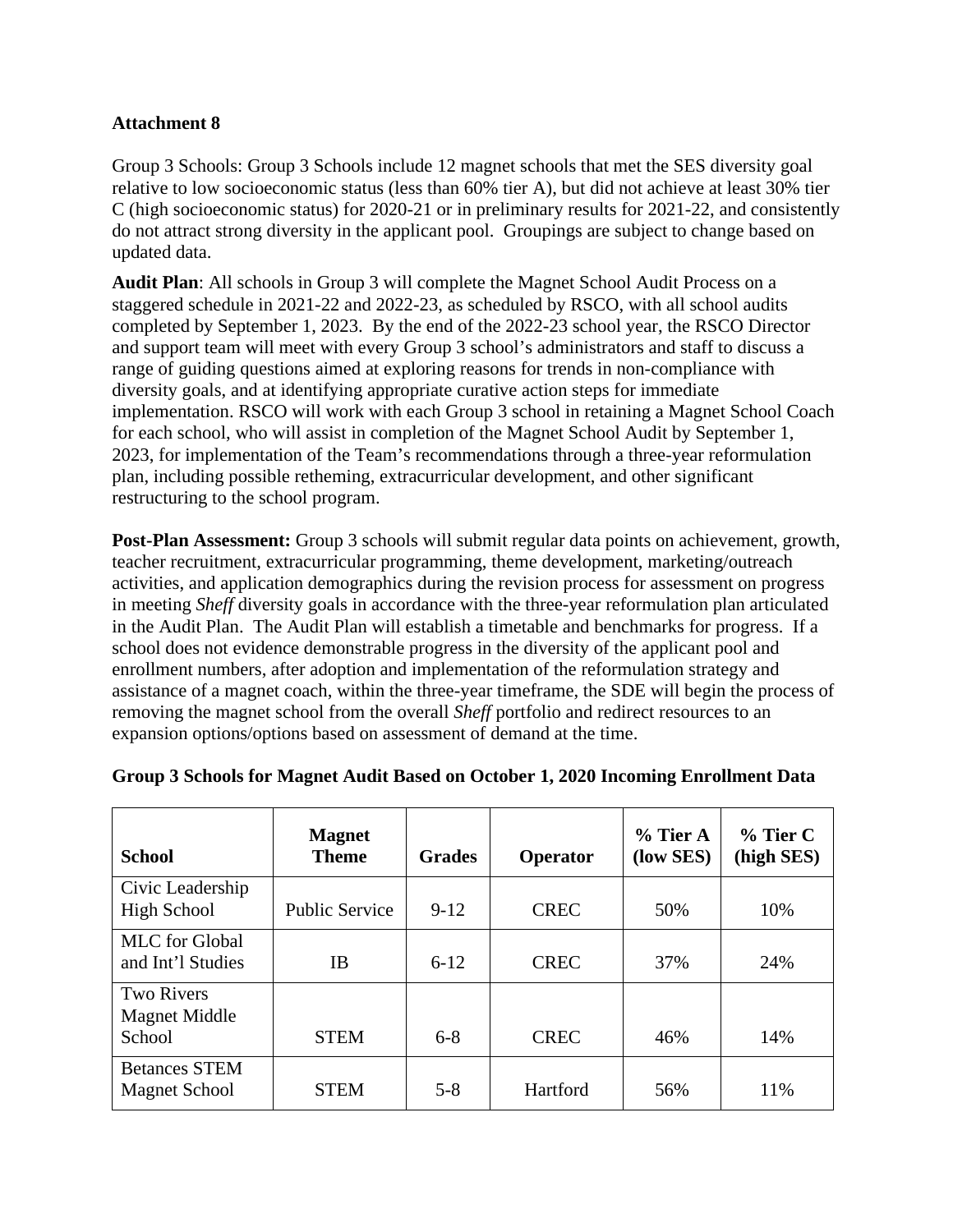**Attachment 8**

Group 3 Schools: Group 3 Schools include 12 magnet schools that met the SES diversity goal relative to low socioeconomic status (less than 60% tier A), but did not achieve at least 30% tier C (high socioeconomic status) for 2020-21 or in preliminary results for 2021-22, and consistently do not attract strong diversity in the applicant pool. Groupings are subject to change based on updated data.

**Audit Plan**: All schools in Group 3 will complete the Magnet School Audit Process on a staggered schedule in 2021-22 and 2022-23, as scheduled by RSCO, with all school audits completed by September 1, 2023. By the end of the 2022-23 school year, the RSCO Director and support team will meet with every Group 3 school's administrators and staff to discuss a range of guiding questions aimed at exploring reasons for trends in non-compliance with diversity goals, and at identifying appropriate curative action steps for immediate implementation. RSCO will work with each Group 3 school in retaining a Magnet School Coach for each school, who will assist in completion of the Magnet School Audit by September 1, 2023, for implementation of the Team's recommendations through a three-year reformulation plan, including possible retheming, extracurricular development, and other significant restructuring to the school program.

**Post-Plan Assessment:** Group 3 schools will submit regular data points on achievement, growth, teacher recruitment, extracurricular programming, theme development, marketing/outreach activities, and application demographics during the revision process for assessment on progress in meeting *Sheff* diversity goals in accordance with the three-year reformulation plan articulated in the Audit Plan. The Audit Plan will establish a timetable and benchmarks for progress. If a school does not evidence demonstrable progress in the diversity of the applicant pool and enrollment numbers, after adoption and implementation of the reformulation strategy and assistance of a magnet coach, within the three-year timeframe, the SDE will begin the process of removing the magnet school from the overall *Sheff* portfolio and redirect resources to an expansion options/options based on assessment of demand at the time.

**Group 3 Schools for Magnet Audit Based on October 1, 2020 Incoming Enrollment Data**

| School | Magnet Theme | Grades | Operator | % Tier A (low SES) | % Tier C (high SES) |
|---|---|---|---|---|---|
| Civic Leadership High School | Public Service | 9-12 | CREC | 50% | 10% |
| MLC for Global and Int'l Studies | IB | 6-12 | CREC | 37% | 24% |
| Two Rivers Magnet Middle School | STEM | 6-8 | CREC | 46% | 14% |
| Betances STEM Magnet School | STEM | 5-8 | Hartford | 56% | 11% |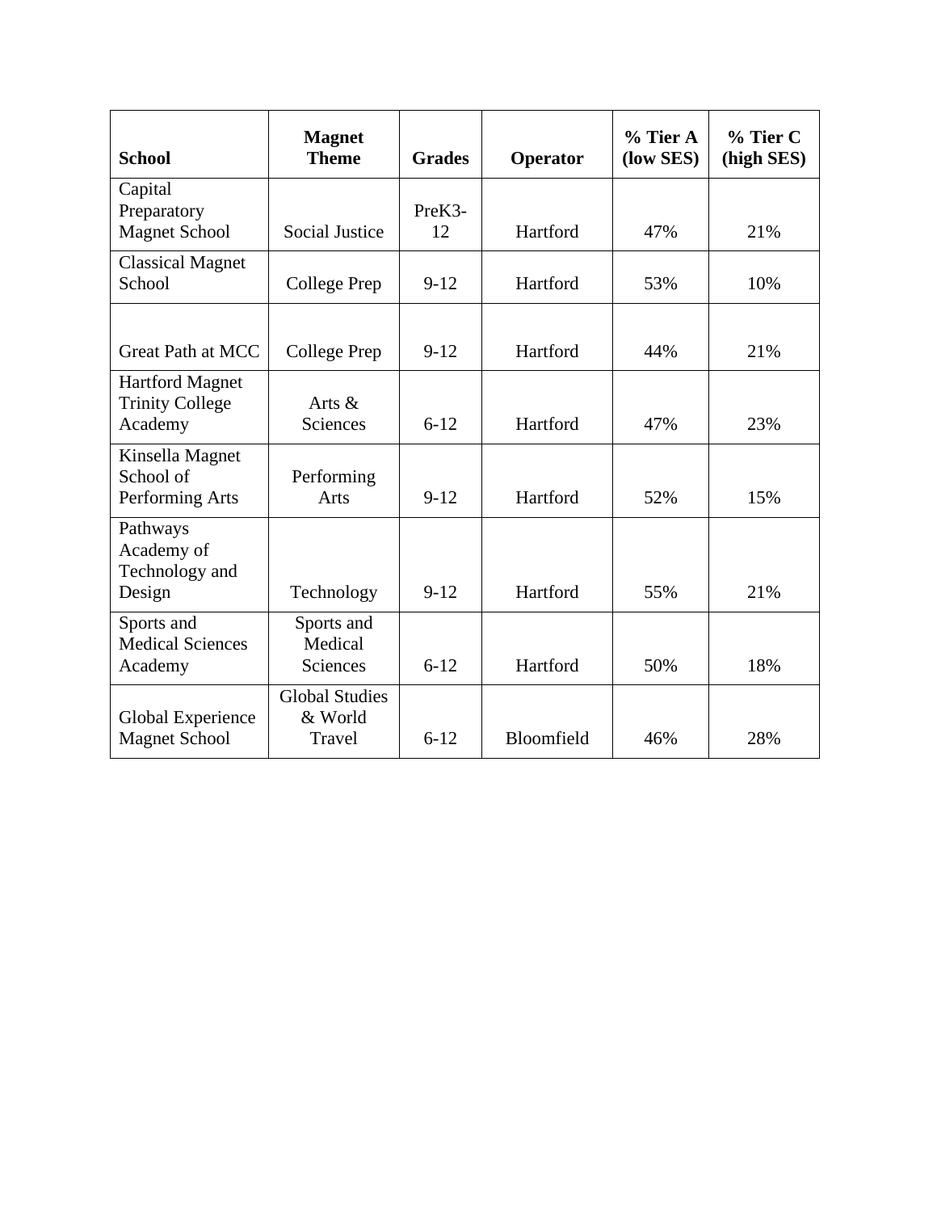| School | Magnet Theme | Grades | Operator | % Tier A (low SES) | % Tier C (high SES) |
|---|---|---|---|---|---|
| Capital Preparatory Magnet School | Social Justice | PreK3-12 | Hartford | 47% | 21% |
| Classical Magnet School | College Prep | 9-12 | Hartford | 53% | 10% |
| Great Path at MCC | College Prep | 9-12 | Hartford | 44% | 21% |
| Hartford Magnet Trinity College Academy | Arts & Sciences | 6-12 | Hartford | 47% | 23% |
| Kinsella Magnet School of Performing Arts | Performing Arts | 9-12 | Hartford | 52% | 15% |
| Pathways Academy of Technology and Design | Technology | 9-12 | Hartford | 55% | 21% |
| Sports and Medical Sciences Academy | Sports and Medical Sciences | 6-12 | Hartford | 50% | 18% |
| Global Experience Magnet School | Global Studies & World Travel | 6-12 | Bloomfield | 46% | 28% |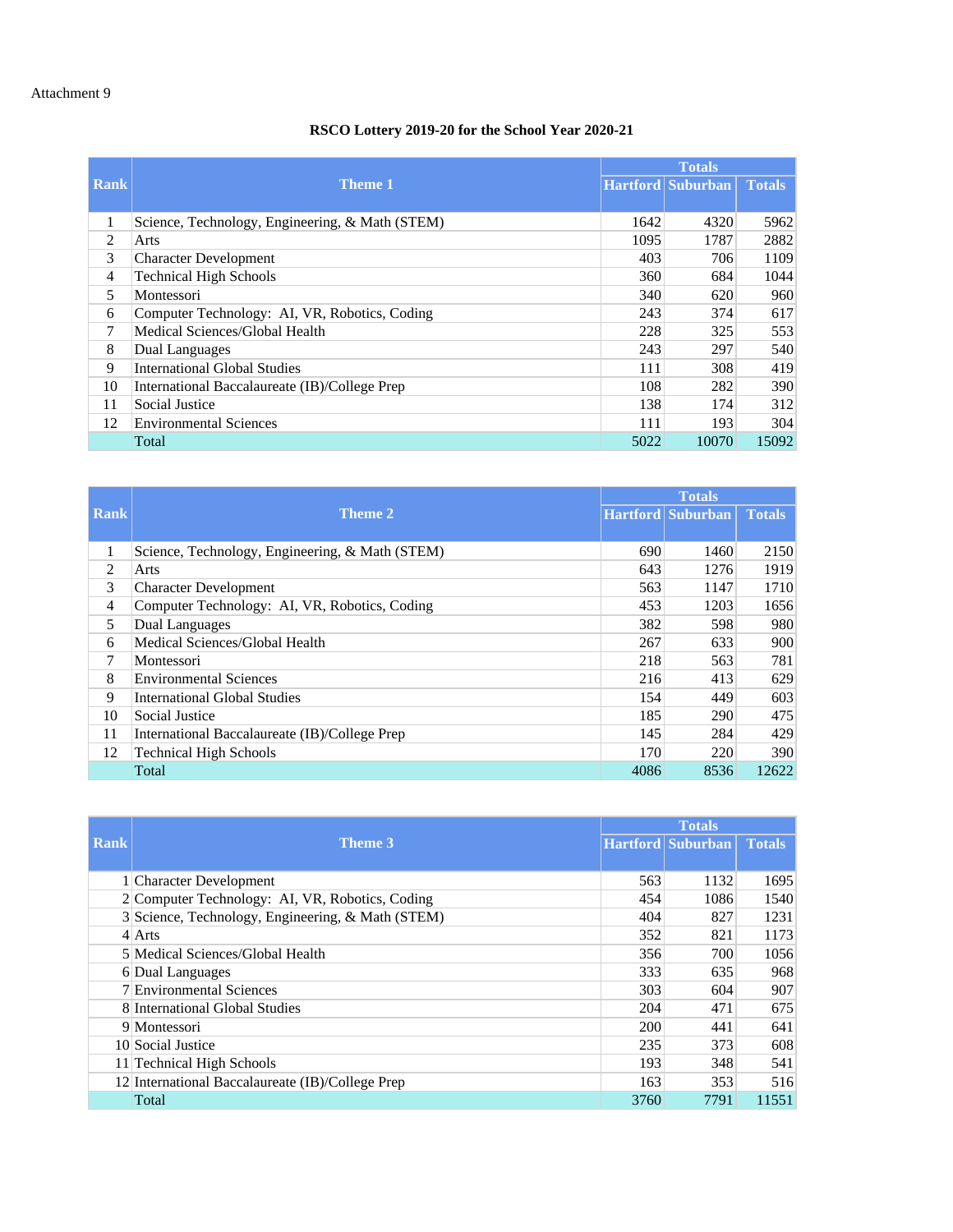Attachment 9

## RSCO Lottery 2019-20 for the School Year 2020-21

| Rank | Theme 1 | Totals | | |
|---|---|---|---|---|
| | | Hartford | Suburban | Totals |
| 1 | Science, Technology, Engineering, & Math (STEM) | 1642 | 4320 | 5962 |
| 2 | Arts | 1095 | 1787 | 2882 |
| 3 | Character Development | 403 | 706 | 1109 |
| 4 | Technical High Schools | 360 | 684 | 1044 |
| 5 | Montessori | 340 | 620 | 960 |
| 6 | Computer Technology: AI, VR, Robotics, Coding | 243 | 374 | 617 |
| 7 | Medical Sciences/Global Health | 228 | 325 | 553 |
| 8 | Dual Languages | 243 | 297 | 540 |
| 9 | International Global Studies | 111 | 308 | 419 |
| 10 | International Baccalaureate (IB)/College Prep | 108 | 282 | 390 |
| 11 | Social Justice | 138 | 174 | 312 |
| 12 | Environmental Sciences | 111 | 193 | 304 |
| | Total | 5022 | 10070 | 15092 |

| Rank | Theme 2 | Totals | | |
|---|---|---|---|---|
| | | Hartford | Suburban | Totals |
| 1 | Science, Technology, Engineering, & Math (STEM) | 690 | 1460 | 2150 |
| 2 | Arts | 643 | 1276 | 1919 |
| 3 | Character Development | 563 | 1147 | 1710 |
| 4 | Computer Technology: AI, VR, Robotics, Coding | 453 | 1203 | 1656 |
| 5 | Dual Languages | 382 | 598 | 980 |
| 6 | Medical Sciences/Global Health | 267 | 633 | 900 |
| 7 | Montessori | 218 | 563 | 781 |
| 8 | Environmental Sciences | 216 | 413 | 629 |
| 9 | International Global Studies | 154 | 449 | 603 |
| 10 | Social Justice | 185 | 290 | 475 |
| 11 | International Baccalaureate (IB)/College Prep | 145 | 284 | 429 |
| 12 | Technical High Schools | 170 | 220 | 390 |
| | Total | 4086 | 8536 | 12622 |

| Rank | Theme 3 | Totals | | |
|---|---|---|---|---|
| | | Hartford | Suburban | Totals |
| 1 | Character Development | 563 | 1132 | 1695 |
| 2 | Computer Technology: AI, VR, Robotics, Coding | 454 | 1086 | 1540 |
| 3 | Science, Technology, Engineering, & Math (STEM) | 404 | 827 | 1231 |
| 4 | Arts | 352 | 821 | 1173 |
| 5 | Medical Sciences/Global Health | 356 | 700 | 1056 |
| 6 | Dual Languages | 333 | 635 | 968 |
| 7 | Environmental Sciences | 303 | 604 | 907 |
| 8 | International Global Studies | 204 | 471 | 675 |
| 9 | Montessori | 200 | 441 | 641 |
| 10 | Social Justice | 235 | 373 | 608 |
| 11 | Technical High Schools | 193 | 348 | 541 |
| 12 | International Baccalaureate (IB)/College Prep | 163 | 353 | 516 |
| | Total | 3760 | 7791 | 11551 |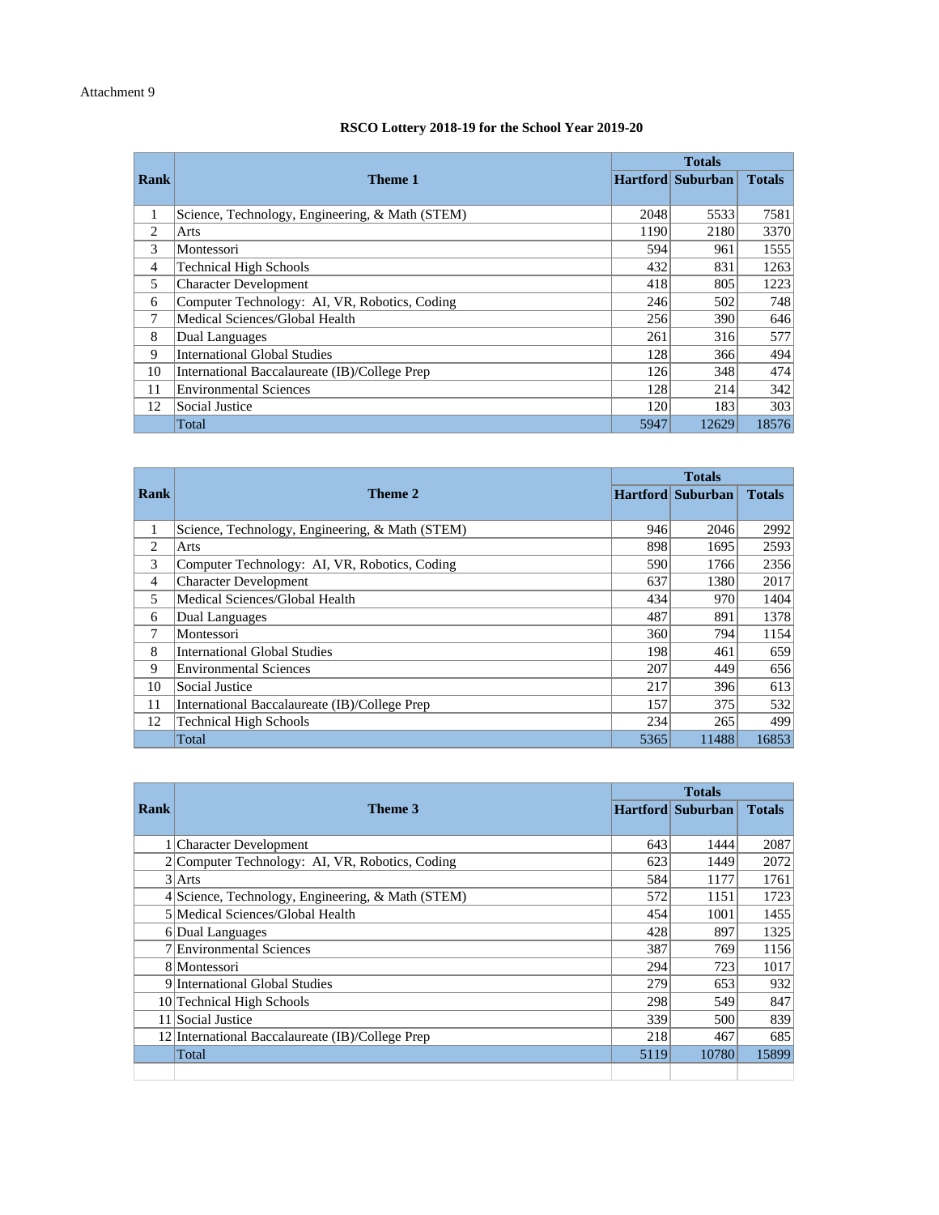Attachment 9

**RSCO Lottery 2018-19 for the School Year 2019-20**

| Rank | Theme 1 | Totals | | |
|---|---|---|---|---|
| | | Hartford | Suburban | Totals |
| 1 | Science, Technology, Engineering, & Math (STEM) | 2048 | 5533 | 7581 |
| 2 | Arts | 1190 | 2180 | 3370 |
| 3 | Montessori | 594 | 961 | 1555 |
| 4 | Technical High Schools | 432 | 831 | 1263 |
| 5 | Character Development | 418 | 805 | 1223 |
| 6 | Computer Technology: AI, VR, Robotics, Coding | 246 | 502 | 748 |
| 7 | Medical Sciences/Global Health | 256 | 390 | 646 |
| 8 | Dual Languages | 261 | 316 | 577 |
| 9 | International Global Studies | 128 | 366 | 494 |
| 10 | International Baccalaureate (IB)/College Prep | 126 | 348 | 474 |
| 11 | Environmental Sciences | 128 | 214 | 342 |
| 12 | Social Justice | 120 | 183 | 303 |
| | Total | 5947 | 12629 | 18576 |

| Rank | Theme 2 | Totals | | |
|---|---|---|---|---|
| | | Hartford | Suburban | Totals |
| 1 | Science, Technology, Engineering, & Math (STEM) | 946 | 2046 | 2992 |
| 2 | Arts | 898 | 1695 | 2593 |
| 3 | Computer Technology: AI, VR, Robotics, Coding | 590 | 1766 | 2356 |
| 4 | Character Development | 637 | 1380 | 2017 |
| 5 | Medical Sciences/Global Health | 434 | 970 | 1404 |
| 6 | Dual Languages | 487 | 891 | 1378 |
| 7 | Montessori | 360 | 794 | 1154 |
| 8 | International Global Studies | 198 | 461 | 659 |
| 9 | Environmental Sciences | 207 | 449 | 656 |
| 10 | Social Justice | 217 | 396 | 613 |
| 11 | International Baccalaureate (IB)/College Prep | 157 | 375 | 532 |
| 12 | Technical High Schools | 234 | 265 | 499 |
| | Total | 5365 | 11488 | 16853 |

| Rank | Theme 3 | Totals | | |
|---|---|---|---|---|
| | | Hartford | Suburban | Totals |
| 1 | Character Development | 643 | 1444 | 2087 |
| 2 | Computer Technology: AI, VR, Robotics, Coding | 623 | 1449 | 2072 |
| 3 | Arts | 584 | 1177 | 1761 |
| 4 | Science, Technology, Engineering, & Math (STEM) | 572 | 1151 | 1723 |
| 5 | Medical Sciences/Global Health | 454 | 1001 | 1455 |
| 6 | Dual Languages | 428 | 897 | 1325 |
| 7 | Environmental Sciences | 387 | 769 | 1156 |
| 8 | Montessori | 294 | 723 | 1017 |
| 9 | International Global Studies | 279 | 653 | 932 |
| 10 | Technical High Schools | 298 | 549 | 847 |
| 11 | Social Justice | 339 | 500 | 839 |
| 12 | International Baccalaureate (IB)/College Prep | 218 | 467 | 685 |
| | Total | 5119 | 10780 | 15899 |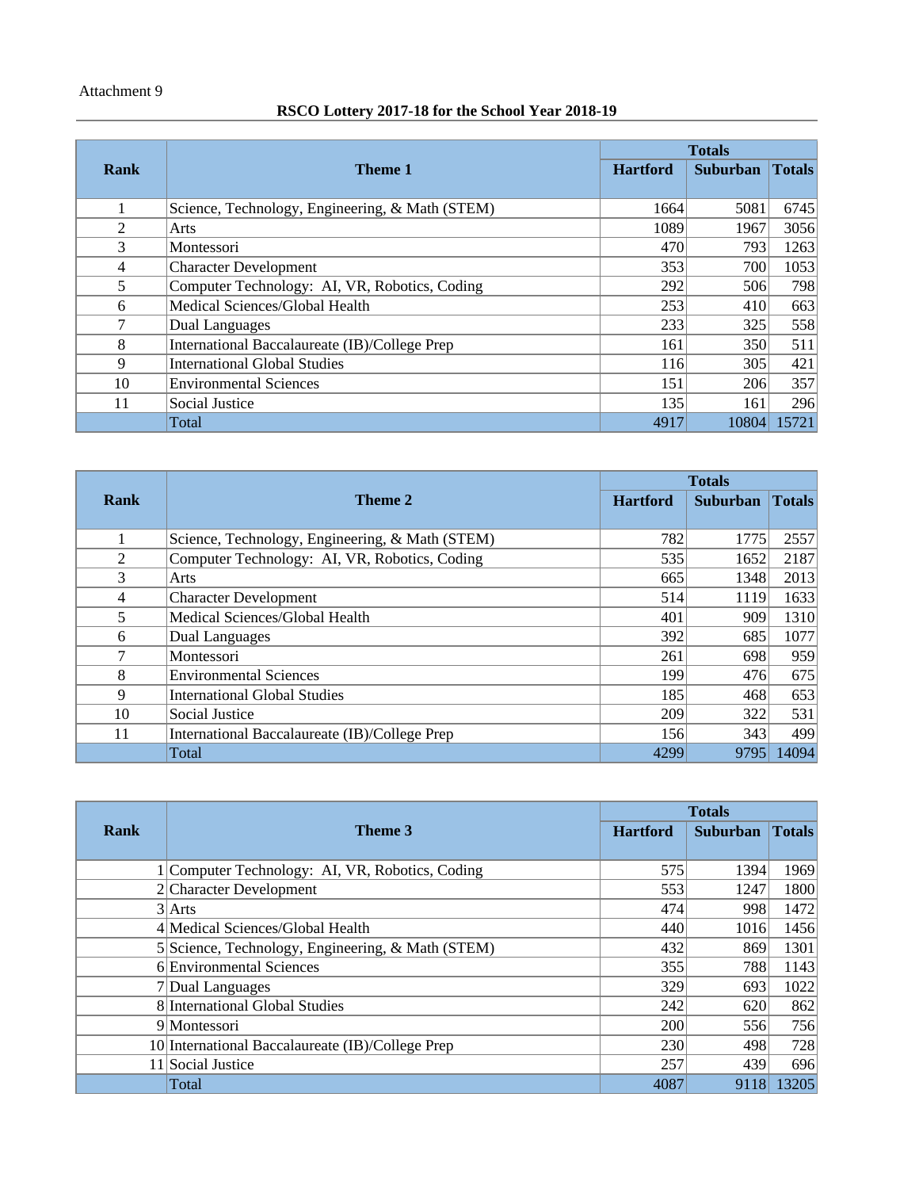Attachment 9

**RSCO Lottery 2017-18 for the School Year 2018-19**

| Rank | Theme 1 | Totals | | |
|---|---|---|---|---|
| | | Hartford | Suburban | Totals |
| 1 | Science, Technology, Engineering, & Math (STEM) | 1664 | 5081 | 6745 |
| 2 | Arts | 1089 | 1967 | 3056 |
| 3 | Montessori | 470 | 793 | 1263 |
| 4 | Character Development | 353 | 700 | 1053 |
| 5 | Computer Technology: AI, VR, Robotics, Coding | 292 | 506 | 798 |
| 6 | Medical Sciences/Global Health | 253 | 410 | 663 |
| 7 | Dual Languages | 233 | 325 | 558 |
| 8 | International Baccalaureate (IB)/College Prep | 161 | 350 | 511 |
| 9 | International Global Studies | 116 | 305 | 421 |
| 10 | Environmental Sciences | 151 | 206 | 357 |
| 11 | Social Justice | 135 | 161 | 296 |
| | Total | 4917 | 10804 | 15721 |

| Rank | Theme 2 | Totals | | |
|---|---|---|---|---|
| | | Hartford | Suburban | Totals |
| 1 | Science, Technology, Engineering, & Math (STEM) | 782 | 1775 | 2557 |
| 2 | Computer Technology: AI, VR, Robotics, Coding | 535 | 1652 | 2187 |
| 3 | Arts | 665 | 1348 | 2013 |
| 4 | Character Development | 514 | 1119 | 1633 |
| 5 | Medical Sciences/Global Health | 401 | 909 | 1310 |
| 6 | Dual Languages | 392 | 685 | 1077 |
| 7 | Montessori | 261 | 698 | 959 |
| 8 | Environmental Sciences | 199 | 476 | 675 |
| 9 | International Global Studies | 185 | 468 | 653 |
| 10 | Social Justice | 209 | 322 | 531 |
| 11 | International Baccalaureate (IB)/College Prep | 156 | 343 | 499 |
| | Total | 4299 | 9795 | 14094 |

| Rank | Theme 3 | Totals | | |
|---|---|---|---|---|
| | | Hartford | Suburban | Totals |
| 1 | Computer Technology: AI, VR, Robotics, Coding | 575 | 1394 | 1969 |
| 2 | Character Development | 553 | 1247 | 1800 |
| 3 | Arts | 474 | 998 | 1472 |
| 4 | Medical Sciences/Global Health | 440 | 1016 | 1456 |
| 5 | Science, Technology, Engineering, & Math (STEM) | 432 | 869 | 1301 |
| 6 | Environmental Sciences | 355 | 788 | 1143 |
| 7 | Dual Languages | 329 | 693 | 1022 |
| 8 | International Global Studies | 242 | 620 | 862 |
| 9 | Montessori | 200 | 556 | 756 |
| 10 | International Baccalaureate (IB)/College Prep | 230 | 498 | 728 |
| 11 | Social Justice | 257 | 439 | 696 |
| | Total | 4087 | 9118 | 13205 |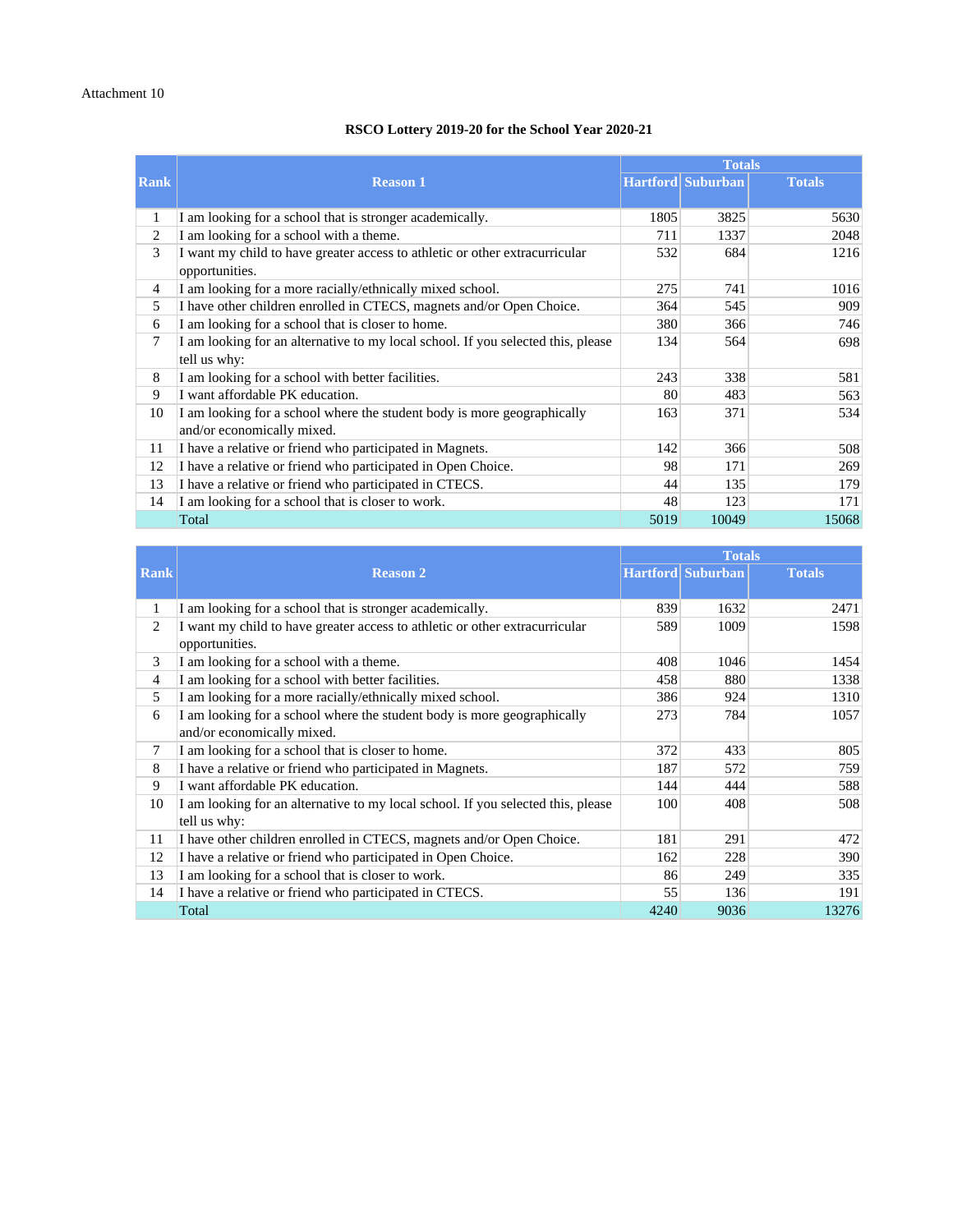Attachment 10

**RSCO Lottery 2019-20 for the School Year 2020-21**

| Rank | Reason 1 | Totals | | |
|---|---|---|---|---|
| | | Hartford | Suburban | Totals |
| 1 | I am looking for a school that is stronger academically. | 1805 | 3825 | 5630 |
| 2 | I am looking for a school with a theme. | 711 | 1337 | 2048 |
| 3 | I want my child to have greater access to athletic or other extracurricular opportunities. | 532 | 684 | 1216 |
| 4 | I am looking for a more racially/ethnically mixed school. | 275 | 741 | 1016 |
| 5 | I have other children enrolled in CTECS, magnets and/or Open Choice. | 364 | 545 | 909 |
| 6 | I am looking for a school that is closer to home. | 380 | 366 | 746 |
| 7 | I am looking for an alternative to my local school. If you selected this, please tell us why: | 134 | 564 | 698 |
| 8 | I am looking for a school with better facilities. | 243 | 338 | 581 |
| 9 | I want affordable PK education. | 80 | 483 | 563 |
| 10 | I am looking for a school where the student body is more geographically and/or economically mixed. | 163 | 371 | 534 |
| 11 | I have a relative or friend who participated in Magnets. | 142 | 366 | 508 |
| 12 | I have a relative or friend who participated in Open Choice. | 98 | 171 | 269 |
| 13 | I have a relative or friend who participated in CTECS. | 44 | 135 | 179 |
| 14 | I am looking for a school that is closer to work. | 48 | 123 | 171 |
| | Total | 5019 | 10049 | 15068 |

| Rank | Reason 2 | Totals | | |
|---|---|---|---|---|
| | | Hartford | Suburban | Totals |
| 1 | I am looking for a school that is stronger academically. | 839 | 1632 | 2471 |
| 2 | I want my child to have greater access to athletic or other extracurricular opportunities. | 589 | 1009 | 1598 |
| 3 | I am looking for a school with a theme. | 408 | 1046 | 1454 |
| 4 | I am looking for a school with better facilities. | 458 | 880 | 1338 |
| 5 | I am looking for a more racially/ethnically mixed school. | 386 | 924 | 1310 |
| 6 | I am looking for a school where the student body is more geographically and/or economically mixed. | 273 | 784 | 1057 |
| 7 | I am looking for a school that is closer to home. | 372 | 433 | 805 |
| 8 | I have a relative or friend who participated in Magnets. | 187 | 572 | 759 |
| 9 | I want affordable PK education. | 144 | 444 | 588 |
| 10 | I am looking for an alternative to my local school. If you selected this, please tell us why: | 100 | 408 | 508 |
| 11 | I have other children enrolled in CTECS, magnets and/or Open Choice. | 181 | 291 | 472 |
| 12 | I have a relative or friend who participated in Open Choice. | 162 | 228 | 390 |
| 13 | I am looking for a school that is closer to work. | 86 | 249 | 335 |
| 14 | I have a relative or friend who participated in CTECS. | 55 | 136 | 191 |
| | Total | 4240 | 9036 | 13276 |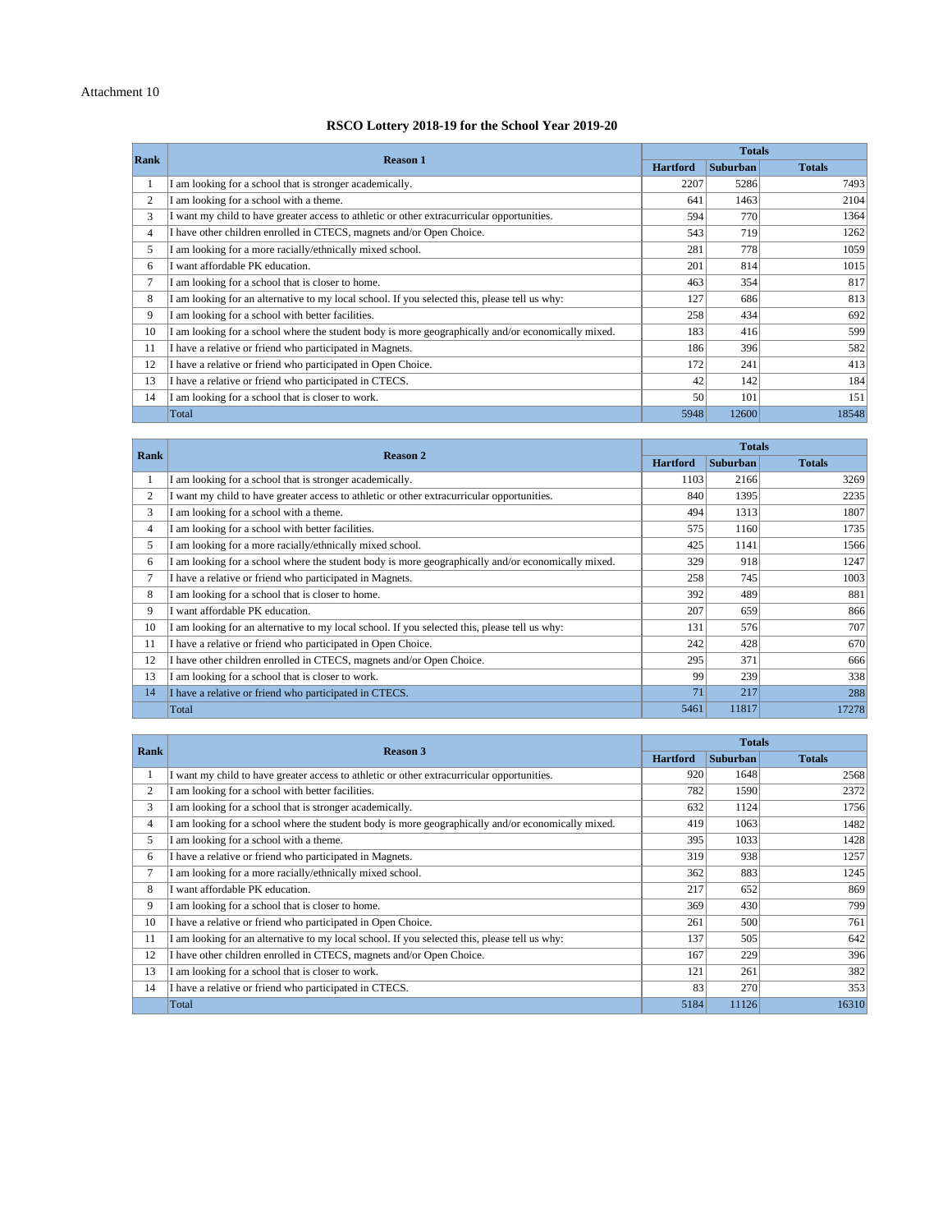Attachment 10

## RSCO Lottery 2018-19 for the School Year 2019-20

| Rank | Reason 1 | Totals | | |
|---|---|---|---|---|
| | | Hartford | Suburban | Totals |
| 1 | I am looking for a school that is stronger academically. | 2207 | 5286 | 7493 |
| 2 | I am looking for a school with a theme. | 641 | 1463 | 2104 |
| 3 | I want my child to have greater access to athletic or other extracurricular opportunities. | 594 | 770 | 1364 |
| 4 | I have other children enrolled in CTECS, magnets and/or Open Choice. | 543 | 719 | 1262 |
| 5 | I am looking for a more racially/ethnically mixed school. | 281 | 778 | 1059 |
| 6 | I want affordable PK education. | 201 | 814 | 1015 |
| 7 | I am looking for a school that is closer to home. | 463 | 354 | 817 |
| 8 | I am looking for an alternative to my local school. If you selected this, please tell us why: | 127 | 686 | 813 |
| 9 | I am looking for a school with better facilities. | 258 | 434 | 692 |
| 10 | I am looking for a school where the student body is more geographically and/or economically mixed. | 183 | 416 | 599 |
| 11 | I have a relative or friend who participated in Magnets. | 186 | 396 | 582 |
| 12 | I have a relative or friend who participated in Open Choice. | 172 | 241 | 413 |
| 13 | I have a relative or friend who participated in CTECS. | 42 | 142 | 184 |
| 14 | I am looking for a school that is closer to work. | 50 | 101 | 151 |
| | Total | 5948 | 12600 | 18548 |

| Rank | Reason 2 | Totals | | |
|---|---|---|---|---|
| | | Hartford | Suburban | Totals |
| 1 | I am looking for a school that is stronger academically. | 1103 | 2166 | 3269 |
| 2 | I want my child to have greater access to athletic or other extracurricular opportunities. | 840 | 1395 | 2235 |
| 3 | I am looking for a school with a theme. | 494 | 1313 | 1807 |
| 4 | I am looking for a school with better facilities. | 575 | 1160 | 1735 |
| 5 | I am looking for a more racially/ethnically mixed school. | 425 | 1141 | 1566 |
| 6 | I am looking for a school where the student body is more geographically and/or economically mixed. | 329 | 918 | 1247 |
| 7 | I have a relative or friend who participated in Magnets. | 258 | 745 | 1003 |
| 8 | I am looking for a school that is closer to home. | 392 | 489 | 881 |
| 9 | I want affordable PK education. | 207 | 659 | 866 |
| 10 | I am looking for an alternative to my local school. If you selected this, please tell us why: | 131 | 576 | 707 |
| 11 | I have a relative or friend who participated in Open Choice. | 242 | 428 | 670 |
| 12 | I have other children enrolled in CTECS, magnets and/or Open Choice. | 295 | 371 | 666 |
| 13 | I am looking for a school that is closer to work. | 99 | 239 | 338 |
| 14 | I have a relative or friend who participated in CTECS. | 71 | 217 | 288 |
| | Total | 5461 | 11817 | 17278 |

| Rank | Reason 3 | Totals | | |
|---|---|---|---|---|
| | | Hartford | Suburban | Totals |
| 1 | I want my child to have greater access to athletic or other extracurricular opportunities. | 920 | 1648 | 2568 |
| 2 | I am looking for a school with better facilities. | 782 | 1590 | 2372 |
| 3 | I am looking for a school that is stronger academically. | 632 | 1124 | 1756 |
| 4 | I am looking for a school where the student body is more geographically and/or economically mixed. | 419 | 1063 | 1482 |
| 5 | I am looking for a school with a theme. | 395 | 1033 | 1428 |
| 6 | I have a relative or friend who participated in Magnets. | 319 | 938 | 1257 |
| 7 | I am looking for a more racially/ethnically mixed school. | 362 | 883 | 1245 |
| 8 | I want affordable PK education. | 217 | 652 | 869 |
| 9 | I am looking for a school that is closer to home. | 369 | 430 | 799 |
| 10 | I have a relative or friend who participated in Open Choice. | 261 | 500 | 761 |
| 11 | I am looking for an alternative to my local school. If you selected this, please tell us why: | 137 | 505 | 642 |
| 12 | I have other children enrolled in CTECS, magnets and/or Open Choice. | 167 | 229 | 396 |
| 13 | I am looking for a school that is closer to work. | 121 | 261 | 382 |
| 14 | I have a relative or friend who participated in CTECS. | 83 | 270 | 353 |
| | Total | 5184 | 11126 | 16310 |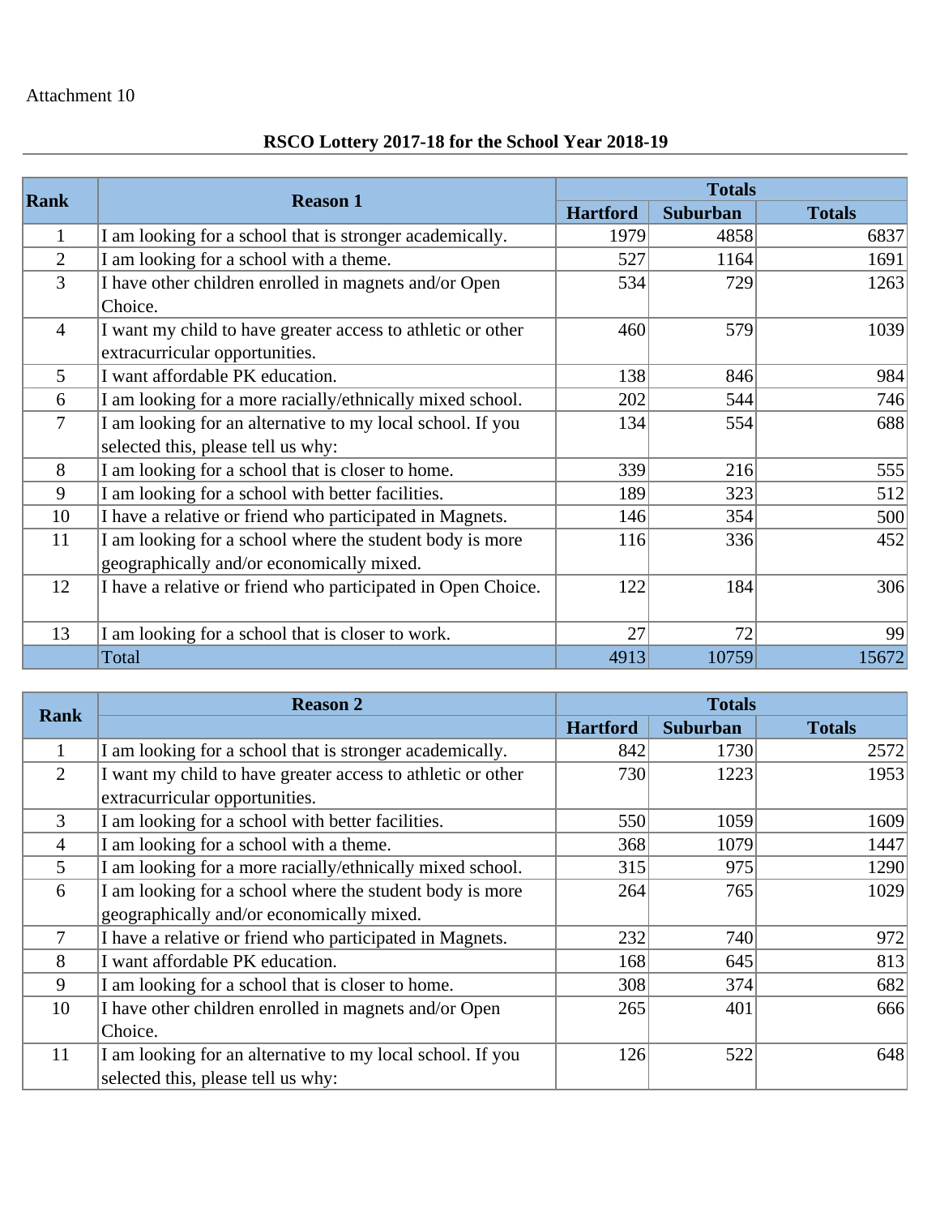Attachment 10

## RSCO Lottery 2017-18 for the School Year 2018-19

| Rank | Reason 1 | Totals | | |
|---|---|---|---|---|
| | | Hartford | Suburban | Totals |
| 1 | I am looking for a school that is stronger academically. | 1979 | 4858 | 6837 |
| 2 | I am looking for a school with a theme. | 527 | 1164 | 1691 |
| 3 | I have other children enrolled in magnets and/or Open Choice. | 534 | 729 | 1263 |
| 4 | I want my child to have greater access to athletic or other extracurricular opportunities. | 460 | 579 | 1039 |
| 5 | I want affordable PK education. | 138 | 846 | 984 |
| 6 | I am looking for a more racially/ethnically mixed school. | 202 | 544 | 746 |
| 7 | I am looking for an alternative to my local school. If you selected this, please tell us why: | 134 | 554 | 688 |
| 8 | I am looking for a school that is closer to home. | 339 | 216 | 555 |
| 9 | I am looking for a school with better facilities. | 189 | 323 | 512 |
| 10 | I have a relative or friend who participated in Magnets. | 146 | 354 | 500 |
| 11 | I am looking for a school where the student body is more geographically and/or economically mixed. | 116 | 336 | 452 |
| 12 | I have a relative or friend who participated in Open Choice. | 122 | 184 | 306 |
| 13 | I am looking for a school that is closer to work. | 27 | 72 | 99 |
| | Total | 4913 | 10759 | 15672 |

| Rank | Reason 2 | Totals | | |
|---|---|---|---|---|
| | | Hartford | Suburban | Totals |
| 1 | I am looking for a school that is stronger academically. | 842 | 1730 | 2572 |
| 2 | I want my child to have greater access to athletic or other extracurricular opportunities. | 730 | 1223 | 1953 |
| 3 | I am looking for a school with better facilities. | 550 | 1059 | 1609 |
| 4 | I am looking for a school with a theme. | 368 | 1079 | 1447 |
| 5 | I am looking for a more racially/ethnically mixed school. | 315 | 975 | 1290 |
| 6 | I am looking for a school where the student body is more geographically and/or economically mixed. | 264 | 765 | 1029 |
| 7 | I have a relative or friend who participated in Magnets. | 232 | 740 | 972 |
| 8 | I want affordable PK education. | 168 | 645 | 813 |
| 9 | I am looking for a school that is closer to home. | 308 | 374 | 682 |
| 10 | I have other children enrolled in magnets and/or Open Choice. | 265 | 401 | 666 |
| 11 | I am looking for an alternative to my local school. If you selected this, please tell us why: | 126 | 522 | 648 |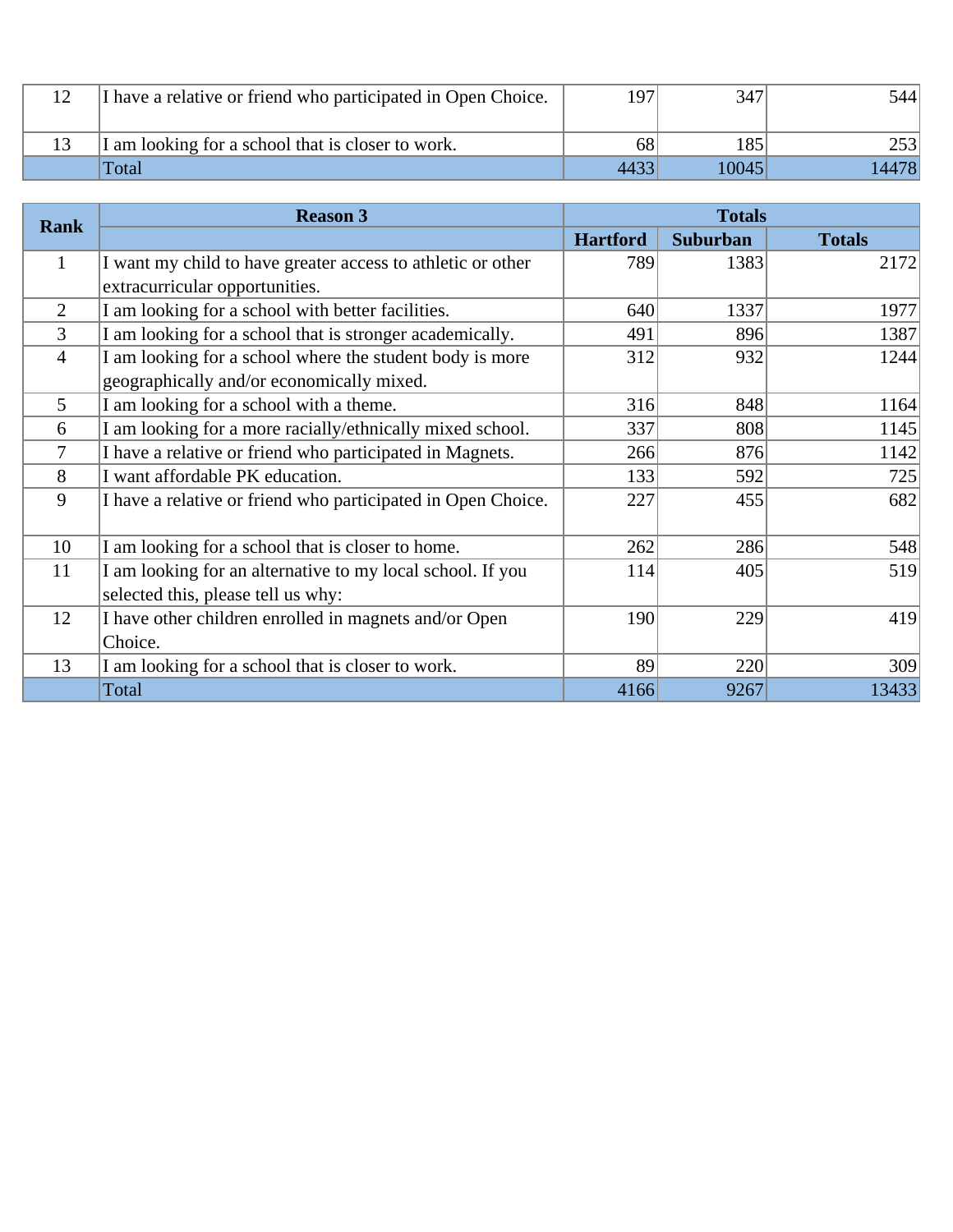| | | | | |
|---|---|---|---|---|
| 12 | I have a relative or friend who participated in Open Choice. | 197 | 347 | 544 |
| 13 | I am looking for a school that is closer to work. | 68 | 185 | 253 |
| | Total | 4433 | 10045 | 14478 |

| Rank | Reason 3 | Totals | | |
|---|---|---|---|---|
| | | Hartford | Suburban | Totals |
| 1 | I want my child to have greater access to athletic or other extracurricular opportunities. | 789 | 1383 | 2172 |
| 2 | I am looking for a school with better facilities. | 640 | 1337 | 1977 |
| 3 | I am looking for a school that is stronger academically. | 491 | 896 | 1387 |
| 4 | I am looking for a school where the student body is more geographically and/or economically mixed. | 312 | 932 | 1244 |
| 5 | I am looking for a school with a theme. | 316 | 848 | 1164 |
| 6 | I am looking for a more racially/ethnically mixed school. | 337 | 808 | 1145 |
| 7 | I have a relative or friend who participated in Magnets. | 266 | 876 | 1142 |
| 8 | I want affordable PK education. | 133 | 592 | 725 |
| 9 | I have a relative or friend who participated in Open Choice. | 227 | 455 | 682 |
| 10 | I am looking for a school that is closer to home. | 262 | 286 | 548 |
| 11 | I am looking for an alternative to my local school. If you selected this, please tell us why: | 114 | 405 | 519 |
| 12 | I have other children enrolled in magnets and/or Open Choice. | 190 | 229 | 419 |
| 13 | I am looking for a school that is closer to work. | 89 | 220 | 309 |
| | Total | 4166 | 9267 | 13433 |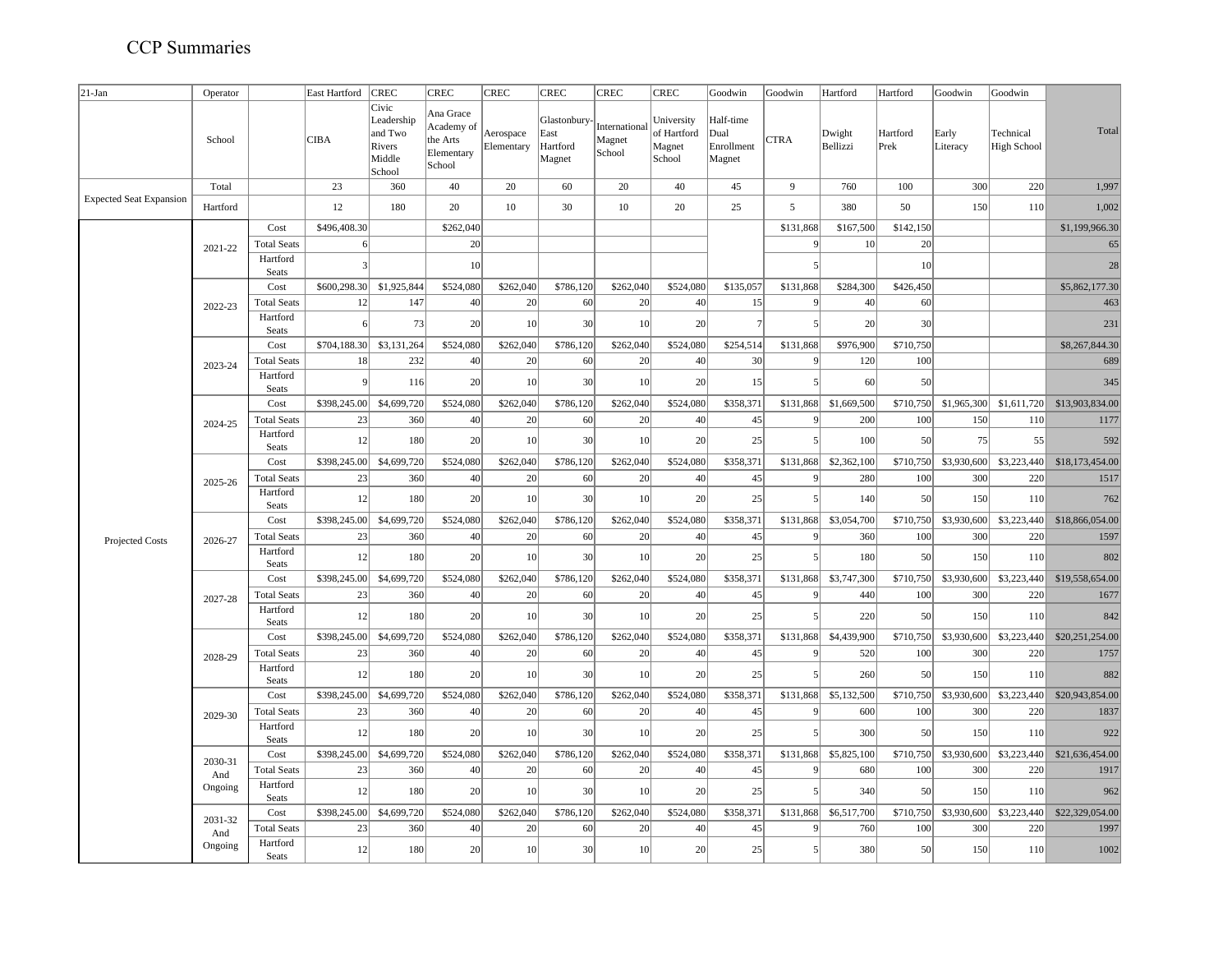# CCP Summaries

| 21-Jan | Operator | | East Hartford | CREC | CREC | CREC | CREC | CREC | CREC | Goodwin | Goodwin | Hartford | Hartford | Goodwin | Goodwin | |
|---|---|---|---|---|---|---|---|---|---|---|---|---|---|---|---|---|
| | School | | CIBA | Civic Leadership and Two Rivers Middle School | Ana Grace Academy of the Arts Elementary School | Aerospace Elementary | Glastonbury-East Hartford Magnet | International Magnet School | University of Hartford Magnet School | Half-time Dual Enrollment Magnet | CTRA | Dwight Bellizzi | Hartford Prek | Early Literacy | Technical High School | Total |
| Expected Seat Expansion | Total | | 23 | 360 | 40 | 20 | 60 | 20 | 40 | 45 | 9 | 760 | 100 | 300 | 220 | 1,997 |
| | Hartford | | 12 | 180 | 20 | 10 | 30 | 10 | 20 | 25 | 5 | 380 | 50 | 150 | 110 | 1,002 |
| Projected Costs | 2021-22 | Cost | $496,408.30 | | $262,040 | | | | | | $131,868 | $167,500 | $142,150 | | | $1,199,966.30 |
| | | Total Seats | 6 | | 20 | | | | | | 9 | 10 | 20 | | | 65 |
| | | Hartford Seats | 3 | | 10 | | | | | | 5 | | 10 | | | 28 |
| | 2022-23 | Cost | $600,298.30 | $1,925,844 | $524,080 | $262,040 | $786,120 | $262,040 | $524,080 | $135,057 | $131,868 | $284,300 | $426,450 | | | $5,862,177.30 |
| | | Total Seats | 12 | 147 | 40 | 20 | 60 | 20 | 40 | 15 | 9 | 40 | 60 | | | 463 |
| | | Hartford Seats | 6 | 73 | 20 | 10 | 30 | 10 | 20 | 7 | 5 | 20 | 30 | | | 231 |
| | 2023-24 | Cost | $704,188.30 | $3,131,264 | $524,080 | $262,040 | $786,120 | $262,040 | $524,080 | $254,514 | $131,868 | $976,900 | $710,750 | | | $8,267,844.30 |
| | | Total Seats | 18 | 232 | 40 | 20 | 60 | 20 | 40 | 30 | 9 | 120 | 100 | | | 689 |
| | | Hartford Seats | 9 | 116 | 20 | 10 | 30 | 10 | 20 | 15 | 5 | 60 | 50 | | | 345 |
| | 2024-25 | Cost | $398,245.00 | $4,699,720 | $524,080 | $262,040 | $786,120 | $262,040 | $524,080 | $358,371 | $131,868 | $1,669,500 | $710,750 | $1,965,300 | $1,611,720 | $13,903,834.00 |
| | | Total Seats | 23 | 360 | 40 | 20 | 60 | 20 | 40 | 45 | 9 | 200 | 100 | 150 | 110 | 1177 |
| | | Hartford Seats | 12 | 180 | 20 | 10 | 30 | 10 | 20 | 25 | 5 | 100 | 50 | 75 | 55 | 592 |
| | 2025-26 | Cost | $398,245.00 | $4,699,720 | $524,080 | $262,040 | $786,120 | $262,040 | $524,080 | $358,371 | $131,868 | $2,362,100 | $710,750 | $3,930,600 | $3,223,440 | $18,173,454.00 |
| | | Total Seats | 23 | 360 | 40 | 20 | 60 | 20 | 40 | 45 | 9 | 280 | 100 | 300 | 220 | 1517 |
| | | Hartford Seats | 12 | 180 | 20 | 10 | 30 | 10 | 20 | 25 | 5 | 140 | 50 | 150 | 110 | 762 |
| | 2026-27 | Cost | $398,245.00 | $4,699,720 | $524,080 | $262,040 | $786,120 | $262,040 | $524,080 | $358,371 | $131,868 | $3,054,700 | $710,750 | $3,930,600 | $3,223,440 | $18,866,054.00 |
| | | Total Seats | 23 | 360 | 40 | 20 | 60 | 20 | 40 | 45 | 9 | 360 | 100 | 300 | 220 | 1597 |
| | | Hartford Seats | 12 | 180 | 20 | 10 | 30 | 10 | 20 | 25 | 5 | 180 | 50 | 150 | 110 | 802 |
| | 2027-28 | Cost | $398,245.00 | $4,699,720 | $524,080 | $262,040 | $786,120 | $262,040 | $524,080 | $358,371 | $131,868 | $3,747,300 | $710,750 | $3,930,600 | $3,223,440 | $19,558,654.00 |
| | | Total Seats | 23 | 360 | 40 | 20 | 60 | 20 | 40 | 45 | 9 | 440 | 100 | 300 | 220 | 1677 |
| | | Hartford Seats | 12 | 180 | 20 | 10 | 30 | 10 | 20 | 25 | 5 | 220 | 50 | 150 | 110 | 842 |
| | 2028-29 | Cost | $398,245.00 | $4,699,720 | $524,080 | $262,040 | $786,120 | $262,040 | $524,080 | $358,371 | $131,868 | $4,439,900 | $710,750 | $3,930,600 | $3,223,440 | $20,251,254.00 |
| | | Total Seats | 23 | 360 | 40 | 20 | 60 | 20 | 40 | 45 | 9 | 520 | 100 | 300 | 220 | 1757 |
| | | Hartford Seats | 12 | 180 | 20 | 10 | 30 | 10 | 20 | 25 | 5 | 260 | 50 | 150 | 110 | 882 |
| | 2029-30 | Cost | $398,245.00 | $4,699,720 | $524,080 | $262,040 | $786,120 | $262,040 | $524,080 | $358,371 | $131,868 | $5,132,500 | $710,750 | $3,930,600 | $3,223,440 | $20,943,854.00 |
| | | Total Seats | 23 | 360 | 40 | 20 | 60 | 20 | 40 | 45 | 9 | 600 | 100 | 300 | 220 | 1837 |
| | | Hartford Seats | 12 | 180 | 20 | 10 | 30 | 10 | 20 | 25 | 5 | 300 | 50 | 150 | 110 | 922 |
| | 2030-31 And Ongoing | Cost | $398,245.00 | $4,699,720 | $524,080 | $262,040 | $786,120 | $262,040 | $524,080 | $358,371 | $131,868 | $5,825,100 | $710,750 | $3,930,600 | $3,223,440 | $21,636,454.00 |
| | | Total Seats | 23 | 360 | 40 | 20 | 60 | 20 | 40 | 45 | 9 | 680 | 100 | 300 | 220 | 1917 |
| | | Hartford Seats | 12 | 180 | 20 | 10 | 30 | 10 | 20 | 25 | 5 | 340 | 50 | 150 | 110 | 962 |
| | 2031-32 And Ongoing | Cost | $398,245.00 | $4,699,720 | $524,080 | $262,040 | $786,120 | $262,040 | $524,080 | $358,371 | $131,868 | $6,517,700 | $710,750 | $3,930,600 | $3,223,440 | $22,329,054.00 |
| | | Total Seats | 23 | 360 | 40 | 20 | 60 | 20 | 40 | 45 | 9 | 760 | 100 | 300 | 220 | 1997 |
| | | Hartford Seats | 12 | 180 | 20 | 10 | 30 | 10 | 20 | 25 | 5 | 380 | 50 | 150 | 110 | 1002 |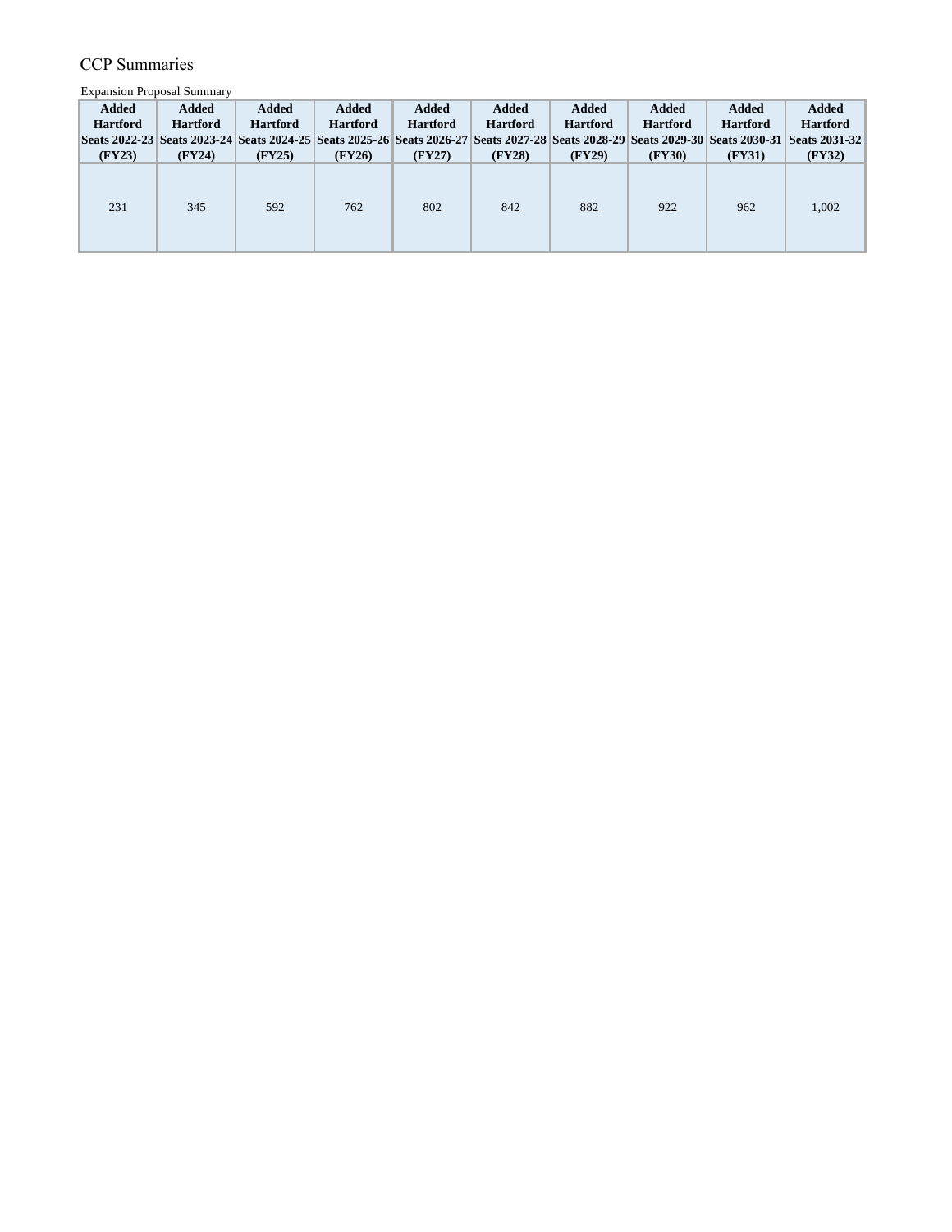# CCP Summaries

Expansion Proposal Summary

| Added Hartford Seats 2022-23 (FY23) | Added Hartford Seats 2023-24 (FY24) | Added Hartford Seats 2024-25 (FY25) | Added Hartford Seats 2025-26 (FY26) | Added Hartford Seats 2026-27 (FY27) | Added Hartford Seats 2027-28 (FY28) | Added Hartford Seats 2028-29 (FY29) | Added Hartford Seats 2029-30 (FY30) | Added Hartford Seats 2030-31 (FY31) | Added Hartford Seats 2031-32 (FY32) |
|---|---|---|---|---|---|---|---|---|---|
| 231 | 345 | 592 | 762 | 802 | 842 | 882 | 922 | 962 | 1,002 |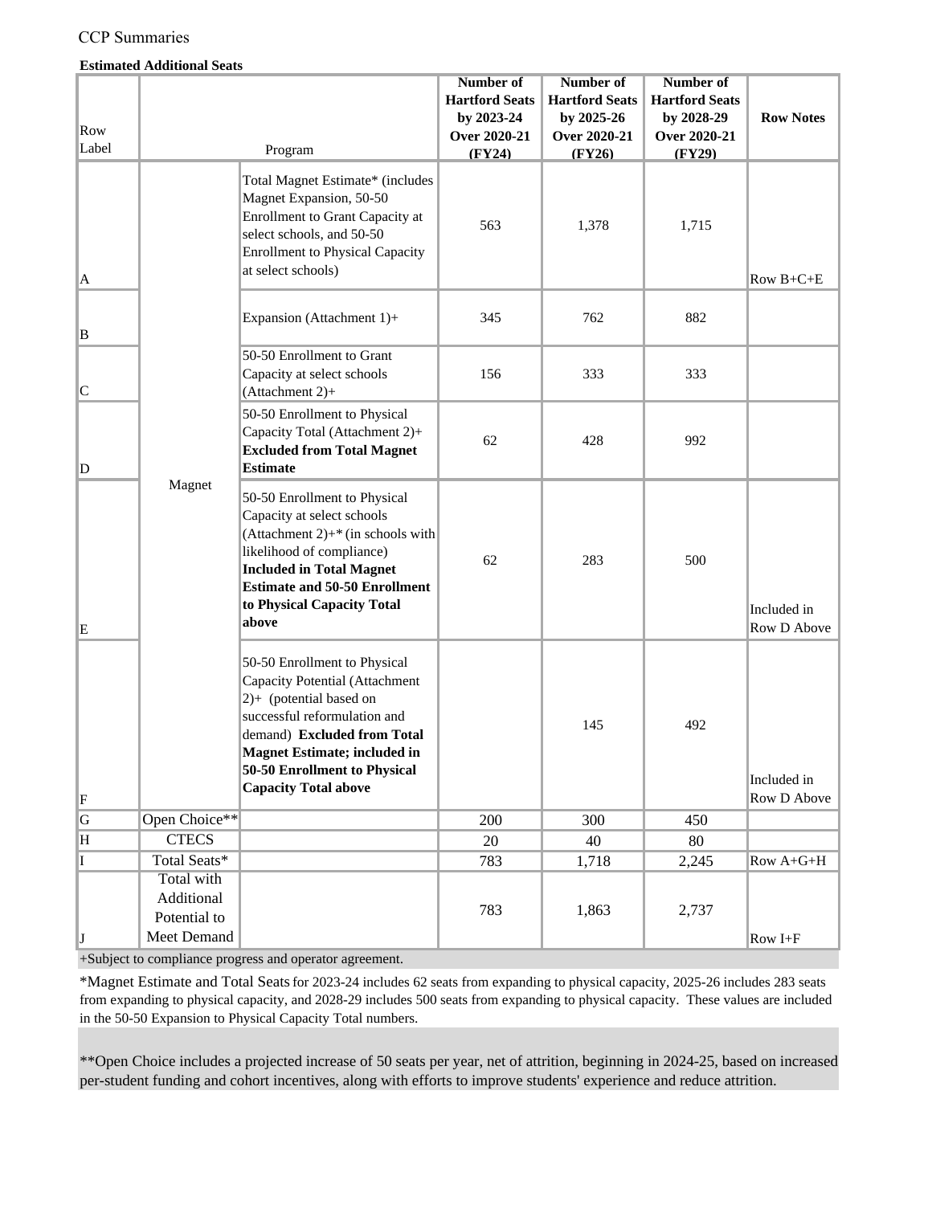CCP Summaries

**Estimated Additional Seats**

| Row Label | | Program | Number of Hartford Seats by 2023-24 Over 2020-21 (FY24) | Number of Hartford Seats by 2025-26 Over 2020-21 (FY26) | Number of Hartford Seats by 2028-29 Over 2020-21 (FY29) | Row Notes |
|---|---|---|---|---|---|---|
| A | Magnet | Total Magnet Estimate* (includes Magnet Expansion, 50-50 Enrollment to Grant Capacity at select schools, and 50-50 Enrollment to Physical Capacity at select schools) | 563 | 1,378 | 1,715 | Row B+C+E |
| B | | Expansion (Attachment 1)+ | 345 | 762 | 882 | |
| C | | 50-50 Enrollment to Grant Capacity at select schools (Attachment 2)+ | 156 | 333 | 333 | |
| D | | 50-50 Enrollment to Physical Capacity Total (Attachment 2)+ **Excluded from Total Magnet Estimate** | 62 | 428 | 992 | |
| E | | 50-50 Enrollment to Physical Capacity at select schools (Attachment 2)+* (in schools with likelihood of compliance) **Included in Total Magnet Estimate and 50-50 Enrollment to Physical Capacity Total above** | 62 | 283 | 500 | Included in Row D Above |
| F | | 50-50 Enrollment to Physical Capacity Potential (Attachment 2)+ (potential based on successful reformulation and demand) **Excluded from Total Magnet Estimate; included in 50-50 Enrollment to Physical Capacity Total above** | | 145 | 492 | Included in Row D Above |
| G | Open Choice** | | 200 | 300 | 450 | |
| H | CTECS | | 20 | 40 | 80 | |
| I | Total Seats* | | 783 | 1,718 | 2,245 | Row A+G+H |
| J | Total with Additional Potential to Meet Demand | | 783 | 1,863 | 2,737 | Row I+F |

+Subject to compliance progress and operator agreement.

*Magnet Estimate and Total Seats for 2023-24 includes 62 seats from expanding to physical capacity, 2025-26 includes 283 seats from expanding to physical capacity, and 2028-29 includes 500 seats from expanding to physical capacity. These values are included in the 50-50 Expansion to Physical Capacity Total numbers.

**Open Choice includes a projected increase of 50 seats per year, net of attrition, beginning in 2024-25, based on increased per-student funding and cohort incentives, along with efforts to improve students' experience and reduce attrition.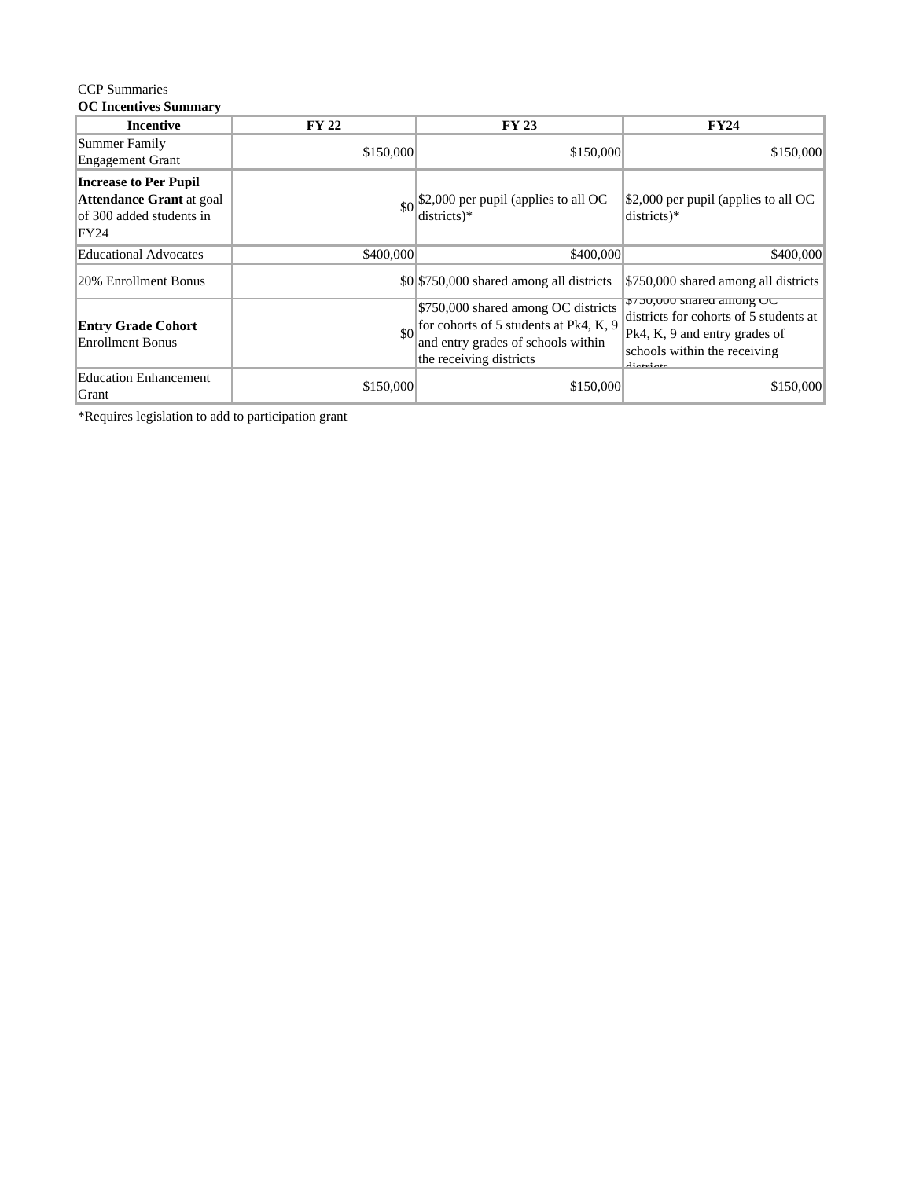CCP Summaries

**OC Incentives Summary**

| Incentive | FY 22 | FY 23 | FY24 |
|---|---|---|---|
| Summer Family Engagement Grant | $150,000 | $150,000 | $150,000 |
| **Increase to Per Pupil Attendance Grant** at goal of 300 added students in FY24 | $0 | $2,000 per pupil (applies to all OC districts)* | $2,000 per pupil (applies to all OC districts)* |
| Educational Advocates | $400,000 | $400,000 | $400,000 |
| 20% Enrollment Bonus | $0 | $750,000 shared among all districts | $750,000 shared among all districts |
| **Entry Grade Cohort** Enrollment Bonus | $0 | $750,000 shared among OC districts for cohorts of 5 students at Pk4, K, 9 and entry grades of schools within the receiving districts | $750,000 shared among OC districts for cohorts of 5 students at Pk4, K, 9 and entry grades of schools within the receiving districts |
| Education Enhancement Grant | $150,000 | $150,000 | $150,000 |

*Requires legislation to add to participation grant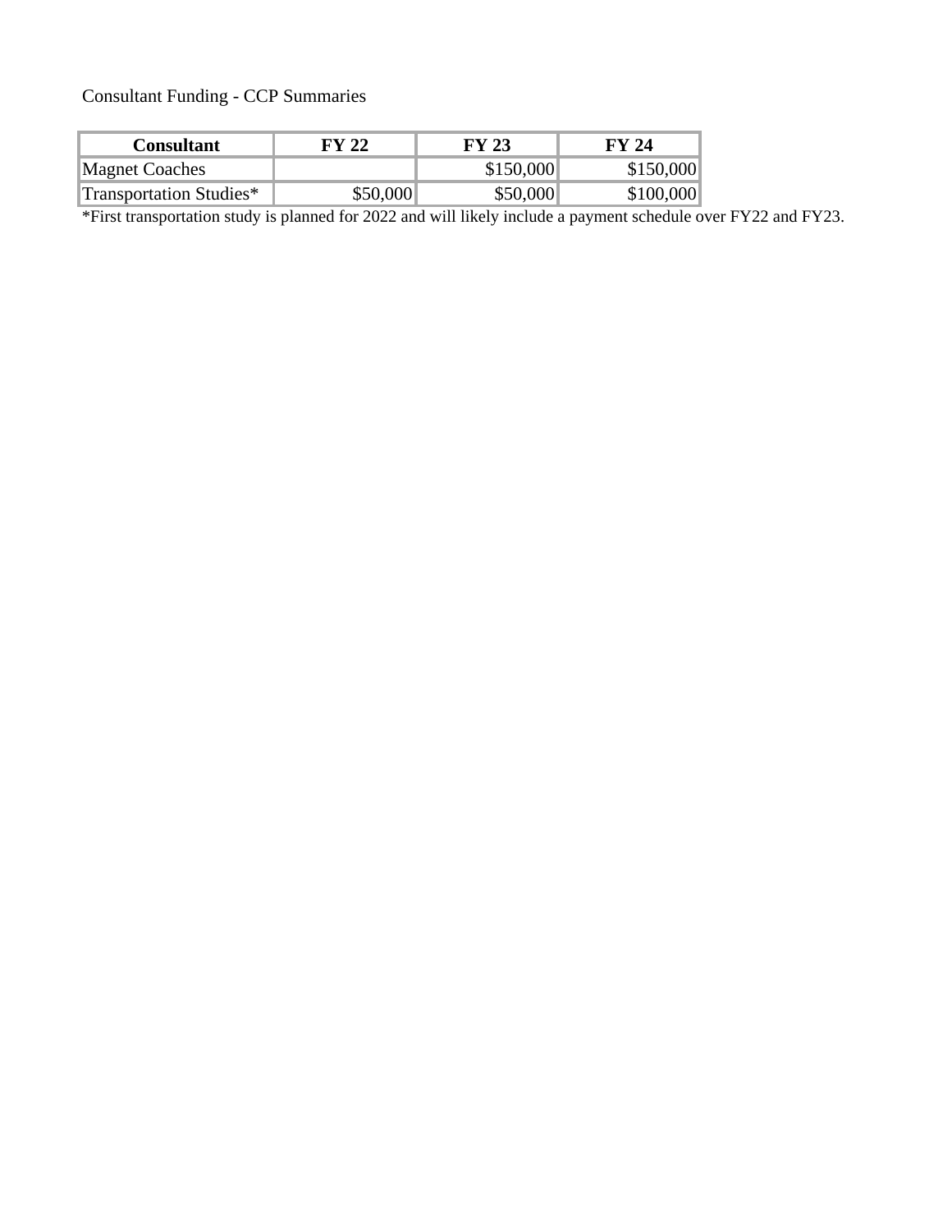Consultant Funding - CCP Summaries

| Consultant | FY 22 | FY 23 | FY 24 |
| --- | --- | --- | --- |
| Magnet Coaches | | $150,000 | $150,000 |
| Transportation Studies* | $50,000 | $50,000 | $100,000 |

*First transportation study is planned for 2022 and will likely include a payment schedule over FY22 and FY23.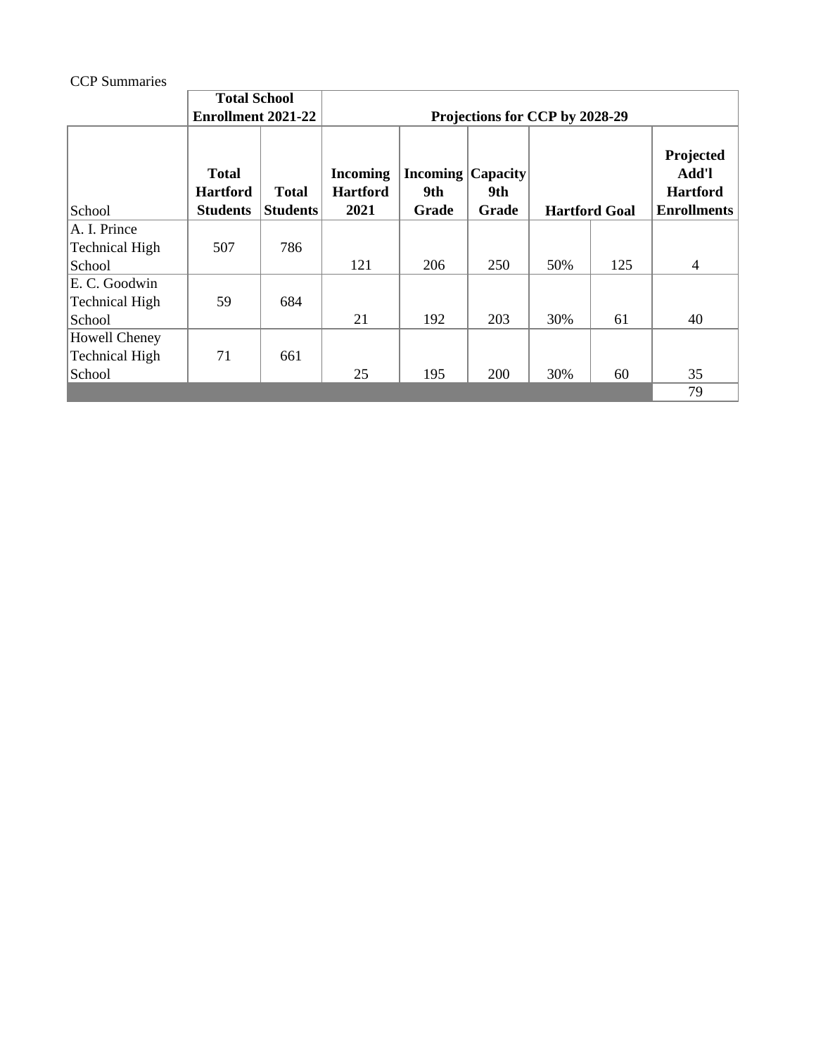CCP Summaries

| | Total School Enrollment 2021-22 | | Projections for CCP by 2028-29 | | | | | |
|---|---|---|---|---|---|---|---|---|
| School | Total Hartford Students | Total Students | Incoming Hartford 2021 | Incoming 9th Grade | Capacity 9th Grade | Hartford Goal | | Projected Add'l Hartford Enrollments |
| A. I. Prince Technical High School | 507 | 786 | 121 | 206 | 250 | 50% | 125 | 4 |
| E. C. Goodwin Technical High School | 59 | 684 | 21 | 192 | 203 | 30% | 61 | 40 |
| Howell Cheney Technical High School | 71 | 661 | 25 | 195 | 200 | 30% | 60 | 35 |
| | | | | | | | | 79 |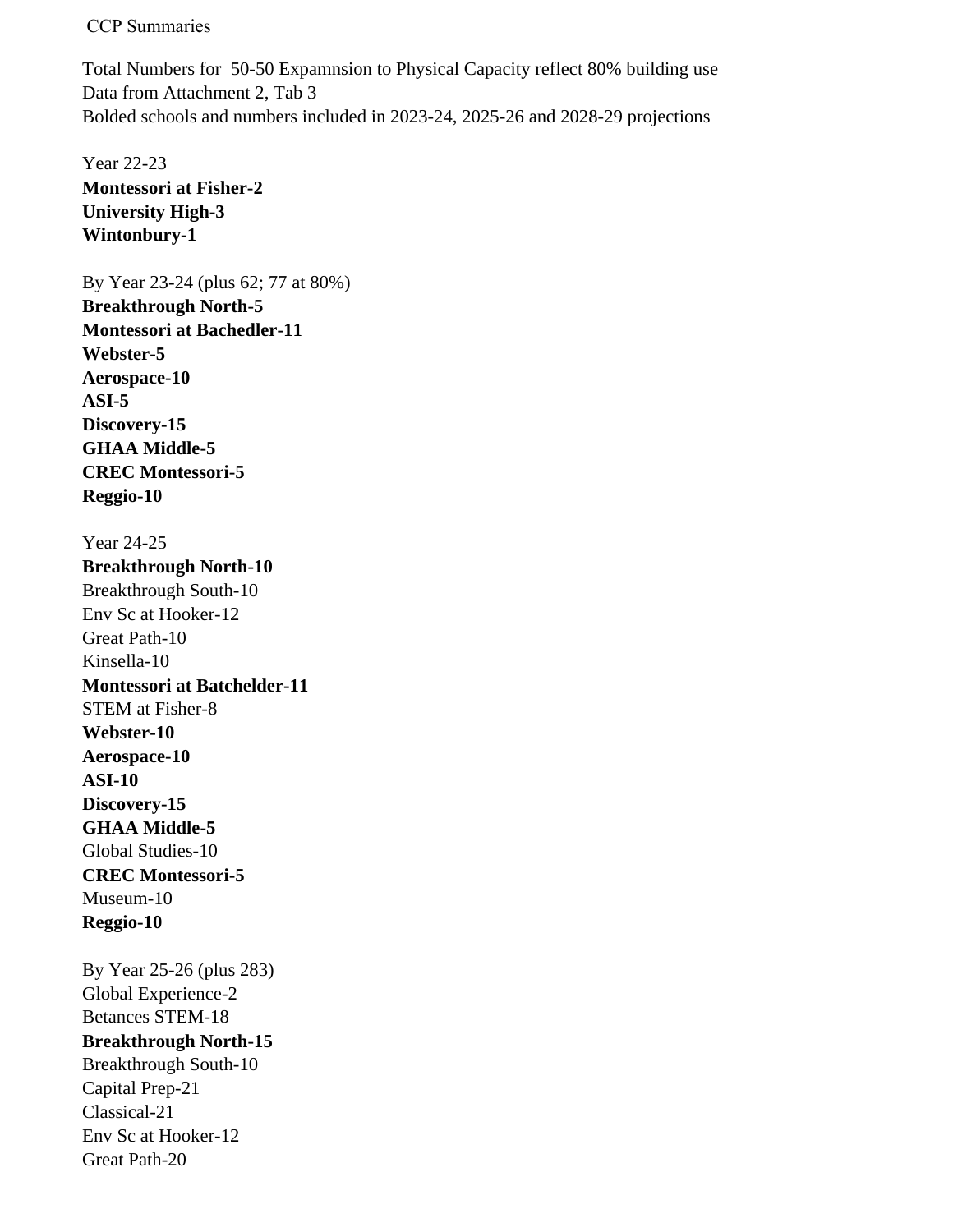CCP Summaries

Total Numbers for 50-50 Expamnsion to Physical Capacity reflect 80% building use
Data from Attachment 2, Tab 3
Bolded schools and numbers included in 2023-24, 2025-26 and 2028-29 projections

Year 22-23
**Montessori at Fisher-2**
**University High-3**
**Wintonbury-1**

By Year 23-24 (plus 62; 77 at 80%)
**Breakthrough North-5**
**Montessori at Bachedler-11**
**Webster-5**
**Aerospace-10**
**ASI-5**
**Discovery-15**
**GHAA Middle-5**
**CREC Montessori-5**
**Reggio-10**

Year 24-25
**Breakthrough North-10**
Breakthrough South-10
Env Sc at Hooker-12
Great Path-10
Kinsella-10
**Montessori at Batchelder-11**
STEM at Fisher-8
**Webster-10**
**Aerospace-10**
**ASI-10**
**Discovery-15**
**GHAA Middle-5**
Global Studies-10
**CREC Montessori-5**
Museum-10
**Reggio-10**

By Year 25-26 (plus 283)
Global Experience-2
Betances STEM-18
**Breakthrough North-15**
Breakthrough South-10
Capital Prep-21
Classical-21
Env Sc at Hooker-12
Great Path-20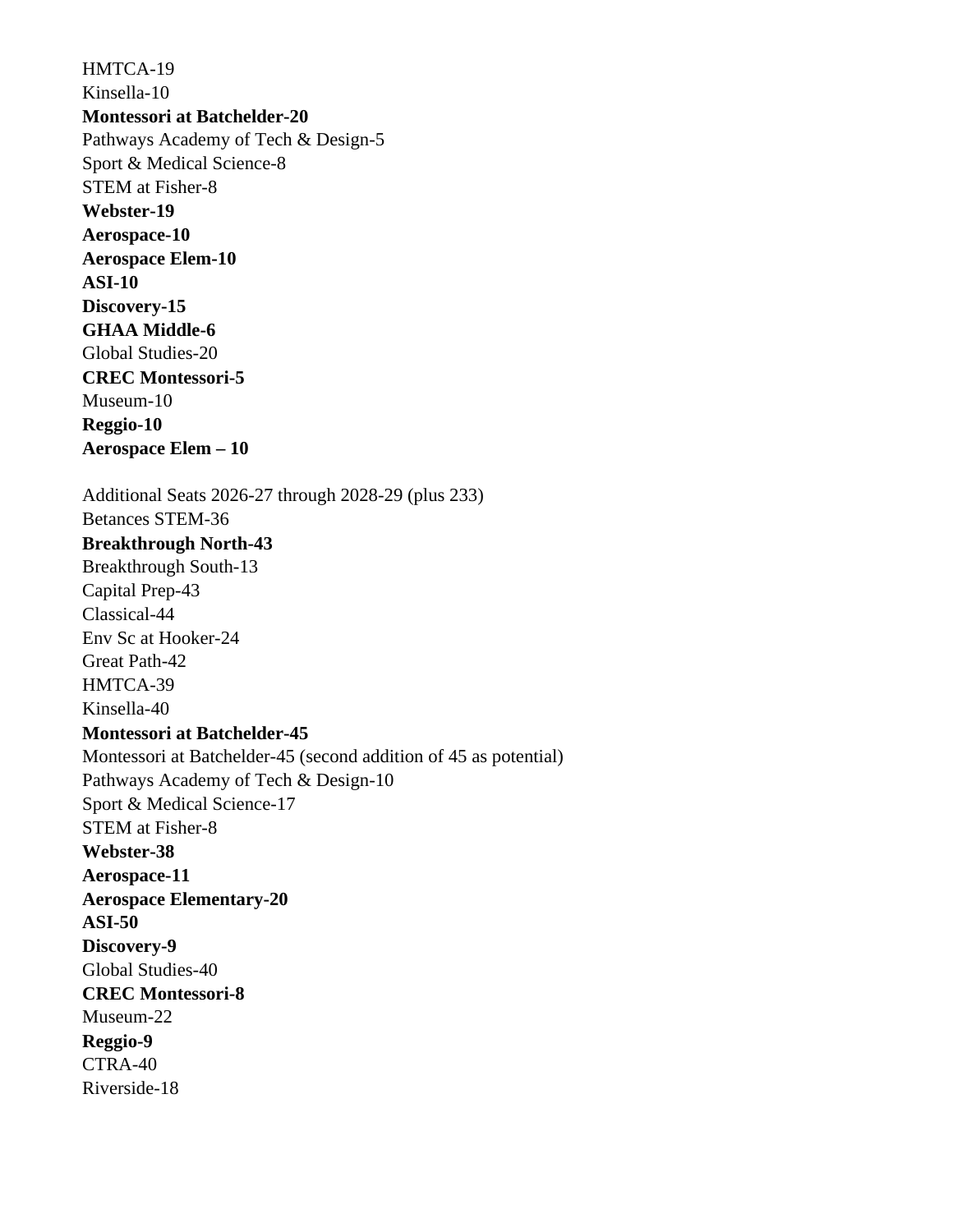HMTCA-19
Kinsella-10
**Montessori at Batchelder-20**
Pathways Academy of Tech & Design-5
Sport & Medical Science-8
STEM at Fisher-8
**Webster-19**
**Aerospace-10**
**Aerospace Elem-10**
**ASI-10**
**Discovery-15**
**GHAA Middle-6**
Global Studies-20
**CREC Montessori-5**
Museum-10
**Reggio-10**
**Aerospace Elem – 10**

Additional Seats 2026-27 through 2028-29 (plus 233)
Betances STEM-36
**Breakthrough North-43**
Breakthrough South-13
Capital Prep-43
Classical-44
Env Sc at Hooker-24
Great Path-42
HMTCA-39
Kinsella-40
**Montessori at Batchelder-45**
Montessori at Batchelder-45 (second addition of 45 as potential)
Pathways Academy of Tech & Design-10
Sport & Medical Science-17
STEM at Fisher-8
**Webster-38**
**Aerospace-11**
**Aerospace Elementary-20**
**ASI-50**
**Discovery-9**
Global Studies-40
**CREC Montessori-8**
Museum-22
**Reggio-9**
CTRA-40
Riverside-18